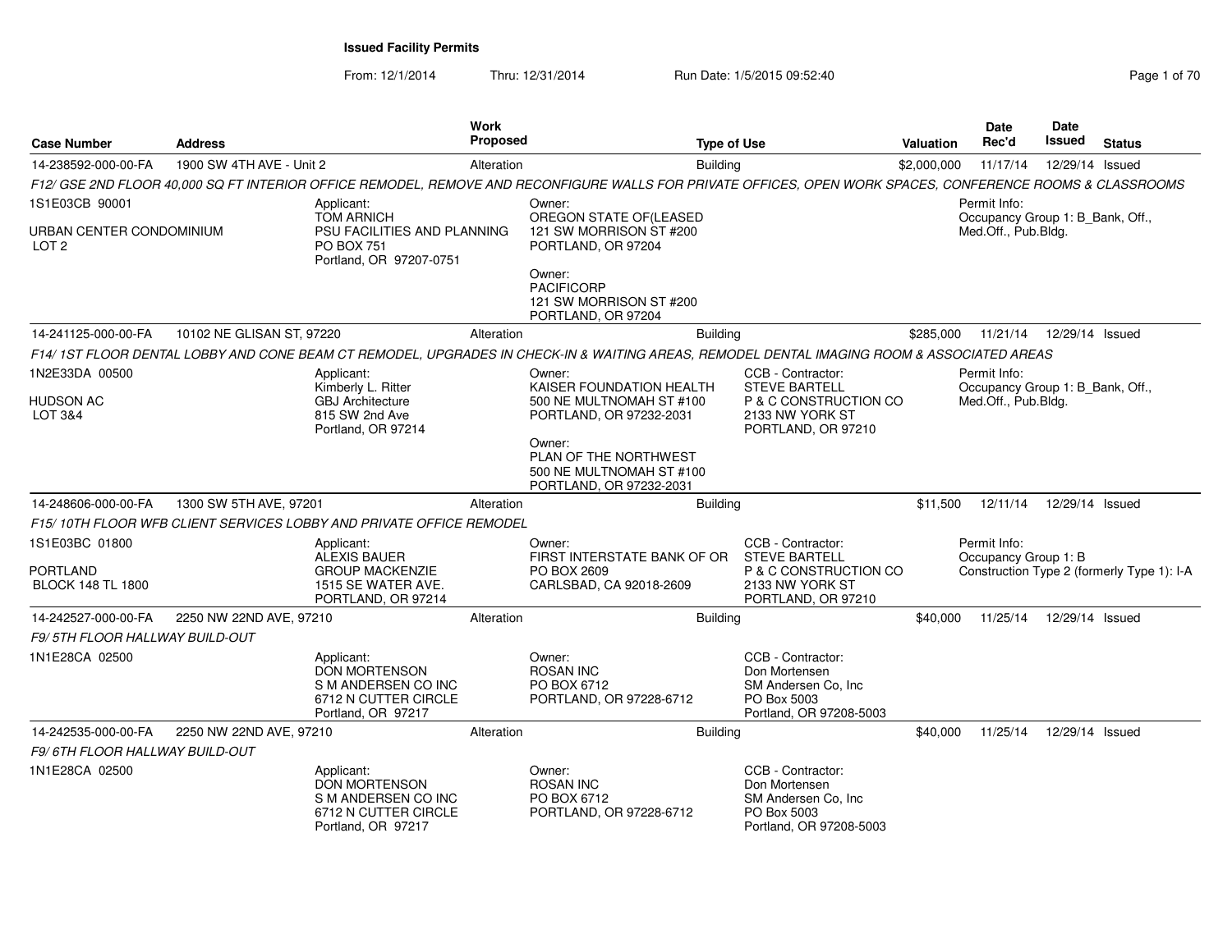# Issued Facility Permits

From: 12/1/2014 Thru: 12/31/2014 Run Date: 1/5/2015 09:52:40

| Case Number | Address | Work Proposed | Type of Use | Valuation | Date Rec'd | Date Issued | Status |
|---|---|---|---|---|---|---|---|
| 14-238592-000-00-FA | 1900 SW 4TH AVE - Unit 2 | Alteration | Building | $2,000,000 | 11/17/14 | 12/29/14 | Issued |

*F12/ GSE 2ND FLOOR 40,000 SQ FT INTERIOR OFFICE REMODEL, REMOVE AND RECONFIGURE WALLS FOR PRIVATE OFFICES, OPEN WORK SPACES, CONFERENCE ROOMS & CLASSROOMS*

1S1E03CB 90001
URBAN CENTER CONDOMINIUM
LOT 2

Applicant:
TOM ARNICH
PSU FACILITIES AND PLANNING
PO BOX 751
Portland, OR 97207-0751

Owner:
OREGON STATE OF(LEASED
121 SW MORRISON ST #200
PORTLAND, OR 97204

Owner:
PACIFICORP
121 SW MORRISON ST #200
PORTLAND, OR 97204

Permit Info:
Occupancy Group 1: B_Bank, Off., Med.Off., Pub.Bldg.

| Case Number | Address | Work Proposed | Type of Use | Valuation | Date Rec'd | Date Issued | Status |
|---|---|---|---|---|---|---|---|
| 14-241125-000-00-FA | 10102 NE GLISAN ST, 97220 | Alteration | Building | $285,000 | 11/21/14 | 12/29/14 | Issued |

*F14/ 1ST FLOOR DENTAL LOBBY AND CONE BEAM CT REMODEL, UPGRADES IN CHECK-IN & WAITING AREAS, REMODEL DENTAL IMAGING ROOM & ASSOCIATED AREAS*

1N2E33DA 00500
HUDSON AC
LOT 3&4

Applicant:
Kimberly L. Ritter
GBJ Architecture
815 SW 2nd Ave
Portland, OR 97214

Owner:
KAISER FOUNDATION HEALTH
500 NE MULTNOMAH ST #100
PORTLAND, OR 97232-2031

Owner:
PLAN OF THE NORTHWEST
500 NE MULTNOMAH ST #100
PORTLAND, OR 97232-2031

CCB - Contractor:
STEVE BARTELL
P & C CONSTRUCTION CO
2133 NW YORK ST
PORTLAND, OR 97210

Permit Info:
Occupancy Group 1: B_Bank, Off., Med.Off., Pub.Bldg.

| Case Number | Address | Work Proposed | Type of Use | Valuation | Date Rec'd | Date Issued | Status |
|---|---|---|---|---|---|---|---|
| 14-248606-000-00-FA | 1300 SW 5TH AVE, 97201 | Alteration | Building | $11,500 | 12/11/14 | 12/29/14 | Issued |

*F15/ 10TH FLOOR WFB CLIENT SERVICES LOBBY AND PRIVATE OFFICE REMODEL*

1S1E03BC 01800
PORTLAND
BLOCK 148 TL 1800

Applicant:
ALEXIS BAUER
GROUP MACKENZIE
1515 SE WATER AVE.
PORTLAND, OR 97214

Owner:
FIRST INTERSTATE BANK OF OR
PO BOX 2609
CARLSBAD, CA 92018-2609

CCB - Contractor:
STEVE BARTELL
P & C CONSTRUCTION CO
2133 NW YORK ST
PORTLAND, OR 97210

Permit Info:
Occupancy Group 1: B
Construction Type 2 (formerly Type 1): I-A

| Case Number | Address | Work Proposed | Type of Use | Valuation | Date Rec'd | Date Issued | Status |
|---|---|---|---|---|---|---|---|
| 14-242527-000-00-FA | 2250 NW 22ND AVE, 97210 | Alteration | Building | $40,000 | 11/25/14 | 12/29/14 | Issued |

*F9/ 5TH FLOOR HALLWAY BUILD-OUT*

1N1E28CA 02500

Applicant:
DON MORTENSON
S M ANDERSEN CO INC
6712 N CUTTER CIRCLE
Portland, OR 97217

Owner:
ROSAN INC
PO BOX 6712
PORTLAND, OR 97228-6712

CCB - Contractor:
Don Mortensen
SM Andersen Co, Inc
PO Box 5003
Portland, OR 97208-5003

| Case Number | Address | Work Proposed | Type of Use | Valuation | Date Rec'd | Date Issued | Status |
|---|---|---|---|---|---|---|---|
| 14-242535-000-00-FA | 2250 NW 22ND AVE, 97210 | Alteration | Building | $40,000 | 11/25/14 | 12/29/14 | Issued |

*F9/ 6TH FLOOR HALLWAY BUILD-OUT*

1N1E28CA 02500

Applicant:
DON MORTENSON
S M ANDERSEN CO INC
6712 N CUTTER CIRCLE
Portland, OR 97217

Owner:
ROSAN INC
PO BOX 6712
PORTLAND, OR 97228-6712

CCB - Contractor:
Don Mortensen
SM Andersen Co, Inc
PO Box 5003
Portland, OR 97208-5003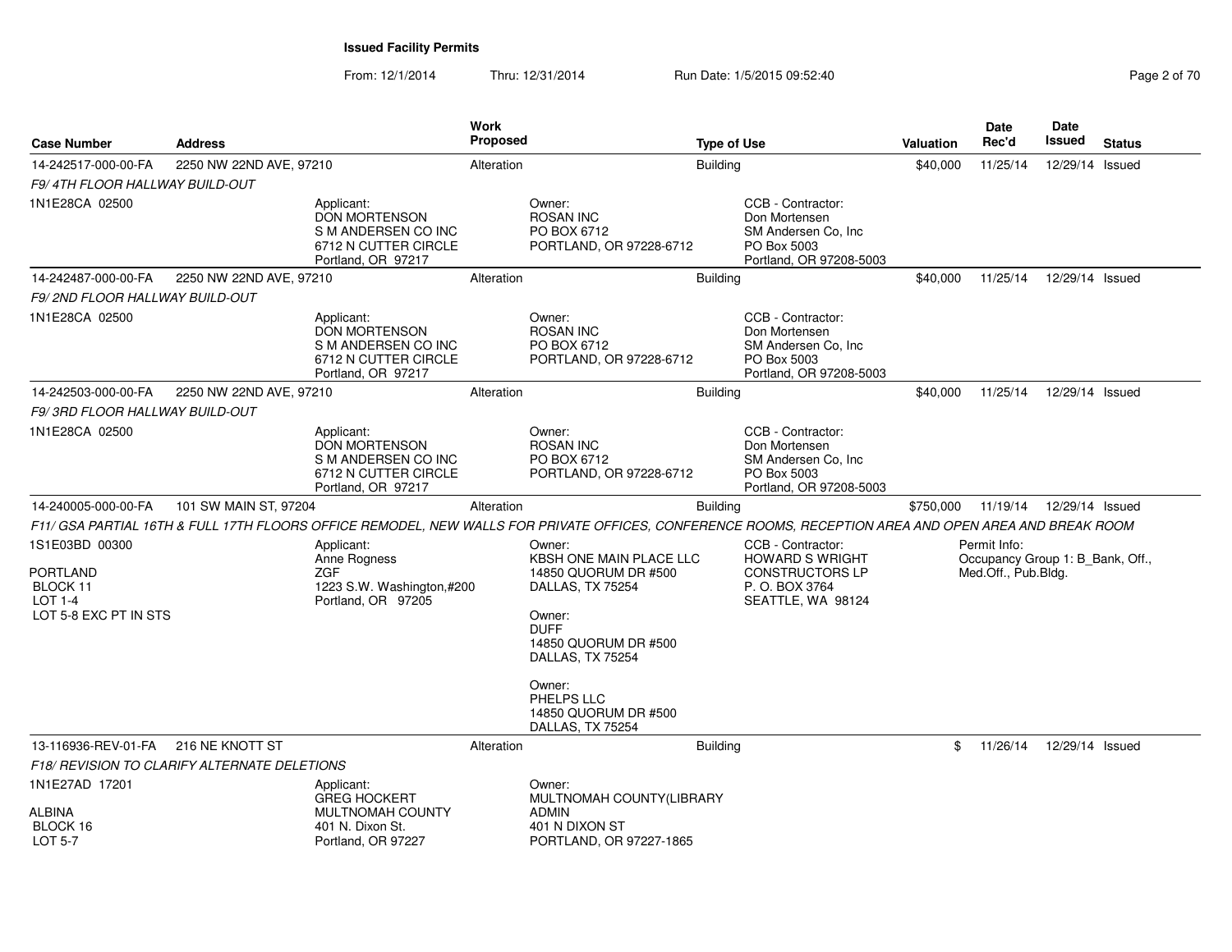**Issued Facility Permits**

From: 12/1/2014 Thru: 12/31/2014 Run Date: 1/5/2015 09:52:40

| Case Number | Address | Work Proposed | Type of Use | Valuation | Date Rec'd | Date Issued | Status |
|---|---|---|---|---|---|---|---|
| 14-242517-000-00-FA | 2250 NW 22ND AVE, 97210 | Alteration | Building | $40,000 | 11/25/14 | 12/29/14 | Issued |

*F9/ 4TH FLOOR HALLWAY BUILD-OUT*

1N1E28CA 02500

Applicant: DON MORTENSON, S M ANDERSEN CO INC, 6712 N CUTTER CIRCLE, Portland, OR 97217

Owner: ROSAN INC, PO BOX 6712, PORTLAND, OR 97228-6712

CCB - Contractor: Don Mortensen, SM Andersen Co, Inc, PO Box 5003, Portland, OR 97208-5003

| Case Number | Address | Work Proposed | Type of Use | Valuation | Date Rec'd | Date Issued | Status |
|---|---|---|---|---|---|---|---|
| 14-242487-000-00-FA | 2250 NW 22ND AVE, 97210 | Alteration | Building | $40,000 | 11/25/14 | 12/29/14 | Issued |

*F9/ 2ND FLOOR HALLWAY BUILD-OUT*

1N1E28CA 02500

Applicant: DON MORTENSON, S M ANDERSEN CO INC, 6712 N CUTTER CIRCLE, Portland, OR 97217

Owner: ROSAN INC, PO BOX 6712, PORTLAND, OR 97228-6712

CCB - Contractor: Don Mortensen, SM Andersen Co, Inc, PO Box 5003, Portland, OR 97208-5003

| Case Number | Address | Work Proposed | Type of Use | Valuation | Date Rec'd | Date Issued | Status |
|---|---|---|---|---|---|---|---|
| 14-242503-000-00-FA | 2250 NW 22ND AVE, 97210 | Alteration | Building | $40,000 | 11/25/14 | 12/29/14 | Issued |

*F9/ 3RD FLOOR HALLWAY BUILD-OUT*

1N1E28CA 02500

Applicant: DON MORTENSON, S M ANDERSEN CO INC, 6712 N CUTTER CIRCLE, Portland, OR 97217

Owner: ROSAN INC, PO BOX 6712, PORTLAND, OR 97228-6712

CCB - Contractor: Don Mortensen, SM Andersen Co, Inc, PO Box 5003, Portland, OR 97208-5003

| Case Number | Address | Work Proposed | Type of Use | Valuation | Date Rec'd | Date Issued | Status |
|---|---|---|---|---|---|---|---|
| 14-240005-000-00-FA | 101 SW MAIN ST, 97204 | Alteration | Building | $750,000 | 11/19/14 | 12/29/14 | Issued |

*F11/ GSA PARTIAL 16TH & FULL 17TH FLOORS OFFICE REMODEL, NEW WALLS FOR PRIVATE OFFICES, CONFERENCE ROOMS, RECEPTION AREA AND OPEN AREA AND BREAK ROOM*

1S1E03BD 00300
PORTLAND
BLOCK 11
LOT 1-4
LOT 5-8 EXC PT IN STS

Applicant: Anne Rogness, ZGF, 1223 S.W. Washington,#200, Portland, OR 97205

Owner: KBSH ONE MAIN PLACE LLC, 14850 QUORUM DR #500, DALLAS, TX 75254

Owner: DUFF, 14850 QUORUM DR #500, DALLAS, TX 75254

Owner: PHELPS LLC, 14850 QUORUM DR #500, DALLAS, TX 75254

CCB - Contractor: HOWARD S WRIGHT CONSTRUCTORS LP, P. O. BOX 3764, SEATTLE, WA 98124

Permit Info: Occupancy Group 1: B_Bank, Off., Med.Off., Pub.Bldg.

| Case Number | Address | Work Proposed | Type of Use | Valuation | Date Rec'd | Date Issued | Status |
|---|---|---|---|---|---|---|---|
| 13-116936-REV-01-FA | 216 NE KNOTT ST | Alteration | Building | $ | 11/26/14 | 12/29/14 | Issued |

*F18/ REVISION TO CLARIFY ALTERNATE DELETIONS*

1N1E27AD 17201
ALBINA
BLOCK 16
LOT 5-7

Applicant: GREG HOCKERT, MULTNOMAH COUNTY, 401 N. Dixon St., Portland, OR 97227

Owner: MULTNOMAH COUNTY(LIBRARY ADMIN, 401 N DIXON ST, PORTLAND, OR 97227-1865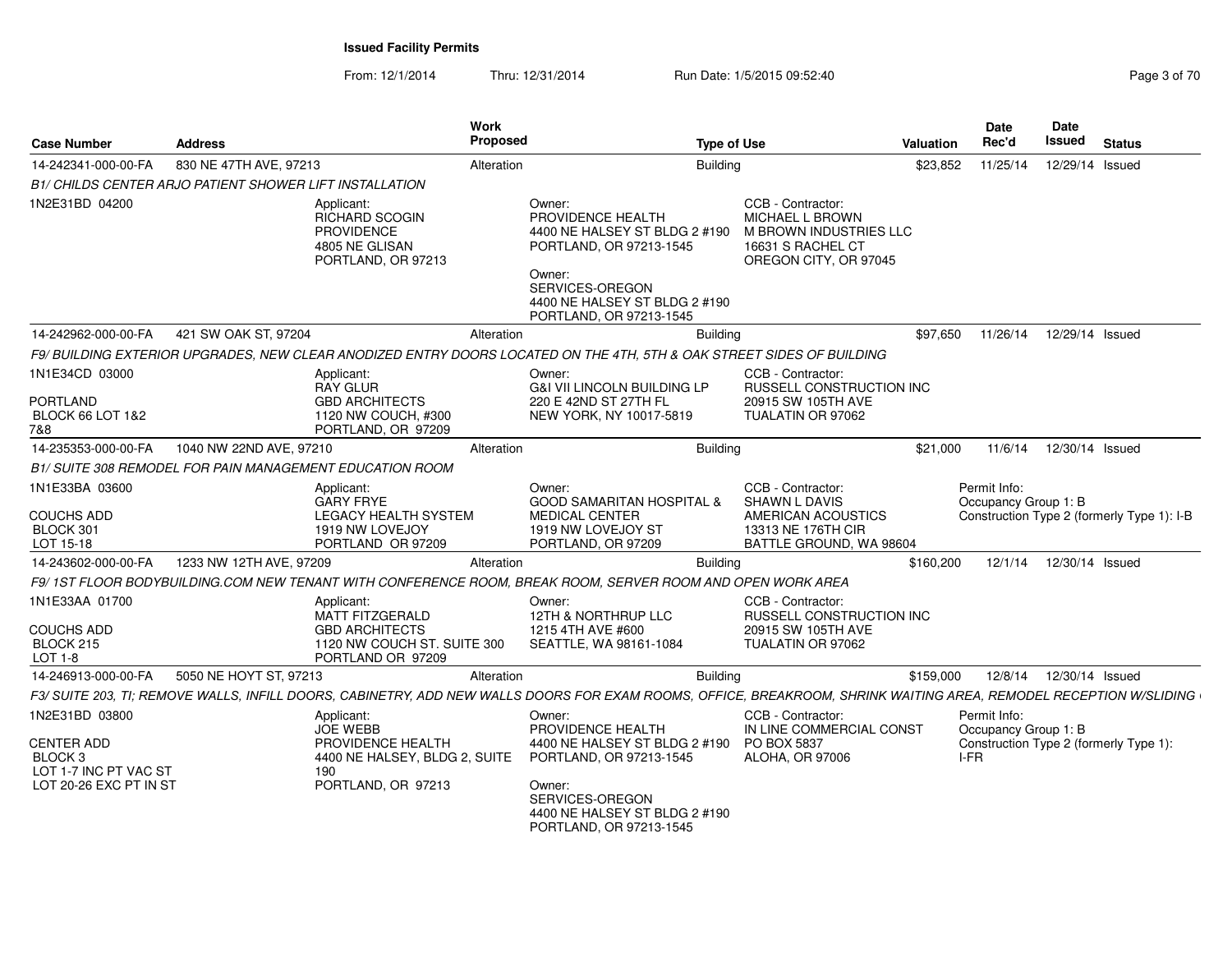**Issued Facility Permits**

From: 12/1/2014 Thru: 12/31/2014 Run Date: 1/5/2015 09:52:40

| Case Number | Address | Work Proposed | Type of Use | Valuation | Date Rec'd | Date Issued | Status |
|---|---|---|---|---|---|---|---|
| 14-242341-000-00-FA | 830 NE 47TH AVE, 97213 | Alteration | Building | $23,852 | 11/25/14 | 12/29/14 | Issued |

*B1/ CHILDS CENTER ARJO PATIENT SHOWER LIFT INSTALLATION*

1N2E31BD 04200

Applicant: RICHARD SCOGIN, PROVIDENCE, 4805 NE GLISAN, PORTLAND, OR 97213

Owner: PROVIDENCE HEALTH, 4400 NE HALSEY ST BLDG 2 #190, PORTLAND, OR 97213-1545

Owner: SERVICES-OREGON, 4400 NE HALSEY ST BLDG 2 #190, PORTLAND, OR 97213-1545

CCB - Contractor: MICHAEL L BROWN, M BROWN INDUSTRIES LLC, 16631 S RACHEL CT, OREGON CITY, OR 97045

| Case Number | Address | Work Proposed | Type of Use | Valuation | Date Rec'd | Date Issued | Status |
|---|---|---|---|---|---|---|---|
| 14-242962-000-00-FA | 421 SW OAK ST, 97204 | Alteration | Building | $97,650 | 11/26/14 | 12/29/14 | Issued |

*F9/ BUILDING EXTERIOR UPGRADES, NEW CLEAR ANODIZED ENTRY DOORS LOCATED ON THE 4TH, 5TH & OAK STREET SIDES OF BUILDING*

1N1E34CD 03000
PORTLAND
BLOCK 66 LOT 1&2
7&8

Applicant: RAY GLUR, GBD ARCHITECTS, 1120 NW COUCH, #300, PORTLAND, OR 97209

Owner: G&I VII LINCOLN BUILDING LP, 220 E 42ND ST 27TH FL, NEW YORK, NY 10017-5819

CCB - Contractor: RUSSELL CONSTRUCTION INC, 20915 SW 105TH AVE, TUALATIN OR 97062

| Case Number | Address | Work Proposed | Type of Use | Valuation | Date Rec'd | Date Issued | Status |
|---|---|---|---|---|---|---|---|
| 14-235353-000-00-FA | 1040 NW 22ND AVE, 97210 | Alteration | Building | $21,000 | 11/6/14 | 12/30/14 | Issued |

*B1/ SUITE 308 REMODEL FOR PAIN MANAGEMENT EDUCATION ROOM*

1N1E33BA 03600
COUCHS ADD
BLOCK 301
LOT 15-18

Applicant: GARY FRYE, LEGACY HEALTH SYSTEM, 1919 NW LOVEJOY, PORTLAND OR 97209

Owner: GOOD SAMARITAN HOSPITAL & MEDICAL CENTER, 1919 NW LOVEJOY ST, PORTLAND, OR 97209

CCB - Contractor: SHAWN L DAVIS, AMERICAN ACOUSTICS, 13313 NE 176TH CIR, BATTLE GROUND, WA 98604

Permit Info: Occupancy Group 1: B; Construction Type 2 (formerly Type 1): I-B

| Case Number | Address | Work Proposed | Type of Use | Valuation | Date Rec'd | Date Issued | Status |
|---|---|---|---|---|---|---|---|
| 14-243602-000-00-FA | 1233 NW 12TH AVE, 97209 | Alteration | Building | $160,200 | 12/1/14 | 12/30/14 | Issued |

*F9/ 1ST FLOOR BODYBUILDING.COM NEW TENANT WITH CONFERENCE ROOM, BREAK ROOM, SERVER ROOM AND OPEN WORK AREA*

1N1E33AA 01700
COUCHS ADD
BLOCK 215
LOT 1-8

Applicant: MATT FITZGERALD, GBD ARCHITECTS, 1120 NW COUCH ST. SUITE 300, PORTLAND OR 97209

Owner: 12TH & NORTHRUP LLC, 1215 4TH AVE #600, SEATTLE, WA 98161-1084

CCB - Contractor: RUSSELL CONSTRUCTION INC, 20915 SW 105TH AVE, TUALATIN OR 97062

| Case Number | Address | Work Proposed | Type of Use | Valuation | Date Rec'd | Date Issued | Status |
|---|---|---|---|---|---|---|---|
| 14-246913-000-00-FA | 5050 NE HOYT ST, 97213 | Alteration | Building | $159,000 | 12/8/14 | 12/30/14 | Issued |

*F3/ SUITE 203, TI; REMOVE WALLS, INFILL DOORS, CABINETRY, ADD NEW WALLS DOORS FOR EXAM ROOMS, OFFICE, BREAKROOM, SHRINK WAITING AREA, REMODEL RECEPTION W/SLIDING*

1N2E31BD 03800
CENTER ADD
BLOCK 3
LOT 1-7 INC PT VAC ST
LOT 20-26 EXC PT IN ST

Applicant: JOE WEBB, PROVIDENCE HEALTH, 4400 NE HALSEY, BLDG 2, SUITE 190, PORTLAND, OR 97213

Owner: PROVIDENCE HEALTH, 4400 NE HALSEY ST BLDG 2 #190, PORTLAND, OR 97213-1545

Owner: SERVICES-OREGON, 4400 NE HALSEY ST BLDG 2 #190, PORTLAND, OR 97213-1545

CCB - Contractor: IN LINE COMMERCIAL CONST, PO BOX 5837, ALOHA, OR 97006

Permit Info: Occupancy Group 1: B; Construction Type 2 (formerly Type 1): I-FR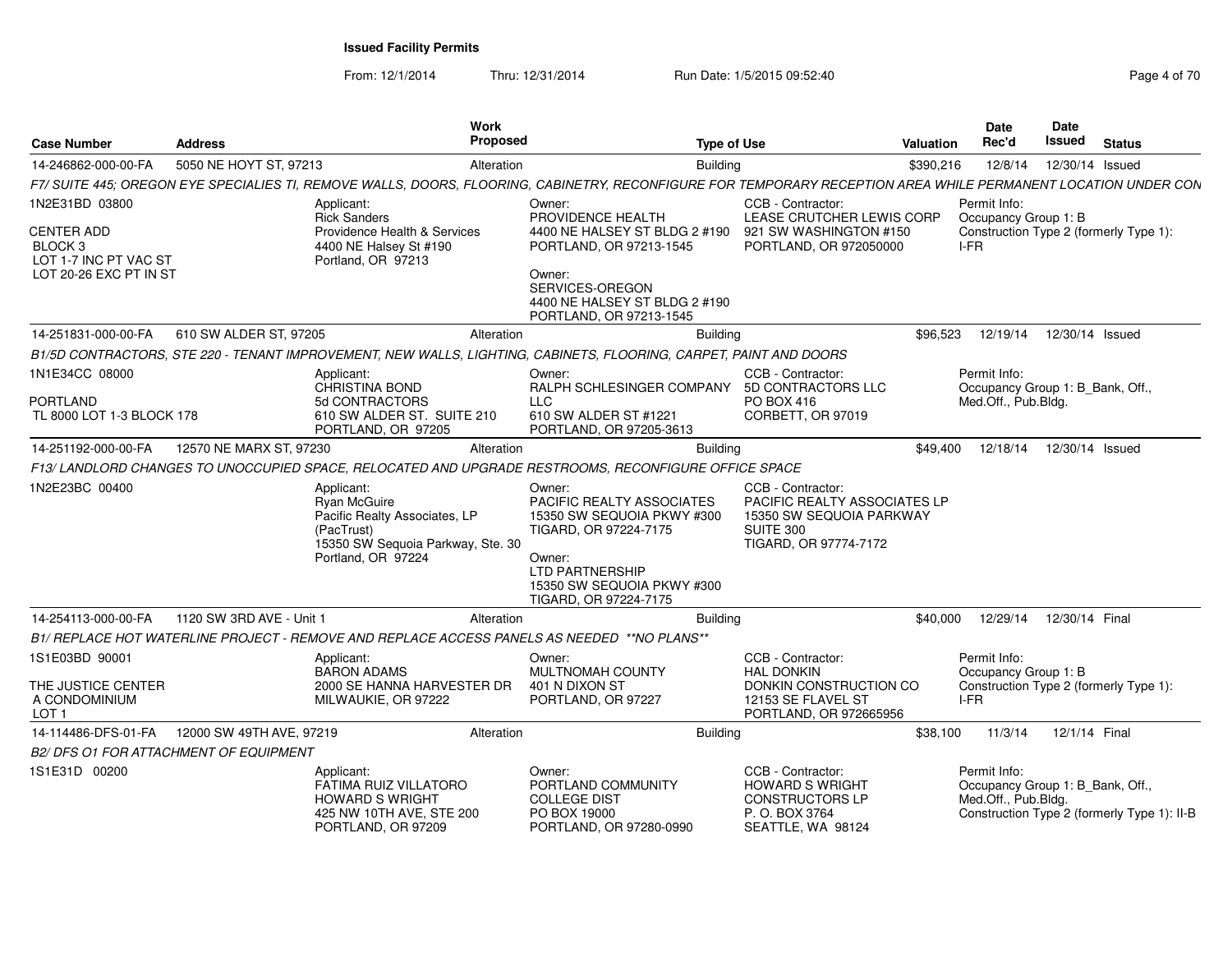**Issued Facility Permits**

From: 12/1/2014 Thru: 12/31/2014 Run Date: 1/5/2015 09:52:40

| Case Number | Address | Work Proposed | Type of Use | Valuation | Date Rec'd | Date Issued | Status |
|---|---|---|---|---|---|---|---|
| 14-246862-000-00-FA | 5050 NE HOYT ST, 97213 | Alteration | Building | $390,216 | 12/8/14 | 12/30/14 | Issued |

*F7/ SUITE 445; OREGON EYE SPECIALIES TI, REMOVE WALLS, DOORS, FLOORING, CABINETRY, RECONFIGURE FOR TEMPORARY RECEPTION AREA WHILE PERMANENT LOCATION UNDER CON*

1N2E31BD 03800

CENTER ADD
BLOCK 3
LOT 1-7 INC PT VAC ST
LOT 20-26 EXC PT IN ST

Applicant:
Rick Sanders
Providence Health & Services
4400 NE Halsey St #190
Portland, OR 97213

Owner:
PROVIDENCE HEALTH
4400 NE HALSEY ST BLDG 2 #190
PORTLAND, OR 97213-1545

Owner:
SERVICES-OREGON
4400 NE HALSEY ST BLDG 2 #190
PORTLAND, OR 97213-1545

CCB - Contractor:
LEASE CRUTCHER LEWIS CORP
921 SW WASHINGTON #150
PORTLAND, OR 972050000

Permit Info:
Occupancy Group 1: B
Construction Type 2 (formerly Type 1): I-FR

| Case Number | Address | Work Proposed | Type of Use | Valuation | Date Rec'd | Date Issued | Status |
|---|---|---|---|---|---|---|---|
| 14-251831-000-00-FA | 610 SW ALDER ST, 97205 | Alteration | Building | $96,523 | 12/19/14 | 12/30/14 | Issued |

*B1/5D CONTRACTORS, STE 220 - TENANT IMPROVEMENT, NEW WALLS, LIGHTING, CABINETS, FLOORING, CARPET, PAINT AND DOORS*

1N1E34CC 08000

PORTLAND
TL 8000 LOT 1-3 BLOCK 178

Applicant:
CHRISTINA BOND
5d CONTRACTORS
610 SW ALDER ST. SUITE 210
PORTLAND, OR 97205

Owner:
RALPH SCHLESINGER COMPANY LLC
610 SW ALDER ST #1221
PORTLAND, OR 97205-3613

CCB - Contractor:
5D CONTRACTORS LLC
PO BOX 416
CORBETT, OR 97019

Permit Info:
Occupancy Group 1: B_Bank, Off., Med.Off., Pub.Bldg.

| Case Number | Address | Work Proposed | Type of Use | Valuation | Date Rec'd | Date Issued | Status |
|---|---|---|---|---|---|---|---|
| 14-251192-000-00-FA | 12570 NE MARX ST, 97230 | Alteration | Building | $49,400 | 12/18/14 | 12/30/14 | Issued |

*F13/ LANDLORD CHANGES TO UNOCCUPIED SPACE, RELOCATED AND UPGRADE RESTROOMS, RECONFIGURE OFFICE SPACE*

1N2E23BC 00400

Applicant:
Ryan McGuire
Pacific Realty Associates, LP (PacTrust)
15350 SW Sequoia Parkway, Ste. 30
Portland, OR 97224

Owner:
PACIFIC REALTY ASSOCIATES
15350 SW SEQUOIA PKWY #300
TIGARD, OR 97224-7175

Owner:
LTD PARTNERSHIP
15350 SW SEQUOIA PKWY #300
TIGARD, OR 97224-7175

CCB - Contractor:
PACIFIC REALTY ASSOCIATES LP
15350 SW SEQUOIA PARKWAY
SUITE 300
TIGARD, OR 97774-7172

| Case Number | Address | Work Proposed | Type of Use | Valuation | Date Rec'd | Date Issued | Status |
|---|---|---|---|---|---|---|---|
| 14-254113-000-00-FA | 1120 SW 3RD AVE - Unit 1 | Alteration | Building | $40,000 | 12/29/14 | 12/30/14 | Final |

*B1/ REPLACE HOT WATERLINE PROJECT - REMOVE AND REPLACE ACCESS PANELS AS NEEDED \*\*NO PLANS\*\**

1S1E03BD 90001

THE JUSTICE CENTER
A CONDOMINIUM
LOT 1

Applicant:
BARON ADAMS
2000 SE HANNA HARVESTER DR
MILWAUKIE, OR 97222

Owner:
MULTNOMAH COUNTY
401 N DIXON ST
PORTLAND, OR 97227

CCB - Contractor:
HAL DONKIN
DONKIN CONSTRUCTION CO
12153 SE FLAVEL ST
PORTLAND, OR 972665956

Permit Info:
Occupancy Group 1: B
Construction Type 2 (formerly Type 1): I-FR

| Case Number | Address | Work Proposed | Type of Use | Valuation | Date Rec'd | Date Issued | Status |
|---|---|---|---|---|---|---|---|
| 14-114486-DFS-01-FA | 12000 SW 49TH AVE, 97219 | Alteration | Building | $38,100 | 11/3/14 | 12/1/14 | Final |

*B2/ DFS O1 FOR ATTACHMENT OF EQUIPMENT*

1S1E31D 00200

Applicant:
FATIMA RUIZ VILLATORO
HOWARD S WRIGHT
425 NW 10TH AVE, STE 200
PORTLAND, OR 97209

Owner:
PORTLAND COMMUNITY COLLEGE DIST
PO BOX 19000
PORTLAND, OR 97280-0990

CCB - Contractor:
HOWARD S WRIGHT CONSTRUCTORS LP
P. O. BOX 3764
SEATTLE, WA 98124

Permit Info:
Occupancy Group 1: B_Bank, Off., Med.Off., Pub.Bldg.
Construction Type 2 (formerly Type 1): II-B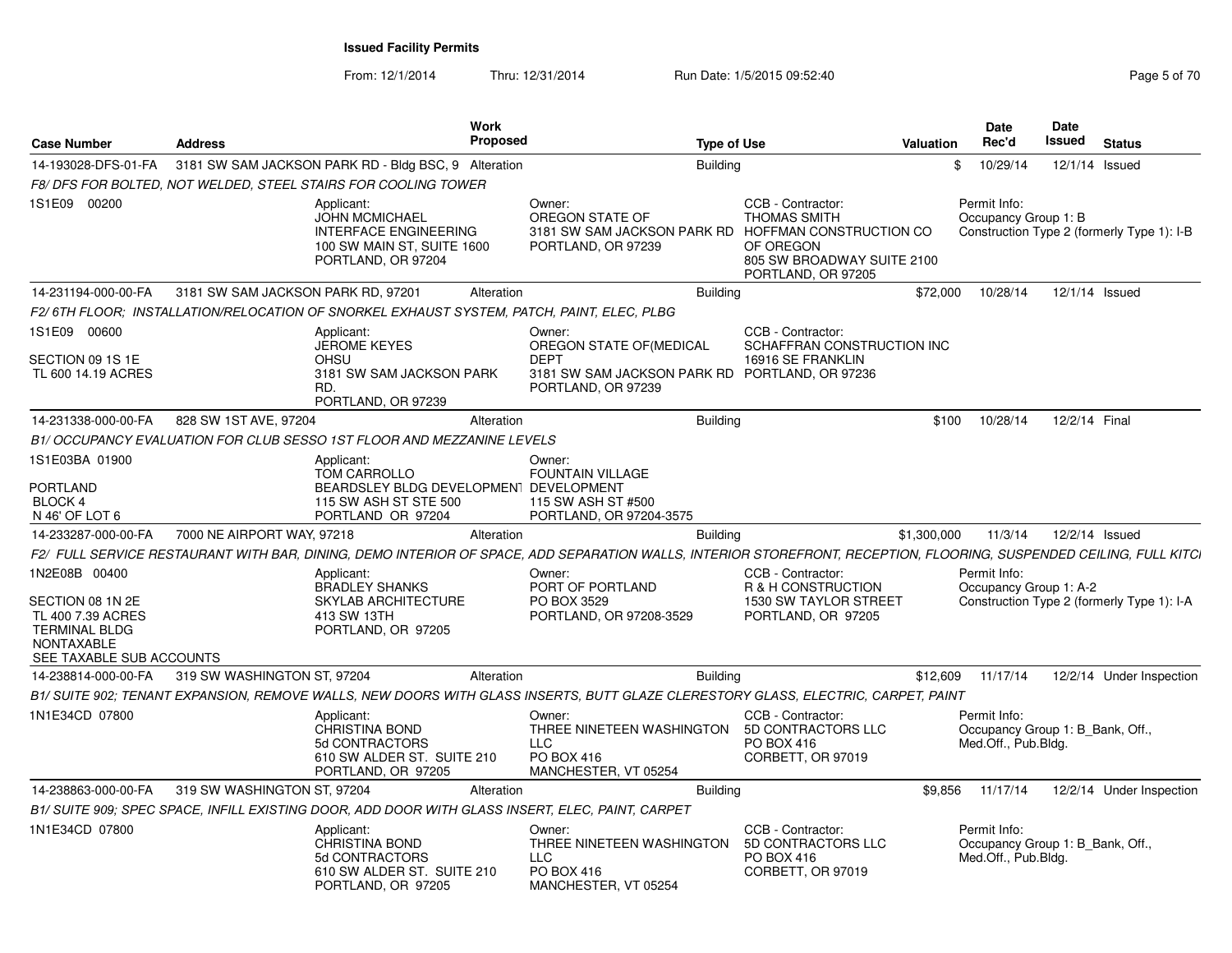# Issued Facility Permits

From: 12/1/2014 Thru: 12/31/2014 Run Date: 1/5/2015 09:52:40

| Case Number | Address | Work Proposed | Type of Use | Valuation | Date Rec'd | Date Issued | Status |
|---|---|---|---|---|---|---|---|
| 14-193028-DFS-01-FA | 3181 SW SAM JACKSON PARK RD - Bldg BSC, 9 | Alteration | Building | $ | 10/29/14 | 12/1/14 | Issued |

*F8/ DFS FOR BOLTED, NOT WELDED, STEEL STAIRS FOR COOLING TOWER*

1S1E09 00200

Applicant: JOHN MCMICHAEL, INTERFACE ENGINEERING, 100 SW MAIN ST, SUITE 1600, PORTLAND, OR 97204

Owner: OREGON STATE OF, 3181 SW SAM JACKSON PARK RD, PORTLAND, OR 97239

CCB - Contractor: THOMAS SMITH, HOFFMAN CONSTRUCTION CO OF OREGON, 805 SW BROADWAY SUITE 2100, PORTLAND, OR 97205

Permit Info: Occupancy Group 1: B; Construction Type 2 (formerly Type 1): I-B

| Case Number | Address | Work Proposed | Type of Use | Valuation | Date Rec'd | Date Issued | Status |
|---|---|---|---|---|---|---|---|
| 14-231194-000-00-FA | 3181 SW SAM JACKSON PARK RD, 97201 | Alteration | Building | $72,000 | 10/28/14 | 12/1/14 | Issued |

*F2/ 6TH FLOOR; INSTALLATION/RELOCATION OF SNORKEL EXHAUST SYSTEM, PATCH, PAINT, ELEC, PLBG*

1S1E09 00600
SECTION 09 1S 1E
TL 600 14.19 ACRES

Applicant: JEROME KEYES, OHSU, 3181 SW SAM JACKSON PARK RD., PORTLAND, OR 97239

Owner: OREGON STATE OF(MEDICAL DEPT, 3181 SW SAM JACKSON PARK RD, PORTLAND, OR 97239

CCB - Contractor: SCHAFFRAN CONSTRUCTION INC, 16916 SE FRANKLIN, PORTLAND, OR 97236

| Case Number | Address | Work Proposed | Type of Use | Valuation | Date Rec'd | Date Issued | Status |
|---|---|---|---|---|---|---|---|
| 14-231338-000-00-FA | 828 SW 1ST AVE, 97204 | Alteration | Building | $100 | 10/28/14 | 12/2/14 | Final |

*B1/ OCCUPANCY EVALUATION FOR CLUB SESSO 1ST FLOOR AND MEZZANINE LEVELS*

1S1E03BA 01900
PORTLAND
BLOCK 4
N 46' OF LOT 6

Applicant: TOM CARROLLO, BEARDSLEY BLDG DEVELOPMENT, 115 SW ASH ST STE 500, PORTLAND OR 97204

Owner: FOUNTAIN VILLAGE DEVELOPMENT, 115 SW ASH ST #500, PORTLAND, OR 97204-3575

| Case Number | Address | Work Proposed | Type of Use | Valuation | Date Rec'd | Date Issued | Status |
|---|---|---|---|---|---|---|---|
| 14-233287-000-00-FA | 7000 NE AIRPORT WAY, 97218 | Alteration | Building | $1,300,000 | 11/3/14 | 12/2/14 | Issued |

*F2/ FULL SERVICE RESTAURANT WITH BAR, DINING, DEMO INTERIOR OF SPACE, ADD SEPARATION WALLS, INTERIOR STOREFRONT, RECEPTION, FLOORING, SUSPENDED CEILING, FULL KITCI*

1N2E08B 00400
SECTION 08 1N 2E
TL 400 7.39 ACRES
TERMINAL BLDG
NONTAXABLE
SEE TAXABLE SUB ACCOUNTS

Applicant: BRADLEY SHANKS, SKYLAB ARCHITECTURE, 413 SW 13TH, PORTLAND, OR 97205

Owner: PORT OF PORTLAND, PO BOX 3529, PORTLAND, OR 97208-3529

CCB - Contractor: R & H CONSTRUCTION, 1530 SW TAYLOR STREET, PORTLAND, OR 97205

Permit Info: Occupancy Group 1: A-2; Construction Type 2 (formerly Type 1): I-A

| Case Number | Address | Work Proposed | Type of Use | Valuation | Date Rec'd | Date Issued | Status |
|---|---|---|---|---|---|---|---|
| 14-238814-000-00-FA | 319 SW WASHINGTON ST, 97204 | Alteration | Building | $12,609 | 11/17/14 | 12/2/14 | Under Inspection |

*B1/ SUITE 902; TENANT EXPANSION, REMOVE WALLS, NEW DOORS WITH GLASS INSERTS, BUTT GLAZE CLERESTORY GLASS, ELECTRIC, CARPET, PAINT*

1N1E34CD 07800

Applicant: CHRISTINA BOND, 5d CONTRACTORS, 610 SW ALDER ST. SUITE 210, PORTLAND, OR 97205

Owner: THREE NINETEEN WASHINGTON LLC, PO BOX 416, MANCHESTER, VT 05254

CCB - Contractor: 5D CONTRACTORS LLC, PO BOX 416, CORBETT, OR 97019

Permit Info: Occupancy Group 1: B_Bank, Off., Med.Off., Pub.Bldg.

| Case Number | Address | Work Proposed | Type of Use | Valuation | Date Rec'd | Date Issued | Status |
|---|---|---|---|---|---|---|---|
| 14-238863-000-00-FA | 319 SW WASHINGTON ST, 97204 | Alteration | Building | $9,856 | 11/17/14 | 12/2/14 | Under Inspection |

*B1/ SUITE 909; SPEC SPACE, INFILL EXISTING DOOR, ADD DOOR WITH GLASS INSERT, ELEC, PAINT, CARPET*

1N1E34CD 07800

Applicant: CHRISTINA BOND, 5d CONTRACTORS, 610 SW ALDER ST. SUITE 210, PORTLAND, OR 97205

Owner: THREE NINETEEN WASHINGTON LLC, PO BOX 416, MANCHESTER, VT 05254

CCB - Contractor: 5D CONTRACTORS LLC, PO BOX 416, CORBETT, OR 97019

Permit Info: Occupancy Group 1: B_Bank, Off., Med.Off., Pub.Bldg.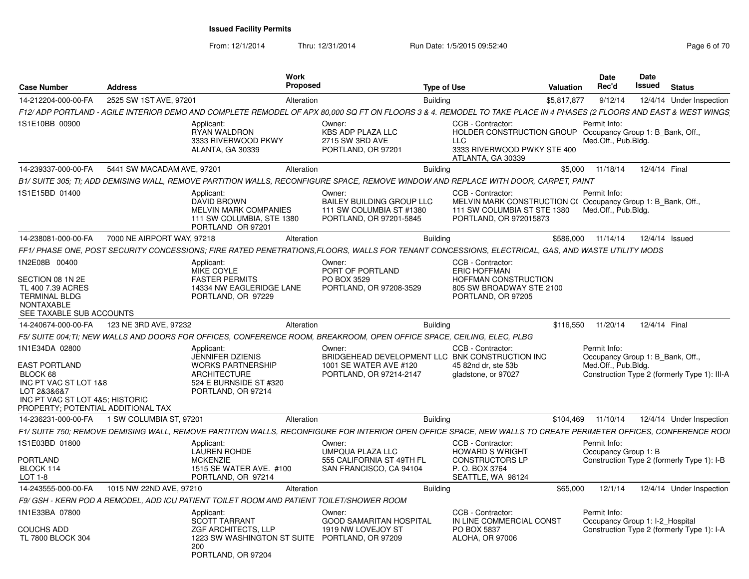**Issued Facility Permits**

From: 12/1/2014 Thru: 12/31/2014 Run Date: 1/5/2015 09:52:40

| Case Number | Address | Work Proposed | Type of Use | Valuation | Date Rec'd | Date Issued | Status |
|---|---|---|---|---|---|---|---|
| 14-212204-000-00-FA | 2525 SW 1ST AVE, 97201 | Alteration | Building | $5,817,877 | 9/12/14 | 12/4/14 | Under Inspection |

F12/ ADP PORTLAND - AGILE INTERIOR DEMO AND COMPLETE REMODEL OF APX 80,000 SQ FT ON FLOORS 3 & 4. REMODEL TO TAKE PLACE IN 4 PHASES (2 FLOORS AND EAST & WEST WINGS

1S1E10BB 00900

Applicant: RYAN WALDRON, 3333 RIVERWOOD PKWY, ALANTA, GA 30339

Owner: KBS ADP PLAZA LLC, 2715 SW 3RD AVE, PORTLAND, OR 97201

CCB - Contractor: HOLDER CONSTRUCTION GROUP LLC, 3333 RIVERWOOD PWKY STE 400, ATLANTA, GA 30339

Permit Info: Occupancy Group 1: B_Bank, Off., Med.Off., Pub.Bldg.

| Case Number | Address | Work Proposed | Type of Use | Valuation | Date Rec'd | Date Issued | Status |
|---|---|---|---|---|---|---|---|
| 14-239337-000-00-FA | 5441 SW MACADAM AVE, 97201 | Alteration | Building | $5,000 | 11/18/14 | 12/4/14 | Final |

B1/ SUITE 305; TI; ADD DEMISING WALL, REMOVE PARTITION WALLS, RECONFIGURE SPACE, REMOVE WINDOW AND REPLACE WITH DOOR, CARPET, PAINT

1S1E15BD 01400

Applicant: DAVID BROWN, MELVIN MARK COMPANIES, 111 SW COLUMBIA, STE 1380, PORTLAND OR 97201

Owner: BAILEY BUILDING GROUP LLC, 111 SW COLUMBIA ST #1380, PORTLAND, OR 97201-5845

CCB - Contractor: MELVIN MARK CONSTRUCTION C(, 111 SW COLUMBIA ST STE 1380, PORTLAND, OR 972015873

Permit Info: Occupancy Group 1: B_Bank, Off., Med.Off., Pub.Bldg.

| Case Number | Address | Work Proposed | Type of Use | Valuation | Date Rec'd | Date Issued | Status |
|---|---|---|---|---|---|---|---|
| 14-238081-000-00-FA | 7000 NE AIRPORT WAY, 97218 | Alteration | Building | $586,000 | 11/14/14 | 12/4/14 | Issued |

FF1/ PHASE ONE, POST SECURITY CONCESSIONS; FIRE RATED PENETRATIONS,FLOORS, WALLS FOR TENANT CONCESSIONS, ELECTRICAL, GAS, AND WASTE UTILITY MODS

1N2E08B 00400

SECTION 08 1N 2E
TL 400 7.39 ACRES
TERMINAL BLDG
NONTAXABLE
SEE TAXABLE SUB ACCOUNTS

Applicant: MIKE COYLE, FASTER PERMITS, 14334 NW EAGLERIDGE LANE, PORTLAND, OR 97229

Owner: PORT OF PORTLAND, PO BOX 3529, PORTLAND, OR 97208-3529

CCB - Contractor: ERIC HOFFMAN, HOFFMAN CONSTRUCTION, 805 SW BROADWAY STE 2100, PORTLAND, OR 97205

| Case Number | Address | Work Proposed | Type of Use | Valuation | Date Rec'd | Date Issued | Status |
|---|---|---|---|---|---|---|---|
| 14-240674-000-00-FA | 123 NE 3RD AVE, 97232 | Alteration | Building | $116,550 | 11/20/14 | 12/4/14 | Final |

F5/ SUITE 004;TI; NEW WALLS AND DOORS FOR OFFICES, CONFERENCE ROOM, BREAKROOM, OPEN OFFICE SPACE, CEILING, ELEC, PLBG

1N1E34DA 02800

EAST PORTLAND
BLOCK 68
INC PT VAC ST LOT 1&8
LOT 2&3&6&7
INC PT VAC ST LOT 4&5; HISTORIC PROPERTY; POTENTIAL ADDITIONAL TAX

Applicant: JENNIFER DZIENIS, WORKS PARTNERSHIP ARCHITECTURE, 524 E BURNSIDE ST #320, PORTLAND, OR 97214

Owner: BRIDGEHEAD DEVELOPMENT LLC, 1001 SE WATER AVE #120, PORTLAND, OR 97214-2147

CCB - Contractor: BNK CONSTRUCTION INC, 45 82nd dr, ste 53b, gladstone, or 97027

Permit Info: Occupancy Group 1: B_Bank, Off., Med.Off., Pub.Bldg. Construction Type 2 (formerly Type 1): III-A

| Case Number | Address | Work Proposed | Type of Use | Valuation | Date Rec'd | Date Issued | Status |
|---|---|---|---|---|---|---|---|
| 14-236231-000-00-FA | 1 SW COLUMBIA ST, 97201 | Alteration | Building | $104,469 | 11/10/14 | 12/4/14 | Under Inspection |

F1/ SUITE 750; REMOVE DEMISING WALL, REMOVE PARTITION WALLS, RECONFIGURE FOR INTERIOR OPEN OFFICE SPACE, NEW WALLS TO CREATE PERIMETER OFFICES, CONFERENCE ROOI

1S1E03BD 01800

PORTLAND
BLOCK 114
LOT 1-8

Applicant: LAUREN ROHDE, MCKENZIE, 1515 SE WATER AVE. #100, PORTLAND, OR 97214

Owner: UMPQUA PLAZA LLC, 555 CALIFORNIA ST 49TH FL, SAN FRANCISCO, CA 94104

CCB - Contractor: HOWARD S WRIGHT CONSTRUCTORS LP, P. O. BOX 3764, SEATTLE, WA 98124

Permit Info: Occupancy Group 1: B. Construction Type 2 (formerly Type 1): I-B

| Case Number | Address | Work Proposed | Type of Use | Valuation | Date Rec'd | Date Issued | Status |
|---|---|---|---|---|---|---|---|
| 14-243555-000-00-FA | 1015 NW 22ND AVE, 97210 | Alteration | Building | $65,000 | 12/1/14 | 12/4/14 | Under Inspection |

F9/ GSH - KERN POD A REMODEL, ADD ICU PATIENT TOILET ROOM AND PATIENT TOILET/SHOWER ROOM

1N1E33BA 07800

COUCHS ADD
TL 7800 BLOCK 304

Applicant: SCOTT TARRANT, ZGF ARCHITECTS, LLP, 1223 SW WASHINGTON ST SUITE 200, PORTLAND, OR 97204

Owner: GOOD SAMARITAN HOSPITAL, 1919 NW LOVEJOY ST, PORTLAND, OR 97209

CCB - Contractor: IN LINE COMMERCIAL CONST, PO BOX 5837, ALOHA, OR 97006

Permit Info: Occupancy Group 1: I-2_Hospital. Construction Type 2 (formerly Type 1): I-A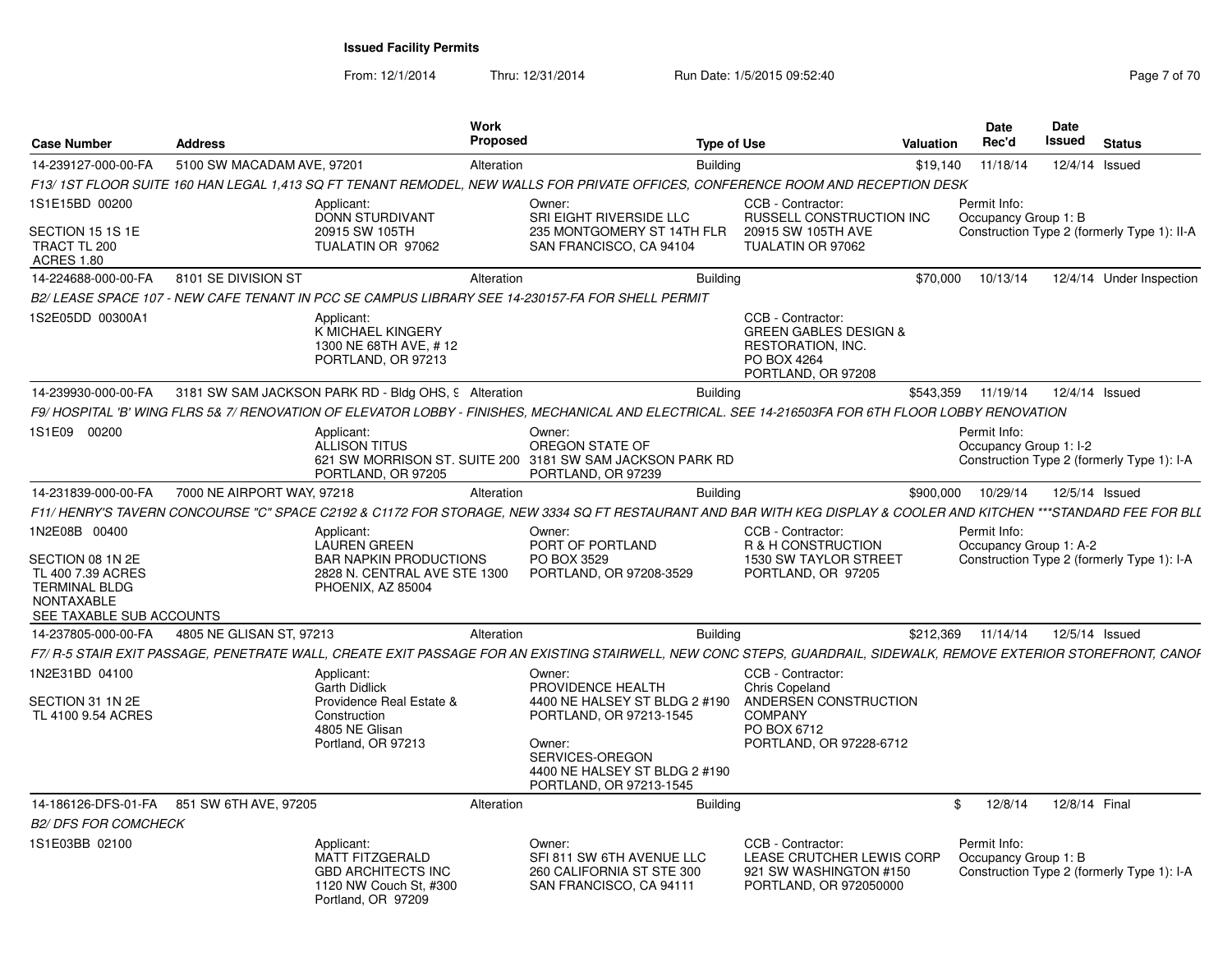**Issued Facility Permits**

From: 12/1/2014 Thru: 12/31/2014 Run Date: 1/5/2015 09:52:40

| Case Number | Address | Work Proposed | Type of Use | Valuation | Date Rec'd | Date Issued | Status |
|---|---|---|---|---|---|---|---|
| 14-239127-000-00-FA | 5100 SW MACADAM AVE, 97201 | Alteration | Building | $19,140 | 11/18/14 | 12/4/14 | Issued |

F13/ 1ST FLOOR SUITE 160 HAN LEGAL 1,413 SQ FT TENANT REMODEL, NEW WALLS FOR PRIVATE OFFICES, CONFERENCE ROOM AND RECEPTION DESK

1S1E15BD 00200
SECTION 15 1S 1E
TRACT TL 200
ACRES 1.80

Applicant: DONN STURDIVANT, 20915 SW 105TH, TUALATIN OR 97062
Owner: SRI EIGHT RIVERSIDE LLC, 235 MONTGOMERY ST 14TH FLR, SAN FRANCISCO, CA 94104
CCB - Contractor: RUSSELL CONSTRUCTION INC, 20915 SW 105TH AVE, TUALATIN OR 97062
Permit Info: Occupancy Group 1: B; Construction Type 2 (formerly Type 1): II-A

| Case Number | Address | Work Proposed | Type of Use | Valuation | Date Rec'd | Date Issued | Status |
|---|---|---|---|---|---|---|---|
| 14-224688-000-00-FA | 8101 SE DIVISION ST | Alteration | Building | $70,000 | 10/13/14 | 12/4/14 | Under Inspection |

B2/ LEASE SPACE 107 - NEW CAFE TENANT IN PCC SE CAMPUS LIBRARY SEE 14-230157-FA FOR SHELL PERMIT

1S2E05DD 00300A1

Applicant: K MICHAEL KINGERY, 1300 NE 68TH AVE, # 12, PORTLAND, OR 97213
CCB - Contractor: GREEN GABLES DESIGN & RESTORATION, INC., PO BOX 4264, PORTLAND, OR 97208

| Case Number | Address | Work Proposed | Type of Use | Valuation | Date Rec'd | Date Issued | Status |
|---|---|---|---|---|---|---|---|
| 14-239930-000-00-FA | 3181 SW SAM JACKSON PARK RD - Bldg OHS, 9 | Alteration | Building | $543,359 | 11/19/14 | 12/4/14 | Issued |

F9/ HOSPITAL 'B' WING FLRS 5& 7/ RENOVATION OF ELEVATOR LOBBY - FINISHES, MECHANICAL AND ELECTRICAL. SEE 14-216503FA FOR 6TH FLOOR LOBBY RENOVATION

1S1E09 00200

Applicant: ALLISON TITUS, 621 SW MORRISON ST. SUITE 200, PORTLAND, OR 97205
Owner: OREGON STATE OF, 3181 SW SAM JACKSON PARK RD, PORTLAND, OR 97239
Permit Info: Occupancy Group 1: I-2; Construction Type 2 (formerly Type 1): I-A

| Case Number | Address | Work Proposed | Type of Use | Valuation | Date Rec'd | Date Issued | Status |
|---|---|---|---|---|---|---|---|
| 14-231839-000-00-FA | 7000 NE AIRPORT WAY, 97218 | Alteration | Building | $900,000 | 10/29/14 | 12/5/14 | Issued |

F11/ HENRY'S TAVERN CONCOURSE "C" SPACE C2192 & C1172 FOR STORAGE, NEW 3334 SQ FT RESTAURANT AND BAR WITH KEG DISPLAY & COOLER AND KITCHEN ***STANDARD FEE FOR BLD

1N2E08B 00400
SECTION 08 1N 2E
TL 400 7.39 ACRES
TERMINAL BLDG
NONTAXABLE
SEE TAXABLE SUB ACCOUNTS

Applicant: LAUREN GREEN, BAR NAPKIN PRODUCTIONS, 2828 N. CENTRAL AVE STE 1300, PHOENIX, AZ 85004
Owner: PORT OF PORTLAND, PO BOX 3529, PORTLAND, OR 97208-3529
CCB - Contractor: R & H CONSTRUCTION, 1530 SW TAYLOR STREET, PORTLAND, OR 97205
Permit Info: Occupancy Group 1: A-2; Construction Type 2 (formerly Type 1): I-A

| Case Number | Address | Work Proposed | Type of Use | Valuation | Date Rec'd | Date Issued | Status |
|---|---|---|---|---|---|---|---|
| 14-237805-000-00-FA | 4805 NE GLISAN ST, 97213 | Alteration | Building | $212,369 | 11/14/14 | 12/5/14 | Issued |

F7/ R-5 STAIR EXIT PASSAGE, PENETRATE WALL, CREATE EXIT PASSAGE FOR AN EXISTING STAIRWELL, NEW CONC STEPS, GUARDRAIL, SIDEWALK, REMOVE EXTERIOR STOREFRONT, CANOF

1N2E31BD 04100
SECTION 31 1N 2E
TL 4100 9.54 ACRES

Applicant: Garth Didlick, Providence Real Estate & Construction, 4805 NE Glisan, Portland, OR 97213
Owner: PROVIDENCE HEALTH, 4400 NE HALSEY ST BLDG 2 #190, PORTLAND, OR 97213-1545
Owner: SERVICES-OREGON, 4400 NE HALSEY ST BLDG 2 #190, PORTLAND, OR 97213-1545
CCB - Contractor: Chris Copeland, ANDERSEN CONSTRUCTION COMPANY, PO BOX 6712, PORTLAND, OR 97228-6712

| Case Number | Address | Work Proposed | Type of Use | Valuation | Date Rec'd | Date Issued | Status |
|---|---|---|---|---|---|---|---|
| 14-186126-DFS-01-FA | 851 SW 6TH AVE, 97205 | Alteration | Building | $ | 12/8/14 | 12/8/14 | Final |

B2/ DFS FOR COMCHECK

1S1E03BB 02100

Applicant: MATT FITZGERALD, GBD ARCHITECTS INC, 1120 NW Couch St, #300, Portland, OR 97209
Owner: SFI 811 SW 6TH AVENUE LLC, 260 CALIFORNIA ST STE 300, SAN FRANCISCO, CA 94111
CCB - Contractor: LEASE CRUTCHER LEWIS CORP, 921 SW WASHINGTON #150, PORTLAND, OR 972050000
Permit Info: Occupancy Group 1: B; Construction Type 2 (formerly Type 1): I-A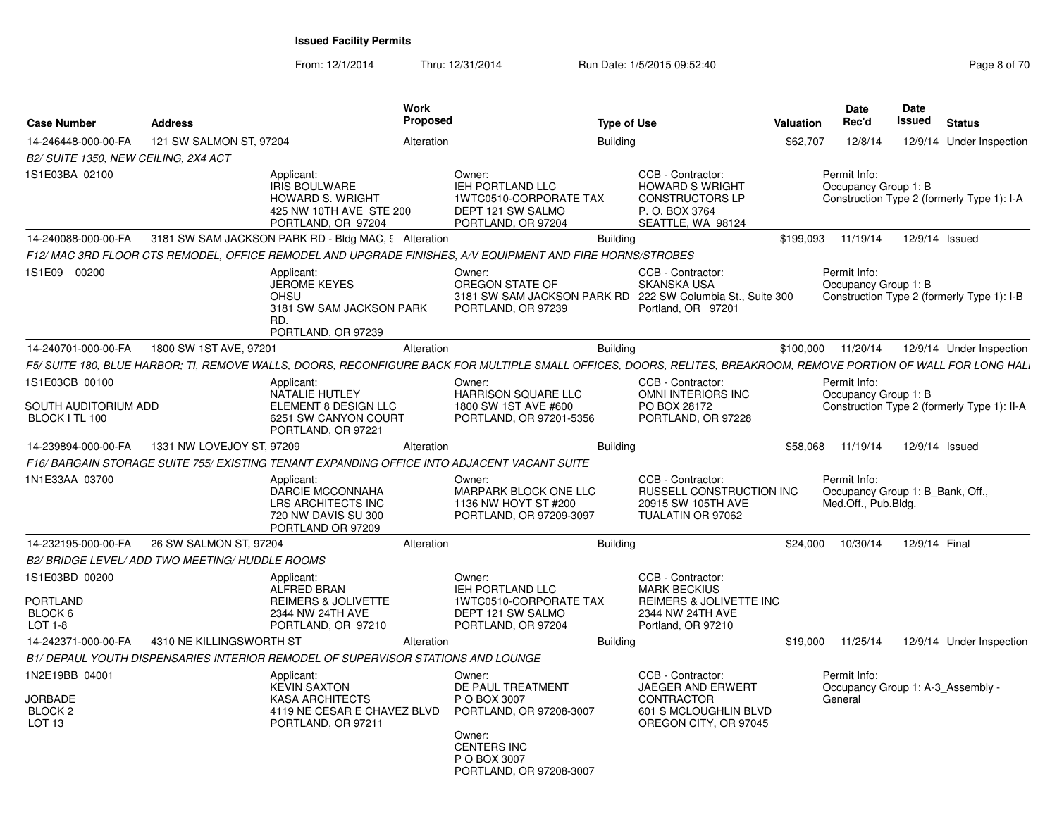**Issued Facility Permits**

From: 12/1/2014 Thru: 12/31/2014 Run Date: 1/5/2015 09:52:40

| Case Number | Address | Work Proposed | Type of Use | Valuation | Date Rec'd | Date Issued | Status |
|---|---|---|---|---|---|---|---|
| 14-246448-000-00-FA | 121 SW SALMON ST, 97204 | Alteration | Building | $62,707 | 12/8/14 | 12/9/14 | Under Inspection |

*B2/ SUITE 1350, NEW CEILING, 2X4 ACT*

1S1E03BA 02100

Applicant: IRIS BOULWARE, HOWARD S. WRIGHT, 425 NW 10TH AVE STE 200, PORTLAND, OR 97204

Owner: IEH PORTLAND LLC, 1WTC0510-CORPORATE TAX, DEPT 121 SW SALMO, PORTLAND, OR 97204

CCB - Contractor: HOWARD S WRIGHT CONSTRUCTORS LP, P. O. BOX 3764, SEATTLE, WA 98124

Permit Info: Occupancy Group 1: B; Construction Type 2 (formerly Type 1): I-A

| Case Number | Address | Work Proposed | Type of Use | Valuation | Date Rec'd | Date Issued | Status |
|---|---|---|---|---|---|---|---|
| 14-240088-000-00-FA | 3181 SW SAM JACKSON PARK RD - Bldg MAC, 9 | Alteration | Building | $199,093 | 11/19/14 | 12/9/14 | Issued |

*F12/ MAC 3RD FLOOR CTS REMODEL, OFFICE REMODEL AND UPGRADE FINISHES, A/V EQUIPMENT AND FIRE HORNS/STROBES*

1S1E09 00200

Applicant: JEROME KEYES, OHSU, 3181 SW SAM JACKSON PARK RD., PORTLAND, OR 97239

Owner: OREGON STATE OF, 3181 SW SAM JACKSON PARK RD, PORTLAND, OR 97239

CCB - Contractor: SKANSKA USA, 222 SW Columbia St., Suite 300, Portland, OR 97201

Permit Info: Occupancy Group 1: B; Construction Type 2 (formerly Type 1): I-B

| Case Number | Address | Work Proposed | Type of Use | Valuation | Date Rec'd | Date Issued | Status |
|---|---|---|---|---|---|---|---|
| 14-240701-000-00-FA | 1800 SW 1ST AVE, 97201 | Alteration | Building | $100,000 | 11/20/14 | 12/9/14 | Under Inspection |

*F5/ SUITE 180, BLUE HARBOR; TI, REMOVE WALLS, DOORS, RECONFIGURE BACK FOR MULTIPLE SMALL OFFICES, DOORS, RELITES, BREAKROOM, REMOVE PORTION OF WALL FOR LONG HALL*

1S1E03CB 00100

SOUTH AUDITORIUM ADD, BLOCK I TL 100

Applicant: NATALIE HUTLEY, ELEMENT 8 DESIGN LLC, 6251 SW CANYON COURT, PORTLAND, OR 97221

Owner: HARRISON SQUARE LLC, 1800 SW 1ST AVE #600, PORTLAND, OR 97201-5356

CCB - Contractor: OMNI INTERIORS INC, PO BOX 28172, PORTLAND, OR 97228

Permit Info: Occupancy Group 1: B; Construction Type 2 (formerly Type 1): II-A

| Case Number | Address | Work Proposed | Type of Use | Valuation | Date Rec'd | Date Issued | Status |
|---|---|---|---|---|---|---|---|
| 14-239894-000-00-FA | 1331 NW LOVEJOY ST, 97209 | Alteration | Building | $58,068 | 11/19/14 | 12/9/14 | Issued |

*F16/ BARGAIN STORAGE SUITE 755/ EXISTING TENANT EXPANDING OFFICE INTO ADJACENT VACANT SUITE*

1N1E33AA 03700

Applicant: DARCIE MCCONNAHA, LRS ARCHITECTS INC, 720 NW DAVIS SU 300, PORTLAND OR 97209

Owner: MARPARK BLOCK ONE LLC, 1136 NW HOYT ST #200, PORTLAND, OR 97209-3097

CCB - Contractor: RUSSELL CONSTRUCTION INC, 20915 SW 105TH AVE, TUALATIN OR 97062

Permit Info: Occupancy Group 1: B_Bank, Off., Med.Off., Pub.Bldg.

| Case Number | Address | Work Proposed | Type of Use | Valuation | Date Rec'd | Date Issued | Status |
|---|---|---|---|---|---|---|---|
| 14-232195-000-00-FA | 26 SW SALMON ST, 97204 | Alteration | Building | $24,000 | 10/30/14 | 12/9/14 | Final |

*B2/ BRIDGE LEVEL/ ADD TWO MEETING/ HUDDLE ROOMS*

1S1E03BD 00200

PORTLAND, BLOCK 6, LOT 1-8

Applicant: ALFRED BRAN, REIMERS & JOLIVETTE, 2344 NW 24TH AVE, PORTLAND, OR 97210

Owner: IEH PORTLAND LLC, 1WTC0510-CORPORATE TAX, DEPT 121 SW SALMO, PORTLAND, OR 97204

CCB - Contractor: MARK BECKIUS, REIMERS & JOLIVETTE INC, 2344 NW 24TH AVE, Portland, OR 97210

| Case Number | Address | Work Proposed | Type of Use | Valuation | Date Rec'd | Date Issued | Status |
|---|---|---|---|---|---|---|---|
| 14-242371-000-00-FA | 4310 NE KILLINGSWORTH ST | Alteration | Building | $19,000 | 11/25/14 | 12/9/14 | Under Inspection |

*B1/ DEPAUL YOUTH DISPENSARIES INTERIOR REMODEL OF SUPERVISOR STATIONS AND LOUNGE*

1N2E19BB 04001

JORBADE, BLOCK 2, LOT 13

Applicant: KEVIN SAXTON, KASA ARCHITECTS, 4119 NE CESAR E CHAVEZ BLVD, PORTLAND, OR 97211

Owner: DE PAUL TREATMENT, P O BOX 3007, PORTLAND, OR 97208-3007

Owner: CENTERS INC, P O BOX 3007, PORTLAND, OR 97208-3007

CCB - Contractor: JAEGER AND ERWERT CONTRACTOR, 601 S MCLOUGHLIN BLVD, OREGON CITY, OR 97045

Permit Info: Occupancy Group 1: A-3_Assembly - General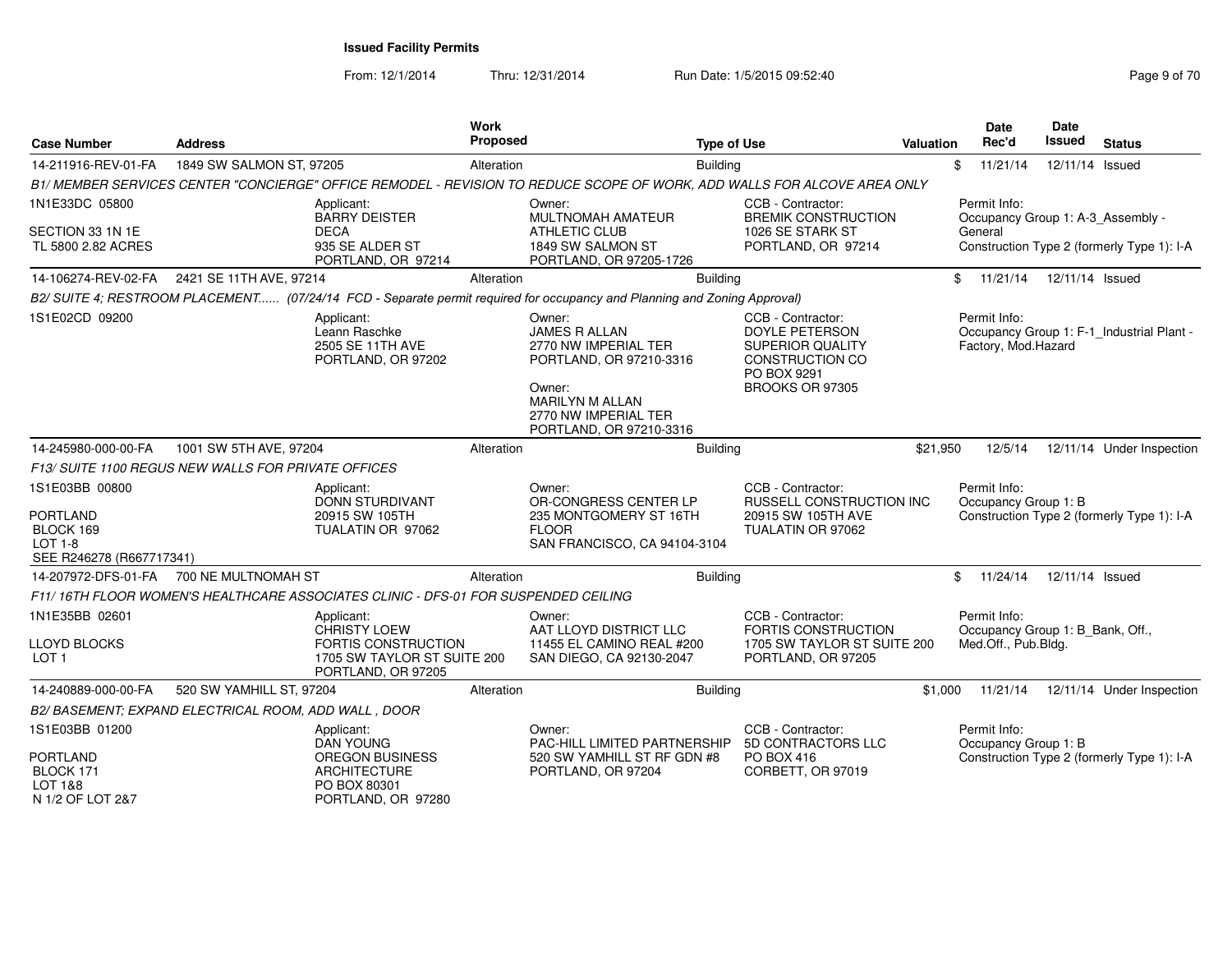**Issued Facility Permits**

From: 12/1/2014 Thru: 12/31/2014 Run Date: 1/5/2015 09:52:40

| Case Number | Address | Work Proposed | Type of Use | Valuation | Date Rec'd | Date Issued | Status |
|---|---|---|---|---|---|---|---|
| 14-211916-REV-01-FA | 1849 SW SALMON ST, 97205 | Alteration | Building | $ | 11/21/14 | 12/11/14 | Issued |

B1/ MEMBER SERVICES CENTER "CONCIERGE" OFFICE REMODEL - REVISION TO REDUCE SCOPE OF WORK, ADD WALLS FOR ALCOVE AREA ONLY

1N1E33DC 05800
SECTION 33 1N 1E
TL 5800 2.82 ACRES

Applicant: BARRY DEISTER, DECA, 935 SE ALDER ST, PORTLAND, OR 97214

Owner: MULTNOMAH AMATEUR ATHLETIC CLUB, 1849 SW SALMON ST, PORTLAND, OR 97205-1726

CCB - Contractor: BREMIK CONSTRUCTION, 1026 SE STARK ST, PORTLAND, OR 97214

Permit Info: Occupancy Group 1: A-3_Assembly - General; Construction Type 2 (formerly Type 1): I-A

| Case Number | Address | Work Proposed | Type of Use | Valuation | Date Rec'd | Date Issued | Status |
|---|---|---|---|---|---|---|---|
| 14-106274-REV-02-FA | 2421 SE 11TH AVE, 97214 | Alteration | Building | $ | 11/21/14 | 12/11/14 | Issued |

B2/ SUITE 4; RESTROOM PLACEMENT...... (07/24/14 FCD - Separate permit required for occupancy and Planning and Zoning Approval)

1S1E02CD 09200

Applicant: Leann Raschke, 2505 SE 11TH AVE, PORTLAND, OR 97202

Owner: JAMES R ALLAN, 2770 NW IMPERIAL TER, PORTLAND, OR 97210-3316

Owner: MARILYN M ALLAN, 2770 NW IMPERIAL TER, PORTLAND, OR 97210-3316

CCB - Contractor: DOYLE PETERSON, SUPERIOR QUALITY CONSTRUCTION CO, PO BOX 9291, BROOKS OR 97305

Permit Info: Occupancy Group 1: F-1_Industrial Plant - Factory, Mod.Hazard

| Case Number | Address | Work Proposed | Type of Use | Valuation | Date Rec'd | Date Issued | Status |
|---|---|---|---|---|---|---|---|
| 14-245980-000-00-FA | 1001 SW 5TH AVE, 97204 | Alteration | Building | $21,950 | 12/5/14 | 12/11/14 | Under Inspection |

F13/ SUITE 1100 REGUS NEW WALLS FOR PRIVATE OFFICES

1S1E03BB 00800
PORTLAND
BLOCK 169
LOT 1-8
SEE R246278 (R667717341)

Applicant: DONN STURDIVANT, 20915 SW 105TH, TUALATIN OR 97062

Owner: OR-CONGRESS CENTER LP, 235 MONTGOMERY ST 16TH FLOOR, SAN FRANCISCO, CA 94104-3104

CCB - Contractor: RUSSELL CONSTRUCTION INC, 20915 SW 105TH AVE, TUALATIN OR 97062

Permit Info: Occupancy Group 1: B; Construction Type 2 (formerly Type 1): I-A

| Case Number | Address | Work Proposed | Type of Use | Valuation | Date Rec'd | Date Issued | Status |
|---|---|---|---|---|---|---|---|
| 14-207972-DFS-01-FA | 700 NE MULTNOMAH ST | Alteration | Building | $ | 11/24/14 | 12/11/14 | Issued |

F11/ 16TH FLOOR WOMEN'S HEALTHCARE ASSOCIATES CLINIC - DFS-01 FOR SUSPENDED CEILING

1N1E35BB 02601
LLOYD BLOCKS
LOT 1

Applicant: CHRISTY LOEW, FORTIS CONSTRUCTION, 1705 SW TAYLOR ST SUITE 200, PORTLAND, OR 97205

Owner: AAT LLOYD DISTRICT LLC, 11455 EL CAMINO REAL #200, SAN DIEGO, CA 92130-2047

CCB - Contractor: FORTIS CONSTRUCTION, 1705 SW TAYLOR ST SUITE 200, PORTLAND, OR 97205

Permit Info: Occupancy Group 1: B_Bank, Off., Med.Off., Pub.Bldg.

| Case Number | Address | Work Proposed | Type of Use | Valuation | Date Rec'd | Date Issued | Status |
|---|---|---|---|---|---|---|---|
| 14-240889-000-00-FA | 520 SW YAMHILL ST, 97204 | Alteration | Building | $1,000 | 11/21/14 | 12/11/14 | Under Inspection |

B2/ BASEMENT; EXPAND ELECTRICAL ROOM, ADD WALL , DOOR

1S1E03BB 01200
PORTLAND
BLOCK 171
LOT 1&8
N 1/2 OF LOT 2&7

Applicant: DAN YOUNG, OREGON BUSINESS ARCHITECTURE, PO BOX 80301, PORTLAND, OR 97280

Owner: PAC-HILL LIMITED PARTNERSHIP, 520 SW YAMHILL ST RF GDN #8, PORTLAND, OR 97204

CCB - Contractor: 5D CONTRACTORS LLC, PO BOX 416, CORBETT, OR 97019

Permit Info: Occupancy Group 1: B; Construction Type 2 (formerly Type 1): I-A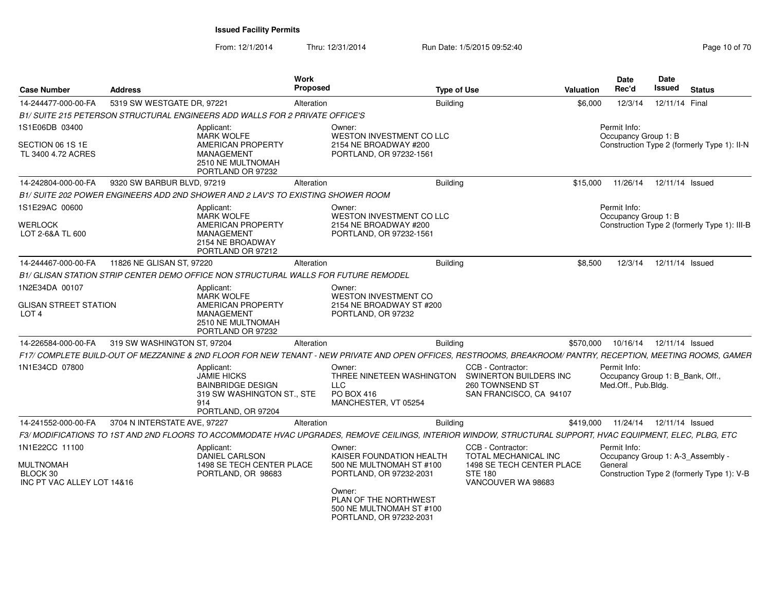**Issued Facility Permits**

From: 12/1/2014 Thru: 12/31/2014 Run Date: 1/5/2015 09:52:40

| Case Number | Address | Work Proposed | Type of Use | Valuation | Date Rec'd | Date Issued | Status |
|---|---|---|---|---|---|---|---|
| 14-244477-000-00-FA | 5319 SW WESTGATE DR, 97221 | Alteration | Building | $6,000 | 12/3/14 | 12/11/14 | Final |

*B1/ SUITE 215 PETERSON STRUCTURAL ENGINEERS ADD WALLS FOR 2 PRIVATE OFFICE'S*

1S1E06DB 03400
SECTION 06 1S 1E
TL 3400 4.72 ACRES

Applicant:
MARK WOLFE
AMERICAN PROPERTY MANAGEMENT
2510 NE MULTNOMAH
PORTLAND OR 97232

Owner:
WESTON INVESTMENT CO LLC
2154 NE BROADWAY #200
PORTLAND, OR 97232-1561

Permit Info:
Occupancy Group 1: B
Construction Type 2 (formerly Type 1): II-N

---

| Case Number | Address | Work Proposed | Type of Use | Valuation | Date Rec'd | Date Issued | Status |
|---|---|---|---|---|---|---|---|
| 14-242804-000-00-FA | 9320 SW BARBUR BLVD, 97219 | Alteration | Building | $15,000 | 11/26/14 | 12/11/14 | Issued |

*B1/ SUITE 202 POWER ENGINEERS ADD 2ND SHOWER AND 2 LAV'S TO EXISTING SHOWER ROOM*

1S1E29AC 00600
WERLOCK
LOT 2-6&A TL 600

Applicant:
MARK WOLFE
AMERICAN PROPERTY MANAGEMENT
2154 NE BROADWAY
PORTLAND OR 97212

Owner:
WESTON INVESTMENT CO LLC
2154 NE BROADWAY #200
PORTLAND, OR 97232-1561

Permit Info:
Occupancy Group 1: B
Construction Type 2 (formerly Type 1): III-B

---

| Case Number | Address | Work Proposed | Type of Use | Valuation | Date Rec'd | Date Issued | Status |
|---|---|---|---|---|---|---|---|
| 14-244467-000-00-FA | 11826 NE GLISAN ST, 97220 | Alteration | Building | $8,500 | 12/3/14 | 12/11/14 | Issued |

*B1/ GLISAN STATION STRIP CENTER DEMO OFFICE NON STRUCTURAL WALLS FOR FUTURE REMODEL*

1N2E34DA 00107
GLISAN STREET STATION
LOT 4

Applicant:
MARK WOLFE
AMERICAN PROPERTY MANAGEMENT
2510 NE MULTNOMAH
PORTLAND OR 97232

Owner:
WESTON INVESTMENT CO
2154 NE BROADWAY ST #200
PORTLAND, OR 97232

---

| Case Number | Address | Work Proposed | Type of Use | Valuation | Date Rec'd | Date Issued | Status |
|---|---|---|---|---|---|---|---|
| 14-226584-000-00-FA | 319 SW WASHINGTON ST, 97204 | Alteration | Building | $570,000 | 10/16/14 | 12/11/14 | Issued |

*F17/ COMPLETE BUILD-OUT OF MEZZANINE & 2ND FLOOR FOR NEW TENANT - NEW PRIVATE AND OPEN OFFICES, RESTROOMS, BREAKROOM/ PANTRY, RECEPTION, MEETING ROOMS, GAMER*

1N1E34CD 07800

Applicant:
JAMIE HICKS
BAINBRIDGE DESIGN
319 SW WASHINGTON ST., STE 914
PORTLAND, OR 97204

Owner:
THREE NINETEEN WASHINGTON LLC
PO BOX 416
MANCHESTER, VT 05254

CCB - Contractor:
SWINERTON BUILDERS INC
260 TOWNSEND ST
SAN FRANCISCO, CA 94107

Permit Info:
Occupancy Group 1: B_Bank, Off., Med.Off., Pub.Bldg.

---

| Case Number | Address | Work Proposed | Type of Use | Valuation | Date Rec'd | Date Issued | Status |
|---|---|---|---|---|---|---|---|
| 14-241552-000-00-FA | 3704 N INTERSTATE AVE, 97227 | Alteration | Building | $419,000 | 11/24/14 | 12/11/14 | Issued |

*F3/ MODIFICATIONS TO 1ST AND 2ND FLOORS TO ACCOMMODATE HVAC UPGRADES, REMOVE CEILINGS, INTERIOR WINDOW, STRUCTURAL SUPPORT, HVAC EQUIPMENT, ELEC, PLBG, ETC*

1N1E22CC 11100
MULTNOMAH
BLOCK 30
INC PT VAC ALLEY LOT 14&16

Applicant:
DANIEL CARLSON
1498 SE TECH CENTER PLACE
PORTLAND, OR 98683

Owner:
KAISER FOUNDATION HEALTH
500 NE MULTNOMAH ST #100
PORTLAND, OR 97232-2031

Owner:
PLAN OF THE NORTHWEST
500 NE MULTNOMAH ST #100
PORTLAND, OR 97232-2031

CCB - Contractor:
TOTAL MECHANICAL INC
1498 SE TECH CENTER PLACE
STE 180
VANCOUVER WA 98683

Permit Info:
Occupancy Group 1: A-3_Assembly - General
Construction Type 2 (formerly Type 1): V-B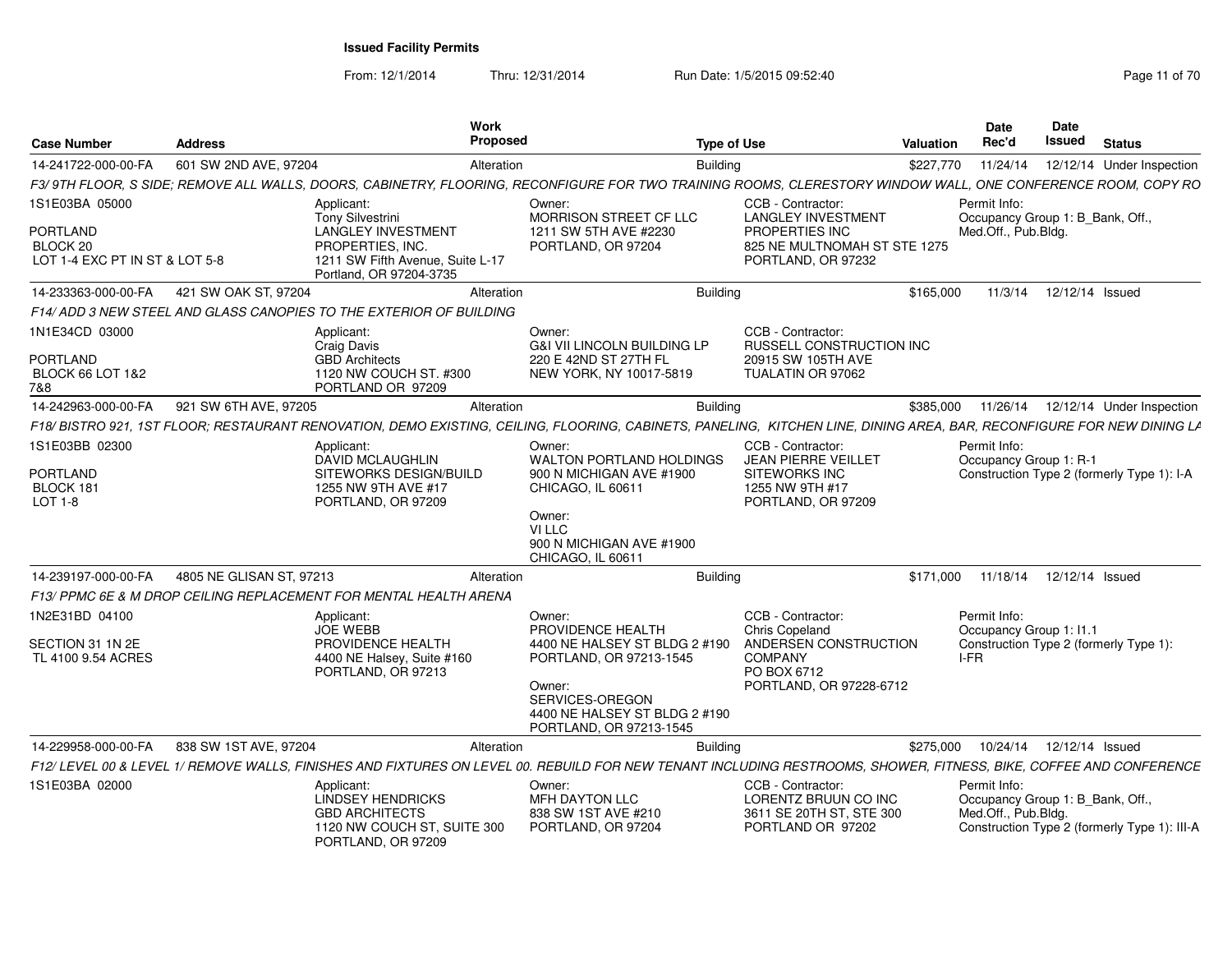# Issued Facility Permits

From: 12/1/2014 Thru: 12/31/2014 Run Date: 1/5/2015 09:52:40

| Case Number | Address | Work Proposed | Type of Use | Valuation | Date Rec'd | Date Issued | Status |
|---|---|---|---|---|---|---|---|
| 14-241722-000-00-FA | 601 SW 2ND AVE, 97204 | Alteration | Building | $227,770 | 11/24/14 | 12/12/14 | Under Inspection |

F3/ 9TH FLOOR, S SIDE; REMOVE ALL WALLS, DOORS, CABINETRY, FLOORING, RECONFIGURE FOR TWO TRAINING ROOMS, CLERESTORY WINDOW WALL, ONE CONFERENCE ROOM, COPY RO

1S1E03BA 05000
PORTLAND
BLOCK 20
LOT 1-4 EXC PT IN ST & LOT 5-8

Applicant: Tony Silvestrini, LANGLEY INVESTMENT PROPERTIES, INC., 1211 SW Fifth Avenue, Suite L-17, Portland, OR 97204-3735

Owner: MORRISON STREET CF LLC, 1211 SW 5TH AVE #2230, PORTLAND, OR 97204

CCB - Contractor: LANGLEY INVESTMENT PROPERTIES INC, 825 NE MULTNOMAH ST STE 1275, PORTLAND, OR 97232

Permit Info: Occupancy Group 1: B_Bank, Off., Med.Off., Pub.Bldg.

| Case Number | Address | Work Proposed | Type of Use | Valuation | Date Rec'd | Date Issued | Status |
|---|---|---|---|---|---|---|---|
| 14-233363-000-00-FA | 421 SW OAK ST, 97204 | Alteration | Building | $165,000 | 11/3/14 | 12/12/14 | Issued |

F14/ ADD 3 NEW STEEL AND GLASS CANOPIES TO THE EXTERIOR OF BUILDING

1N1E34CD 03000
PORTLAND
BLOCK 66 LOT 1&2
7&8

Applicant: Craig Davis, GBD Architects, 1120 NW COUCH ST. #300, PORTLAND OR 97209

Owner: G&I VII LINCOLN BUILDING LP, 220 E 42ND ST 27TH FL, NEW YORK, NY 10017-5819

CCB - Contractor: RUSSELL CONSTRUCTION INC, 20915 SW 105TH AVE, TUALATIN OR 97062

| Case Number | Address | Work Proposed | Type of Use | Valuation | Date Rec'd | Date Issued | Status |
|---|---|---|---|---|---|---|---|
| 14-242963-000-00-FA | 921 SW 6TH AVE, 97205 | Alteration | Building | $385,000 | 11/26/14 | 12/12/14 | Under Inspection |

F18/ BISTRO 921, 1ST FLOOR; RESTAURANT RENOVATION, DEMO EXISTING, CEILING, FLOORING, CABINETS, PANELING, KITCHEN LINE, DINING AREA, BAR, RECONFIGURE FOR NEW DINING LA

1S1E03BB 02300
PORTLAND
BLOCK 181
LOT 1-8

Applicant: DAVID MCLAUGHLIN, SITEWORKS DESIGN/BUILD, 1255 NW 9TH AVE #17, PORTLAND, OR 97209

Owner: WALTON PORTLAND HOLDINGS, 900 N MICHIGAN AVE #1900, CHICAGO, IL 60611

Owner: VI LLC, 900 N MICHIGAN AVE #1900, CHICAGO, IL 60611

CCB - Contractor: JEAN PIERRE VEILLET, SITEWORKS INC, 1255 NW 9TH #17, PORTLAND, OR 97209

Permit Info: Occupancy Group 1: R-1, Construction Type 2 (formerly Type 1): I-A

| Case Number | Address | Work Proposed | Type of Use | Valuation | Date Rec'd | Date Issued | Status |
|---|---|---|---|---|---|---|---|
| 14-239197-000-00-FA | 4805 NE GLISAN ST, 97213 | Alteration | Building | $171,000 | 11/18/14 | 12/12/14 | Issued |

F13/ PPMC 6E & M DROP CEILING REPLACEMENT FOR MENTAL HEALTH ARENA

1N2E31BD 04100
SECTION 31 1N 2E
TL 4100 9.54 ACRES

Applicant: JOE WEBB, PROVIDENCE HEALTH, 4400 NE Halsey, Suite #160, PORTLAND, OR 97213

Owner: PROVIDENCE HEALTH, 4400 NE HALSEY ST BLDG 2 #190, PORTLAND, OR 97213-1545

Owner: SERVICES-OREGON, 4400 NE HALSEY ST BLDG 2 #190, PORTLAND, OR 97213-1545

CCB - Contractor: Chris Copeland, ANDERSEN CONSTRUCTION COMPANY, PO BOX 6712, PORTLAND, OR 97228-6712

Permit Info: Occupancy Group 1: I1.1, Construction Type 2 (formerly Type 1): I-FR

| Case Number | Address | Work Proposed | Type of Use | Valuation | Date Rec'd | Date Issued | Status |
|---|---|---|---|---|---|---|---|
| 14-229958-000-00-FA | 838 SW 1ST AVE, 97204 | Alteration | Building | $275,000 | 10/24/14 | 12/12/14 | Issued |

F12/ LEVEL 00 & LEVEL 1/ REMOVE WALLS, FINISHES AND FIXTURES ON LEVEL 00. REBUILD FOR NEW TENANT INCLUDING RESTROOMS, SHOWER, FITNESS, BIKE, COFFEE AND CONFERENCE

1S1E03BA 02000

Applicant: LINDSEY HENDRICKS, GBD ARCHITECTS, 1120 NW COUCH ST, SUITE 300, PORTLAND, OR 97209

Owner: MFH DAYTON LLC, 838 SW 1ST AVE #210, PORTLAND, OR 97204

CCB - Contractor: LORENTZ BRUUN CO INC, 3611 SE 20TH ST, STE 300, PORTLAND OR 97202

Permit Info: Occupancy Group 1: B_Bank, Off., Med.Off., Pub.Bldg., Construction Type 2 (formerly Type 1): III-A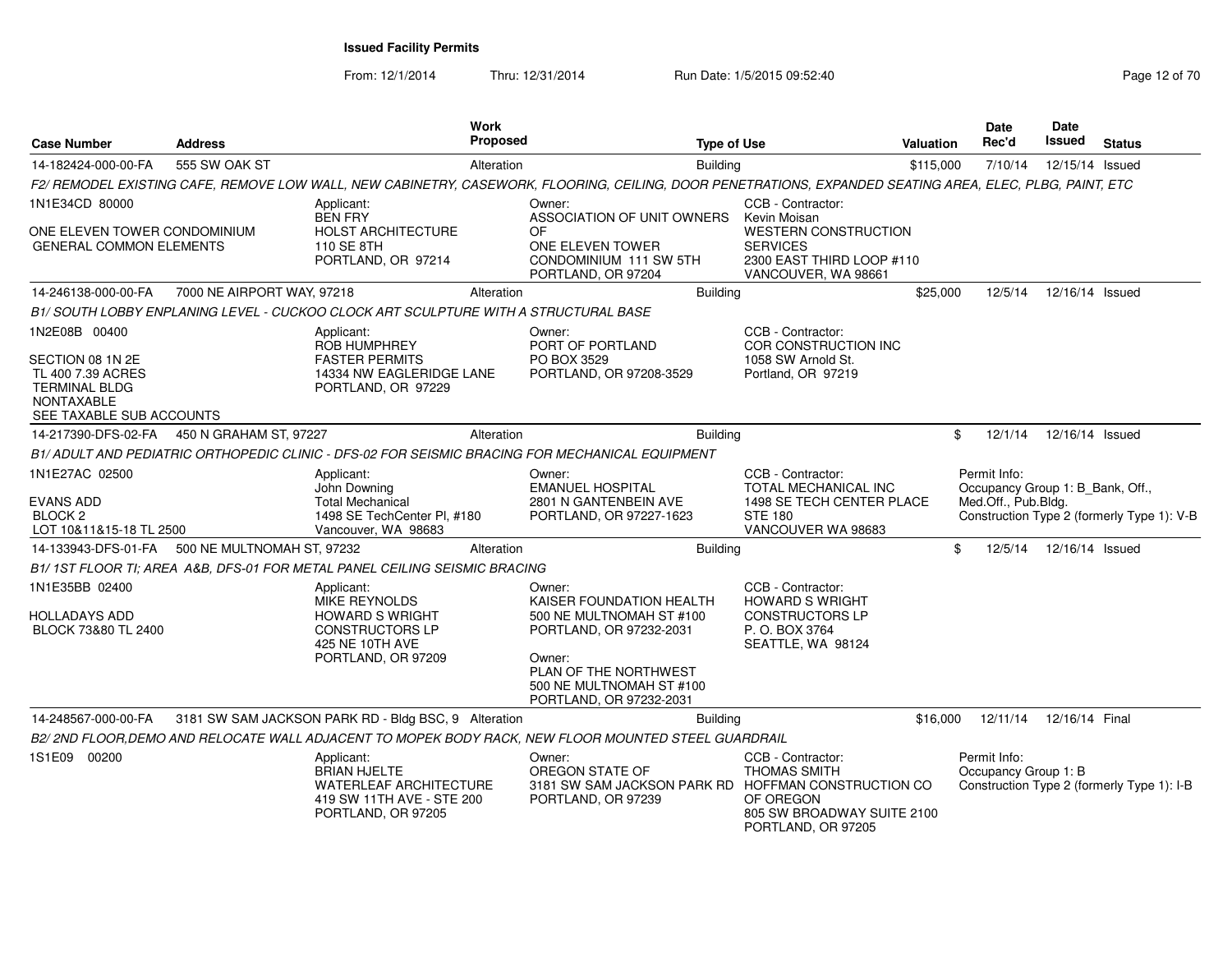**Issued Facility Permits**

From: 12/1/2014 Thru: 12/31/2014 Run Date: 1/5/2015 09:52:40

| Case Number | Address | Work Proposed | Type of Use | Valuation | Date Rec'd | Date Issued | Status |
|---|---|---|---|---|---|---|---|
| 14-182424-000-00-FA | 555 SW OAK ST | Alteration | Building | $115,000 | 7/10/14 | 12/15/14 | Issued |

*F2/ REMODEL EXISTING CAFE, REMOVE LOW WALL, NEW CABINETRY, CASEWORK, FLOORING, CEILING, DOOR PENETRATIONS, EXPANDED SEATING AREA, ELEC, PLBG, PAINT, ETC*

1N1E34CD 80000

ONE ELEVEN TOWER CONDOMINIUM
GENERAL COMMON ELEMENTS

Applicant:
BEN FRY
HOLST ARCHITECTURE
110 SE 8TH
PORTLAND, OR 97214

Owner:
ASSOCIATION OF UNIT OWNERS OF
ONE ELEVEN TOWER
CONDOMINIUM 111 SW 5TH
PORTLAND, OR 97204

CCB - Contractor:
Kevin Moisan
WESTERN CONSTRUCTION SERVICES
2300 EAST THIRD LOOP #110
VANCOUVER, WA 98661

| Case Number | Address | Work Proposed | Type of Use | Valuation | Date Rec'd | Date Issued | Status |
|---|---|---|---|---|---|---|---|
| 14-246138-000-00-FA | 7000 NE AIRPORT WAY, 97218 | Alteration | Building | $25,000 | 12/5/14 | 12/16/14 | Issued |

*B1/ SOUTH LOBBY ENPLANING LEVEL - CUCKOO CLOCK ART SCULPTURE WITH A STRUCTURAL BASE*

1N2E08B 00400

SECTION 08 1N 2E
TL 400 7.39 ACRES
TERMINAL BLDG
NONTAXABLE
SEE TAXABLE SUB ACCOUNTS

Applicant:
ROB HUMPHREY
FASTER PERMITS
14334 NW EAGLERIDGE LANE
PORTLAND, OR 97229

Owner:
PORT OF PORTLAND
PO BOX 3529
PORTLAND, OR 97208-3529

CCB - Contractor:
COR CONSTRUCTION INC
1058 SW Arnold St.
Portland, OR 97219

| Case Number | Address | Work Proposed | Type of Use | Valuation | Date Rec'd | Date Issued | Status |
|---|---|---|---|---|---|---|---|
| 14-217390-DFS-02-FA | 450 N GRAHAM ST, 97227 | Alteration | Building | $ | 12/1/14 | 12/16/14 | Issued |

*B1/ ADULT AND PEDIATRIC ORTHOPEDIC CLINIC - DFS-02 FOR SEISMIC BRACING FOR MECHANICAL EQUIPMENT*

1N1E27AC 02500

EVANS ADD
BLOCK 2
LOT 10&11&15-18 TL 2500

Applicant:
John Downing
Total Mechanical
1498 SE TechCenter Pl, #180
Vancouver, WA 98683

Owner:
EMANUEL HOSPITAL
2801 N GANTENBEIN AVE
PORTLAND, OR 97227-1623

CCB - Contractor:
TOTAL MECHANICAL INC
1498 SE TECH CENTER PLACE
STE 180
VANCOUVER WA 98683

Permit Info:
Occupancy Group 1: B_Bank, Off., Med.Off., Pub.Bldg.
Construction Type 2 (formerly Type 1): V-B

| Case Number | Address | Work Proposed | Type of Use | Valuation | Date Rec'd | Date Issued | Status |
|---|---|---|---|---|---|---|---|
| 14-133943-DFS-01-FA | 500 NE MULTNOMAH ST, 97232 | Alteration | Building | $ | 12/5/14 | 12/16/14 | Issued |

*B1/ 1ST FLOOR TI; AREA A&B, DFS-01 FOR METAL PANEL CEILING SEISMIC BRACING*

1N1E35BB 02400

HOLLADAYS ADD
BLOCK 73&80 TL 2400

Applicant:
MIKE REYNOLDS
HOWARD S WRIGHT
CONSTRUCTORS LP
425 NE 10TH AVE
PORTLAND, OR 97209

Owner:
KAISER FOUNDATION HEALTH
500 NE MULTNOMAH ST #100
PORTLAND, OR 97232-2031

Owner:
PLAN OF THE NORTHWEST
500 NE MULTNOMAH ST #100
PORTLAND, OR 97232-2031

CCB - Contractor:
HOWARD S WRIGHT
CONSTRUCTORS LP
P. O. BOX 3764
SEATTLE, WA 98124

| Case Number | Address | Work Proposed | Type of Use | Valuation | Date Rec'd | Date Issued | Status |
|---|---|---|---|---|---|---|---|
| 14-248567-000-00-FA | 3181 SW SAM JACKSON PARK RD - Bldg BSC, 9 | Alteration | Building | $16,000 | 12/11/14 | 12/16/14 | Final |

*B2/ 2ND FLOOR,DEMO AND RELOCATE WALL ADJACENT TO MOPEK BODY RACK, NEW FLOOR MOUNTED STEEL GUARDRAIL*

1S1E09 00200

Applicant:
BRIAN HJELTE
WATERLEAF ARCHITECTURE
419 SW 11TH AVE - STE 200
PORTLAND, OR 97205

Owner:
OREGON STATE OF
3181 SW SAM JACKSON PARK RD
PORTLAND, OR 97239

CCB - Contractor:
THOMAS SMITH
HOFFMAN CONSTRUCTION CO OF OREGON
805 SW BROADWAY SUITE 2100
PORTLAND, OR 97205

Permit Info:
Occupancy Group 1: B
Construction Type 2 (formerly Type 1): I-B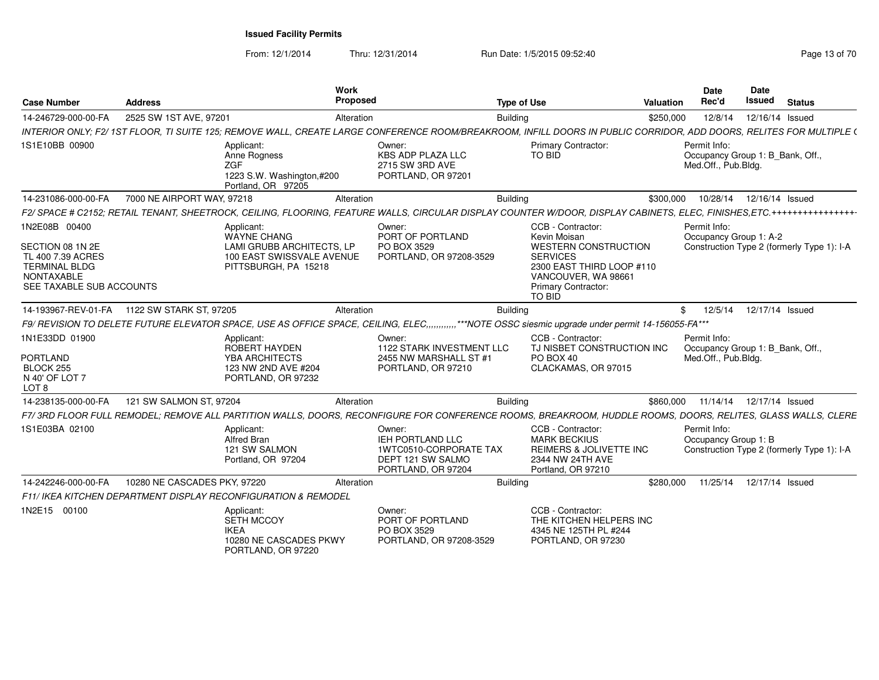**Issued Facility Permits**

From: 12/1/2014 Thru: 12/31/2014 Run Date: 1/5/2015 09:52:40

| Case Number | Address | Work Proposed | Type of Use | Valuation | Date Rec'd | Date Issued | Status |
|---|---|---|---|---|---|---|---|
| 14-246729-000-00-FA | 2525 SW 1ST AVE, 97201 | Alteration | Building | $250,000 | 12/8/14 | 12/16/14 | Issued |

INTERIOR ONLY; F2/ 1ST FLOOR, TI SUITE 125; REMOVE WALL, CREATE LARGE CONFERENCE ROOM/BREAKROOM, INFILL DOORS IN PUBLIC CORRIDOR, ADD DOORS, RELITES FOR MULTIPLE (

1S1E10BB 00900

Applicant:
Anne Rogness
ZGF
1223 S.W. Washington,#200
Portland, OR 97205

Owner:
KBS ADP PLAZA LLC
2715 SW 3RD AVE
PORTLAND, OR 97201

Primary Contractor:
TO BID

Permit Info:
Occupancy Group 1: B_Bank, Off., Med.Off., Pub.Bldg.

| Case Number | Address | Work Proposed | Type of Use | Valuation | Date Rec'd | Date Issued | Status |
|---|---|---|---|---|---|---|---|
| 14-231086-000-00-FA | 7000 NE AIRPORT WAY, 97218 | Alteration | Building | $300,000 | 10/28/14 | 12/16/14 | Issued |

F2/ SPACE # C2152; RETAIL TENANT, SHEETROCK, CEILING, FLOORING, FEATURE WALLS, CIRCULAR DISPLAY COUNTER W/DOOR, DISPLAY CABINETS, ELEC, FINISHES,ETC.+++++++++++++++++

1N2E08B 00400

SECTION 08 1N 2E
TL 400 7.39 ACRES
TERMINAL BLDG
NONTAXABLE
SEE TAXABLE SUB ACCOUNTS

Applicant:
WAYNE CHANG
LAMI GRUBB ARCHITECTS, LP
100 EAST SWISSVALE AVENUE
PITTSBURGH, PA 15218

Owner:
PORT OF PORTLAND
PO BOX 3529
PORTLAND, OR 97208-3529

CCB - Contractor:
Kevin Moisan
WESTERN CONSTRUCTION SERVICES
2300 EAST THIRD LOOP #110
VANCOUVER, WA 98661
Primary Contractor:
TO BID

Permit Info:
Occupancy Group 1: A-2
Construction Type 2 (formerly Type 1): I-A

| Case Number | Address | Work Proposed | Type of Use | Valuation | Date Rec'd | Date Issued | Status |
|---|---|---|---|---|---|---|---|
| 14-193967-REV-01-FA | 1122 SW STARK ST, 97205 | Alteration | Building | $ | 12/5/14 | 12/17/14 | Issued |

F9/ REVISION TO DELETE FUTURE ELEVATOR SPACE, USE AS OFFICE SPACE, CEILING, ELEC,,,,,,,,,,,,***NOTE OSSC siesmic upgrade under permit 14-156055-FA***

1N1E33DD 01900

PORTLAND
BLOCK 255
N 40' OF LOT 7
LOT 8

Applicant:
ROBERT HAYDEN
YBA ARCHITECTS
123 NW 2ND AVE #204
PORTLAND, OR 97232

Owner:
1122 STARK INVESTMENT LLC
2455 NW MARSHALL ST #1
PORTLAND, OR 97210

CCB - Contractor:
TJ NISBET CONSTRUCTION INC
PO BOX 40
CLACKAMAS, OR 97015

Permit Info:
Occupancy Group 1: B_Bank, Off., Med.Off., Pub.Bldg.

| Case Number | Address | Work Proposed | Type of Use | Valuation | Date Rec'd | Date Issued | Status |
|---|---|---|---|---|---|---|---|
| 14-238135-000-00-FA | 121 SW SALMON ST, 97204 | Alteration | Building | $860,000 | 11/14/14 | 12/17/14 | Issued |

F7/ 3RD FLOOR FULL REMODEL; REMOVE ALL PARTITION WALLS, DOORS, RECONFIGURE FOR CONFERENCE ROOMS, BREAKROOM, HUDDLE ROOMS, DOORS, RELITES, GLASS WALLS, CLERE

1S1E03BA 02100

Applicant:
Alfred Bran
121 SW SALMON
Portland, OR 97204

Owner:
IEH PORTLAND LLC
1WTC0510-CORPORATE TAX
DEPT 121 SW SALMO
PORTLAND, OR 97204

CCB - Contractor:
MARK BECKIUS
REIMERS & JOLIVETTE INC
2344 NW 24TH AVE
Portland, OR 97210

Permit Info:
Occupancy Group 1: B
Construction Type 2 (formerly Type 1): I-A

| Case Number | Address | Work Proposed | Type of Use | Valuation | Date Rec'd | Date Issued | Status |
|---|---|---|---|---|---|---|---|
| 14-242246-000-00-FA | 10280 NE CASCADES PKY, 97220 | Alteration | Building | $280,000 | 11/25/14 | 12/17/14 | Issued |

F11/ IKEA KITCHEN DEPARTMENT DISPLAY RECONFIGURATION & REMODEL

1N2E15 00100

Applicant:
SETH MCCOY
IKEA
10280 NE CASCADES PKWY
PORTLAND, OR 97220

Owner:
PORT OF PORTLAND
PO BOX 3529
PORTLAND, OR 97208-3529

CCB - Contractor:
THE KITCHEN HELPERS INC
4345 NE 125TH PL #244
PORTLAND, OR 97230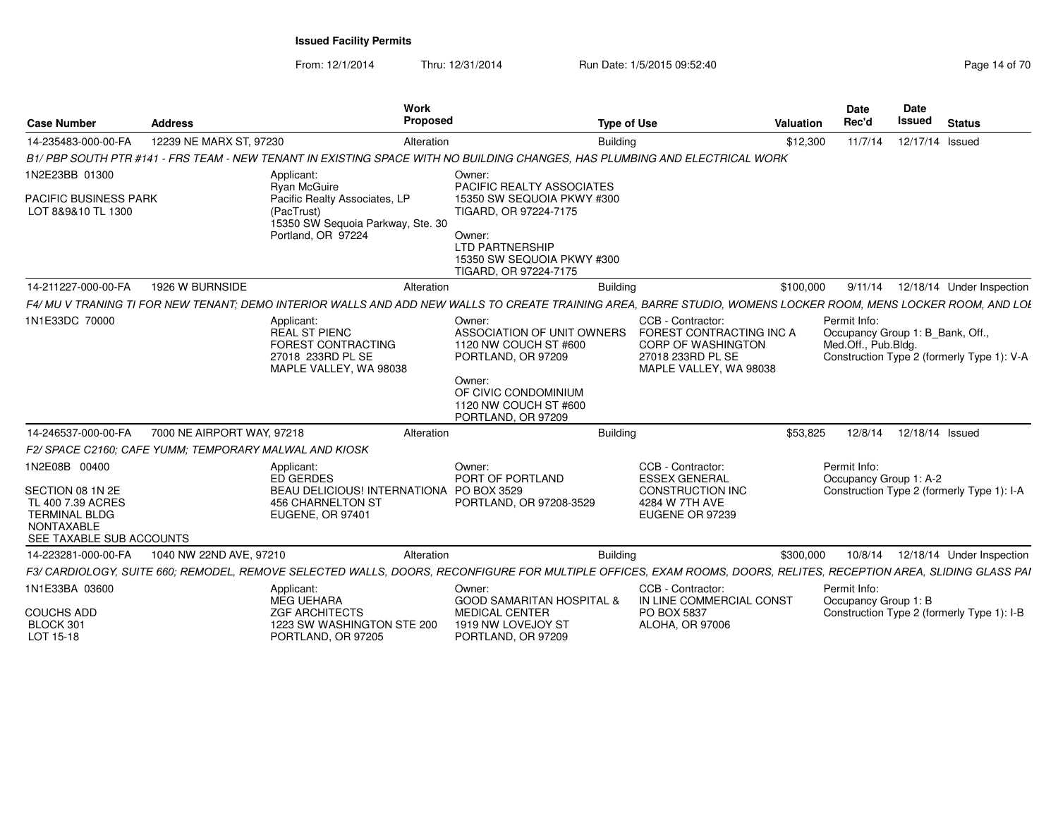**Issued Facility Permits**

From: 12/1/2014 Thru: 12/31/2014 Run Date: 1/5/2015 09:52:40

| Case Number | Address | Work Proposed | Type of Use | Valuation | Date Rec'd | Date Issued | Status |
|---|---|---|---|---|---|---|---|
| 14-235483-000-00-FA | 12239 NE MARX ST, 97230 | Alteration | Building | $12,300 | 11/7/14 | 12/17/14 | Issued |

*B1/ PBP SOUTH PTR #141 - FRS TEAM - NEW TENANT IN EXISTING SPACE WITH NO BUILDING CHANGES, HAS PLUMBING AND ELECTRICAL WORK*

1N2E23BB 01300

PACIFIC BUSINESS PARK
LOT 8&9&10 TL 1300

Applicant:
Ryan McGuire
Pacific Realty Associates, LP (PacTrust)
15350 SW Sequoia Parkway, Ste. 30
Portland, OR 97224

Owner:
PACIFIC REALTY ASSOCIATES
15350 SW SEQUOIA PKWY #300
TIGARD, OR 97224-7175

Owner:
LTD PARTNERSHIP
15350 SW SEQUOIA PKWY #300
TIGARD, OR 97224-7175

| Case Number | Address | Work Proposed | Type of Use | Valuation | Date Rec'd | Date Issued | Status |
|---|---|---|---|---|---|---|---|
| 14-211227-000-00-FA | 1926 W BURNSIDE | Alteration | Building | $100,000 | 9/11/14 | 12/18/14 | Under Inspection |

*F4/ MU V TRANING TI FOR NEW TENANT; DEMO INTERIOR WALLS AND ADD NEW WALLS TO CREATE TRAINING AREA, BARRE STUDIO, WOMENS LOCKER ROOM, MENS LOCKER ROOM, AND LOE*

1N1E33DC 70000

Applicant:
REAL ST PIENC
FOREST CONTRACTING
27018 233RD PL SE
MAPLE VALLEY, WA 98038

Owner:
ASSOCIATION OF UNIT OWNERS
1120 NW COUCH ST #600
PORTLAND, OR 97209

Owner:
OF CIVIC CONDOMINIUM
1120 NW COUCH ST #600
PORTLAND, OR 97209

CCB - Contractor:
FOREST CONTRACTING INC A
CORP OF WASHINGTON
27018 233RD PL SE
MAPLE VALLEY, WA 98038

Permit Info:
Occupancy Group 1: B_Bank, Off., Med.Off., Pub.Bldg.
Construction Type 2 (formerly Type 1): V-A

| Case Number | Address | Work Proposed | Type of Use | Valuation | Date Rec'd | Date Issued | Status |
|---|---|---|---|---|---|---|---|
| 14-246537-000-00-FA | 7000 NE AIRPORT WAY, 97218 | Alteration | Building | $53,825 | 12/8/14 | 12/18/14 | Issued |

*F2/ SPACE C2160; CAFE YUMM; TEMPORARY MALWAL AND KIOSK*

1N2E08B 00400

SECTION 08 1N 2E
TL 400 7.39 ACRES
TERMINAL BLDG
NONTAXABLE
SEE TAXABLE SUB ACCOUNTS

Applicant:
ED GERDES
BEAU DELICIOUS! INTERNATIONA
456 CHARNELTON ST
EUGENE, OR 97401

Owner:
PORT OF PORTLAND
PO BOX 3529
PORTLAND, OR 97208-3529

CCB - Contractor:
ESSEX GENERAL
CONSTRUCTION INC
4284 W 7TH AVE
EUGENE OR 97239

Permit Info:
Occupancy Group 1: A-2
Construction Type 2 (formerly Type 1): I-A

| Case Number | Address | Work Proposed | Type of Use | Valuation | Date Rec'd | Date Issued | Status |
|---|---|---|---|---|---|---|---|
| 14-223281-000-00-FA | 1040 NW 22ND AVE, 97210 | Alteration | Building | $300,000 | 10/8/14 | 12/18/14 | Under Inspection |

*F3/ CARDIOLOGY, SUITE 660; REMODEL, REMOVE SELECTED WALLS, DOORS, RECONFIGURE FOR MULTIPLE OFFICES, EXAM ROOMS, DOORS, RELITES, RECEPTION AREA, SLIDING GLASS PAI*

1N1E33BA 03600

COUCHS ADD
BLOCK 301
LOT 15-18

Applicant:
MEG UEHARA
ZGF ARCHITECTS
1223 SW WASHINGTON STE 200
PORTLAND, OR 97205

Owner:
GOOD SAMARITAN HOSPITAL &
MEDICAL CENTER
1919 NW LOVEJOY ST
PORTLAND, OR 97209

CCB - Contractor:
IN LINE COMMERCIAL CONST
PO BOX 5837
ALOHA, OR 97006

Permit Info:
Occupancy Group 1: B
Construction Type 2 (formerly Type 1): I-B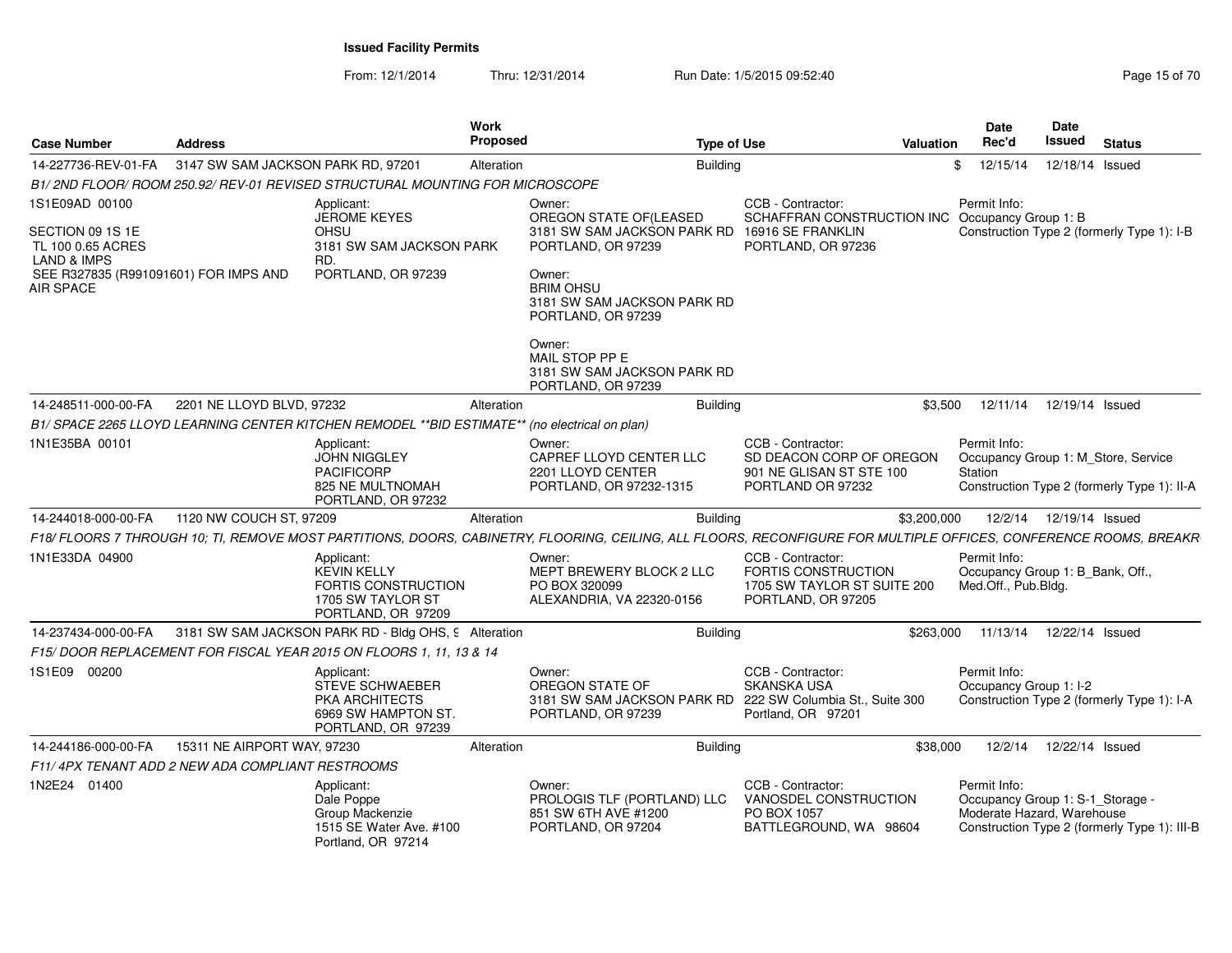**Issued Facility Permits**

From: 12/1/2014 Thru: 12/31/2014 Run Date: 1/5/2015 09:52:40

| Case Number | Address | Work Proposed | Type of Use | Valuation | Date Rec'd | Date Issued | Status |
|---|---|---|---|---|---|---|---|
| 14-227736-REV-01-FA | 3147 SW SAM JACKSON PARK RD, 97201 | Alteration | Building | $ | 12/15/14 | 12/18/14 | Issued |

*B1/ 2ND FLOOR/ ROOM 250.92/ REV-01 REVISED STRUCTURAL MOUNTING FOR MICROSCOPE*

1S1E09AD 00100

SECTION 09 1S 1E
TL 100 0.65 ACRES
LAND & IMPS
SEE R327835 (R991091601) FOR IMPS AND AIR SPACE

Applicant: JEROME KEYES, OHSU, 3181 SW SAM JACKSON PARK RD., PORTLAND, OR 97239

Owner: OREGON STATE OF(LEASED, 3181 SW SAM JACKSON PARK RD, PORTLAND, OR 97239

Owner: BRIM OHSU, 3181 SW SAM JACKSON PARK RD, PORTLAND, OR 97239

Owner: MAIL STOP PP E, 3181 SW SAM JACKSON PARK RD, PORTLAND, OR 97239

CCB - Contractor: SCHAFFRAN CONSTRUCTION INC, 16916 SE FRANKLIN, PORTLAND, OR 97236

Permit Info: Occupancy Group 1: B; Construction Type 2 (formerly Type 1): I-B

| Case Number | Address | Work Proposed | Type of Use | Valuation | Date Rec'd | Date Issued | Status |
|---|---|---|---|---|---|---|---|
| 14-248511-000-00-FA | 2201 NE LLOYD BLVD, 97232 | Alteration | Building | $3,500 | 12/11/14 | 12/19/14 | Issued |

*B1/ SPACE 2265 LLOYD LEARNING CENTER KITCHEN REMODEL \*\*BID ESTIMATE\*\* (no electrical on plan)*

1N1E35BA 00101

Applicant: JOHN NIGGLEY, PACIFICORP, 825 NE MULTNOMAH, PORTLAND, OR 97232

Owner: CAPREF LLOYD CENTER LLC, 2201 LLOYD CENTER, PORTLAND, OR 97232-1315

CCB - Contractor: SD DEACON CORP OF OREGON, 901 NE GLISAN ST STE 100, PORTLAND OR 97232

Permit Info: Occupancy Group 1: M_Store, Service Station; Construction Type 2 (formerly Type 1): II-A

| Case Number | Address | Work Proposed | Type of Use | Valuation | Date Rec'd | Date Issued | Status |
|---|---|---|---|---|---|---|---|
| 14-244018-000-00-FA | 1120 NW COUCH ST, 97209 | Alteration | Building | $3,200,000 | 12/2/14 | 12/19/14 | Issued |

*F18/ FLOORS 7 THROUGH 10; TI, REMOVE MOST PARTITIONS, DOORS, CABINETRY, FLOORING, CEILING, ALL FLOORS, RECONFIGURE FOR MULTIPLE OFFICES, CONFERENCE ROOMS, BREAKR*

1N1E33DA 04900

Applicant: KEVIN KELLY, FORTIS CONSTRUCTION, 1705 SW TAYLOR ST, PORTLAND, OR 97209

Owner: MEPT BREWERY BLOCK 2 LLC, PO BOX 320099, ALEXANDRIA, VA 22320-0156

CCB - Contractor: FORTIS CONSTRUCTION, 1705 SW TAYLOR ST SUITE 200, PORTLAND, OR 97205

Permit Info: Occupancy Group 1: B_Bank, Off., Med.Off., Pub.Bldg.

| Case Number | Address | Work Proposed | Type of Use | Valuation | Date Rec'd | Date Issued | Status |
|---|---|---|---|---|---|---|---|
| 14-237434-000-00-FA | 3181 SW SAM JACKSON PARK RD - Bldg OHS, 9 | Alteration | Building | $263,000 | 11/13/14 | 12/22/14 | Issued |

*F15/ DOOR REPLACEMENT FOR FISCAL YEAR 2015 ON FLOORS 1, 11, 13 & 14*

1S1E09 00200

Applicant: STEVE SCHWAEBER, PKA ARCHITECTS, 6969 SW HAMPTON ST., PORTLAND, OR 97239

Owner: OREGON STATE OF, 3181 SW SAM JACKSON PARK RD, PORTLAND, OR 97239

CCB - Contractor: SKANSKA USA, 222 SW Columbia St., Suite 300, Portland, OR 97201

Permit Info: Occupancy Group 1: I-2; Construction Type 2 (formerly Type 1): I-A

| Case Number | Address | Work Proposed | Type of Use | Valuation | Date Rec'd | Date Issued | Status |
|---|---|---|---|---|---|---|---|
| 14-244186-000-00-FA | 15311 NE AIRPORT WAY, 97230 | Alteration | Building | $38,000 | 12/2/14 | 12/22/14 | Issued |

*F11/ 4PX TENANT ADD 2 NEW ADA COMPLIANT RESTROOMS*

1N2E24 01400

Applicant: Dale Poppe, Group Mackenzie, 1515 SE Water Ave. #100, Portland, OR 97214

Owner: PROLOGIS TLF (PORTLAND) LLC, 851 SW 6TH AVE #1200, PORTLAND, OR 97204

CCB - Contractor: VANOSDEL CONSTRUCTION, PO BOX 1057, BATTLEGROUND, WA 98604

Permit Info: Occupancy Group 1: S-1_Storage - Moderate Hazard, Warehouse; Construction Type 2 (formerly Type 1): III-B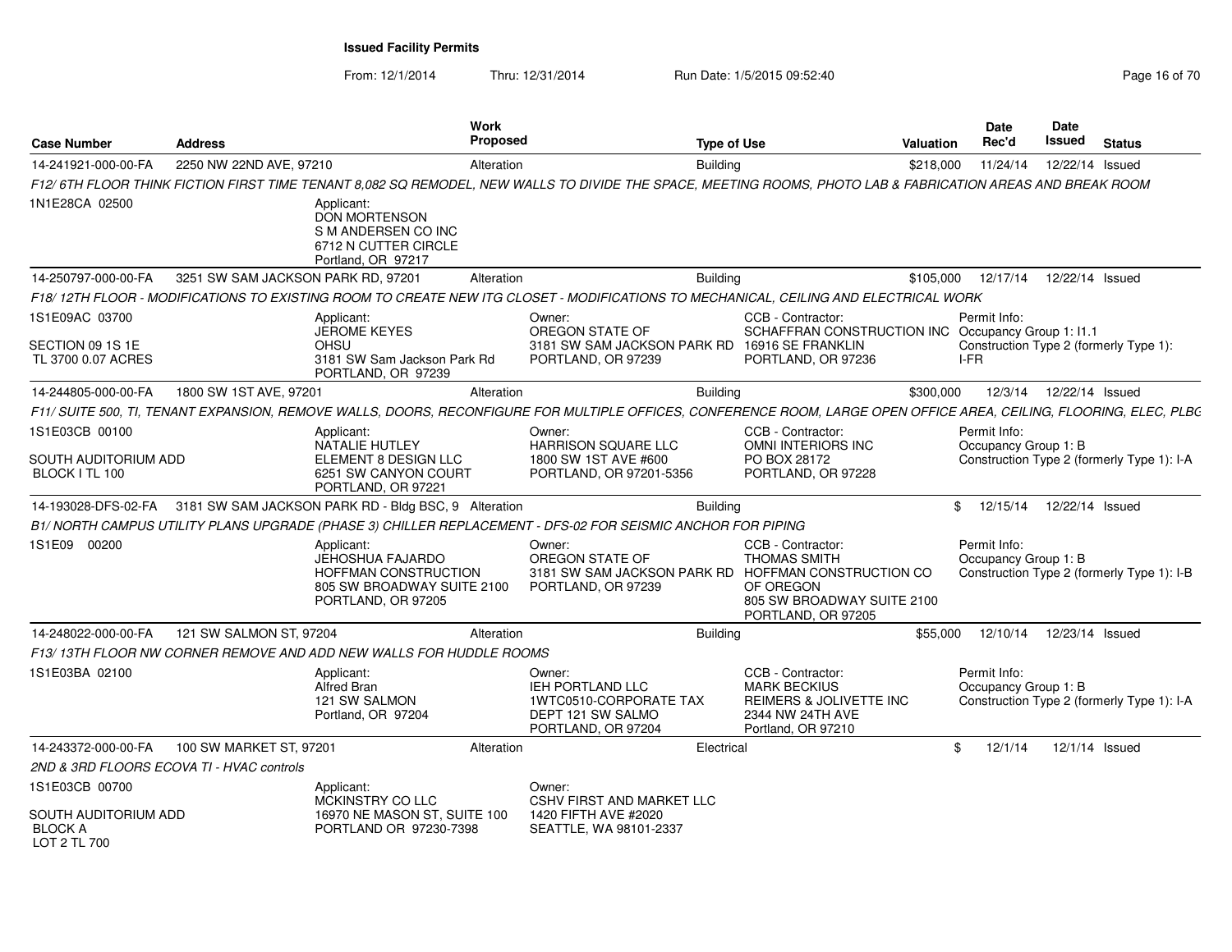## Issued Facility Permits

From: 12/1/2014 Thru: 12/31/2014 Run Date: 1/5/2015 09:52:40

| Case Number | Address | Work Proposed | Type of Use | Valuation | Date Rec'd | Date Issued | Status |
|---|---|---|---|---|---|---|---|
| 14-241921-000-00-FA | 2250 NW 22ND AVE, 97210 | Alteration | Building | $218,000 | 11/24/14 | 12/22/14 | Issued |

F12/ 6TH FLOOR THINK FICTION FIRST TIME TENANT 8,082 SQ REMODEL, NEW WALLS TO DIVIDE THE SPACE, MEETING ROOMS, PHOTO LAB & FABRICATION AREAS AND BREAK ROOM

1N1E28CA 02500

Applicant:
DON MORTENSON
S M ANDERSEN CO INC
6712 N CUTTER CIRCLE
Portland, OR 97217

---

| Case Number | Address | Work Proposed | Type of Use | Valuation | Date Rec'd | Date Issued | Status |
|---|---|---|---|---|---|---|---|
| 14-250797-000-00-FA | 3251 SW SAM JACKSON PARK RD, 97201 | Alteration | Building | $105,000 | 12/17/14 | 12/22/14 | Issued |

F18/ 12TH FLOOR - MODIFICATIONS TO EXISTING ROOM TO CREATE NEW ITG CLOSET - MODIFICATIONS TO MECHANICAL, CEILING AND ELECTRICAL WORK

1S1E09AC 03700
SECTION 09 1S 1E
TL 3700 0.07 ACRES

Applicant:
JEROME KEYES
OHSU
3181 SW Sam Jackson Park Rd
PORTLAND, OR 97239

Owner:
OREGON STATE OF
3181 SW SAM JACKSON PARK RD
PORTLAND, OR 97239

CCB - Contractor:
SCHAFFRAN CONSTRUCTION INC
16916 SE FRANKLIN
PORTLAND, OR 97236

Permit Info:
Occupancy Group 1: I1.1
Construction Type 2 (formerly Type 1): I-FR

---

| Case Number | Address | Work Proposed | Type of Use | Valuation | Date Rec'd | Date Issued | Status |
|---|---|---|---|---|---|---|---|
| 14-244805-000-00-FA | 1800 SW 1ST AVE, 97201 | Alteration | Building | $300,000 | 12/3/14 | 12/22/14 | Issued |

F11/ SUITE 500, TI, TENANT EXPANSION, REMOVE WALLS, DOORS, RECONFIGURE FOR MULTIPLE OFFICES, CONFERENCE ROOM, LARGE OPEN OFFICE AREA, CEILING, FLOORING, ELEC, PLBG

1S1E03CB 00100
SOUTH AUDITORIUM ADD
BLOCK I TL 100

Applicant:
NATALIE HUTLEY
ELEMENT 8 DESIGN LLC
6251 SW CANYON COURT
PORTLAND, OR 97221

Owner:
HARRISON SQUARE LLC
1800 SW 1ST AVE #600
PORTLAND, OR 97201-5356

CCB - Contractor:
OMNI INTERIORS INC
PO BOX 28172
PORTLAND, OR 97228

Permit Info:
Occupancy Group 1: B
Construction Type 2 (formerly Type 1): I-A

---

| Case Number | Address | Work Proposed | Type of Use | Valuation | Date Rec'd | Date Issued | Status |
|---|---|---|---|---|---|---|---|
| 14-193028-DFS-02-FA | 3181 SW SAM JACKSON PARK RD - Bldg BSC, 9 | Alteration | Building | $ | 12/15/14 | 12/22/14 | Issued |

B1/ NORTH CAMPUS UTILITY PLANS UPGRADE (PHASE 3) CHILLER REPLACEMENT - DFS-02 FOR SEISMIC ANCHOR FOR PIPING

1S1E09 00200

Applicant:
JEHOSHUA FAJARDO
HOFFMAN CONSTRUCTION
805 SW BROADWAY SUITE 2100
PORTLAND, OR 97205

Owner:
OREGON STATE OF
3181 SW SAM JACKSON PARK RD
PORTLAND, OR 97239

CCB - Contractor:
THOMAS SMITH
HOFFMAN CONSTRUCTION CO OF OREGON
805 SW BROADWAY SUITE 2100
PORTLAND, OR 97205

Permit Info:
Occupancy Group 1: B
Construction Type 2 (formerly Type 1): I-B

---

| Case Number | Address | Work Proposed | Type of Use | Valuation | Date Rec'd | Date Issued | Status |
|---|---|---|---|---|---|---|---|
| 14-248022-000-00-FA | 121 SW SALMON ST, 97204 | Alteration | Building | $55,000 | 12/10/14 | 12/23/14 | Issued |

F13/ 13TH FLOOR NW CORNER REMOVE AND ADD NEW WALLS FOR HUDDLE ROOMS

1S1E03BA 02100

Applicant:
Alfred Bran
121 SW SALMON
Portland, OR 97204

Owner:
IEH PORTLAND LLC
1WTC0510-CORPORATE TAX
DEPT 121 SW SALMO
PORTLAND, OR 97204

CCB - Contractor:
MARK BECKIUS
REIMERS & JOLIVETTE INC
2344 NW 24TH AVE
Portland, OR 97210

Permit Info:
Occupancy Group 1: B
Construction Type 2 (formerly Type 1): I-A

---

| Case Number | Address | Work Proposed | Type of Use | Valuation | Date Rec'd | Date Issued | Status |
|---|---|---|---|---|---|---|---|
| 14-243372-000-00-FA | 100 SW MARKET ST, 97201 | Alteration | Electrical | $ | 12/1/14 | 12/1/14 | Issued |

2ND & 3RD FLOORS ECOVA TI - HVAC controls

1S1E03CB 00700
SOUTH AUDITORIUM ADD
BLOCK A
LOT 2 TL 700

Applicant:
MCKINSTRY CO LLC
16970 NE MASON ST, SUITE 100
PORTLAND OR 97230-7398

Owner:
CSHV FIRST AND MARKET LLC
1420 FIFTH AVE #2020
SEATTLE, WA 98101-2337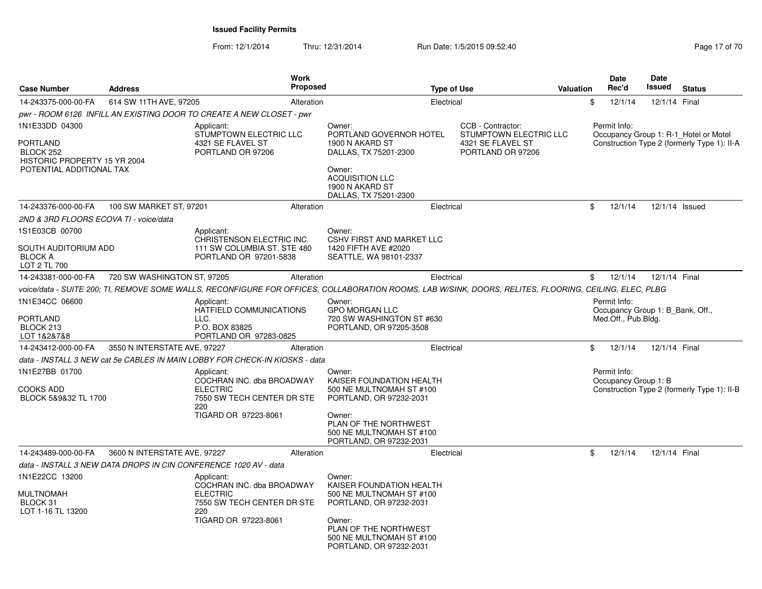**Issued Facility Permits**

From: 12/1/2014 Thru: 12/31/2014 Run Date: 1/5/2015 09:52:40

| Case Number | Address | Work Proposed | Type of Use | Valuation | Date Rec'd | Date Issued | Status |
|---|---|---|---|---|---|---|---|
| 14-243375-000-00-FA | 614 SW 11TH AVE, 97205 | Alteration | Electrical | $ | 12/1/14 | 12/1/14 | Final |

*pwr - ROOM 6126 INFILL AN EXISTING DOOR TO CREATE A NEW CLOSET - pwr*

1N1E33DD 04300

PORTLAND
BLOCK 252
HISTORIC PROPERTY 15 YR 2004
POTENTIAL ADDITIONAL TAX

Applicant:
STUMPTOWN ELECTRIC LLC
4321 SE FLAVEL ST
PORTLAND OR 97206

Owner:
PORTLAND GOVERNOR HOTEL
1900 N AKARD ST
DALLAS, TX 75201-2300

Owner:
ACQUISITION LLC
1900 N AKARD ST
DALLAS, TX 75201-2300

CCB - Contractor:
STUMPTOWN ELECTRIC LLC
4321 SE FLAVEL ST
PORTLAND OR 97206

Permit Info:
Occupancy Group 1: R-1_Hotel or Motel
Construction Type 2 (formerly Type 1): II-A

---

| Case Number | Address | Work Proposed | Type of Use | Valuation | Date Rec'd | Date Issued | Status |
|---|---|---|---|---|---|---|---|
| 14-243376-000-00-FA | 100 SW MARKET ST, 97201 | Alteration | Electrical | $ | 12/1/14 | 12/1/14 | Issued |

*2ND & 3RD FLOORS ECOVA TI - voice/data*

1S1E03CB 00700

SOUTH AUDITORIUM ADD
BLOCK A
LOT 2 TL 700

Applicant:
CHRISTENSON ELECTRIC INC.
111 SW COLUMBIA ST. STE 480
PORTLAND OR 97201-5838

Owner:
CSHV FIRST AND MARKET LLC
1420 FIFTH AVE #2020
SEATTLE, WA 98101-2337

---

| Case Number | Address | Work Proposed | Type of Use | Valuation | Date Rec'd | Date Issued | Status |
|---|---|---|---|---|---|---|---|
| 14-243381-000-00-FA | 720 SW WASHINGTON ST, 97205 | Alteration | Electrical | $ | 12/1/14 | 12/1/14 | Final |

*voice/data - SUITE 200; TI, REMOVE SOME WALLS, RECONFIGURE FOR OFFICES, COLLABORATION ROOMS, LAB W/SINK, DOORS, RELITES, FLOORING, CEILING, ELEC, PLBG*

1N1E34CC 06600

PORTLAND
BLOCK 213
LOT 1&2&7&8

Applicant:
HATFIELD COMMUNICATIONS LLC.
P.O. BOX 83825
PORTLAND OR 97283-0825

Owner:
GPO MORGAN LLC
720 SW WASHINGTON ST #630
PORTLAND, OR 97205-3508

Permit Info:
Occupancy Group 1: B_Bank, Off., Med.Off., Pub.Bldg.

---

| Case Number | Address | Work Proposed | Type of Use | Valuation | Date Rec'd | Date Issued | Status |
|---|---|---|---|---|---|---|---|
| 14-243412-000-00-FA | 3550 N INTERSTATE AVE, 97227 | Alteration | Electrical | $ | 12/1/14 | 12/1/14 | Final |

*data - INSTALL 3 NEW cat 5e CABLES IN MAIN LOBBY FOR CHECK-IN KIOSKS - data*

1N1E27BB 01700

COOKS ADD
BLOCK 5&9&32 TL 1700

Applicant:
COCHRAN INC. dba BROADWAY ELECTRIC
7550 SW TECH CENTER DR STE 220
TIGARD OR 97223-8061

Owner:
KAISER FOUNDATION HEALTH
500 NE MULTNOMAH ST #100
PORTLAND, OR 97232-2031

Owner:
PLAN OF THE NORTHWEST
500 NE MULTNOMAH ST #100
PORTLAND, OR 97232-2031

Permit Info:
Occupancy Group 1: B
Construction Type 2 (formerly Type 1): II-B

---

| Case Number | Address | Work Proposed | Type of Use | Valuation | Date Rec'd | Date Issued | Status |
|---|---|---|---|---|---|---|---|
| 14-243489-000-00-FA | 3600 N INTERSTATE AVE, 97227 | Alteration | Electrical | $ | 12/1/14 | 12/1/14 | Final |

*data - INSTALL 3 NEW DATA DROPS IN CIN CONFERENCE 1020 AV - data*

1N1E22CC 13200

MULTNOMAH
BLOCK 31
LOT 1-16 TL 13200

Applicant:
COCHRAN INC. dba BROADWAY ELECTRIC
7550 SW TECH CENTER DR STE 220
TIGARD OR 97223-8061

Owner:
KAISER FOUNDATION HEALTH
500 NE MULTNOMAH ST #100
PORTLAND, OR 97232-2031

Owner:
PLAN OF THE NORTHWEST
500 NE MULTNOMAH ST #100
PORTLAND, OR 97232-2031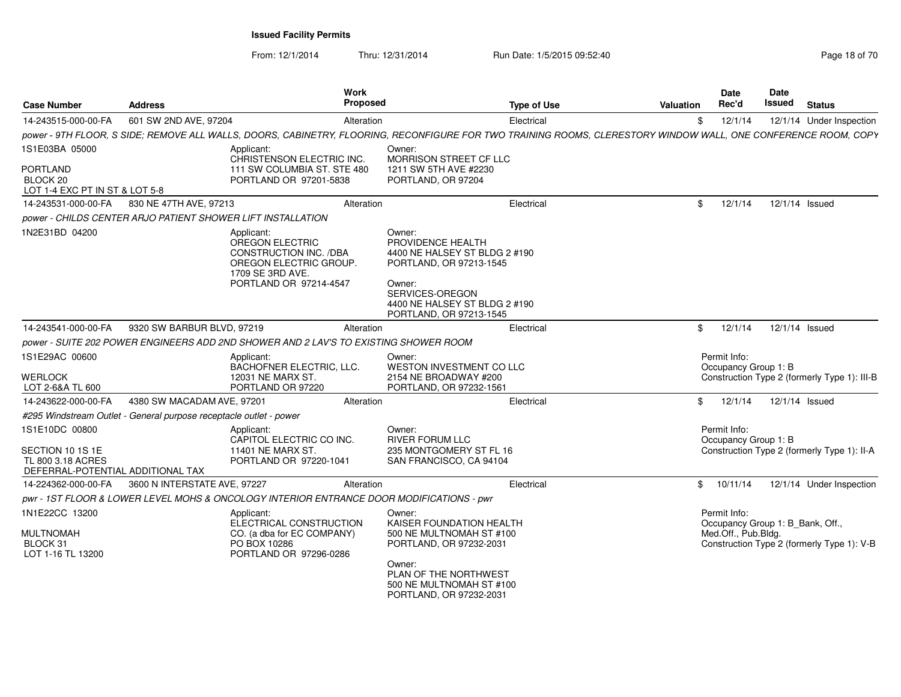## Issued Facility Permits

From: 12/1/2014 Thru: 12/31/2014 Run Date: 1/5/2015 09:52:40

| Case Number | Address | Work Proposed | Type of Use | Valuation | Date Rec'd | Date Issued | Status |
|---|---|---|---|---|---|---|---|
| 14-243515-000-00-FA | 601 SW 2ND AVE, 97204 | Alteration | Electrical | $ | 12/1/14 | 12/1/14 | Under Inspection |

*power - 9TH FLOOR, S SIDE; REMOVE ALL WALLS, DOORS, CABINETRY, FLOORING, RECONFIGURE FOR TWO TRAINING ROOMS, CLERESTORY WINDOW WALL, ONE CONFERENCE ROOM, COPY*

1S1E03BA 05000
PORTLAND
BLOCK 20
LOT 1-4 EXC PT IN ST & LOT 5-8

Applicant:
CHRISTENSON ELECTRIC INC.
111 SW COLUMBIA ST. STE 480
PORTLAND OR 97201-5838

Owner:
MORRISON STREET CF LLC
1211 SW 5TH AVE #2230
PORTLAND, OR 97204

---

| Case Number | Address | Work Proposed | Type of Use | Valuation | Date Rec'd | Date Issued | Status |
|---|---|---|---|---|---|---|---|
| 14-243531-000-00-FA | 830 NE 47TH AVE, 97213 | Alteration | Electrical | $ | 12/1/14 | 12/1/14 | Issued |

*power - CHILDS CENTER ARJO PATIENT SHOWER LIFT INSTALLATION*

1N2E31BD 04200

Applicant:
OREGON ELECTRIC CONSTRUCTION INC. /DBA OREGON ELECTRIC GROUP.
1709 SE 3RD AVE.
PORTLAND OR 97214-4547

Owner:
PROVIDENCE HEALTH
4400 NE HALSEY ST BLDG 2 #190
PORTLAND, OR 97213-1545

Owner:
SERVICES-OREGON
4400 NE HALSEY ST BLDG 2 #190
PORTLAND, OR 97213-1545

---

| Case Number | Address | Work Proposed | Type of Use | Valuation | Date Rec'd | Date Issued | Status |
|---|---|---|---|---|---|---|---|
| 14-243541-000-00-FA | 9320 SW BARBUR BLVD, 97219 | Alteration | Electrical | $ | 12/1/14 | 12/1/14 | Issued |

*power - SUITE 202 POWER ENGINEERS ADD 2ND SHOWER AND 2 LAV'S TO EXISTING SHOWER ROOM*

1S1E29AC 00600
WERLOCK
LOT 2-6&A TL 600

Applicant:
BACHOFNER ELECTRIC, LLC.
12031 NE MARX ST.
PORTLAND OR 97220

Owner:
WESTON INVESTMENT CO LLC
2154 NE BROADWAY #200
PORTLAND, OR 97232-1561

Permit Info:
Occupancy Group 1: B
Construction Type 2 (formerly Type 1): III-B

---

| Case Number | Address | Work Proposed | Type of Use | Valuation | Date Rec'd | Date Issued | Status |
|---|---|---|---|---|---|---|---|
| 14-243622-000-00-FA | 4380 SW MACADAM AVE, 97201 | Alteration | Electrical | $ | 12/1/14 | 12/1/14 | Issued |

*#295 Windstream Outlet - General purpose receptacle outlet - power*

1S1E10DC 00800
SECTION 10 1S 1E
TL 800 3.18 ACRES
DEFERRAL-POTENTIAL ADDITIONAL TAX

Applicant:
CAPITOL ELECTRIC CO INC.
11401 NE MARX ST.
PORTLAND OR 97220-1041

Owner:
RIVER FORUM LLC
235 MONTGOMERY ST FL 16
SAN FRANCISCO, CA 94104

Permit Info:
Occupancy Group 1: B
Construction Type 2 (formerly Type 1): II-A

---

| Case Number | Address | Work Proposed | Type of Use | Valuation | Date Rec'd | Date Issued | Status |
|---|---|---|---|---|---|---|---|
| 14-224362-000-00-FA | 3600 N INTERSTATE AVE, 97227 | Alteration | Electrical | $ | 10/11/14 | 12/1/14 | Under Inspection |

*pwr - 1ST FLOOR & LOWER LEVEL MOHS & ONCOLOGY INTERIOR ENTRANCE DOOR MODIFICATIONS - pwr*

1N1E22CC 13200
MULTNOMAH
BLOCK 31
LOT 1-16 TL 13200

Applicant:
ELECTRICAL CONSTRUCTION CO. (a dba for EC COMPANY)
PO BOX 10286
PORTLAND OR 97296-0286

Owner:
KAISER FOUNDATION HEALTH
500 NE MULTNOMAH ST #100
PORTLAND, OR 97232-2031

Owner:
PLAN OF THE NORTHWEST
500 NE MULTNOMAH ST #100
PORTLAND, OR 97232-2031

Permit Info:
Occupancy Group 1: B_Bank, Off., Med.Off., Pub.Bldg.
Construction Type 2 (formerly Type 1): V-B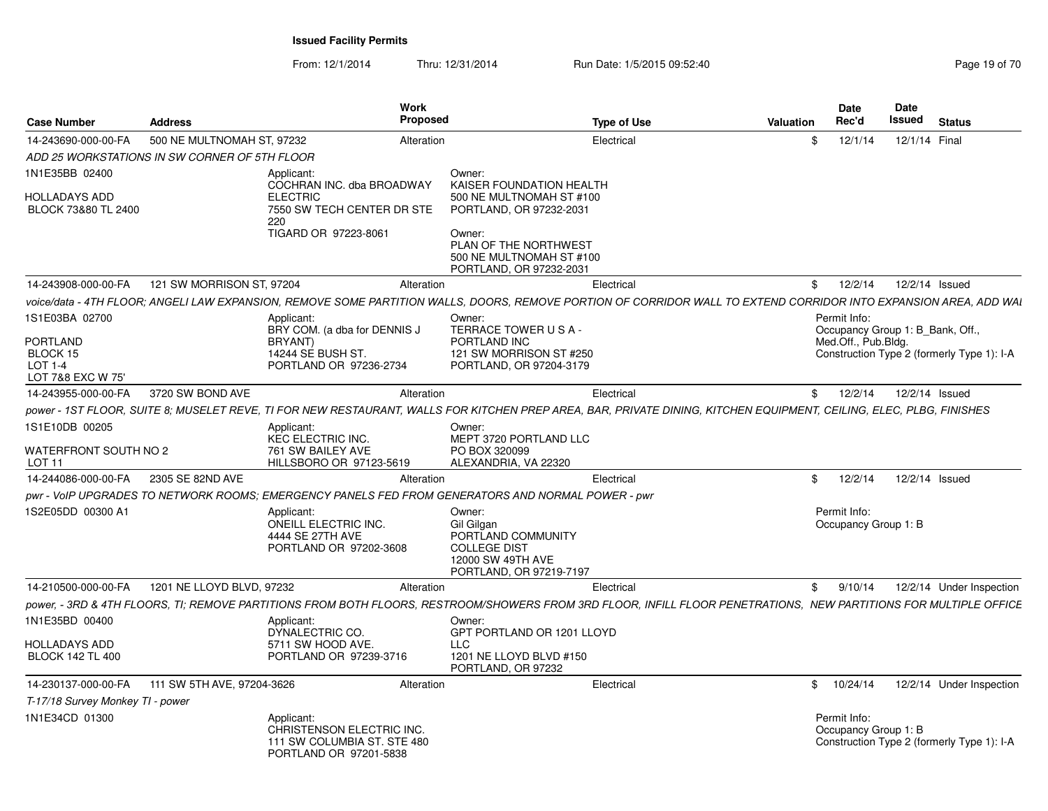**Issued Facility Permits**

From: 12/1/2014 Thru: 12/31/2014 Run Date: 1/5/2015 09:52:40

| Case Number | Address | Work Proposed | Type of Use | Valuation | Date Rec'd | Date Issued | Status |
|---|---|---|---|---|---|---|---|
| 14-243690-000-00-FA | 500 NE MULTNOMAH ST, 97232 | Alteration | Electrical | $ | 12/1/14 | 12/1/14 | Final |
| ADD 25 WORKSTATIONS IN SW CORNER OF 5TH FLOOR | | | | | | | |
| 1N1E35BB 02400<br>HOLLADAYS ADD<br>BLOCK 73&80 TL 2400 | Applicant:<br>COCHRAN INC. dba BROADWAY ELECTRIC<br>7550 SW TECH CENTER DR STE 220<br>TIGARD OR 97223-8061 | Owner:<br>KAISER FOUNDATION HEALTH<br>500 NE MULTNOMAH ST #100<br>PORTLAND, OR 97232-2031<br>Owner:<br>PLAN OF THE NORTHWEST<br>500 NE MULTNOMAH ST #100<br>PORTLAND, OR 97232-2031 | | | | | |
| 14-243908-000-00-FA | 121 SW MORRISON ST, 97204 | Alteration | Electrical | $ | 12/2/14 | 12/2/14 | Issued |
| voice/data - 4TH FLOOR; ANGELI LAW EXPANSION, REMOVE SOME PARTITION WALLS, DOORS, REMOVE PORTION OF CORRIDOR WALL TO EXTEND CORRIDOR INTO EXPANSION AREA, ADD WAI | | | | | | | |
| 1S1E03BA 02700<br>PORTLAND<br>BLOCK 15<br>LOT 1-4<br>LOT 7&8 EXC W 75' | Applicant:<br>BRY COM. (a dba for DENNIS J BRYANT)<br>14244 SE BUSH ST.<br>PORTLAND OR 97236-2734 | Owner:<br>TERRACE TOWER U S A - PORTLAND INC<br>121 SW MORRISON ST #250<br>PORTLAND, OR 97204-3179 | | Permit Info:<br>Occupancy Group 1: B_Bank, Off., Med.Off., Pub.Bldg.<br>Construction Type 2 (formerly Type 1): I-A | | | |
| 14-243955-000-00-FA | 3720 SW BOND AVE | Alteration | Electrical | $ | 12/2/14 | 12/2/14 | Issued |
| power - 1ST FLOOR, SUITE 8; MUSELET REVE, TI FOR NEW RESTAURANT, WALLS FOR KITCHEN PREP AREA, BAR, PRIVATE DINING, KITCHEN EQUIPMENT, CEILING, ELEC, PLBG, FINISHES | | | | | | | |
| 1S1E10DB 00205<br>WATERFRONT SOUTH NO 2<br>LOT 11 | Applicant:<br>KEC ELECTRIC INC.<br>761 SW BAILEY AVE<br>HILLSBORO OR 97123-5619 | Owner:<br>MEPT 3720 PORTLAND LLC<br>PO BOX 320099<br>ALEXANDRIA, VA 22320 | | | | | |
| 14-244086-000-00-FA | 2305 SE 82ND AVE | Alteration | Electrical | $ | 12/2/14 | 12/2/14 | Issued |
| pwr - VoIP UPGRADES TO NETWORK ROOMS; EMERGENCY PANELS FED FROM GENERATORS AND NORMAL POWER - pwr | | | | | | | |
| 1S2E05DD 00300 A1 | Applicant:<br>ONEILL ELECTRIC INC.<br>4444 SE 27TH AVE<br>PORTLAND OR 97202-3608 | Owner:<br>Gil Gilgan<br>PORTLAND COMMUNITY COLLEGE DIST<br>12000 SW 49TH AVE<br>PORTLAND, OR 97219-7197 | | Permit Info:<br>Occupancy Group 1: B | | | |
| 14-210500-000-00-FA | 1201 NE LLOYD BLVD, 97232 | Alteration | Electrical | $ | 9/10/14 | 12/2/14 | Under Inspection |
| power, - 3RD & 4TH FLOORS, TI; REMOVE PARTITIONS FROM BOTH FLOORS, RESTROOM/SHOWERS FROM 3RD FLOOR, INFILL FLOOR PENETRATIONS, NEW PARTITIONS FOR MULTIPLE OFFICE | | | | | | | |
| 1N1E35BD 00400<br>HOLLADAYS ADD<br>BLOCK 142 TL 400 | Applicant:<br>DYNALECTRIC CO.<br>5711 SW HOOD AVE.<br>PORTLAND OR 97239-3716 | Owner:<br>GPT PORTLAND OR 1201 LLOYD LLC<br>1201 NE LLOYD BLVD #150<br>PORTLAND, OR 97232 | | | | | |
| 14-230137-000-00-FA | 111 SW 5TH AVE, 97204-3626 | Alteration | Electrical | $ | 10/24/14 | 12/2/14 | Under Inspection |
| T-17/18 Survey Monkey TI - power | | | | | | | |
| 1N1E34CD 01300 | Applicant:<br>CHRISTENSON ELECTRIC INC.<br>111 SW COLUMBIA ST. STE 480<br>PORTLAND OR 97201-5838 | | | Permit Info:<br>Occupancy Group 1: B<br>Construction Type 2 (formerly Type 1): I-A | | | |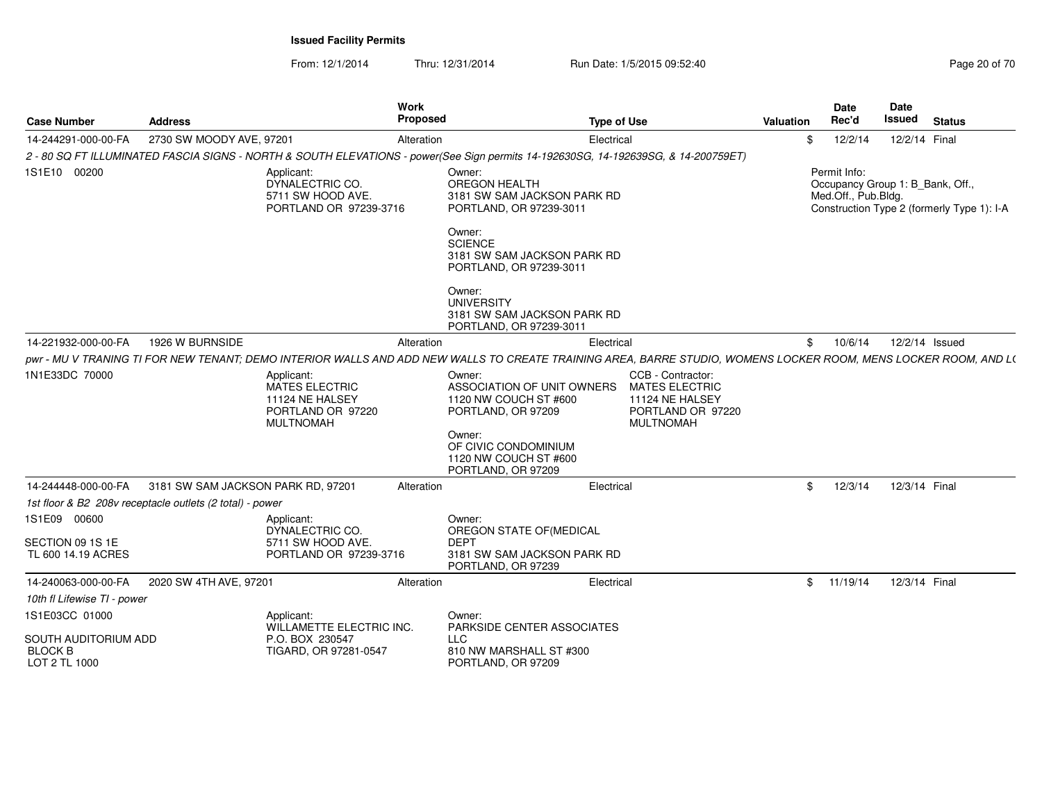**Issued Facility Permits**

From: 12/1/2014 Thru: 12/31/2014 Run Date: 1/5/2015 09:52:40

| Case Number | Address | Work Proposed | Type of Use | Valuation | Date Rec'd | Date Issued | Status |
|---|---|---|---|---|---|---|---|
| 14-244291-000-00-FA | 2730 SW MOODY AVE, 97201 | Alteration | Electrical | $ | 12/2/14 | 12/2/14 | Final |

2 - 80 SQ FT ILLUMINATED FASCIA SIGNS - NORTH & SOUTH ELEVATIONS - power(See Sign permits 14-192630SG, 14-192639SG, & 14-200759ET)

1S1E10 00200

Applicant:
DYNALECTRIC CO.
5711 SW HOOD AVE.
PORTLAND OR 97239-3716

Owner:
OREGON HEALTH
3181 SW SAM JACKSON PARK RD
PORTLAND, OR 97239-3011

Owner:
SCIENCE
3181 SW SAM JACKSON PARK RD
PORTLAND, OR 97239-3011

Owner:
UNIVERSITY
3181 SW SAM JACKSON PARK RD
PORTLAND, OR 97239-3011

Permit Info:
Occupancy Group 1: B_Bank, Off., Med.Off., Pub.Bldg.
Construction Type 2 (formerly Type 1): I-A

| Case Number | Address | Work Proposed | Type of Use | Valuation | Date Rec'd | Date Issued | Status |
|---|---|---|---|---|---|---|---|
| 14-221932-000-00-FA | 1926 W BURNSIDE | Alteration | Electrical | $ | 10/6/14 | 12/2/14 | Issued |

pwr - MU V TRANING TI FOR NEW TENANT; DEMO INTERIOR WALLS AND ADD NEW WALLS TO CREATE TRAINING AREA, BARRE STUDIO, WOMENS LOCKER ROOM, MENS LOCKER ROOM, AND L(

1N1E33DC 70000

Applicant:
MATES ELECTRIC
11124 NE HALSEY
PORTLAND OR 97220
MULTNOMAH

Owner:
ASSOCIATION OF UNIT OWNERS
1120 NW COUCH ST #600
PORTLAND, OR 97209

Owner:
OF CIVIC CONDOMINIUM
1120 NW COUCH ST #600
PORTLAND, OR 97209

CCB - Contractor:
MATES ELECTRIC
11124 NE HALSEY
PORTLAND OR 97220
MULTNOMAH

| Case Number | Address | Work Proposed | Type of Use | Valuation | Date Rec'd | Date Issued | Status |
|---|---|---|---|---|---|---|---|
| 14-244448-000-00-FA | 3181 SW SAM JACKSON PARK RD, 97201 | Alteration | Electrical | $ | 12/3/14 | 12/3/14 | Final |

1st floor & B2 208v receptacle outlets (2 total) - power

1S1E09 00600

SECTION 09 1S 1E
TL 600 14.19 ACRES

Applicant:
DYNALECTRIC CO.
5711 SW HOOD AVE.
PORTLAND OR 97239-3716

Owner:
OREGON STATE OF(MEDICAL DEPT
3181 SW SAM JACKSON PARK RD
PORTLAND, OR 97239

| Case Number | Address | Work Proposed | Type of Use | Valuation | Date Rec'd | Date Issued | Status |
|---|---|---|---|---|---|---|---|
| 14-240063-000-00-FA | 2020 SW 4TH AVE, 97201 | Alteration | Electrical | $ | 11/19/14 | 12/3/14 | Final |

10th fl Lifewise TI - power

1S1E03CC 01000

SOUTH AUDITORIUM ADD
BLOCK B
LOT 2 TL 1000

Applicant:
WILLAMETTE ELECTRIC INC.
P.O. BOX 230547
TIGARD, OR 97281-0547

Owner:
PARKSIDE CENTER ASSOCIATES LLC
810 NW MARSHALL ST #300
PORTLAND, OR 97209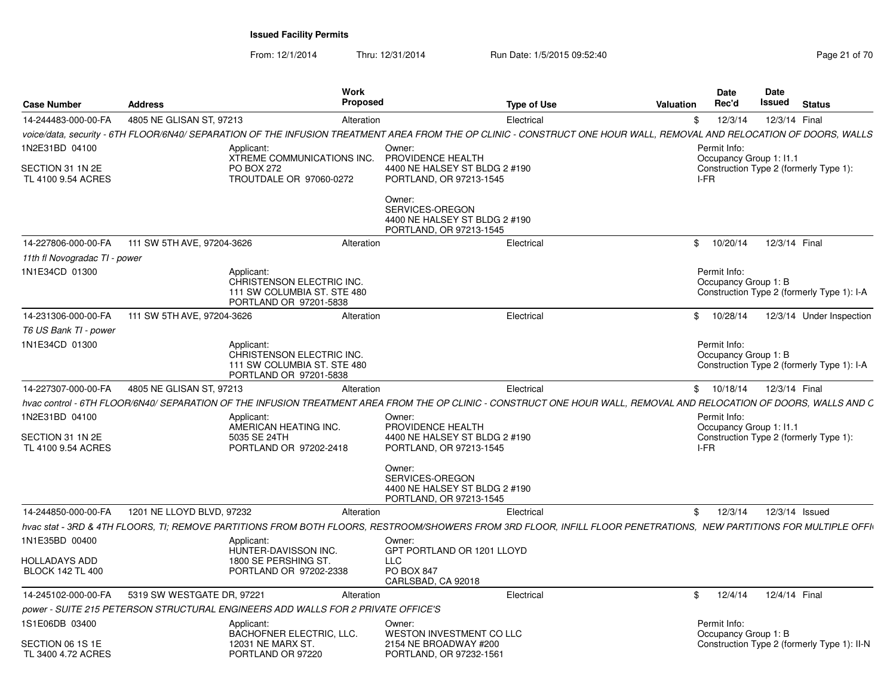# Issued Facility Permits

From: 12/1/2014 Thru: 12/31/2014 Run Date: 1/5/2015 09:52:40

| Case Number | Address | Work Proposed | Type of Use | Valuation | Date Rec'd | Date Issued | Status |
|---|---|---|---|---|---|---|---|
| 14-244483-000-00-FA | 4805 NE GLISAN ST, 97213 | Alteration | Electrical | $ | 12/3/14 | 12/3/14 | Final |

voice/data, security - 6TH FLOOR/6N40/ SEPARATION OF THE INFUSION TREATMENT AREA FROM THE OP CLINIC - CONSTRUCT ONE HOUR WALL, REMOVAL AND RELOCATION OF DOORS, WALLS

1N2E31BD 04100
SECTION 31 1N 2E
TL 4100 9.54 ACRES

Applicant:
XTREME COMMUNICATIONS INC.
PO BOX 272
TROUTDALE OR 97060-0272

Owner:
PROVIDENCE HEALTH
4400 NE HALSEY ST BLDG 2 #190
PORTLAND, OR 97213-1545

Owner:
SERVICES-OREGON
4400 NE HALSEY ST BLDG 2 #190
PORTLAND, OR 97213-1545

Permit Info:
Occupancy Group 1: I1.1
Construction Type 2 (formerly Type 1): I-FR

| Case Number | Address | Work Proposed | Type of Use | Valuation | Date Rec'd | Date Issued | Status |
|---|---|---|---|---|---|---|---|
| 14-227806-000-00-FA | 111 SW 5TH AVE, 97204-3626 | Alteration | Electrical | $ | 10/20/14 | 12/3/14 | Final |

11th fl Novogradac TI - power

1N1E34CD 01300

Applicant:
CHRISTENSON ELECTRIC INC.
111 SW COLUMBIA ST. STE 480
PORTLAND OR 97201-5838

Permit Info:
Occupancy Group 1: B
Construction Type 2 (formerly Type 1): I-A

| Case Number | Address | Work Proposed | Type of Use | Valuation | Date Rec'd | Date Issued | Status |
|---|---|---|---|---|---|---|---|
| 14-231306-000-00-FA | 111 SW 5TH AVE, 97204-3626 | Alteration | Electrical | $ | 10/28/14 | 12/3/14 | Under Inspection |

T6 US Bank TI - power

1N1E34CD 01300

Applicant:
CHRISTENSON ELECTRIC INC.
111 SW COLUMBIA ST. STE 480
PORTLAND OR 97201-5838

Permit Info:
Occupancy Group 1: B
Construction Type 2 (formerly Type 1): I-A

| Case Number | Address | Work Proposed | Type of Use | Valuation | Date Rec'd | Date Issued | Status |
|---|---|---|---|---|---|---|---|
| 14-227307-000-00-FA | 4805 NE GLISAN ST, 97213 | Alteration | Electrical | $ | 10/18/14 | 12/3/14 | Final |

hvac control - 6TH FLOOR/6N40/ SEPARATION OF THE INFUSION TREATMENT AREA FROM THE OP CLINIC - CONSTRUCT ONE HOUR WALL, REMOVAL AND RELOCATION OF DOORS, WALLS AND C

1N2E31BD 04100
SECTION 31 1N 2E
TL 4100 9.54 ACRES

Applicant:
AMERICAN HEATING INC.
5035 SE 24TH
PORTLAND OR 97202-2418

Owner:
PROVIDENCE HEALTH
4400 NE HALSEY ST BLDG 2 #190
PORTLAND, OR 97213-1545

Owner:
SERVICES-OREGON
4400 NE HALSEY ST BLDG 2 #190
PORTLAND, OR 97213-1545

Permit Info:
Occupancy Group 1: I1.1
Construction Type 2 (formerly Type 1): I-FR

| Case Number | Address | Work Proposed | Type of Use | Valuation | Date Rec'd | Date Issued | Status |
|---|---|---|---|---|---|---|---|
| 14-244850-000-00-FA | 1201 NE LLOYD BLVD, 97232 | Alteration | Electrical | $ | 12/3/14 | 12/3/14 | Issued |

hvac stat - 3RD & 4TH FLOORS, TI; REMOVE PARTITIONS FROM BOTH FLOORS, RESTROOM/SHOWERS FROM 3RD FLOOR, INFILL FLOOR PENETRATIONS, NEW PARTITIONS FOR MULTIPLE OFFI

1N1E35BD 00400
HOLLADAYS ADD
BLOCK 142 TL 400

Applicant:
HUNTER-DAVISSON INC.
1800 SE PERSHING ST.
PORTLAND OR 97202-2338

Owner:
GPT PORTLAND OR 1201 LLOYD LLC
PO BOX 847
CARLSBAD, CA 92018

| Case Number | Address | Work Proposed | Type of Use | Valuation | Date Rec'd | Date Issued | Status |
|---|---|---|---|---|---|---|---|
| 14-245102-000-00-FA | 5319 SW WESTGATE DR, 97221 | Alteration | Electrical | $ | 12/4/14 | 12/4/14 | Final |

power - SUITE 215 PETERSON STRUCTURAL ENGINEERS ADD WALLS FOR 2 PRIVATE OFFICE'S

1S1E06DB 03400
SECTION 06 1S 1E
TL 3400 4.72 ACRES

Applicant:
BACHOFNER ELECTRIC, LLC.
12031 NE MARX ST.
PORTLAND OR 97220

Owner:
WESTON INVESTMENT CO LLC
2154 NE BROADWAY #200
PORTLAND, OR 97232-1561

Permit Info:
Occupancy Group 1: B
Construction Type 2 (formerly Type 1): II-N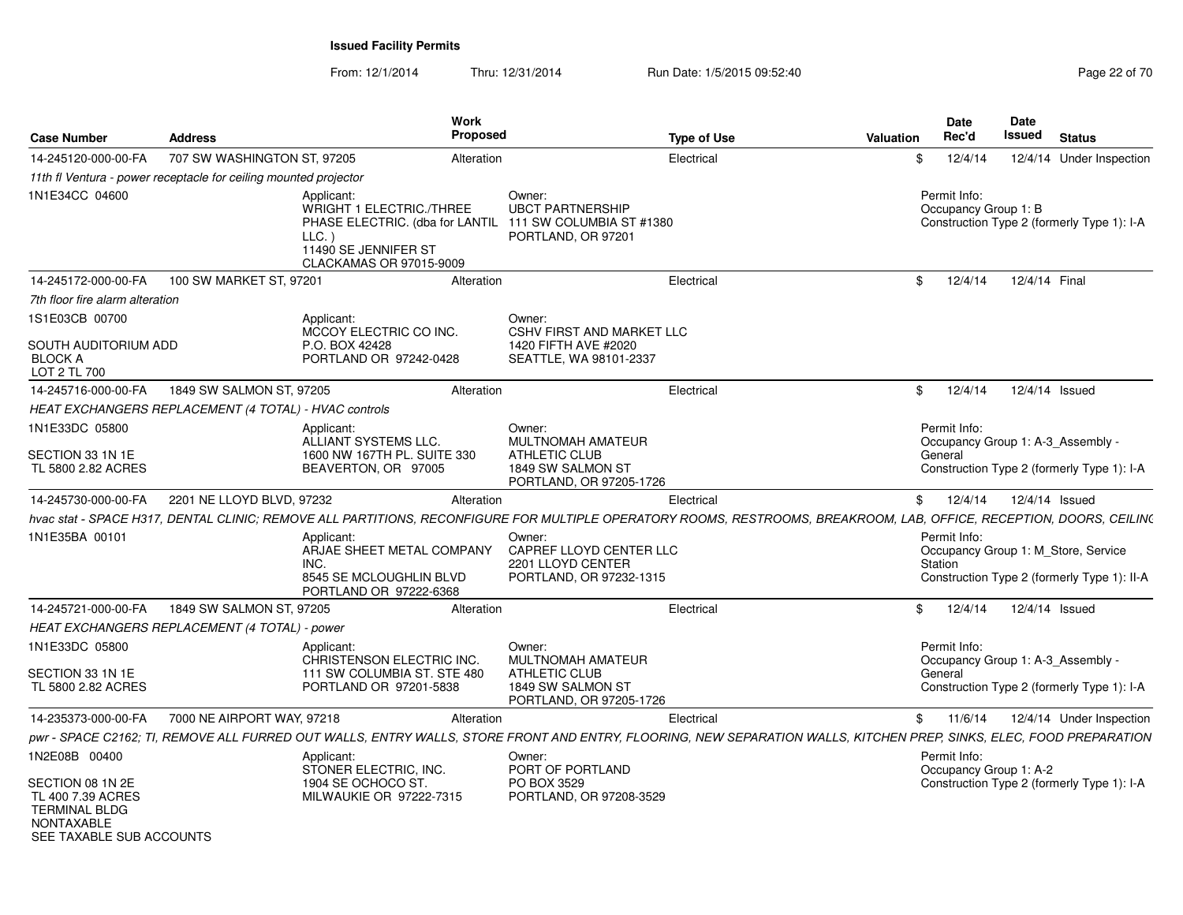# Issued Facility Permits

From: 12/1/2014 Thru: 12/31/2014 Run Date: 1/5/2015 09:52:40

| Case Number | Address | Work Proposed | Type of Use | Valuation | Date Rec'd | Date Issued | Status |
|---|---|---|---|---|---|---|---|
| 14-245120-000-00-FA | 707 SW WASHINGTON ST, 97205 | Alteration | Electrical | $ | 12/4/14 | 12/4/14 | Under Inspection |
| *11th fl Ventura - power receptacle for ceiling mounted projector* | | | | | | | |
| 1N1E34CC 04600 | Applicant: WRIGHT 1 ELECTRIC./THREE PHASE ELECTRIC. (dba for LANTIL LLC. ) 11490 SE JENNIFER ST CLACKAMAS OR 97015-9009 | Owner: UBCT PARTNERSHIP 111 SW COLUMBIA ST #1380 PORTLAND, OR 97201 | | | Permit Info: Occupancy Group 1: B Construction Type 2 (formerly Type 1): I-A | | |
| 14-245172-000-00-FA | 100 SW MARKET ST, 97201 | Alteration | Electrical | $ | 12/4/14 | 12/4/14 | Final |
| *7th floor fire alarm alteration* | | | | | | | |
| 1S1E03CB 00700 SOUTH AUDITORIUM ADD BLOCK A LOT 2 TL 700 | Applicant: MCCOY ELECTRIC CO INC. P.O. BOX 42428 PORTLAND OR 97242-0428 | Owner: CSHV FIRST AND MARKET LLC 1420 FIFTH AVE #2020 SEATTLE, WA 98101-2337 | | | | | |
| 14-245716-000-00-FA | 1849 SW SALMON ST, 97205 | Alteration | Electrical | $ | 12/4/14 | 12/4/14 | Issued |
| *HEAT EXCHANGERS REPLACEMENT (4 TOTAL) - HVAC controls* | | | | | | | |
| 1N1E33DC 05800 SECTION 33 1N 1E TL 5800 2.82 ACRES | Applicant: ALLIANT SYSTEMS LLC. 1600 NW 167TH PL. SUITE 330 BEAVERTON, OR 97005 | Owner: MULTNOMAH AMATEUR ATHLETIC CLUB 1849 SW SALMON ST PORTLAND, OR 97205-1726 | | | Permit Info: Occupancy Group 1: A-3_Assembly - General Construction Type 2 (formerly Type 1): I-A | | |
| 14-245730-000-00-FA | 2201 NE LLOYD BLVD, 97232 | Alteration | Electrical | $ | 12/4/14 | 12/4/14 | Issued |
| *hvac stat - SPACE H317, DENTAL CLINIC; REMOVE ALL PARTITIONS, RECONFIGURE FOR MULTIPLE OPERATORY ROOMS, RESTROOMS, BREAKROOM, LAB, OFFICE, RECEPTION, DOORS, CEILING* | | | | | | | |
| 1N1E35BA 00101 | Applicant: ARJAE SHEET METAL COMPANY INC. 8545 SE MCLOUGHLIN BLVD PORTLAND OR 97222-6368 | Owner: CAPREF LLOYD CENTER LLC 2201 LLOYD CENTER PORTLAND, OR 97232-1315 | | | Permit Info: Occupancy Group 1: M_Store, Service Station Construction Type 2 (formerly Type 1): II-A | | |
| 14-245721-000-00-FA | 1849 SW SALMON ST, 97205 | Alteration | Electrical | $ | 12/4/14 | 12/4/14 | Issued |
| *HEAT EXCHANGERS REPLACEMENT (4 TOTAL) - power* | | | | | | | |
| 1N1E33DC 05800 SECTION 33 1N 1E TL 5800 2.82 ACRES | Applicant: CHRISTENSON ELECTRIC INC. 111 SW COLUMBIA ST. STE 480 PORTLAND OR 97201-5838 | Owner: MULTNOMAH AMATEUR ATHLETIC CLUB 1849 SW SALMON ST PORTLAND, OR 97205-1726 | | | Permit Info: Occupancy Group 1: A-3_Assembly - General Construction Type 2 (formerly Type 1): I-A | | |
| 14-235373-000-00-FA | 7000 NE AIRPORT WAY, 97218 | Alteration | Electrical | $ | 11/6/14 | 12/4/14 | Under Inspection |
| *pwr - SPACE C2162; TI, REMOVE ALL FURRED OUT WALLS, ENTRY WALLS, STORE FRONT AND ENTRY, FLOORING, NEW SEPARATION WALLS, KITCHEN PREP, SINKS, ELEC, FOOD PREPARATION* | | | | | | | |
| 1N2E08B 00400 SECTION 08 1N 2E TL 400 7.39 ACRES TERMINAL BLDG NONTAXABLE SEE TAXABLE SUB ACCOUNTS | Applicant: STONER ELECTRIC, INC. 1904 SE OCHOCO ST. MILWAUKIE OR 97222-7315 | Owner: PORT OF PORTLAND PO BOX 3529 PORTLAND, OR 97208-3529 | | | Permit Info: Occupancy Group 1: A-2 Construction Type 2 (formerly Type 1): I-A | | |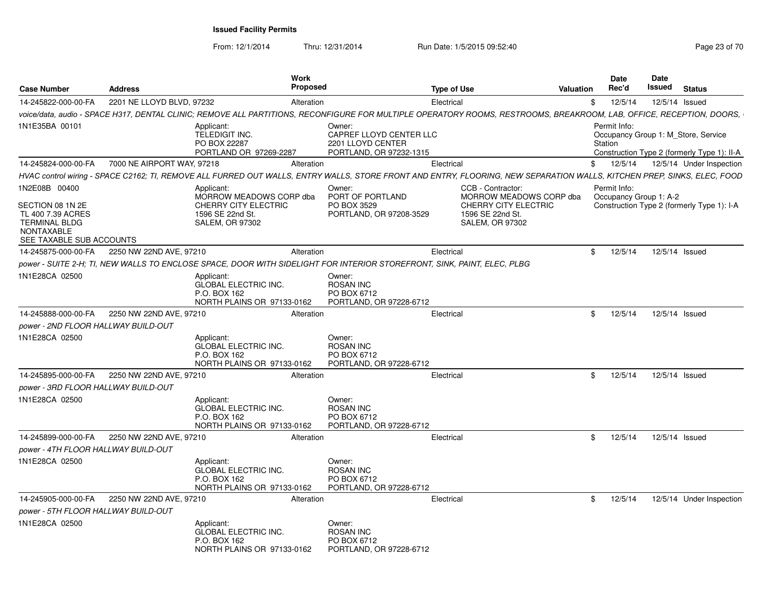**Issued Facility Permits**

From: 12/1/2014 Thru: 12/31/2014 Run Date: 1/5/2015 09:52:40

| Case Number | Address | Work Proposed | Type of Use | Valuation | Date Rec'd | Date Issued | Status |
|---|---|---|---|---|---|---|---|
| 14-245822-000-00-FA | 2201 NE LLOYD BLVD, 97232 | Alteration | Electrical | $ | 12/5/14 | 12/5/14 | Issued |

*voice/data, audio - SPACE H317, DENTAL CLINIC; REMOVE ALL PARTITIONS, RECONFIGURE FOR MULTIPLE OPERATORY ROOMS, RESTROOMS, BREAKROOM, LAB, OFFICE, RECEPTION, DOORS,*

1N1E35BA 00101

Applicant: TELEDIGIT INC. PO BOX 22287 PORTLAND OR 97269-2287

Owner: CAPREF LLOYD CENTER LLC 2201 LLOYD CENTER PORTLAND, OR 97232-1315

Permit Info: Occupancy Group 1: M_Store, Service Station; Construction Type 2 (formerly Type 1): II-A

| Case Number | Address | Work Proposed | Type of Use | Valuation | Date Rec'd | Date Issued | Status |
|---|---|---|---|---|---|---|---|
| 14-245824-000-00-FA | 7000 NE AIRPORT WAY, 97218 | Alteration | Electrical | $ | 12/5/14 | 12/5/14 | Under Inspection |

*HVAC control wiring - SPACE C2162; TI, REMOVE ALL FURRED OUT WALLS, ENTRY WALLS, STORE FRONT AND ENTRY, FLOORING, NEW SEPARATION WALLS, KITCHEN PREP, SINKS, ELEC, FOOD*

1N2E08B 00400

SECTION 08 1N 2E
TL 400 7.39 ACRES
TERMINAL BLDG
NONTAXABLE
SEE TAXABLE SUB ACCOUNTS

Applicant: MORROW MEADOWS CORP dba CHERRY CITY ELECTRIC 1596 SE 22nd St. SALEM, OR 97302

Owner: PORT OF PORTLAND PO BOX 3529 PORTLAND, OR 97208-3529

CCB - Contractor: MORROW MEADOWS CORP dba CHERRY CITY ELECTRIC 1596 SE 22nd St. SALEM, OR 97302

Permit Info: Occupancy Group 1: A-2; Construction Type 2 (formerly Type 1): I-A

| Case Number | Address | Work Proposed | Type of Use | Valuation | Date Rec'd | Date Issued | Status |
|---|---|---|---|---|---|---|---|
| 14-245875-000-00-FA | 2250 NW 22ND AVE, 97210 | Alteration | Electrical | $ | 12/5/14 | 12/5/14 | Issued |

*power - SUITE 2-H; TI, NEW WALLS TO ENCLOSE SPACE, DOOR WITH SIDELIGHT FOR INTERIOR STOREFRONT, SINK, PAINT, ELEC, PLBG*

1N1E28CA 02500

Applicant: GLOBAL ELECTRIC INC. P.O. BOX 162 NORTH PLAINS OR 97133-0162

Owner: ROSAN INC PO BOX 6712 PORTLAND, OR 97228-6712

| Case Number | Address | Work Proposed | Type of Use | Valuation | Date Rec'd | Date Issued | Status |
|---|---|---|---|---|---|---|---|
| 14-245888-000-00-FA | 2250 NW 22ND AVE, 97210 | Alteration | Electrical | $ | 12/5/14 | 12/5/14 | Issued |

*power - 2ND FLOOR HALLWAY BUILD-OUT*

1N1E28CA 02500

Applicant: GLOBAL ELECTRIC INC. P.O. BOX 162 NORTH PLAINS OR 97133-0162

Owner: ROSAN INC PO BOX 6712 PORTLAND, OR 97228-6712

| Case Number | Address | Work Proposed | Type of Use | Valuation | Date Rec'd | Date Issued | Status |
|---|---|---|---|---|---|---|---|
| 14-245895-000-00-FA | 2250 NW 22ND AVE, 97210 | Alteration | Electrical | $ | 12/5/14 | 12/5/14 | Issued |

*power - 3RD FLOOR HALLWAY BUILD-OUT*

1N1E28CA 02500

Applicant: GLOBAL ELECTRIC INC. P.O. BOX 162 NORTH PLAINS OR 97133-0162

Owner: ROSAN INC PO BOX 6712 PORTLAND, OR 97228-6712

| Case Number | Address | Work Proposed | Type of Use | Valuation | Date Rec'd | Date Issued | Status |
|---|---|---|---|---|---|---|---|
| 14-245899-000-00-FA | 2250 NW 22ND AVE, 97210 | Alteration | Electrical | $ | 12/5/14 | 12/5/14 | Issued |

*power - 4TH FLOOR HALLWAY BUILD-OUT*

1N1E28CA 02500

Applicant: GLOBAL ELECTRIC INC. P.O. BOX 162 NORTH PLAINS OR 97133-0162

Owner: ROSAN INC PO BOX 6712 PORTLAND, OR 97228-6712

| Case Number | Address | Work Proposed | Type of Use | Valuation | Date Rec'd | Date Issued | Status |
|---|---|---|---|---|---|---|---|
| 14-245905-000-00-FA | 2250 NW 22ND AVE, 97210 | Alteration | Electrical | $ | 12/5/14 | 12/5/14 | Under Inspection |

*power - 5TH FLOOR HALLWAY BUILD-OUT*

1N1E28CA 02500

Applicant: GLOBAL ELECTRIC INC. P.O. BOX 162 NORTH PLAINS OR 97133-0162

Owner: ROSAN INC PO BOX 6712 PORTLAND, OR 97228-6712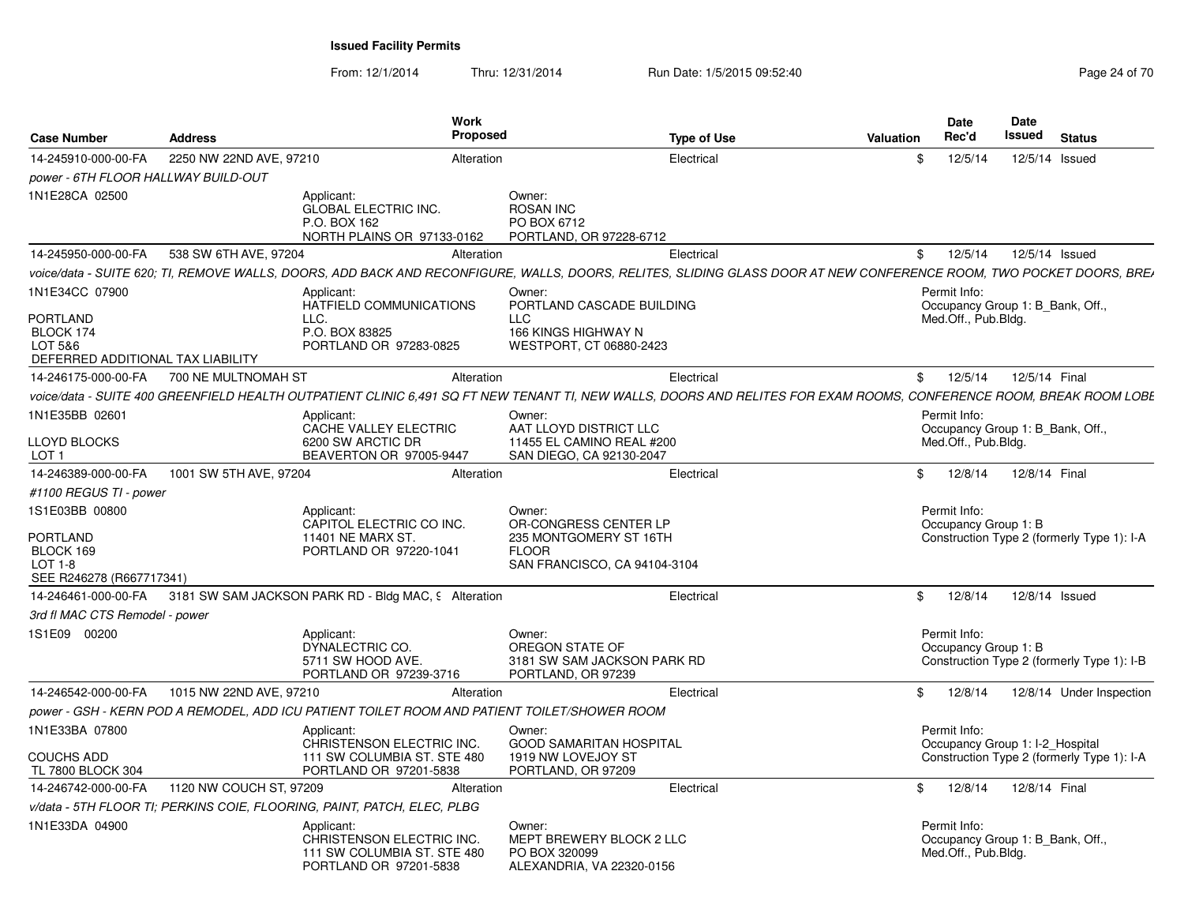**Issued Facility Permits**

From: 12/1/2014 Thru: 12/31/2014 Run Date: 1/5/2015 09:52:40

| Case Number | Address | Work Proposed | Type of Use | Valuation | Date Rec'd | Date Issued | Status |
|---|---|---|---|---|---|---|---|
| 14-245910-000-00-FA | 2250 NW 22ND AVE, 97210 | Alteration | Electrical | $ | 12/5/14 | 12/5/14 | Issued |

*power - 6TH FLOOR HALLWAY BUILD-OUT*

1N1E28CA 02500

Applicant: GLOBAL ELECTRIC INC. P.O. BOX 162 NORTH PLAINS OR 97133-0162

Owner: ROSAN INC PO BOX 6712 PORTLAND, OR 97228-6712

| Case Number | Address | Work Proposed | Type of Use | Valuation | Date Rec'd | Date Issued | Status |
|---|---|---|---|---|---|---|---|
| 14-245950-000-00-FA | 538 SW 6TH AVE, 97204 | Alteration | Electrical | $ | 12/5/14 | 12/5/14 | Issued |

*voice/data - SUITE 620; TI, REMOVE WALLS, DOORS, ADD BACK AND RECONFIGURE, WALLS, DOORS, RELITES, SLIDING GLASS DOOR AT NEW CONFERENCE ROOM, TWO POCKET DOORS, BRE*

1N1E34CC 07900
PORTLAND
BLOCK 174
LOT 5&6
DEFERRED ADDITIONAL TAX LIABILITY

Applicant: HATFIELD COMMUNICATIONS LLC. P.O. BOX 83825 PORTLAND OR 97283-0825

Owner: PORTLAND CASCADE BUILDING LLC 166 KINGS HIGHWAY N WESTPORT, CT 06880-2423

Permit Info: Occupancy Group 1: B_Bank, Off., Med.Off., Pub.Bldg.

| Case Number | Address | Work Proposed | Type of Use | Valuation | Date Rec'd | Date Issued | Status |
|---|---|---|---|---|---|---|---|
| 14-246175-000-00-FA | 700 NE MULTNOMAH ST | Alteration | Electrical | $ | 12/5/14 | 12/5/14 | Final |

*voice/data - SUITE 400 GREENFIELD HEALTH OUTPATIENT CLINIC 6,491 SQ FT NEW TENANT TI, NEW WALLS, DOORS AND RELITES FOR EXAM ROOMS, CONFERENCE ROOM, BREAK ROOM LOBE*

1N1E35BB 02601
LLOYD BLOCKS
LOT 1

Applicant: CACHE VALLEY ELECTRIC 6200 SW ARCTIC DR BEAVERTON OR 97005-9447

Owner: AAT LLOYD DISTRICT LLC 11455 EL CAMINO REAL #200 SAN DIEGO, CA 92130-2047

Permit Info: Occupancy Group 1: B_Bank, Off., Med.Off., Pub.Bldg.

| Case Number | Address | Work Proposed | Type of Use | Valuation | Date Rec'd | Date Issued | Status |
|---|---|---|---|---|---|---|---|
| 14-246389-000-00-FA | 1001 SW 5TH AVE, 97204 | Alteration | Electrical | $ | 12/8/14 | 12/8/14 | Final |

*#1100 REGUS TI - power*

1S1E03BB 00800
PORTLAND
BLOCK 169
LOT 1-8
SEE R246278 (R667717341)

Applicant: CAPITOL ELECTRIC CO INC. 11401 NE MARX ST. PORTLAND OR 97220-1041

Owner: OR-CONGRESS CENTER LP 235 MONTGOMERY ST 16TH FLOOR SAN FRANCISCO, CA 94104-3104

Permit Info: Occupancy Group 1: B Construction Type 2 (formerly Type 1): I-A

| Case Number | Address | Work Proposed | Type of Use | Valuation | Date Rec'd | Date Issued | Status |
|---|---|---|---|---|---|---|---|
| 14-246461-000-00-FA | 3181 SW SAM JACKSON PARK RD - Bldg MAC, 9 | Alteration | Electrical | $ | 12/8/14 | 12/8/14 | Issued |

*3rd fl MAC CTS Remodel - power*

1S1E09 00200

Applicant: DYNALECTRIC CO. 5711 SW HOOD AVE. PORTLAND OR 97239-3716

Owner: OREGON STATE OF 3181 SW SAM JACKSON PARK RD PORTLAND, OR 97239

Permit Info: Occupancy Group 1: B Construction Type 2 (formerly Type 1): I-B

| Case Number | Address | Work Proposed | Type of Use | Valuation | Date Rec'd | Date Issued | Status |
|---|---|---|---|---|---|---|---|
| 14-246542-000-00-FA | 1015 NW 22ND AVE, 97210 | Alteration | Electrical | $ | 12/8/14 | 12/8/14 | Under Inspection |

*power - GSH - KERN POD A REMODEL, ADD ICU PATIENT TOILET ROOM AND PATIENT TOILET/SHOWER ROOM*

1N1E33BA 07800
COUCHS ADD
TL 7800 BLOCK 304

Applicant: CHRISTENSON ELECTRIC INC. 111 SW COLUMBIA ST. STE 480 PORTLAND OR 97201-5838

Owner: GOOD SAMARITAN HOSPITAL 1919 NW LOVEJOY ST PORTLAND, OR 97209

Permit Info: Occupancy Group 1: I-2_Hospital Construction Type 2 (formerly Type 1): I-A

| Case Number | Address | Work Proposed | Type of Use | Valuation | Date Rec'd | Date Issued | Status |
|---|---|---|---|---|---|---|---|
| 14-246742-000-00-FA | 1120 NW COUCH ST, 97209 | Alteration | Electrical | $ | 12/8/14 | 12/8/14 | Final |

*v/data - 5TH FLOOR TI; PERKINS COIE, FLOORING, PAINT, PATCH, ELEC, PLBG*

1N1E33DA 04900

Applicant: CHRISTENSON ELECTRIC INC. 111 SW COLUMBIA ST. STE 480 PORTLAND OR 97201-5838

Owner: MEPT BREWERY BLOCK 2 LLC PO BOX 320099 ALEXANDRIA, VA 22320-0156

Permit Info: Occupancy Group 1: B_Bank, Off., Med.Off., Pub.Bldg.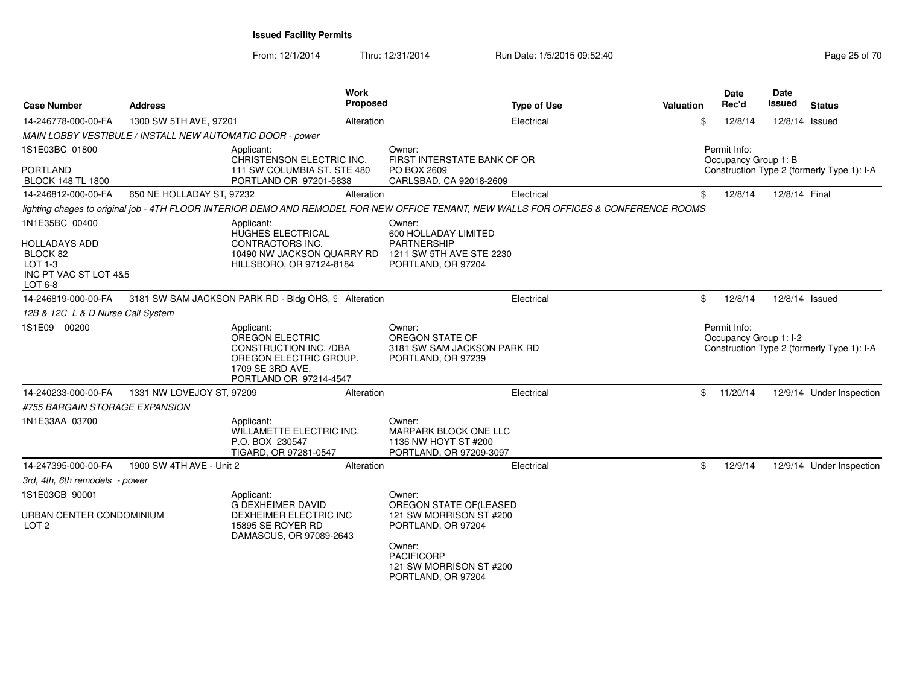**Issued Facility Permits**

From: 12/1/2014 Thru: 12/31/2014 Run Date: 1/5/2015 09:52:40

| Case Number | Address | Work Proposed | Type of Use | Valuation | Date Rec'd | Date Issued | Status |
|---|---|---|---|---|---|---|---|
| 14-246778-000-00-FA | 1300 SW 5TH AVE, 97201 | Alteration | Electrical | $ | 12/8/14 | 12/8/14 | Issued |
| MAIN LOBBY VESTIBULE / INSTALL NEW AUTOMATIC DOOR - power | | | | | | | |
| 1S1E03BC 01800<br><br>PORTLAND<br>BLOCK 148 TL 1800 | Applicant:<br>CHRISTENSON ELECTRIC INC.<br>111 SW COLUMBIA ST. STE 480<br>PORTLAND OR 97201-5838 | | Owner:<br>FIRST INTERSTATE BANK OF OR<br>PO BOX 2609<br>CARLSBAD, CA 92018-2609 | | Permit Info:<br>Occupancy Group 1: B<br>Construction Type 2 (formerly Type 1): I-A | | |
| 14-246812-000-00-FA | 650 NE HOLLADAY ST, 97232 | Alteration | Electrical | $ | 12/8/14 | 12/8/14 | Final |
| lighting chages to original job - 4TH FLOOR INTERIOR DEMO AND REMODEL FOR NEW OFFICE TENANT, NEW WALLS FOR OFFICES & CONFERENCE ROOMS | | | | | | | |
| 1N1E35BC 00400<br><br>HOLLADAYS ADD<br>BLOCK 82<br>LOT 1-3<br>INC PT VAC ST LOT 4&5<br>LOT 6-8 | Applicant:<br>HUGHES ELECTRICAL CONTRACTORS INC.<br>10490 NW JACKSON QUARRY RD<br>HILLSBORO, OR 97124-8184 | | Owner:<br>600 HOLLADAY LIMITED PARTNERSHIP<br>1211 SW 5TH AVE STE 2230<br>PORTLAND, OR 97204 | | | | |
| 14-246819-000-00-FA | 3181 SW SAM JACKSON PARK RD - Bldg OHS, 9 | Alteration | Electrical | $ | 12/8/14 | 12/8/14 | Issued |
| 12B & 12C L & D Nurse Call System | | | | | | | |
| 1S1E09 00200 | Applicant:<br>OREGON ELECTRIC CONSTRUCTION INC. /DBA OREGON ELECTRIC GROUP.<br>1709 SE 3RD AVE.<br>PORTLAND OR 97214-4547 | | Owner:<br>OREGON STATE OF<br>3181 SW SAM JACKSON PARK RD<br>PORTLAND, OR 97239 | | Permit Info:<br>Occupancy Group 1: I-2<br>Construction Type 2 (formerly Type 1): I-A | | |
| 14-240233-000-00-FA | 1331 NW LOVEJOY ST, 97209 | Alteration | Electrical | $ | 11/20/14 | 12/9/14 | Under Inspection |
| #755 BARGAIN STORAGE EXPANSION | | | | | | | |
| 1N1E33AA 03700 | Applicant:<br>WILLAMETTE ELECTRIC INC.<br>P.O. BOX 230547<br>TIGARD, OR 97281-0547 | | Owner:<br>MARPARK BLOCK ONE LLC<br>1136 NW HOYT ST #200<br>PORTLAND, OR 97209-3097 | | | | |
| 14-247395-000-00-FA | 1900 SW 4TH AVE - Unit 2 | Alteration | Electrical | $ | 12/9/14 | 12/9/14 | Under Inspection |
| 3rd, 4th, 6th remodels - power | | | | | | | |
| 1S1E03CB 90001<br><br>URBAN CENTER CONDOMINIUM<br>LOT 2 | Applicant:<br>G DEXHEIMER DAVID<br>DEXHEIMER ELECTRIC INC<br>15895 SE ROYER RD<br>DAMASCUS, OR 97089-2643 | | Owner:<br>OREGON STATE OF(LEASED<br>121 SW MORRISON ST #200<br>PORTLAND, OR 97204<br><br>Owner:<br>PACIFICORP<br>121 SW MORRISON ST #200<br>PORTLAND, OR 97204 | | | | |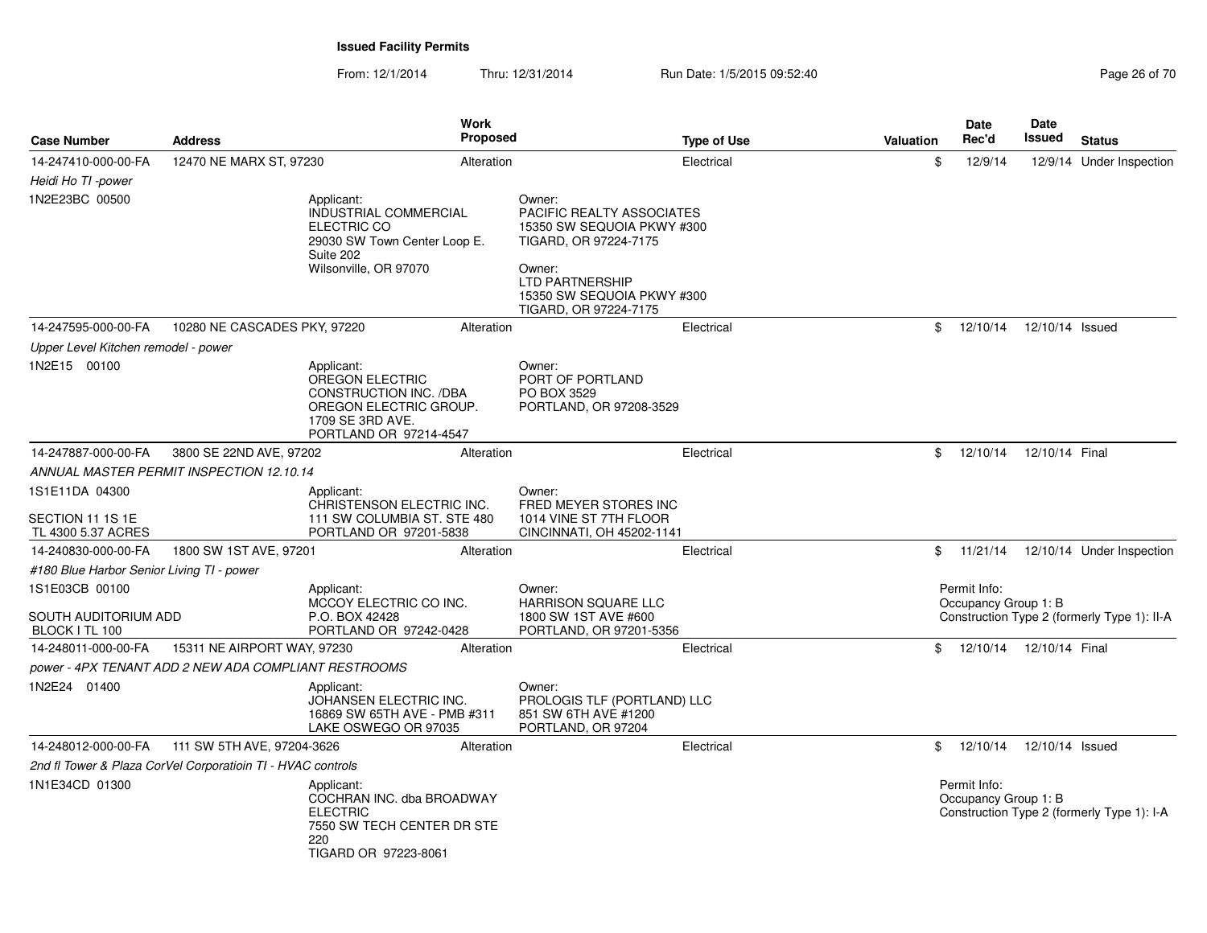**Issued Facility Permits**

From: 12/1/2014 Thru: 12/31/2014 Run Date: 1/5/2015 09:52:40

| Case Number | Address | Work Proposed | Type of Use | Valuation | Date Rec'd | Date Issued | Status |
|---|---|---|---|---|---|---|---|
| 14-247410-000-00-FA | 12470 NE MARX ST, 97230 | Alteration | Electrical | $ | 12/9/14 | 12/9/14 | Under Inspection |
| *Heidi Ho TI -power* | | | | | | | |
| 1N2E23BC 00500 | Applicant: INDUSTRIAL COMMERCIAL ELECTRIC CO 29030 SW Town Center Loop E. Suite 202 Wilsonville, OR 97070 | Owner: PACIFIC REALTY ASSOCIATES 15350 SW SEQUOIA PKWY #300 TIGARD, OR 97224-7175 Owner: LTD PARTNERSHIP 15350 SW SEQUOIA PKWY #300 TIGARD, OR 97224-7175 | | | | | |
| 14-247595-000-00-FA | 10280 NE CASCADES PKY, 97220 | Alteration | Electrical | $ | 12/10/14 | 12/10/14 | Issued |
| *Upper Level Kitchen remodel - power* | | | | | | | |
| 1N2E15 00100 | Applicant: OREGON ELECTRIC CONSTRUCTION INC. /DBA OREGON ELECTRIC GROUP. 1709 SE 3RD AVE. PORTLAND OR 97214-4547 | Owner: PORT OF PORTLAND PO BOX 3529 PORTLAND, OR 97208-3529 | | | | | |
| 14-247887-000-00-FA | 3800 SE 22ND AVE, 97202 | Alteration | Electrical | $ | 12/10/14 | 12/10/14 | Final |
| *ANNUAL MASTER PERMIT INSPECTION 12.10.14* | | | | | | | |
| 1S1E11DA 04300 SECTION 11 1S 1E TL 4300 5.37 ACRES | Applicant: CHRISTENSON ELECTRIC INC. 111 SW COLUMBIA ST. STE 480 PORTLAND OR 97201-5838 | Owner: FRED MEYER STORES INC 1014 VINE ST 7TH FLOOR CINCINNATI, OH 45202-1141 | | | | | |
| 14-240830-000-00-FA | 1800 SW 1ST AVE, 97201 | Alteration | Electrical | $ | 11/21/14 | 12/10/14 | Under Inspection |
| *#180 Blue Harbor Senior Living TI - power* | | | | | | | |
| 1S1E03CB 00100 SOUTH AUDITORIUM ADD BLOCK I TL 100 | Applicant: MCCOY ELECTRIC CO INC. P.O. BOX 42428 PORTLAND OR 97242-0428 | Owner: HARRISON SQUARE LLC 1800 SW 1ST AVE #600 PORTLAND, OR 97201-5356 | | Permit Info: Occupancy Group 1: B Construction Type 2 (formerly Type 1): II-A | | | |
| 14-248011-000-00-FA | 15311 NE AIRPORT WAY, 97230 | Alteration | Electrical | $ | 12/10/14 | 12/10/14 | Final |
| *power - 4PX TENANT ADD 2 NEW ADA COMPLIANT RESTROOMS* | | | | | | | |
| 1N2E24 01400 | Applicant: JOHANSEN ELECTRIC INC. 16869 SW 65TH AVE - PMB #311 LAKE OSWEGO OR 97035 | Owner: PROLOGIS TLF (PORTLAND) LLC 851 SW 6TH AVE #1200 PORTLAND, OR 97204 | | | | | |
| 14-248012-000-00-FA | 111 SW 5TH AVE, 97204-3626 | Alteration | Electrical | $ | 12/10/14 | 12/10/14 | Issued |
| *2nd fl Tower & Plaza CorVel Corporatioin TI - HVAC controls* | | | | | | | |
| 1N1E34CD 01300 | Applicant: COCHRAN INC. dba BROADWAY ELECTRIC 7550 SW TECH CENTER DR STE 220 TIGARD OR 97223-8061 | | | Permit Info: Occupancy Group 1: B Construction Type 2 (formerly Type 1): I-A | | | |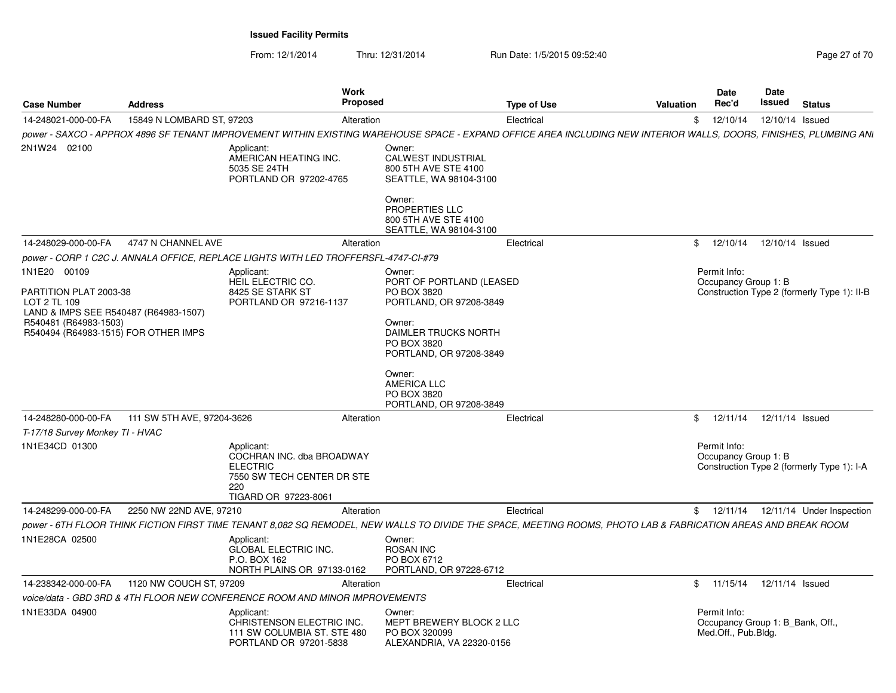**Issued Facility Permits**

From: 12/1/2014 Thru: 12/31/2014 Run Date: 1/5/2015 09:52:40

| Case Number | Address | Work Proposed | Type of Use | Valuation | Date Rec'd | Date Issued | Status |
|---|---|---|---|---|---|---|---|
| 14-248021-000-00-FA | 15849 N LOMBARD ST, 97203 | Alteration | Electrical | $ | 12/10/14 | 12/10/14 | Issued |

*power - SAXCO - APPROX 4896 SF TENANT IMPROVEMENT WITHIN EXISTING WAREHOUSE SPACE - EXPAND OFFICE AREA INCLUDING NEW INTERIOR WALLS, DOORS, FINISHES, PLUMBING ANI*

2N1W24 02100

Applicant:
AMERICAN HEATING INC.
5035 SE 24TH
PORTLAND OR 97202-4765

Owner:
CALWEST INDUSTRIAL
800 5TH AVE STE 4100
SEATTLE, WA 98104-3100

Owner:
PROPERTIES LLC
800 5TH AVE STE 4100
SEATTLE, WA 98104-3100

| Case Number | Address | Work Proposed | Type of Use | Valuation | Date Rec'd | Date Issued | Status |
|---|---|---|---|---|---|---|---|
| 14-248029-000-00-FA | 4747 N CHANNEL AVE | Alteration | Electrical | $ | 12/10/14 | 12/10/14 | Issued |

*power - CORP 1 C2C J. ANNALA OFFICE, REPLACE LIGHTS WITH LED TROFFERSFL-4747-CI-#79*

1N1E20 00109

PARTITION PLAT 2003-38
LOT 2 TL 109
LAND & IMPS SEE R540487 (R64983-1507)
R540481 (R64983-1503)
R540494 (R64983-1515) FOR OTHER IMPS

Applicant:
HEIL ELECTRIC CO.
8425 SE STARK ST
PORTLAND OR 97216-1137

Owner:
PORT OF PORTLAND (LEASED
PO BOX 3820
PORTLAND, OR 97208-3849

Owner:
DAIMLER TRUCKS NORTH
PO BOX 3820
PORTLAND, OR 97208-3849

Owner:
AMERICA LLC
PO BOX 3820
PORTLAND, OR 97208-3849

Permit Info:
Occupancy Group 1: B
Construction Type 2 (formerly Type 1): II-B

| Case Number | Address | Work Proposed | Type of Use | Valuation | Date Rec'd | Date Issued | Status |
|---|---|---|---|---|---|---|---|
| 14-248280-000-00-FA | 111 SW 5TH AVE, 97204-3626 | Alteration | Electrical | $ | 12/11/14 | 12/11/14 | Issued |

*T-17/18 Survey Monkey TI - HVAC*

1N1E34CD 01300

Applicant:
COCHRAN INC. dba BROADWAY ELECTRIC
7550 SW TECH CENTER DR STE 220
TIGARD OR 97223-8061

Permit Info:
Occupancy Group 1: B
Construction Type 2 (formerly Type 1): I-A

| Case Number | Address | Work Proposed | Type of Use | Valuation | Date Rec'd | Date Issued | Status |
|---|---|---|---|---|---|---|---|
| 14-248299-000-00-FA | 2250 NW 22ND AVE, 97210 | Alteration | Electrical | $ | 12/11/14 | 12/11/14 | Under Inspection |

*power - 6TH FLOOR THINK FICTION FIRST TIME TENANT 8,082 SQ REMODEL, NEW WALLS TO DIVIDE THE SPACE, MEETING ROOMS, PHOTO LAB & FABRICATION AREAS AND BREAK ROOM*

1N1E28CA 02500

Applicant:
GLOBAL ELECTRIC INC.
P.O. BOX 162
NORTH PLAINS OR 97133-0162

Owner:
ROSAN INC
PO BOX 6712
PORTLAND, OR 97228-6712

| Case Number | Address | Work Proposed | Type of Use | Valuation | Date Rec'd | Date Issued | Status |
|---|---|---|---|---|---|---|---|
| 14-238342-000-00-FA | 1120 NW COUCH ST, 97209 | Alteration | Electrical | $ | 11/15/14 | 12/11/14 | Issued |

*voice/data - GBD 3RD & 4TH FLOOR NEW CONFERENCE ROOM AND MINOR IMPROVEMENTS*

1N1E33DA 04900

Applicant:
CHRISTENSON ELECTRIC INC.
111 SW COLUMBIA ST. STE 480
PORTLAND OR 97201-5838

Owner:
MEPT BREWERY BLOCK 2 LLC
PO BOX 320099
ALEXANDRIA, VA 22320-0156

Permit Info:
Occupancy Group 1: B_Bank, Off., Med.Off., Pub.Bldg.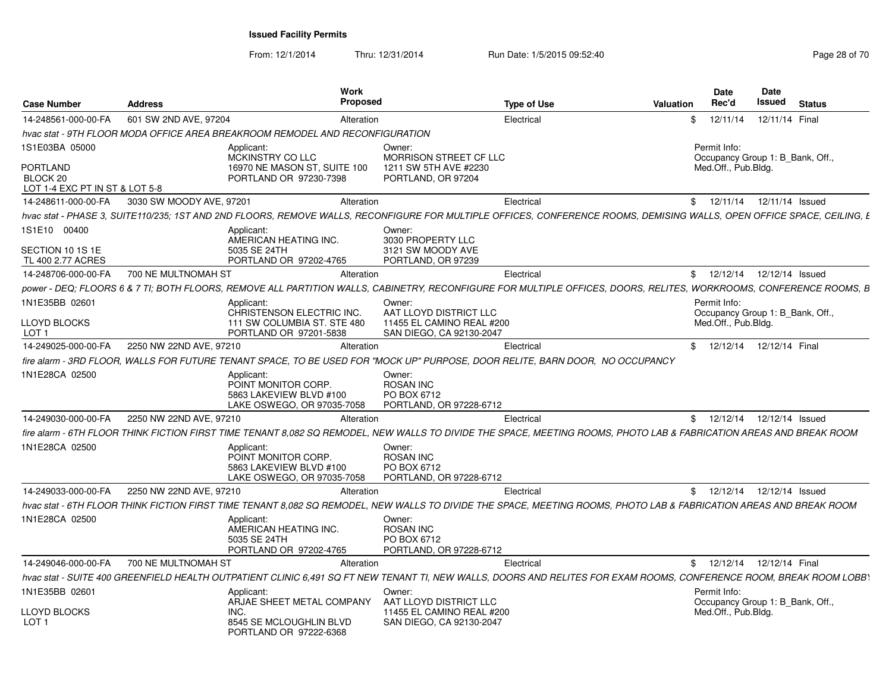# Issued Facility Permits

From: 12/1/2014 Thru: 12/31/2014 Run Date: 1/5/2015 09:52:40

| Case Number | Address | Work Proposed | Type of Use | Valuation | Date Rec'd | Date Issued | Status |
|---|---|---|---|---|---|---|---|
| 14-248561-000-00-FA | 601 SW 2ND AVE, 97204 | Alteration | Electrical | $ | 12/11/14 | 12/11/14 | Final |

*hvac stat - 9TH FLOOR MODA OFFICE AREA BREAKROOM REMODEL AND RECONFIGURATION*

1S1E03BA 05000

PORTLAND
BLOCK 20
LOT 1-4 EXC PT IN ST & LOT 5-8

Applicant:
MCKINSTRY CO LLC
16970 NE MASON ST, SUITE 100
PORTLAND OR 97230-7398

Owner:
MORRISON STREET CF LLC
1211 SW 5TH AVE #2230
PORTLAND, OR 97204

Permit Info:
Occupancy Group 1: B_Bank, Off., Med.Off., Pub.Bldg.

| Case Number | Address | Work Proposed | Type of Use | Valuation | Date Rec'd | Date Issued | Status |
|---|---|---|---|---|---|---|---|
| 14-248611-000-00-FA | 3030 SW MOODY AVE, 97201 | Alteration | Electrical | $ | 12/11/14 | 12/11/14 | Issued |

*hvac stat - PHASE 3, SUITE110/235; 1ST AND 2ND FLOORS, REMOVE WALLS, RECONFIGURE FOR MULTIPLE OFFICES, CONFERENCE ROOMS, DEMISING WALLS, OPEN OFFICE SPACE, CEILING, E*

1S1E10 00400

SECTION 10 1S 1E
TL 400 2.77 ACRES

Applicant:
AMERICAN HEATING INC.
5035 SE 24TH
PORTLAND OR 97202-4765

Owner:
3030 PROPERTY LLC
3121 SW MOODY AVE
PORTLAND, OR 97239

| Case Number | Address | Work Proposed | Type of Use | Valuation | Date Rec'd | Date Issued | Status |
|---|---|---|---|---|---|---|---|
| 14-248706-000-00-FA | 700 NE MULTNOMAH ST | Alteration | Electrical | $ | 12/12/14 | 12/12/14 | Issued |

*power - DEQ; FLOORS 6 & 7 TI; BOTH FLOORS, REMOVE ALL PARTITION WALLS, CABINETRY, RECONFIGURE FOR MULTIPLE OFFICES, DOORS, RELITES, WORKROOMS, CONFERENCE ROOMS, B*

1N1E35BB 02601

LLOYD BLOCKS
LOT 1

Applicant:
CHRISTENSON ELECTRIC INC.
111 SW COLUMBIA ST. STE 480
PORTLAND OR 97201-5838

Owner:
AAT LLOYD DISTRICT LLC
11455 EL CAMINO REAL #200
SAN DIEGO, CA 92130-2047

Permit Info:
Occupancy Group 1: B_Bank, Off., Med.Off., Pub.Bldg.

| Case Number | Address | Work Proposed | Type of Use | Valuation | Date Rec'd | Date Issued | Status |
|---|---|---|---|---|---|---|---|
| 14-249025-000-00-FA | 2250 NW 22ND AVE, 97210 | Alteration | Electrical | $ | 12/12/14 | 12/12/14 | Final |

*fire alarm - 3RD FLOOR, WALLS FOR FUTURE TENANT SPACE, TO BE USED FOR "MOCK UP" PURPOSE, DOOR RELITE, BARN DOOR, NO OCCUPANCY*

1N1E28CA 02500

Applicant:
POINT MONITOR CORP.
5863 LAKEVIEW BLVD #100
LAKE OSWEGO, OR 97035-7058

Owner:
ROSAN INC
PO BOX 6712
PORTLAND, OR 97228-6712

| Case Number | Address | Work Proposed | Type of Use | Valuation | Date Rec'd | Date Issued | Status |
|---|---|---|---|---|---|---|---|
| 14-249030-000-00-FA | 2250 NW 22ND AVE, 97210 | Alteration | Electrical | $ | 12/12/14 | 12/12/14 | Issued |

*fire alarm - 6TH FLOOR THINK FICTION FIRST TIME TENANT 8,082 SQ REMODEL, NEW WALLS TO DIVIDE THE SPACE, MEETING ROOMS, PHOTO LAB & FABRICATION AREAS AND BREAK ROOM*

1N1E28CA 02500

Applicant:
POINT MONITOR CORP.
5863 LAKEVIEW BLVD #100
LAKE OSWEGO, OR 97035-7058

Owner:
ROSAN INC
PO BOX 6712
PORTLAND, OR 97228-6712

| Case Number | Address | Work Proposed | Type of Use | Valuation | Date Rec'd | Date Issued | Status |
|---|---|---|---|---|---|---|---|
| 14-249033-000-00-FA | 2250 NW 22ND AVE, 97210 | Alteration | Electrical | $ | 12/12/14 | 12/12/14 | Issued |

*hvac stat - 6TH FLOOR THINK FICTION FIRST TIME TENANT 8,082 SQ REMODEL, NEW WALLS TO DIVIDE THE SPACE, MEETING ROOMS, PHOTO LAB & FABRICATION AREAS AND BREAK ROOM*

1N1E28CA 02500

Applicant:
AMERICAN HEATING INC.
5035 SE 24TH
PORTLAND OR 97202-4765

Owner:
ROSAN INC
PO BOX 6712
PORTLAND, OR 97228-6712

| Case Number | Address | Work Proposed | Type of Use | Valuation | Date Rec'd | Date Issued | Status |
|---|---|---|---|---|---|---|---|
| 14-249046-000-00-FA | 700 NE MULTNOMAH ST | Alteration | Electrical | $ | 12/12/14 | 12/12/14 | Final |

*hvac stat - SUITE 400 GREENFIELD HEALTH OUTPATIENT CLINIC 6,491 SQ FT NEW TENANT TI, NEW WALLS, DOORS AND RELITES FOR EXAM ROOMS, CONFERENCE ROOM, BREAK ROOM LOBBY*

1N1E35BB 02601

LLOYD BLOCKS
LOT 1

Applicant:
ARJAE SHEET METAL COMPANY INC.
8545 SE MCLOUGHLIN BLVD
PORTLAND OR 97222-6368

Owner:
AAT LLOYD DISTRICT LLC
11455 EL CAMINO REAL #200
SAN DIEGO, CA 92130-2047

Permit Info:
Occupancy Group 1: B_Bank, Off., Med.Off., Pub.Bldg.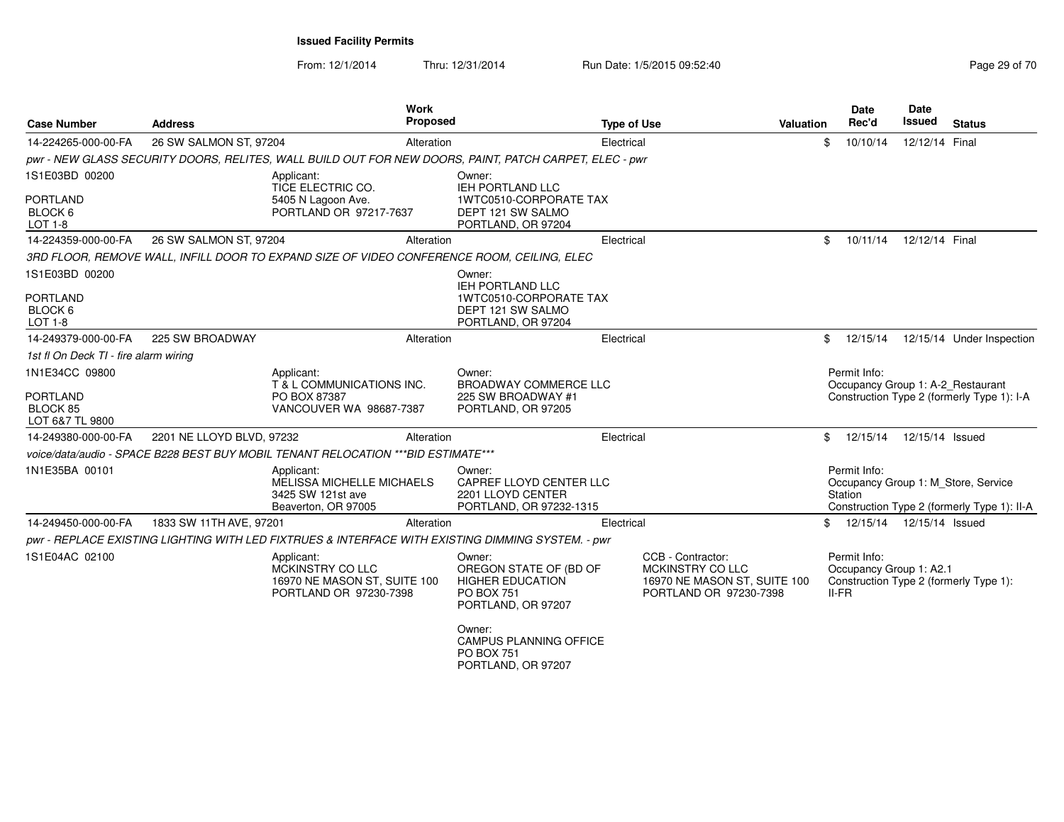**Issued Facility Permits**

From: 12/1/2014 Thru: 12/31/2014 Run Date: 1/5/2015 09:52:40

| Case Number | Address | Work Proposed | Type of Use | Valuation | Date Rec'd | Date Issued | Status |
|---|---|---|---|---|---|---|---|
| 14-224265-000-00-FA | 26 SW SALMON ST, 97204 | Alteration | Electrical | $ | 10/10/14 | 12/12/14 | Final |

*pwr - NEW GLASS SECURITY DOORS, RELITES, WALL BUILD OUT FOR NEW DOORS, PAINT, PATCH CARPET, ELEC - pwr*

1S1E03BD 00200
PORTLAND
BLOCK 6
LOT 1-8

Applicant:
TICE ELECTRIC CO.
5405 N Lagoon Ave.
PORTLAND OR 97217-7637

Owner:
IEH PORTLAND LLC
1WTC0510-CORPORATE TAX
DEPT 121 SW SALMO
PORTLAND, OR 97204

| Case Number | Address | Work Proposed | Type of Use | Valuation | Date Rec'd | Date Issued | Status |
|---|---|---|---|---|---|---|---|
| 14-224359-000-00-FA | 26 SW SALMON ST, 97204 | Alteration | Electrical | $ | 10/11/14 | 12/12/14 | Final |

*3RD FLOOR, REMOVE WALL, INFILL DOOR TO EXPAND SIZE OF VIDEO CONFERENCE ROOM, CEILING, ELEC*

1S1E03BD 00200
PORTLAND
BLOCK 6
LOT 1-8

Owner:
IEH PORTLAND LLC
1WTC0510-CORPORATE TAX
DEPT 121 SW SALMO
PORTLAND, OR 97204

| Case Number | Address | Work Proposed | Type of Use | Valuation | Date Rec'd | Date Issued | Status |
|---|---|---|---|---|---|---|---|
| 14-249379-000-00-FA | 225 SW BROADWAY | Alteration | Electrical | $ | 12/15/14 | 12/15/14 | Under Inspection |

*1st fl On Deck TI - fire alarm wiring*

1N1E34CC 09800
PORTLAND
BLOCK 85
LOT 6&7 TL 9800

Applicant:
T & L COMMUNICATIONS INC.
PO BOX 87387
VANCOUVER WA 98687-7387

Owner:
BROADWAY COMMERCE LLC
225 SW BROADWAY #1
PORTLAND, OR 97205

Permit Info:
Occupancy Group 1: A-2_Restaurant
Construction Type 2 (formerly Type 1): I-A

| Case Number | Address | Work Proposed | Type of Use | Valuation | Date Rec'd | Date Issued | Status |
|---|---|---|---|---|---|---|---|
| 14-249380-000-00-FA | 2201 NE LLOYD BLVD, 97232 | Alteration | Electrical | $ | 12/15/14 | 12/15/14 | Issued |

*voice/data/audio - SPACE B228 BEST BUY MOBIL TENANT RELOCATION ***BID ESTIMATE****

1N1E35BA 00101

Applicant:
MELISSA MICHELLE MICHAELS
3425 SW 121st ave
Beaverton, OR 97005

Owner:
CAPREF LLOYD CENTER LLC
2201 LLOYD CENTER
PORTLAND, OR 97232-1315

Permit Info:
Occupancy Group 1: M_Store, Service Station
Construction Type 2 (formerly Type 1): II-A

| Case Number | Address | Work Proposed | Type of Use | Valuation | Date Rec'd | Date Issued | Status |
|---|---|---|---|---|---|---|---|
| 14-249450-000-00-FA | 1833 SW 11TH AVE, 97201 | Alteration | Electrical | $ | 12/15/14 | 12/15/14 | Issued |

*pwr - REPLACE EXISTING LIGHTING WITH LED FIXTRUES & INTERFACE WITH EXISTING DIMMING SYSTEM. - pwr*

1S1E04AC 02100

Applicant:
MCKINSTRY CO LLC
16970 NE MASON ST, SUITE 100
PORTLAND OR 97230-7398

Owner:
OREGON STATE OF (BD OF
HIGHER EDUCATION
PO BOX 751
PORTLAND, OR 97207

Owner:
CAMPUS PLANNING OFFICE
PO BOX 751
PORTLAND, OR 97207

CCB - Contractor:
MCKINSTRY CO LLC
16970 NE MASON ST, SUITE 100
PORTLAND OR 97230-7398

Permit Info:
Occupancy Group 1: A2.1
Construction Type 2 (formerly Type 1): II-FR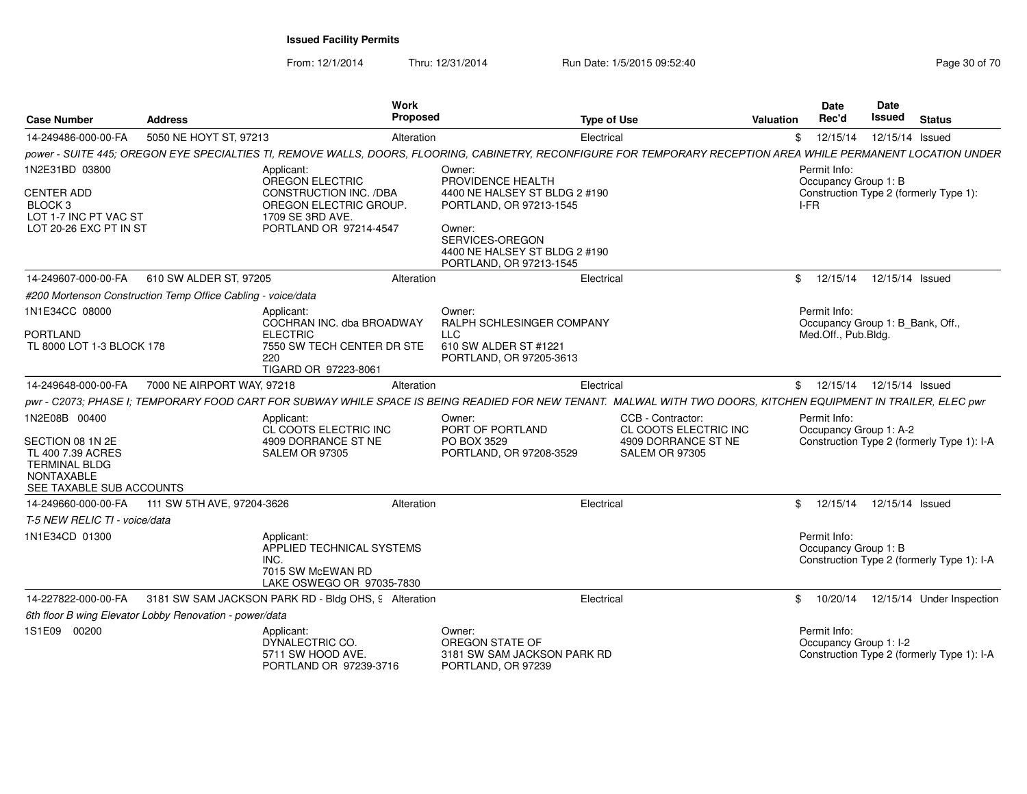**Issued Facility Permits**

From: 12/1/2014 Thru: 12/31/2014 Run Date: 1/5/2015 09:52:40

| Case Number | Address | Work Proposed | Type of Use | Valuation | Date Rec'd | Date Issued | Status |
|---|---|---|---|---|---|---|---|
| 14-249486-000-00-FA | 5050 NE HOYT ST, 97213 | Alteration | Electrical | $ | 12/15/14 | 12/15/14 | Issued |

*power - SUITE 445; OREGON EYE SPECIALTIES TI, REMOVE WALLS, DOORS, FLOORING, CABINETRY, RECONFIGURE FOR TEMPORARY RECEPTION AREA WHILE PERMANENT LOCATION UNDER*

1N2E31BD 03800

CENTER ADD
BLOCK 3
LOT 1-7 INC PT VAC ST
LOT 20-26 EXC PT IN ST

Applicant:
OREGON ELECTRIC CONSTRUCTION INC. /DBA OREGON ELECTRIC GROUP.
1709 SE 3RD AVE.
PORTLAND OR 97214-4547

Owner:
PROVIDENCE HEALTH
4400 NE HALSEY ST BLDG 2 #190
PORTLAND, OR 97213-1545

Owner:
SERVICES-OREGON
4400 NE HALSEY ST BLDG 2 #190
PORTLAND, OR 97213-1545

Permit Info:
Occupancy Group 1: B
Construction Type 2 (formerly Type 1): I-FR

| Case Number | Address | Work Proposed | Type of Use | Valuation | Date Rec'd | Date Issued | Status |
|---|---|---|---|---|---|---|---|
| 14-249607-000-00-FA | 610 SW ALDER ST, 97205 | Alteration | Electrical | $ | 12/15/14 | 12/15/14 | Issued |

*#200 Mortenson Construction Temp Office Cabling - voice/data*

1N1E34CC 08000

PORTLAND
TL 8000 LOT 1-3 BLOCK 178

Applicant:
COCHRAN INC. dba BROADWAY ELECTRIC
7550 SW TECH CENTER DR STE 220
TIGARD OR 97223-8061

Owner:
RALPH SCHLESINGER COMPANY LLC
610 SW ALDER ST #1221
PORTLAND, OR 97205-3613

Permit Info:
Occupancy Group 1: B_Bank, Off., Med.Off., Pub.Bldg.

| Case Number | Address | Work Proposed | Type of Use | Valuation | Date Rec'd | Date Issued | Status |
|---|---|---|---|---|---|---|---|
| 14-249648-000-00-FA | 7000 NE AIRPORT WAY, 97218 | Alteration | Electrical | $ | 12/15/14 | 12/15/14 | Issued |

*pwr - C2073; PHASE I; TEMPORARY FOOD CART FOR SUBWAY WHILE SPACE IS BEING READIED FOR NEW TENANT. MALWAL WITH TWO DOORS, KITCHEN EQUIPMENT IN TRAILER, ELEC pwr*

1N2E08B 00400

SECTION 08 1N 2E
TL 400 7.39 ACRES
TERMINAL BLDG
NONTAXABLE
SEE TAXABLE SUB ACCOUNTS

Applicant:
CL COOTS ELECTRIC INC
4909 DORRANCE ST NE
SALEM OR 97305

Owner:
PORT OF PORTLAND
PO BOX 3529
PORTLAND, OR 97208-3529

CCB - Contractor:
CL COOTS ELECTRIC INC
4909 DORRANCE ST NE
SALEM OR 97305

Permit Info:
Occupancy Group 1: A-2
Construction Type 2 (formerly Type 1): I-A

| Case Number | Address | Work Proposed | Type of Use | Valuation | Date Rec'd | Date Issued | Status |
|---|---|---|---|---|---|---|---|
| 14-249660-000-00-FA | 111 SW 5TH AVE, 97204-3626 | Alteration | Electrical | $ | 12/15/14 | 12/15/14 | Issued |

*T-5 NEW RELIC TI - voice/data*

1N1E34CD 01300

Applicant:
APPLIED TECHNICAL SYSTEMS INC.
7015 SW McEWAN RD
LAKE OSWEGO OR 97035-7830

Permit Info:
Occupancy Group 1: B
Construction Type 2 (formerly Type 1): I-A

| Case Number | Address | Work Proposed | Type of Use | Valuation | Date Rec'd | Date Issued | Status |
|---|---|---|---|---|---|---|---|
| 14-227822-000-00-FA | 3181 SW SAM JACKSON PARK RD - Bldg OHS, 9 | Alteration | Electrical | $ | 10/20/14 | 12/15/14 | Under Inspection |

*6th floor B wing Elevator Lobby Renovation - power/data*

1S1E09 00200

Applicant:
DYNALECTRIC CO.
5711 SW HOOD AVE.
PORTLAND OR 97239-3716

Owner:
OREGON STATE OF
3181 SW SAM JACKSON PARK RD
PORTLAND, OR 97239

Permit Info:
Occupancy Group 1: I-2
Construction Type 2 (formerly Type 1): I-A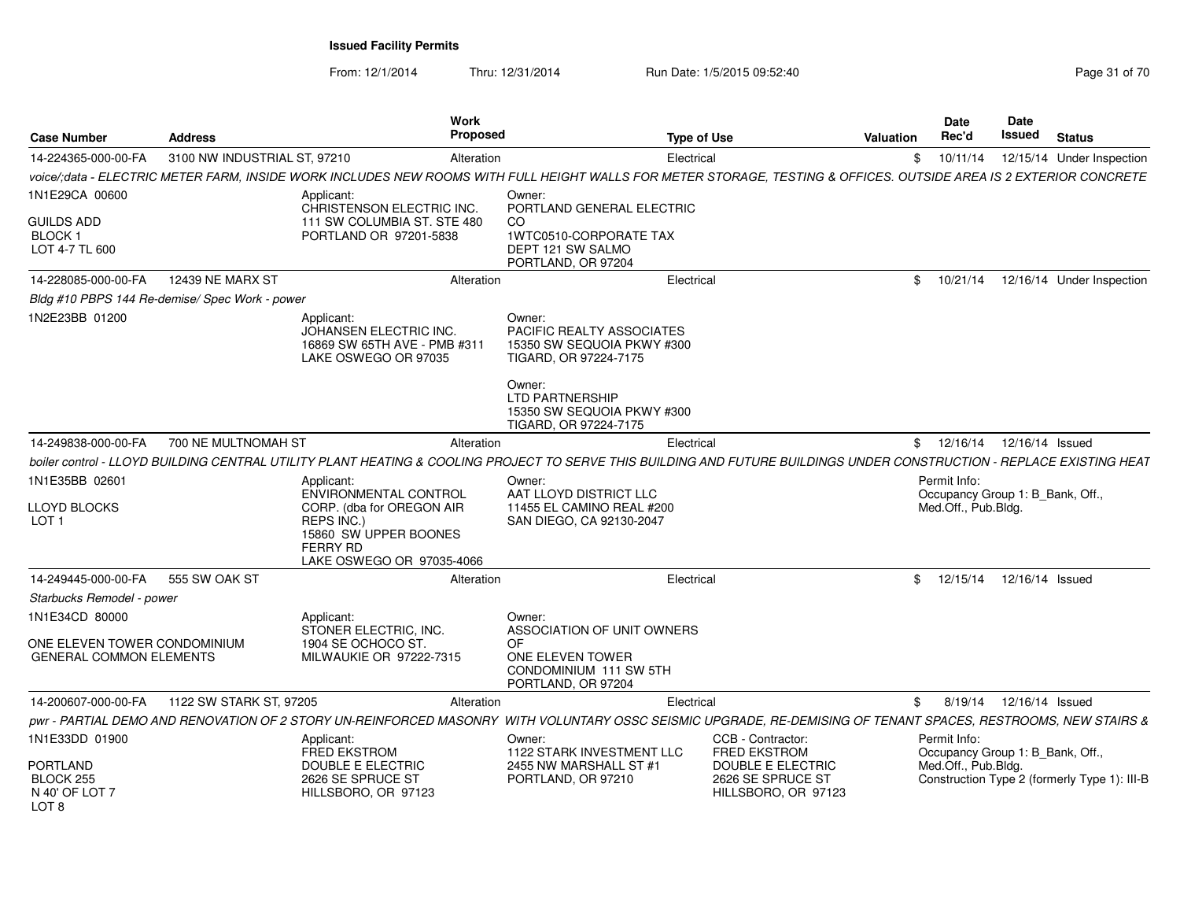# Issued Facility Permits

From: 12/1/2014 Thru: 12/31/2014 Run Date: 1/5/2015 09:52:40

| Case Number | Address | Work Proposed | Type of Use | Valuation | Date Rec'd | Date Issued | Status |
|---|---|---|---|---|---|---|---|
| 14-224365-000-00-FA | 3100 NW INDUSTRIAL ST, 97210 | Alteration | Electrical | $ | 10/11/14 | 12/15/14 | Under Inspection |

*voice/;data - ELECTRIC METER FARM, INSIDE WORK INCLUDES NEW ROOMS WITH FULL HEIGHT WALLS FOR METER STORAGE, TESTING & OFFICES. OUTSIDE AREA IS 2 EXTERIOR CONCRETE*

1N1E29CA 00600

GUILDS ADD
BLOCK 1
LOT 4-7 TL 600

Applicant:
CHRISTENSON ELECTRIC INC.
111 SW COLUMBIA ST. STE 480
PORTLAND OR 97201-5838

Owner:
PORTLAND GENERAL ELECTRIC CO
1WTC0510-CORPORATE TAX
DEPT 121 SW SALMO
PORTLAND, OR 97204

| Case Number | Address | Work Proposed | Type of Use | Valuation | Date Rec'd | Date Issued | Status |
|---|---|---|---|---|---|---|---|
| 14-228085-000-00-FA | 12439 NE MARX ST | Alteration | Electrical | $ | 10/21/14 | 12/16/14 | Under Inspection |

*Bldg #10 PBPS 144 Re-demise/ Spec Work - power*

1N2E23BB 01200

Applicant:
JOHANSEN ELECTRIC INC.
16869 SW 65TH AVE - PMB #311
LAKE OSWEGO OR 97035

Owner:
PACIFIC REALTY ASSOCIATES
15350 SW SEQUOIA PKWY #300
TIGARD, OR 97224-7175

Owner:
LTD PARTNERSHIP
15350 SW SEQUOIA PKWY #300
TIGARD, OR 97224-7175

| Case Number | Address | Work Proposed | Type of Use | Valuation | Date Rec'd | Date Issued | Status |
|---|---|---|---|---|---|---|---|
| 14-249838-000-00-FA | 700 NE MULTNOMAH ST | Alteration | Electrical | $ | 12/16/14 | 12/16/14 | Issued |

*boiler control - LLOYD BUILDING CENTRAL UTILITY PLANT HEATING & COOLING PROJECT TO SERVE THIS BUILDING AND FUTURE BUILDINGS UNDER CONSTRUCTION - REPLACE EXISTING HEAT*

1N1E35BB 02601

LLOYD BLOCKS
LOT 1

Applicant:
ENVIRONMENTAL CONTROL CORP. (dba for OREGON AIR REPS INC.)
15860 SW UPPER BOONES FERRY RD
LAKE OSWEGO OR 97035-4066

Owner:
AAT LLOYD DISTRICT LLC
11455 EL CAMINO REAL #200
SAN DIEGO, CA 92130-2047

Permit Info:
Occupancy Group 1: B_Bank, Off., Med.Off., Pub.Bldg.

| Case Number | Address | Work Proposed | Type of Use | Valuation | Date Rec'd | Date Issued | Status |
|---|---|---|---|---|---|---|---|
| 14-249445-000-00-FA | 555 SW OAK ST | Alteration | Electrical | $ | 12/15/14 | 12/16/14 | Issued |

*Starbucks Remodel - power*

1N1E34CD 80000

ONE ELEVEN TOWER CONDOMINIUM
GENERAL COMMON ELEMENTS

Applicant:
STONER ELECTRIC, INC.
1904 SE OCHOCO ST.
MILWAUKIE OR 97222-7315

Owner:
ASSOCIATION OF UNIT OWNERS OF
ONE ELEVEN TOWER
CONDOMINIUM 111 SW 5TH
PORTLAND, OR 97204

| Case Number | Address | Work Proposed | Type of Use | Valuation | Date Rec'd | Date Issued | Status |
|---|---|---|---|---|---|---|---|
| 14-200607-000-00-FA | 1122 SW STARK ST, 97205 | Alteration | Electrical | $ | 8/19/14 | 12/16/14 | Issued |

*pwr - PARTIAL DEMO AND RENOVATION OF 2 STORY UN-REINFORCED MASONRY WITH VOLUNTARY OSSC SEISMIC UPGRADE, RE-DEMISING OF TENANT SPACES, RESTROOMS, NEW STAIRS &*

1N1E33DD 01900

PORTLAND
BLOCK 255
N 40' OF LOT 7
LOT 8

Applicant:
FRED EKSTROM
DOUBLE E ELECTRIC
2626 SE SPRUCE ST
HILLSBORO, OR 97123

Owner:
1122 STARK INVESTMENT LLC
2455 NW MARSHALL ST #1
PORTLAND, OR 97210

CCB - Contractor:
FRED EKSTROM
DOUBLE E ELECTRIC
2626 SE SPRUCE ST
HILLSBORO, OR 97123

Permit Info:
Occupancy Group 1: B_Bank, Off., Med.Off., Pub.Bldg.
Construction Type 2 (formerly Type 1): III-B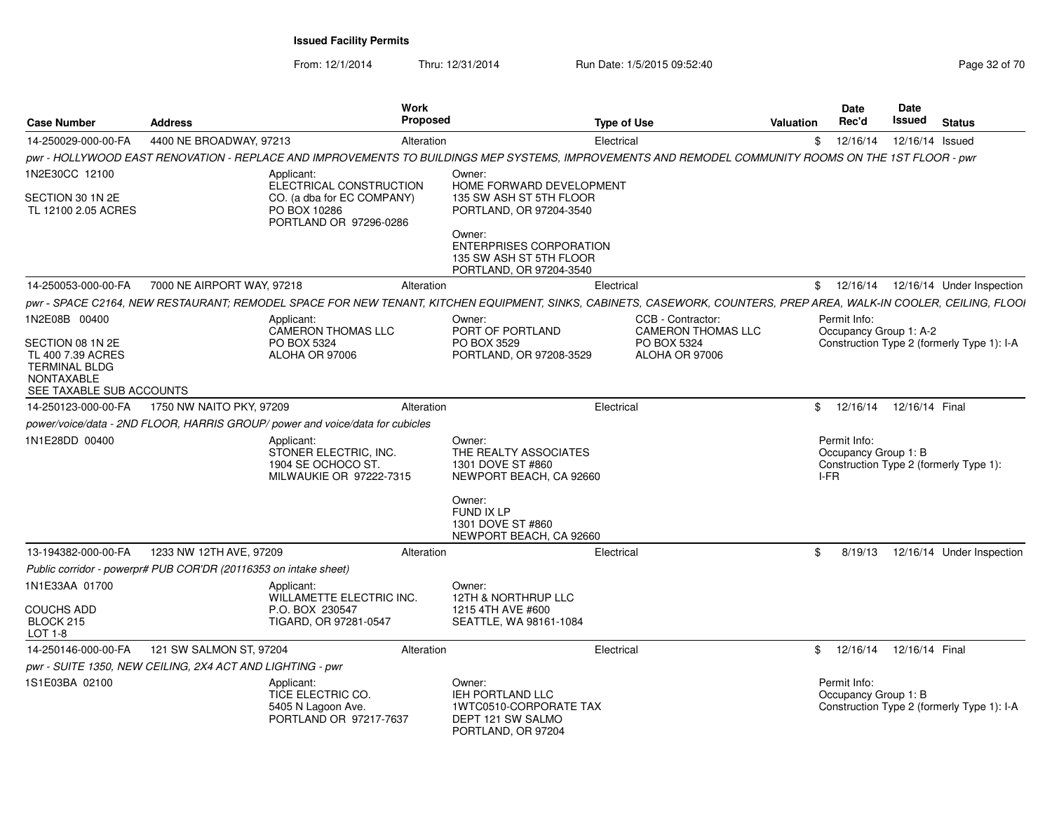**Issued Facility Permits**

From: 12/1/2014 Thru: 12/31/2014 Run Date: 1/5/2015 09:52:40

| Case Number | Address | Work Proposed | Type of Use | Valuation | Date Rec'd | Date Issued | Status |
|---|---|---|---|---|---|---|---|
| 14-250029-000-00-FA | 4400 NE BROADWAY, 97213 | Alteration | Electrical | $ | 12/16/14 | 12/16/14 | Issued |

*pwr - HOLLYWOOD EAST RENOVATION - REPLACE AND IMPROVEMENTS TO BUILDINGS MEP SYSTEMS, IMPROVEMENTS AND REMODEL COMMUNITY ROOMS ON THE 1ST FLOOR - pwr*

1N2E30CC 12100

SECTION 30 1N 2E
TL 12100 2.05 ACRES

Applicant:
ELECTRICAL CONSTRUCTION CO. (a dba for EC COMPANY)
PO BOX 10286
PORTLAND OR 97296-0286

Owner:
HOME FORWARD DEVELOPMENT
135 SW ASH ST 5TH FLOOR
PORTLAND, OR 97204-3540

Owner:
ENTERPRISES CORPORATION
135 SW ASH ST 5TH FLOOR
PORTLAND, OR 97204-3540

| Case Number | Address | Work Proposed | Type of Use | Valuation | Date Rec'd | Date Issued | Status |
|---|---|---|---|---|---|---|---|
| 14-250053-000-00-FA | 7000 NE AIRPORT WAY, 97218 | Alteration | Electrical | $ | 12/16/14 | 12/16/14 | Under Inspection |

*pwr - SPACE C2164, NEW RESTAURANT; REMODEL SPACE FOR NEW TENANT, KITCHEN EQUIPMENT, SINKS, CABINETS, CASEWORK, COUNTERS, PREP AREA, WALK-IN COOLER, CEILING, FLOOI*

1N2E08B 00400

SECTION 08 1N 2E
TL 400 7.39 ACRES
TERMINAL BLDG
NONTAXABLE
SEE TAXABLE SUB ACCOUNTS

Applicant:
CAMERON THOMAS LLC
PO BOX 5324
ALOHA OR 97006

Owner:
PORT OF PORTLAND
PO BOX 3529
PORTLAND, OR 97208-3529

CCB - Contractor:
CAMERON THOMAS LLC
PO BOX 5324
ALOHA OR 97006

Permit Info:
Occupancy Group 1: A-2
Construction Type 2 (formerly Type 1): I-A

| Case Number | Address | Work Proposed | Type of Use | Valuation | Date Rec'd | Date Issued | Status |
|---|---|---|---|---|---|---|---|
| 14-250123-000-00-FA | 1750 NW NAITO PKY, 97209 | Alteration | Electrical | $ | 12/16/14 | 12/16/14 | Final |

*power/voice/data - 2ND FLOOR, HARRIS GROUP/ power and voice/data for cubicles*

1N1E28DD 00400

Applicant:
STONER ELECTRIC, INC.
1904 SE OCHOCO ST.
MILWAUKIE OR 97222-7315

Owner:
THE REALTY ASSOCIATES
1301 DOVE ST #860
NEWPORT BEACH, CA 92660

Owner:
FUND IX LP
1301 DOVE ST #860
NEWPORT BEACH, CA 92660

Permit Info:
Occupancy Group 1: B
Construction Type 2 (formerly Type 1): I-FR

| Case Number | Address | Work Proposed | Type of Use | Valuation | Date Rec'd | Date Issued | Status |
|---|---|---|---|---|---|---|---|
| 13-194382-000-00-FA | 1233 NW 12TH AVE, 97209 | Alteration | Electrical | $ | 8/19/13 | 12/16/14 | Under Inspection |

*Public corridor - powerpr# PUB COR'DR (20116353 on intake sheet)*

1N1E33AA 01700

COUCHS ADD
BLOCK 215
LOT 1-8

Applicant:
WILLAMETTE ELECTRIC INC.
P.O. BOX 230547
TIGARD, OR 97281-0547

Owner:
12TH & NORTHRUP LLC
1215 4TH AVE #600
SEATTLE, WA 98161-1084

| Case Number | Address | Work Proposed | Type of Use | Valuation | Date Rec'd | Date Issued | Status |
|---|---|---|---|---|---|---|---|
| 14-250146-000-00-FA | 121 SW SALMON ST, 97204 | Alteration | Electrical | $ | 12/16/14 | 12/16/14 | Final |

*pwr - SUITE 1350, NEW CEILING, 2X4 ACT AND LIGHTING - pwr*

1S1E03BA 02100

Applicant:
TICE ELECTRIC CO.
5405 N Lagoon Ave.
PORTLAND OR 97217-7637

Owner:
IEH PORTLAND LLC
1WTC0510-CORPORATE TAX
DEPT 121 SW SALMO
PORTLAND, OR 97204

Permit Info:
Occupancy Group 1: B
Construction Type 2 (formerly Type 1): I-A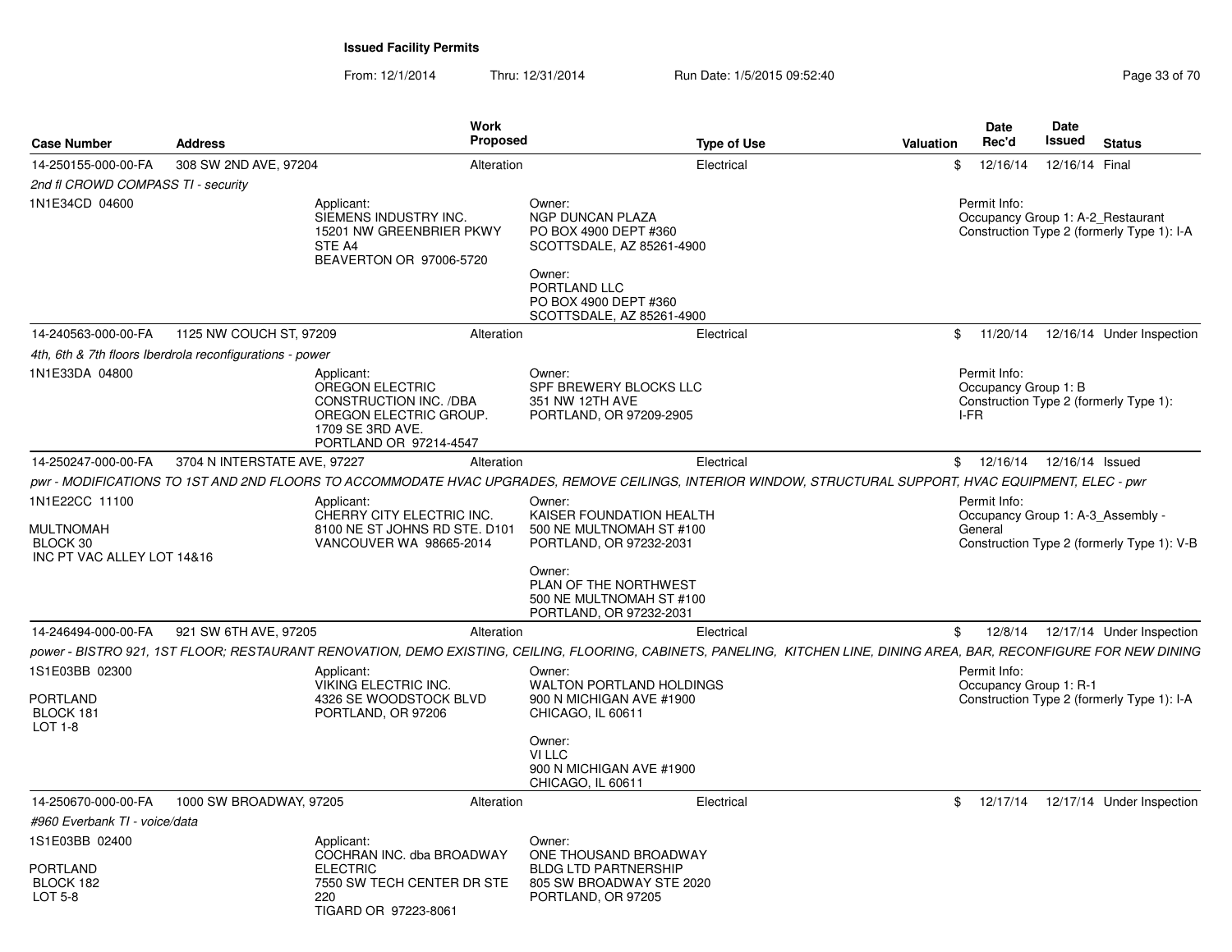**Issued Facility Permits**

From: 12/1/2014 Thru: 12/31/2014 Run Date: 1/5/2015 09:52:40

| Case Number | Address | Work Proposed | Type of Use | Valuation | Date Rec'd | Date Issued | Status |
|---|---|---|---|---|---|---|---|
| 14-250155-000-00-FA | 308 SW 2ND AVE, 97204 | Alteration | Electrical | $ | 12/16/14 | 12/16/14 | Final |

*2nd fl CROWD COMPASS TI - security*

1N1E34CD 04600

Applicant: SIEMENS INDUSTRY INC. 15201 NW GREENBRIER PKWY STE A4 BEAVERTON OR 97006-5720

Owner: NGP DUNCAN PLAZA PO BOX 4900 DEPT #360 SCOTTSDALE, AZ 85261-4900

Owner: PORTLAND LLC PO BOX 4900 DEPT #360 SCOTTSDALE, AZ 85261-4900

Permit Info: Occupancy Group 1: A-2_Restaurant Construction Type 2 (formerly Type 1): I-A

| Case Number | Address | Work Proposed | Type of Use | Valuation | Date Rec'd | Date Issued | Status |
|---|---|---|---|---|---|---|---|
| 14-240563-000-00-FA | 1125 NW COUCH ST, 97209 | Alteration | Electrical | $ | 11/20/14 | 12/16/14 | Under Inspection |

*4th, 6th & 7th floors Iberdrola reconfigurations - power*

1N1E33DA 04800

Applicant: OREGON ELECTRIC CONSTRUCTION INC. /DBA OREGON ELECTRIC GROUP. 1709 SE 3RD AVE. PORTLAND OR 97214-4547

Owner: SPF BREWERY BLOCKS LLC 351 NW 12TH AVE PORTLAND, OR 97209-2905

Permit Info: Occupancy Group 1: B Construction Type 2 (formerly Type 1): I-FR

| Case Number | Address | Work Proposed | Type of Use | Valuation | Date Rec'd | Date Issued | Status |
|---|---|---|---|---|---|---|---|
| 14-250247-000-00-FA | 3704 N INTERSTATE AVE, 97227 | Alteration | Electrical | $ | 12/16/14 | 12/16/14 | Issued |

*pwr - MODIFICATIONS TO 1ST AND 2ND FLOORS TO ACCOMMODATE HVAC UPGRADES, REMOVE CEILINGS, INTERIOR WINDOW, STRUCTURAL SUPPORT, HVAC EQUIPMENT, ELEC - pwr*

1N1E22CC 11100

MULTNOMAH BLOCK 30 INC PT VAC ALLEY LOT 14&16

Applicant: CHERRY CITY ELECTRIC INC. 8100 NE ST JOHNS RD STE. D101 VANCOUVER WA 98665-2014

Owner: KAISER FOUNDATION HEALTH 500 NE MULTNOMAH ST #100 PORTLAND, OR 97232-2031

Owner: PLAN OF THE NORTHWEST 500 NE MULTNOMAH ST #100 PORTLAND, OR 97232-2031

Permit Info: Occupancy Group 1: A-3_Assembly - General Construction Type 2 (formerly Type 1): V-B

| Case Number | Address | Work Proposed | Type of Use | Valuation | Date Rec'd | Date Issued | Status |
|---|---|---|---|---|---|---|---|
| 14-246494-000-00-FA | 921 SW 6TH AVE, 97205 | Alteration | Electrical | $ | 12/8/14 | 12/17/14 | Under Inspection |

*power - BISTRO 921, 1ST FLOOR; RESTAURANT RENOVATION, DEMO EXISTING, CEILING, FLOORING, CABINETS, PANELING, KITCHEN LINE, DINING AREA, BAR, RECONFIGURE FOR NEW DINING*

1S1E03BB 02300

PORTLAND BLOCK 181 LOT 1-8

Applicant: VIKING ELECTRIC INC. 4326 SE WOODSTOCK BLVD PORTLAND, OR 97206

Owner: WALTON PORTLAND HOLDINGS 900 N MICHIGAN AVE #1900 CHICAGO, IL 60611

Owner: VI LLC 900 N MICHIGAN AVE #1900 CHICAGO, IL 60611

Permit Info: Occupancy Group 1: R-1 Construction Type 2 (formerly Type 1): I-A

| Case Number | Address | Work Proposed | Type of Use | Valuation | Date Rec'd | Date Issued | Status |
|---|---|---|---|---|---|---|---|
| 14-250670-000-00-FA | 1000 SW BROADWAY, 97205 | Alteration | Electrical | $ | 12/17/14 | 12/17/14 | Under Inspection |

*#960 Everbank TI - voice/data*

1S1E03BB 02400

PORTLAND BLOCK 182 LOT 5-8

Applicant: COCHRAN INC. dba BROADWAY ELECTRIC 7550 SW TECH CENTER DR STE 220 TIGARD OR 97223-8061

Owner: ONE THOUSAND BROADWAY BLDG LTD PARTNERSHIP 805 SW BROADWAY STE 2020 PORTLAND, OR 97205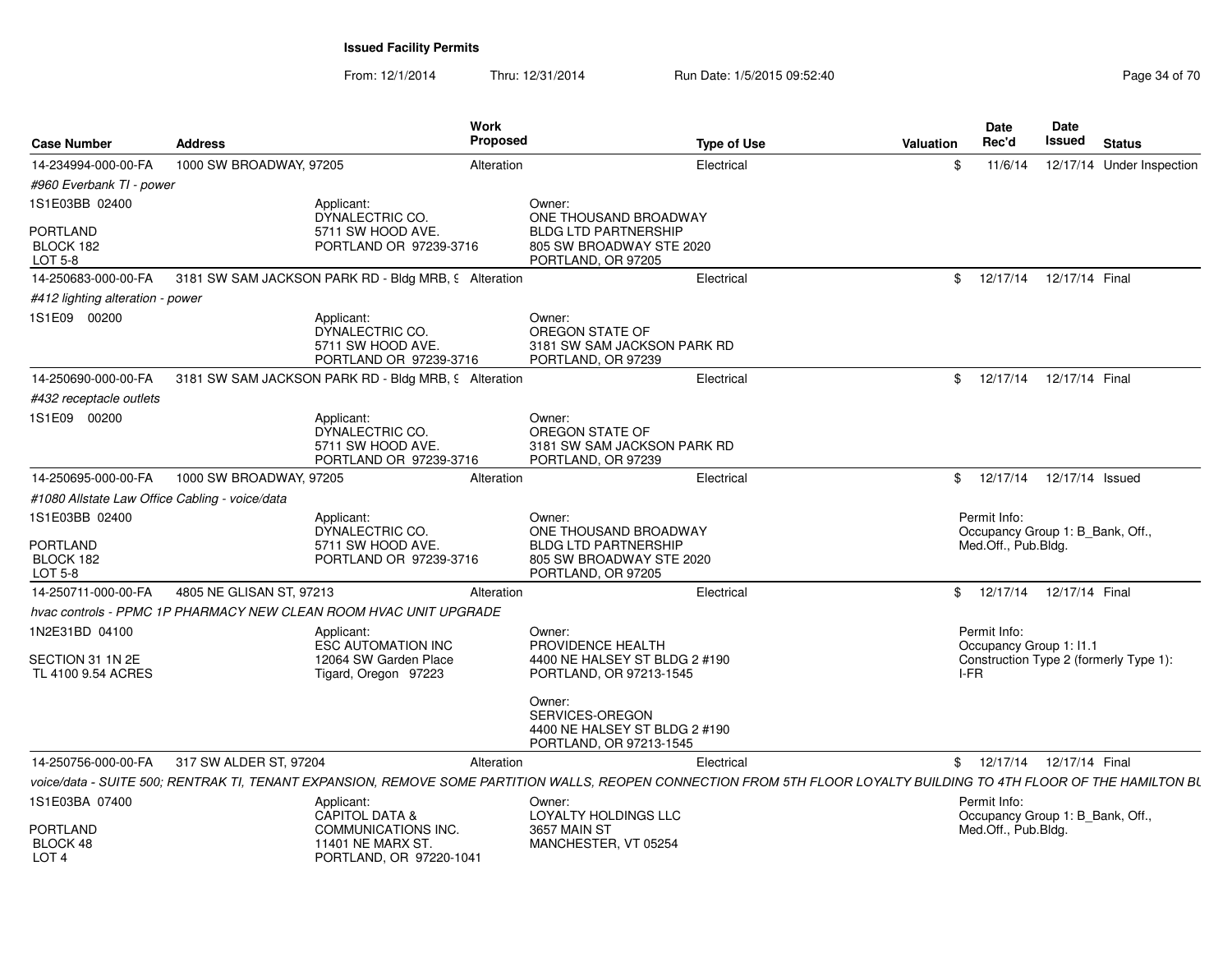**Issued Facility Permits**

From: 12/1/2014 Thru: 12/31/2014 Run Date: 1/5/2015 09:52:40

| Case Number | Address | Work Proposed | Type of Use | Valuation | Date Rec'd | Date Issued | Status |
|---|---|---|---|---|---|---|---|
| 14-234994-000-00-FA | 1000 SW BROADWAY, 97205 | Alteration | Electrical | $ | 11/6/14 | 12/17/14 | Under Inspection |
| *#960 Everbank TI - power* | | | | | | | |
| 1S1E03BB 02400<br>PORTLAND<br>BLOCK 182<br>LOT 5-8 | Applicant:<br>DYNALECTRIC CO.<br>5711 SW HOOD AVE.<br>PORTLAND OR 97239-3716 | | Owner:<br>ONE THOUSAND BROADWAY<br>BLDG LTD PARTNERSHIP<br>805 SW BROADWAY STE 2020<br>PORTLAND, OR 97205 | | | | |
| 14-250683-000-00-FA | 3181 SW SAM JACKSON PARK RD - Bldg MRB, 9 | Alteration | Electrical | $ | 12/17/14 | 12/17/14 | Final |
| *#412 lighting alteration - power* | | | | | | | |
| 1S1E09 00200 | Applicant:<br>DYNALECTRIC CO.<br>5711 SW HOOD AVE.<br>PORTLAND OR 97239-3716 | | Owner:<br>OREGON STATE OF<br>3181 SW SAM JACKSON PARK RD<br>PORTLAND, OR 97239 | | | | |
| 14-250690-000-00-FA | 3181 SW SAM JACKSON PARK RD - Bldg MRB, 9 | Alteration | Electrical | $ | 12/17/14 | 12/17/14 | Final |
| *#432 receptacle outlets* | | | | | | | |
| 1S1E09 00200 | Applicant:<br>DYNALECTRIC CO.<br>5711 SW HOOD AVE.<br>PORTLAND OR 97239-3716 | | Owner:<br>OREGON STATE OF<br>3181 SW SAM JACKSON PARK RD<br>PORTLAND, OR 97239 | | | | |
| 14-250695-000-00-FA | 1000 SW BROADWAY, 97205 | Alteration | Electrical | $ | 12/17/14 | 12/17/14 | Issued |
| *#1080 Allstate Law Office Cabling - voice/data* | | | | | | | |
| 1S1E03BB 02400<br>PORTLAND<br>BLOCK 182<br>LOT 5-8 | Applicant:<br>DYNALECTRIC CO.<br>5711 SW HOOD AVE.<br>PORTLAND OR 97239-3716 | | Owner:<br>ONE THOUSAND BROADWAY<br>BLDG LTD PARTNERSHIP<br>805 SW BROADWAY STE 2020<br>PORTLAND, OR 97205 | | Permit Info:<br>Occupancy Group 1: B_Bank, Off., Med.Off., Pub.Bldg. | | |
| 14-250711-000-00-FA | 4805 NE GLISAN ST, 97213 | Alteration | Electrical | $ | 12/17/14 | 12/17/14 | Final |
| *hvac controls - PPMC 1P PHARMACY NEW CLEAN ROOM HVAC UNIT UPGRADE* | | | | | | | |
| 1N2E31BD 04100<br>SECTION 31 1N 2E<br>TL 4100 9.54 ACRES | Applicant:<br>ESC AUTOMATION INC<br>12064 SW Garden Place<br>Tigard, Oregon 97223 | | Owner:<br>PROVIDENCE HEALTH<br>4400 NE HALSEY ST BLDG 2 #190<br>PORTLAND, OR 97213-1545<br><br>Owner:<br>SERVICES-OREGON<br>4400 NE HALSEY ST BLDG 2 #190<br>PORTLAND, OR 97213-1545 | | Permit Info:<br>Occupancy Group 1: I1.1<br>Construction Type 2 (formerly Type 1): I-FR | | |
| 14-250756-000-00-FA | 317 SW ALDER ST, 97204 | Alteration | Electrical | $ | 12/17/14 | 12/17/14 | Final |
| *voice/data - SUITE 500; RENTRAK TI, TENANT EXPANSION, REMOVE SOME PARTITION WALLS, REOPEN CONNECTION FROM 5TH FLOOR LOYALTY BUILDING TO 4TH FLOOR OF THE HAMILTON BU* | | | | | | | |
| 1S1E03BA 07400<br>PORTLAND<br>BLOCK 48<br>LOT 4 | Applicant:<br>CAPITOL DATA &<br>COMMUNICATIONS INC.<br>11401 NE MARX ST.<br>PORTLAND, OR 97220-1041 | | Owner:<br>LOYALTY HOLDINGS LLC<br>3657 MAIN ST<br>MANCHESTER, VT 05254 | | Permit Info:<br>Occupancy Group 1: B_Bank, Off., Med.Off., Pub.Bldg. | | |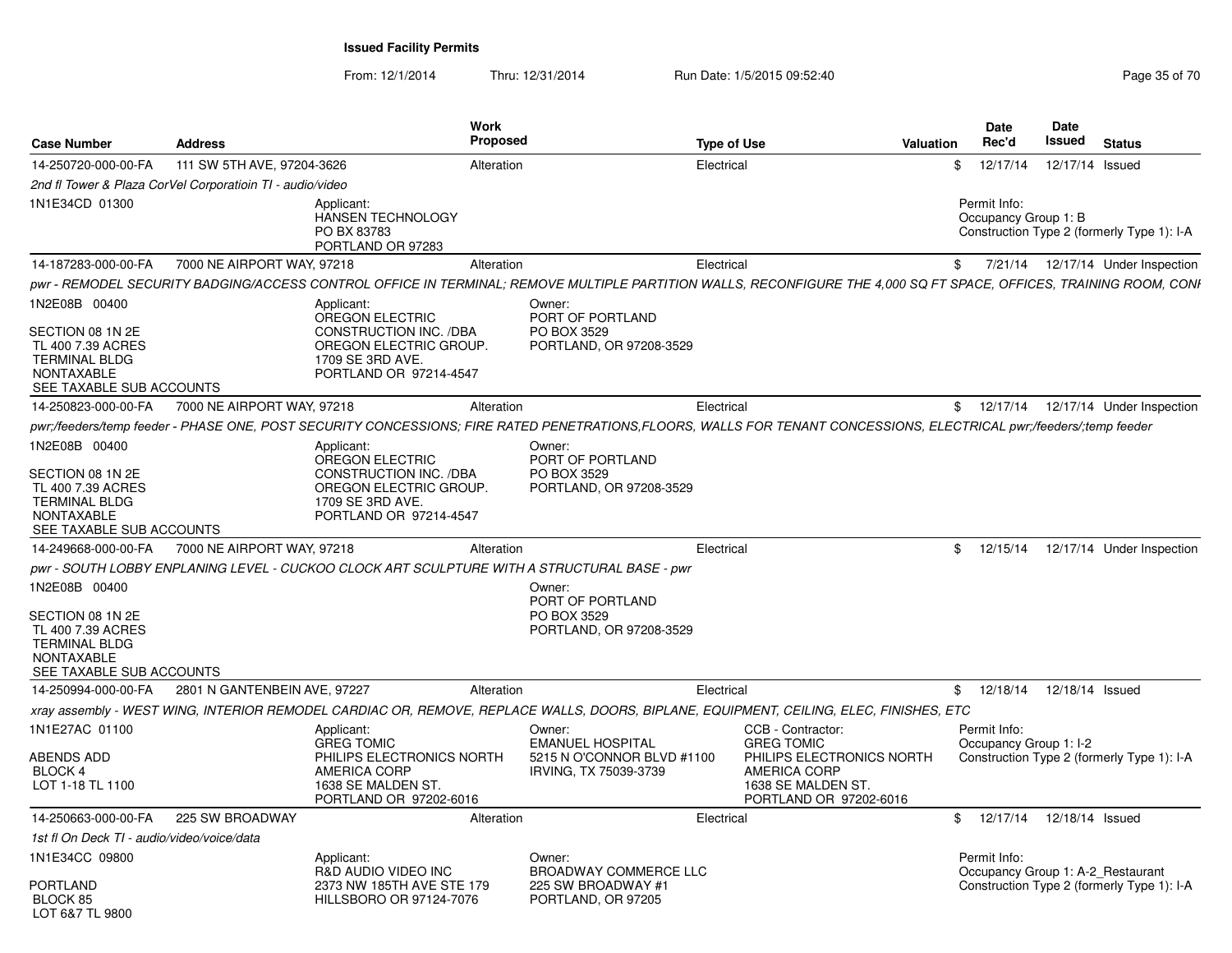# Issued Facility Permits

From: 12/1/2014 Thru: 12/31/2014 Run Date: 1/5/2015 09:52:40

| Case Number | Address | Work Proposed | Type of Use | Valuation | Date Rec'd | Date Issued | Status |
|---|---|---|---|---|---|---|---|
| 14-250720-000-00-FA | 111 SW 5TH AVE, 97204-3626 | Alteration | Electrical | $ | 12/17/14 | 12/17/14 | Issued |

*2nd fl Tower & Plaza CorVel Corporatioin TI - audio/video*

1N1E34CD 01300

Applicant:
HANSEN TECHNOLOGY
PO BX 83783
PORTLAND OR 97283

Permit Info:
Occupancy Group 1: B
Construction Type 2 (formerly Type 1): I-A

---

| Case Number | Address | Work Proposed | Type of Use | Valuation | Date Rec'd | Date Issued | Status |
|---|---|---|---|---|---|---|---|
| 14-187283-000-00-FA | 7000 NE AIRPORT WAY, 97218 | Alteration | Electrical | $ | 7/21/14 | 12/17/14 | Under Inspection |

*pwr - REMODEL SECURITY BADGING/ACCESS CONTROL OFFICE IN TERMINAL; REMOVE MULTIPLE PARTITION WALLS, RECONFIGURE THE 4,000 SQ FT SPACE, OFFICES, TRAINING ROOM, CONF*

1N2E08B 00400

SECTION 08 1N 2E
TL 400 7.39 ACRES
TERMINAL BLDG
NONTAXABLE
SEE TAXABLE SUB ACCOUNTS

Applicant:
OREGON ELECTRIC CONSTRUCTION INC. /DBA OREGON ELECTRIC GROUP.
1709 SE 3RD AVE.
PORTLAND OR 97214-4547

Owner:
PORT OF PORTLAND
PO BOX 3529
PORTLAND, OR 97208-3529

---

| Case Number | Address | Work Proposed | Type of Use | Valuation | Date Rec'd | Date Issued | Status |
|---|---|---|---|---|---|---|---|
| 14-250823-000-00-FA | 7000 NE AIRPORT WAY, 97218 | Alteration | Electrical | $ | 12/17/14 | 12/17/14 | Under Inspection |

*pwr;/feeders/temp feeder - PHASE ONE, POST SECURITY CONCESSIONS; FIRE RATED PENETRATIONS,FLOORS, WALLS FOR TENANT CONCESSIONS, ELECTRICAL pwr;/feeders/;temp feeder*

1N2E08B 00400

SECTION 08 1N 2E
TL 400 7.39 ACRES
TERMINAL BLDG
NONTAXABLE
SEE TAXABLE SUB ACCOUNTS

Applicant:
OREGON ELECTRIC CONSTRUCTION INC. /DBA OREGON ELECTRIC GROUP.
1709 SE 3RD AVE.
PORTLAND OR 97214-4547

Owner:
PORT OF PORTLAND
PO BOX 3529
PORTLAND, OR 97208-3529

---

| Case Number | Address | Work Proposed | Type of Use | Valuation | Date Rec'd | Date Issued | Status |
|---|---|---|---|---|---|---|---|
| 14-249668-000-00-FA | 7000 NE AIRPORT WAY, 97218 | Alteration | Electrical | $ | 12/15/14 | 12/17/14 | Under Inspection |

*pwr - SOUTH LOBBY ENPLANING LEVEL - CUCKOO CLOCK ART SCULPTURE WITH A STRUCTURAL BASE - pwr*

1N2E08B 00400

SECTION 08 1N 2E
TL 400 7.39 ACRES
TERMINAL BLDG
NONTAXABLE
SEE TAXABLE SUB ACCOUNTS

Owner:
PORT OF PORTLAND
PO BOX 3529
PORTLAND, OR 97208-3529

---

| Case Number | Address | Work Proposed | Type of Use | Valuation | Date Rec'd | Date Issued | Status |
|---|---|---|---|---|---|---|---|
| 14-250994-000-00-FA | 2801 N GANTENBEIN AVE, 97227 | Alteration | Electrical | $ | 12/18/14 | 12/18/14 | Issued |

*xray assembly - WEST WING, INTERIOR REMODEL CARDIAC OR, REMOVE, REPLACE WALLS, DOORS, BIPLANE, EQUIPMENT, CEILING, ELEC, FINISHES, ETC*

1N1E27AC 01100

ABENDS ADD
BLOCK 4
LOT 1-18 TL 1100

Applicant:
GREG TOMIC
PHILIPS ELECTRONICS NORTH AMERICA CORP
1638 SE MALDEN ST.
PORTLAND OR 97202-6016

Owner:
EMANUEL HOSPITAL
5215 N O'CONNOR BLVD #1100
IRVING, TX 75039-3739

CCB - Contractor:
GREG TOMIC
PHILIPS ELECTRONICS NORTH AMERICA CORP
1638 SE MALDEN ST.
PORTLAND OR 97202-6016

Permit Info:
Occupancy Group 1: I-2
Construction Type 2 (formerly Type 1): I-A

---

| Case Number | Address | Work Proposed | Type of Use | Valuation | Date Rec'd | Date Issued | Status |
|---|---|---|---|---|---|---|---|
| 14-250663-000-00-FA | 225 SW BROADWAY | Alteration | Electrical | $ | 12/17/14 | 12/18/14 | Issued |

*1st fl On Deck TI - audio/video/voice/data*

1N1E34CC 09800

PORTLAND
BLOCK 85
LOT 6&7 TL 9800

Applicant:
R&D AUDIO VIDEO INC
2373 NW 185TH AVE STE 179
HILLSBORO OR 97124-7076

Owner:
BROADWAY COMMERCE LLC
225 SW BROADWAY #1
PORTLAND, OR 97205

Permit Info:
Occupancy Group 1: A-2_Restaurant
Construction Type 2 (formerly Type 1): I-A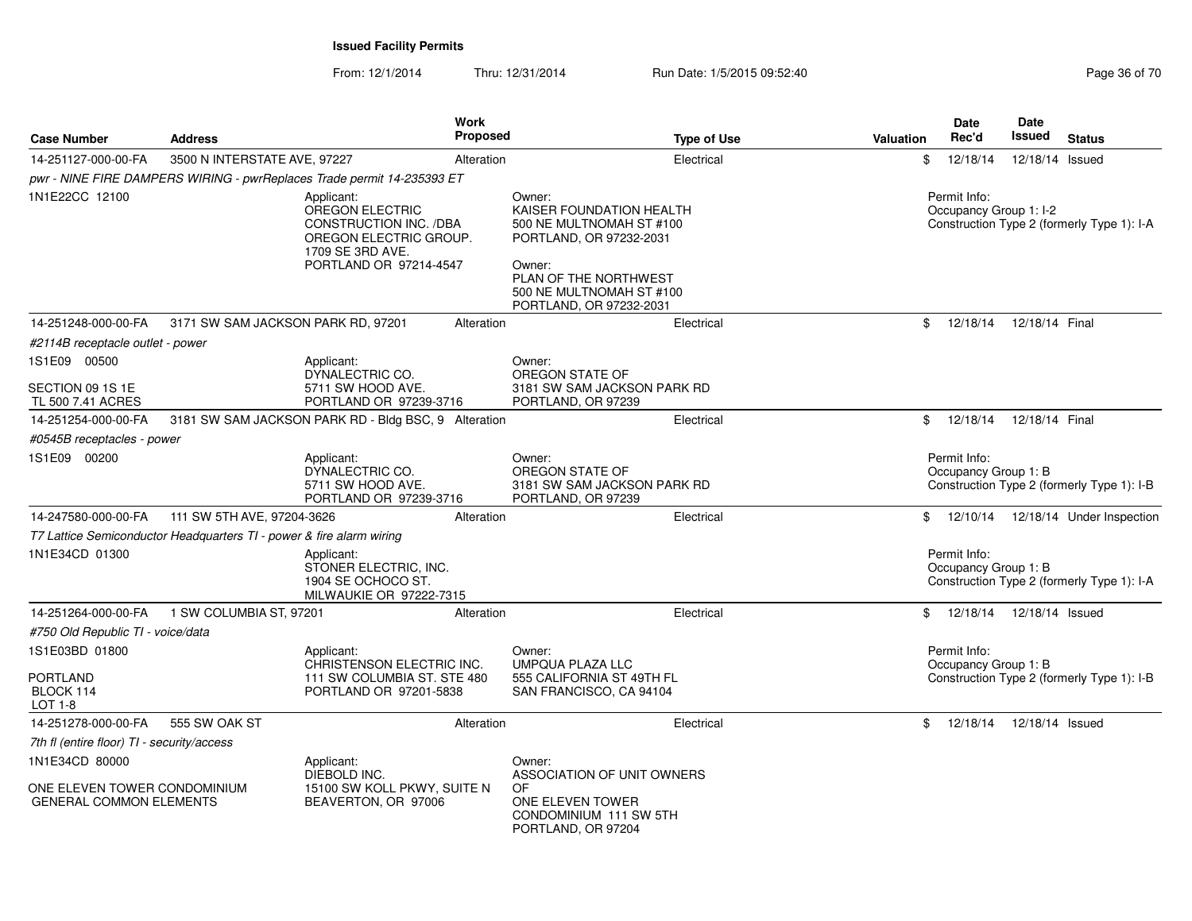**Issued Facility Permits**

From: 12/1/2014 Thru: 12/31/2014 Run Date: 1/5/2015 09:52:40

| Case Number | Address | Work Proposed | Type of Use | Valuation | Date Rec'd | Date Issued | Status |
|---|---|---|---|---|---|---|---|
| 14-251127-000-00-FA | 3500 N INTERSTATE AVE, 97227 | Alteration | Electrical | $ | 12/18/14 | 12/18/14 | Issued |
| *pwr - NINE FIRE DAMPERS WIRING - pwrReplaces Trade permit 14-235393 ET* | | | | | | | |
| 1N1E22CC 12100 | Applicant: OREGON ELECTRIC CONSTRUCTION INC. /DBA OREGON ELECTRIC GROUP. 1709 SE 3RD AVE. PORTLAND OR 97214-4547 | Owner: KAISER FOUNDATION HEALTH 500 NE MULTNOMAH ST #100 PORTLAND, OR 97232-2031; Owner: PLAN OF THE NORTHWEST 500 NE MULTNOMAH ST #100 PORTLAND, OR 97232-2031 | | | Permit Info: Occupancy Group 1: I-2 Construction Type 2 (formerly Type 1): I-A | | |
| 14-251248-000-00-FA | 3171 SW SAM JACKSON PARK RD, 97201 | Alteration | Electrical | $ | 12/18/14 | 12/18/14 | Final |
| *#2114B receptacle outlet - power* | | | | | | | |
| 1S1E09 00500 SECTION 09 1S 1E TL 500 7.41 ACRES | Applicant: DYNALECTRIC CO. 5711 SW HOOD AVE. PORTLAND OR 97239-3716 | Owner: OREGON STATE OF 3181 SW SAM JACKSON PARK RD PORTLAND, OR 97239 | | | | | |
| 14-251254-000-00-FA | 3181 SW SAM JACKSON PARK RD - Bldg BSC, 9 | Alteration | Electrical | $ | 12/18/14 | 12/18/14 | Final |
| *#0545B receptacles - power* | | | | | | | |
| 1S1E09 00200 | Applicant: DYNALECTRIC CO. 5711 SW HOOD AVE. PORTLAND OR 97239-3716 | Owner: OREGON STATE OF 3181 SW SAM JACKSON PARK RD PORTLAND, OR 97239 | | | Permit Info: Occupancy Group 1: B Construction Type 2 (formerly Type 1): I-B | | |
| 14-247580-000-00-FA | 111 SW 5TH AVE, 97204-3626 | Alteration | Electrical | $ | 12/10/14 | 12/18/14 | Under Inspection |
| *T7 Lattice Semiconductor Headquarters TI - power & fire alarm wiring* | | | | | | | |
| 1N1E34CD 01300 | Applicant: STONER ELECTRIC, INC. 1904 SE OCHOCO ST. MILWAUKIE OR 97222-7315 | | | | Permit Info: Occupancy Group 1: B Construction Type 2 (formerly Type 1): I-A | | |
| 14-251264-000-00-FA | 1 SW COLUMBIA ST, 97201 | Alteration | Electrical | $ | 12/18/14 | 12/18/14 | Issued |
| *#750 Old Republic TI - voice/data* | | | | | | | |
| 1S1E03BD 01800 PORTLAND BLOCK 114 LOT 1-8 | Applicant: CHRISTENSON ELECTRIC INC. 111 SW COLUMBIA ST. STE 480 PORTLAND OR 97201-5838 | Owner: UMPQUA PLAZA LLC 555 CALIFORNIA ST 49TH FL SAN FRANCISCO, CA 94104 | | | Permit Info: Occupancy Group 1: B Construction Type 2 (formerly Type 1): I-B | | |
| 14-251278-000-00-FA | 555 SW OAK ST | Alteration | Electrical | $ | 12/18/14 | 12/18/14 | Issued |
| *7th fl (entire floor) TI - security/access* | | | | | | | |
| 1N1E34CD 80000 ONE ELEVEN TOWER CONDOMINIUM GENERAL COMMON ELEMENTS | Applicant: DIEBOLD INC. 15100 SW KOLL PKWY, SUITE N BEAVERTON, OR 97006 | Owner: ASSOCIATION OF UNIT OWNERS OF ONE ELEVEN TOWER CONDOMINIUM 111 SW 5TH PORTLAND, OR 97204 | | | | | |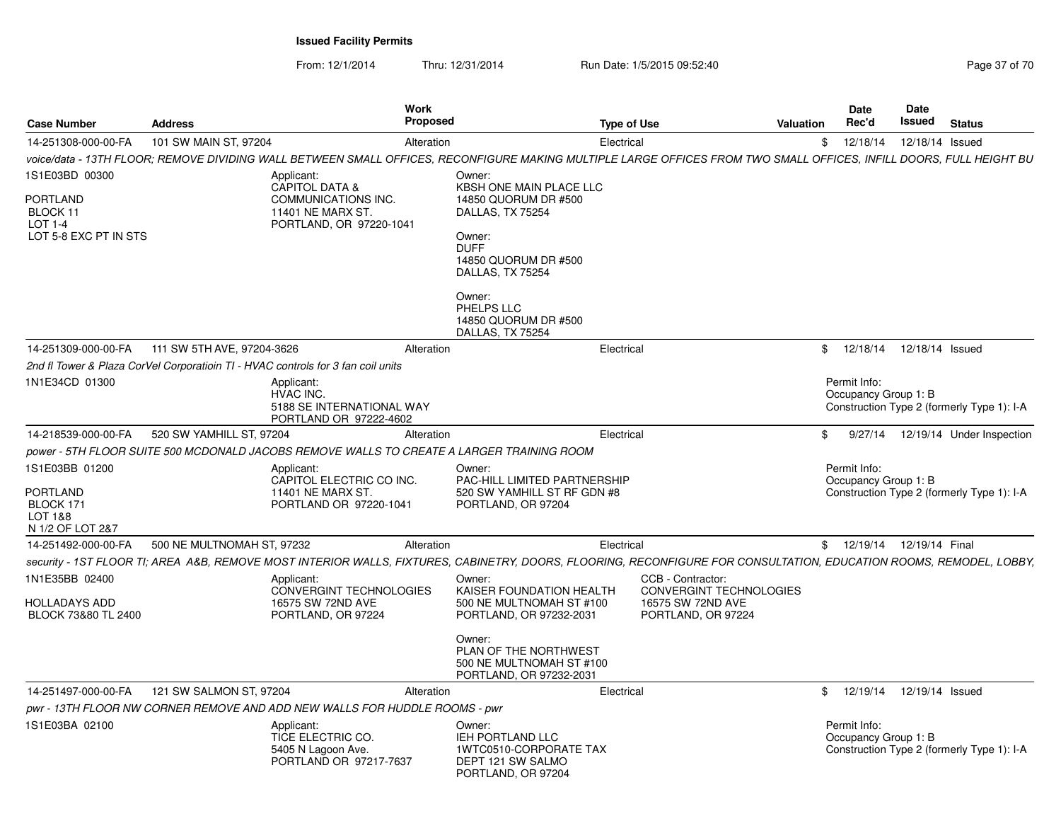## Issued Facility Permits

From: 12/1/2014 Thru: 12/31/2014 Run Date: 1/5/2015 09:52:40

| Case Number | Address | Work Proposed | Type of Use | Valuation | Date Rec'd | Date Issued | Status |
|---|---|---|---|---|---|---|---|
| 14-251308-000-00-FA | 101 SW MAIN ST, 97204 | Alteration | Electrical | $ | 12/18/14 | 12/18/14 | Issued |

*voice/data - 13TH FLOOR; REMOVE DIVIDING WALL BETWEEN SMALL OFFICES, RECONFIGURE MAKING MULTIPLE LARGE OFFICES FROM TWO SMALL OFFICES, INFILL DOORS, FULL HEIGHT BU*

1S1E03BD 00300

PORTLAND
BLOCK 11
LOT 1-4
LOT 5-8 EXC PT IN STS

Applicant:
CAPITOL DATA & COMMUNICATIONS INC.
11401 NE MARX ST.
PORTLAND, OR 97220-1041

Owner:
KBSH ONE MAIN PLACE LLC
14850 QUORUM DR #500
DALLAS, TX 75254

Owner:
DUFF
14850 QUORUM DR #500
DALLAS, TX 75254

Owner:
PHELPS LLC
14850 QUORUM DR #500
DALLAS, TX 75254

---

| Case Number | Address | Work Proposed | Type of Use | Valuation | Date Rec'd | Date Issued | Status |
|---|---|---|---|---|---|---|---|
| 14-251309-000-00-FA | 111 SW 5TH AVE, 97204-3626 | Alteration | Electrical | $ | 12/18/14 | 12/18/14 | Issued |

*2nd fl Tower & Plaza CorVel Corporatioin TI - HVAC controls for 3 fan coil units*

1N1E34CD 01300

Applicant:
HVAC INC.
5188 SE INTERNATIONAL WAY
PORTLAND OR 97222-4602

Permit Info:
Occupancy Group 1: B
Construction Type 2 (formerly Type 1): I-A

---

| Case Number | Address | Work Proposed | Type of Use | Valuation | Date Rec'd | Date Issued | Status |
|---|---|---|---|---|---|---|---|
| 14-218539-000-00-FA | 520 SW YAMHILL ST, 97204 | Alteration | Electrical | $ | 9/27/14 | 12/19/14 | Under Inspection |

*power - 5TH FLOOR SUITE 500 MCDONALD JACOBS REMOVE WALLS TO CREATE A LARGER TRAINING ROOM*

1S1E03BB 01200

PORTLAND
BLOCK 171
LOT 1&8
N 1/2 OF LOT 2&7

Applicant:
CAPITOL ELECTRIC CO INC.
11401 NE MARX ST.
PORTLAND OR 97220-1041

Owner:
PAC-HILL LIMITED PARTNERSHIP
520 SW YAMHILL ST RF GDN #8
PORTLAND, OR 97204

Permit Info:
Occupancy Group 1: B
Construction Type 2 (formerly Type 1): I-A

---

| Case Number | Address | Work Proposed | Type of Use | Valuation | Date Rec'd | Date Issued | Status |
|---|---|---|---|---|---|---|---|
| 14-251492-000-00-FA | 500 NE MULTNOMAH ST, 97232 | Alteration | Electrical | $ | 12/19/14 | 12/19/14 | Final |

*security - 1ST FLOOR TI; AREA A&B, REMOVE MOST INTERIOR WALLS, FIXTURES, CABINETRY, DOORS, FLOORING, RECONFIGURE FOR CONSULTATION, EDUCATION ROOMS, REMODEL, LOBBY,*

1N1E35BB 02400

HOLLADAYS ADD
BLOCK 73&80 TL 2400

Applicant:
CONVERGINT TECHNOLOGIES
16575 SW 72ND AVE
PORTLAND, OR 97224

Owner:
KAISER FOUNDATION HEALTH
500 NE MULTNOMAH ST #100
PORTLAND, OR 97232-2031

Owner:
PLAN OF THE NORTHWEST
500 NE MULTNOMAH ST #100
PORTLAND, OR 97232-2031

CCB - Contractor:
CONVERGINT TECHNOLOGIES
16575 SW 72ND AVE
PORTLAND, OR 97224

---

| Case Number | Address | Work Proposed | Type of Use | Valuation | Date Rec'd | Date Issued | Status |
|---|---|---|---|---|---|---|---|
| 14-251497-000-00-FA | 121 SW SALMON ST, 97204 | Alteration | Electrical | $ | 12/19/14 | 12/19/14 | Issued |

*pwr - 13TH FLOOR NW CORNER REMOVE AND ADD NEW WALLS FOR HUDDLE ROOMS - pwr*

1S1E03BA 02100

Applicant:
TICE ELECTRIC CO.
5405 N Lagoon Ave.
PORTLAND OR 97217-7637

Owner:
IEH PORTLAND LLC
1WTC0510-CORPORATE TAX
DEPT 121 SW SALMO
PORTLAND, OR 97204

Permit Info:
Occupancy Group 1: B
Construction Type 2 (formerly Type 1): I-A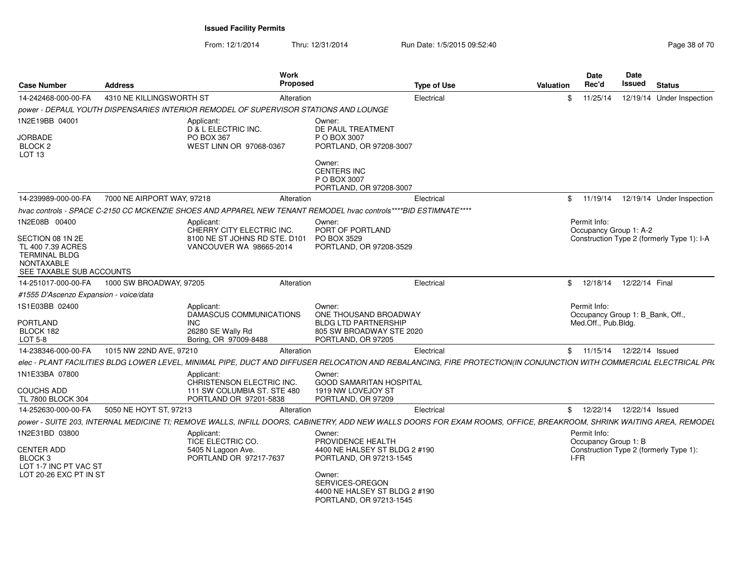**Issued Facility Permits**

From: 12/1/2014 Thru: 12/31/2014 Run Date: 1/5/2015 09:52:40

| Case Number | Address | Work Proposed | Type of Use | Valuation | Date Rec'd | Date Issued | Status |
|---|---|---|---|---|---|---|---|
| 14-242468-000-00-FA | 4310 NE KILLINGSWORTH ST | Alteration | Electrical | $ | 11/25/14 | 12/19/14 | Under Inspection |

*power - DEPAUL YOUTH DISPENSARIES INTERIOR REMODEL OF SUPERVISOR STATIONS AND LOUNGE*

1N2E19BB 04001

JORBADE
BLOCK 2
LOT 13

Applicant:
D & L ELECTRIC INC.
PO BOX 367
WEST LINN OR 97068-0367

Owner:
DE PAUL TREATMENT
P O BOX 3007
PORTLAND, OR 97208-3007

Owner:
CENTERS INC
P O BOX 3007
PORTLAND, OR 97208-3007

| Case Number | Address | Work Proposed | Type of Use | Valuation | Date Rec'd | Date Issued | Status |
|---|---|---|---|---|---|---|---|
| 14-239989-000-00-FA | 7000 NE AIRPORT WAY, 97218 | Alteration | Electrical | $ | 11/19/14 | 12/19/14 | Under Inspection |

*hvac controls - SPACE C-2150 CC MCKENZIE SHOES AND APPAREL NEW TENANT REMODEL hvac controls\*\*\*\*BID ESTIMNATE\*\*\*\**

1N2E08B 00400

SECTION 08 1N 2E
TL 400 7.39 ACRES
TERMINAL BLDG
NONTAXABLE
SEE TAXABLE SUB ACCOUNTS

Applicant:
CHERRY CITY ELECTRIC INC.
8100 NE ST JOHNS RD STE. D101
VANCOUVER WA 98665-2014

Owner:
PORT OF PORTLAND
PO BOX 3529
PORTLAND, OR 97208-3529

Permit Info:
Occupancy Group 1: A-2
Construction Type 2 (formerly Type 1): I-A

| Case Number | Address | Work Proposed | Type of Use | Valuation | Date Rec'd | Date Issued | Status |
|---|---|---|---|---|---|---|---|
| 14-251017-000-00-FA | 1000 SW BROADWAY, 97205 | Alteration | Electrical | $ | 12/18/14 | 12/22/14 | Final |

*#1555 D'Ascenzo Expansion - voice/data*

1S1E03BB 02400

PORTLAND
BLOCK 182
LOT 5-8

Applicant:
DAMASCUS COMMUNICATIONS INC
26280 SE Wally Rd
Boring, OR 97009-8488

Owner:
ONE THOUSAND BROADWAY
BLDG LTD PARTNERSHIP
805 SW BROADWAY STE 2020
PORTLAND, OR 97205

Permit Info:
Occupancy Group 1: B_Bank, Off., Med.Off., Pub.Bldg.

| Case Number | Address | Work Proposed | Type of Use | Valuation | Date Rec'd | Date Issued | Status |
|---|---|---|---|---|---|---|---|
| 14-238346-000-00-FA | 1015 NW 22ND AVE, 97210 | Alteration | Electrical | $ | 11/15/14 | 12/22/14 | Issued |

*elec - PLANT FACILITIES BLDG LOWER LEVEL, MINIMAL PIPE, DUCT AND DIFFUSER RELOCATION AND REBALANCING, FIRE PROTECTION(IN CONJUNCTION WITH COMMERCIAL ELECTRICAL PR(*

1N1E33BA 07800

COUCHS ADD
TL 7800 BLOCK 304

Applicant:
CHRISTENSON ELECTRIC INC.
111 SW COLUMBIA ST. STE 480
PORTLAND OR 97201-5838

Owner:
GOOD SAMARITAN HOSPITAL
1919 NW LOVEJOY ST
PORTLAND, OR 97209

| Case Number | Address | Work Proposed | Type of Use | Valuation | Date Rec'd | Date Issued | Status |
|---|---|---|---|---|---|---|---|
| 14-252630-000-00-FA | 5050 NE HOYT ST, 97213 | Alteration | Electrical | $ | 12/22/14 | 12/22/14 | Issued |

*power - SUITE 203, INTERNAL MEDICINE TI; REMOVE WALLS, INFILL DOORS, CABINETRY, ADD NEW WALLS DOORS FOR EXAM ROOMS, OFFICE, BREAKROOM, SHRINK WAITING AREA, REMODEL*

1N2E31BD 03800

CENTER ADD
BLOCK 3
LOT 1-7 INC PT VAC ST
LOT 20-26 EXC PT IN ST

Applicant:
TICE ELECTRIC CO.
5405 N Lagoon Ave.
PORTLAND OR 97217-7637

Owner:
PROVIDENCE HEALTH
4400 NE HALSEY ST BLDG 2 #190
PORTLAND, OR 97213-1545

Owner:
SERVICES-OREGON
4400 NE HALSEY ST BLDG 2 #190
PORTLAND, OR 97213-1545

Permit Info:
Occupancy Group 1: B
Construction Type 2 (formerly Type 1): I-FR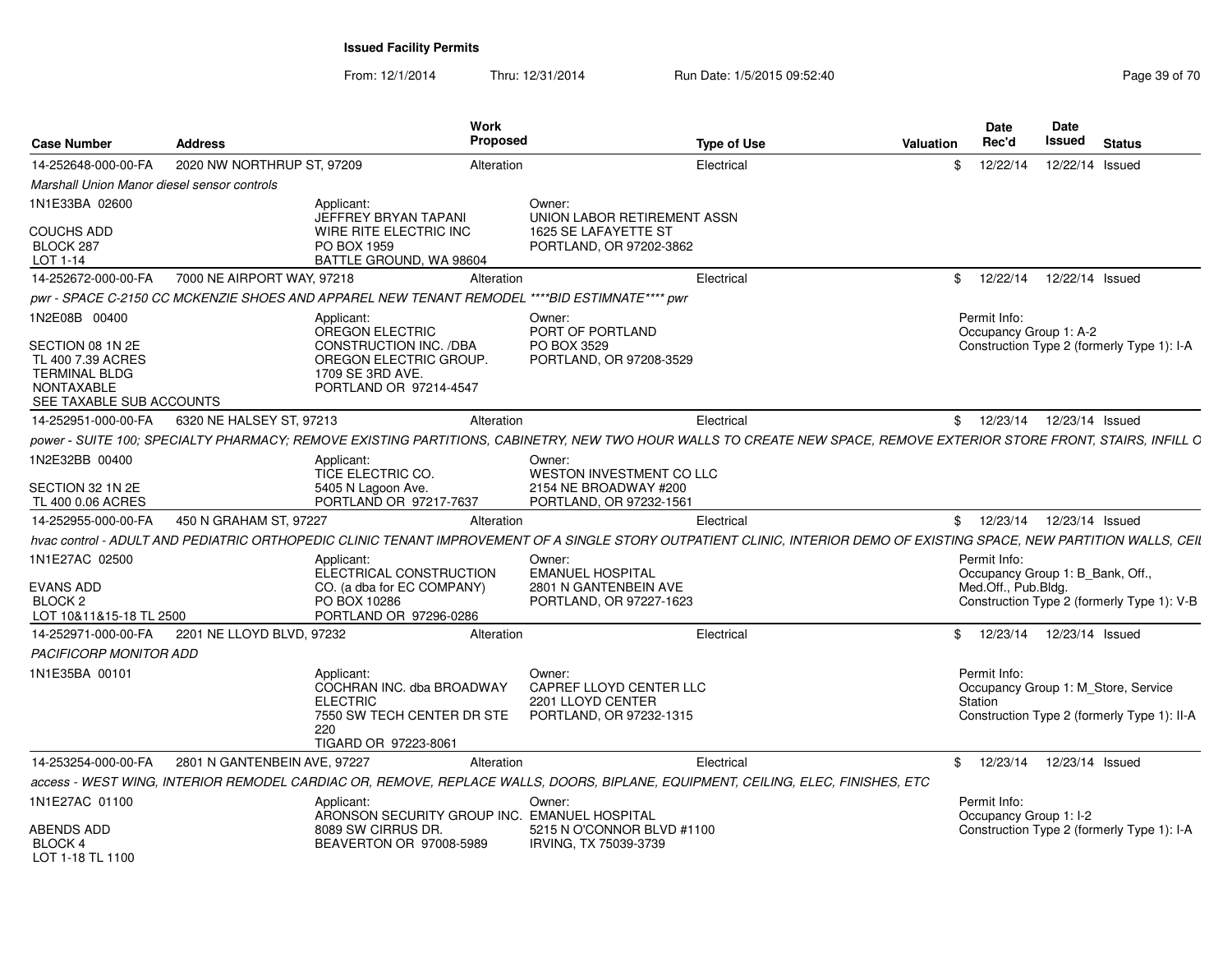# Issued Facility Permits

From: 12/1/2014 Thru: 12/31/2014 Run Date: 1/5/2015 09:52:40

| Case Number | Address | Work Proposed | Type of Use | Valuation | Date Rec'd | Date Issued | Status |
|---|---|---|---|---|---|---|---|
| 14-252648-000-00-FA | 2020 NW NORTHRUP ST, 97209 | Alteration | Electrical | $ | 12/22/14 | 12/22/14 | Issued |

*Marshall Union Manor diesel sensor controls*

1N1E33BA 02600

COUCHS ADD
BLOCK 287
LOT 1-14

Applicant:
JEFFREY BRYAN TAPANI
WIRE RITE ELECTRIC INC
PO BOX 1959
BATTLE GROUND, WA 98604

Owner:
UNION LABOR RETIREMENT ASSN
1625 SE LAFAYETTE ST
PORTLAND, OR 97202-3862

| Case Number | Address | Work Proposed | Type of Use | Valuation | Date Rec'd | Date Issued | Status |
|---|---|---|---|---|---|---|---|
| 14-252672-000-00-FA | 7000 NE AIRPORT WAY, 97218 | Alteration | Electrical | $ | 12/22/14 | 12/22/14 | Issued |

*pwr - SPACE C-2150 CC MCKENZIE SHOES AND APPAREL NEW TENANT REMODEL \*\*\*\*BID ESTIMNATE\*\*\*\* pwr*

1N2E08B 00400

SECTION 08 1N 2E
TL 400 7.39 ACRES
TERMINAL BLDG
NONTAXABLE
SEE TAXABLE SUB ACCOUNTS

Applicant:
OREGON ELECTRIC CONSTRUCTION INC. /DBA OREGON ELECTRIC GROUP.
1709 SE 3RD AVE.
PORTLAND OR 97214-4547

Owner:
PORT OF PORTLAND
PO BOX 3529
PORTLAND, OR 97208-3529

Permit Info:
Occupancy Group 1: A-2
Construction Type 2 (formerly Type 1): I-A

| Case Number | Address | Work Proposed | Type of Use | Valuation | Date Rec'd | Date Issued | Status |
|---|---|---|---|---|---|---|---|
| 14-252951-000-00-FA | 6320 NE HALSEY ST, 97213 | Alteration | Electrical | $ | 12/23/14 | 12/23/14 | Issued |

*power - SUITE 100; SPECIALTY PHARMACY; REMOVE EXISTING PARTITIONS, CABINETRY, NEW TWO HOUR WALLS TO CREATE NEW SPACE, REMOVE EXTERIOR STORE FRONT, STAIRS, INFILL O*

1N2E32BB 00400

SECTION 32 1N 2E
TL 400 0.06 ACRES

Applicant:
TICE ELECTRIC CO.
5405 N Lagoon Ave.
PORTLAND OR 97217-7637

Owner:
WESTON INVESTMENT CO LLC
2154 NE BROADWAY #200
PORTLAND, OR 97232-1561

| Case Number | Address | Work Proposed | Type of Use | Valuation | Date Rec'd | Date Issued | Status |
|---|---|---|---|---|---|---|---|
| 14-252955-000-00-FA | 450 N GRAHAM ST, 97227 | Alteration | Electrical | $ | 12/23/14 | 12/23/14 | Issued |

*hvac control - ADULT AND PEDIATRIC ORTHOPEDIC CLINIC TENANT IMPROVEMENT OF A SINGLE STORY OUTPATIENT CLINIC, INTERIOR DEMO OF EXISTING SPACE, NEW PARTITION WALLS, CEIL*

1N1E27AC 02500

EVANS ADD
BLOCK 2
LOT 10&11&15-18 TL 2500

Applicant:
ELECTRICAL CONSTRUCTION CO. (a dba for EC COMPANY)
PO BOX 10286
PORTLAND OR 97296-0286

Owner:
EMANUEL HOSPITAL
2801 N GANTENBEIN AVE
PORTLAND, OR 97227-1623

Permit Info:
Occupancy Group 1: B_Bank, Off., Med.Off., Pub.Bldg.
Construction Type 2 (formerly Type 1): V-B

| Case Number | Address | Work Proposed | Type of Use | Valuation | Date Rec'd | Date Issued | Status |
|---|---|---|---|---|---|---|---|
| 14-252971-000-00-FA | 2201 NE LLOYD BLVD, 97232 | Alteration | Electrical | $ | 12/23/14 | 12/23/14 | Issued |

*PACIFICORP MONITOR ADD*

1N1E35BA 00101

Applicant:
COCHRAN INC. dba BROADWAY ELECTRIC
7550 SW TECH CENTER DR STE 220
TIGARD OR 97223-8061

Owner:
CAPREF LLOYD CENTER LLC
2201 LLOYD CENTER
PORTLAND, OR 97232-1315

Permit Info:
Occupancy Group 1: M_Store, Service Station
Construction Type 2 (formerly Type 1): II-A

| Case Number | Address | Work Proposed | Type of Use | Valuation | Date Rec'd | Date Issued | Status |
|---|---|---|---|---|---|---|---|
| 14-253254-000-00-FA | 2801 N GANTENBEIN AVE, 97227 | Alteration | Electrical | $ | 12/23/14 | 12/23/14 | Issued |

*access - WEST WING, INTERIOR REMODEL CARDIAC OR, REMOVE, REPLACE WALLS, DOORS, BIPLANE, EQUIPMENT, CEILING, ELEC, FINISHES, ETC*

1N1E27AC 01100

ABENDS ADD
BLOCK 4
LOT 1-18 TL 1100

Applicant:
ARONSON SECURITY GROUP INC.
8089 SW CIRRUS DR.
BEAVERTON OR 97008-5989

Owner:
EMANUEL HOSPITAL
5215 N O'CONNOR BLVD #1100
IRVING, TX 75039-3739

Permit Info:
Occupancy Group 1: I-2
Construction Type 2 (formerly Type 1): I-A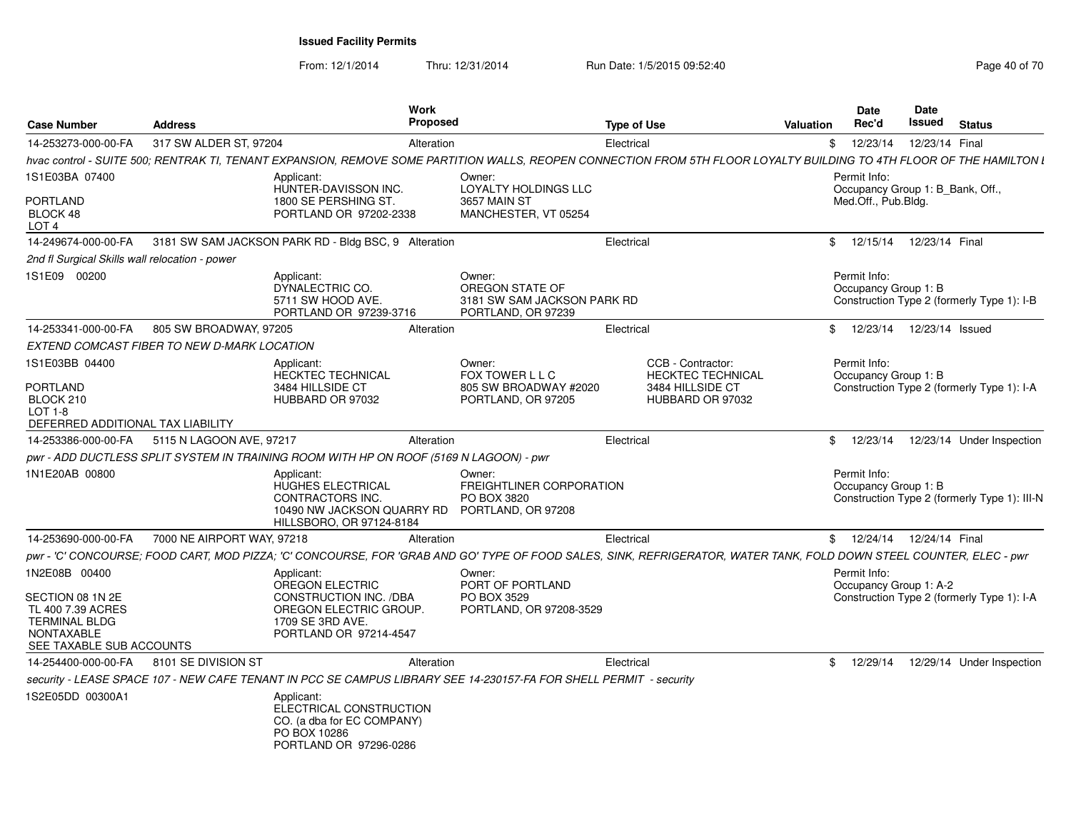**Issued Facility Permits**

From: 12/1/2014 Thru: 12/31/2014 Run Date: 1/5/2015 09:52:40

| Case Number | Address | Work Proposed | Type of Use | Valuation | Date Rec'd | Date Issued | Status |
|---|---|---|---|---|---|---|---|
| 14-253273-000-00-FA | 317 SW ALDER ST, 97204 | Alteration | Electrical | $ | 12/23/14 | 12/23/14 | Final |

hvac control - SUITE 500; RENTRAK TI, TENANT EXPANSION, REMOVE SOME PARTITION WALLS, REOPEN CONNECTION FROM 5TH FLOOR LOYALTY BUILDING TO 4TH FLOOR OF THE HAMILTON I

1S1E03BA 07400
PORTLAND
BLOCK 48
LOT 4

Applicant: HUNTER-DAVISSON INC. 1800 SE PERSHING ST. PORTLAND OR 97202-2338

Owner: LOYALTY HOLDINGS LLC 3657 MAIN ST MANCHESTER, VT 05254

Permit Info: Occupancy Group 1: B_Bank, Off., Med.Off., Pub.Bldg.

| Case Number | Address | Work Proposed | Type of Use | Valuation | Date Rec'd | Date Issued | Status |
|---|---|---|---|---|---|---|---|
| 14-249674-000-00-FA | 3181 SW SAM JACKSON PARK RD - Bldg BSC, 9 | Alteration | Electrical | $ | 12/15/14 | 12/23/14 | Final |

2nd fl Surgical Skills wall relocation - power

1S1E09 00200

Applicant: DYNALECTRIC CO. 5711 SW HOOD AVE. PORTLAND OR 97239-3716

Owner: OREGON STATE OF 3181 SW SAM JACKSON PARK RD PORTLAND, OR 97239

Permit Info: Occupancy Group 1: B; Construction Type 2 (formerly Type 1): I-B

| Case Number | Address | Work Proposed | Type of Use | Valuation | Date Rec'd | Date Issued | Status |
|---|---|---|---|---|---|---|---|
| 14-253341-000-00-FA | 805 SW BROADWAY, 97205 | Alteration | Electrical | $ | 12/23/14 | 12/23/14 | Issued |

EXTEND COMCAST FIBER TO NEW D-MARK LOCATION

1S1E03BB 04400
PORTLAND
BLOCK 210
LOT 1-8
DEFERRED ADDITIONAL TAX LIABILITY

Applicant: HECKTEC TECHNICAL 3484 HILLSIDE CT HUBBARD OR 97032

Owner: FOX TOWER L L C 805 SW BROADWAY #2020 PORTLAND, OR 97205

CCB - Contractor: HECKTEC TECHNICAL 3484 HILLSIDE CT HUBBARD OR 97032

Permit Info: Occupancy Group 1: B; Construction Type 2 (formerly Type 1): I-A

| Case Number | Address | Work Proposed | Type of Use | Valuation | Date Rec'd | Date Issued | Status |
|---|---|---|---|---|---|---|---|
| 14-253386-000-00-FA | 5115 N LAGOON AVE, 97217 | Alteration | Electrical | $ | 12/23/14 | 12/23/14 | Under Inspection |

pwr - ADD DUCTLESS SPLIT SYSTEM IN TRAINING ROOM WITH HP ON ROOF (5169 N LAGOON) - pwr

1N1E20AB 00800

Applicant: HUGHES ELECTRICAL CONTRACTORS INC. 10490 NW JACKSON QUARRY RD HILLSBORO, OR 97124-8184

Owner: FREIGHTLINER CORPORATION PO BOX 3820 PORTLAND, OR 97208

Permit Info: Occupancy Group 1: B; Construction Type 2 (formerly Type 1): III-N

| Case Number | Address | Work Proposed | Type of Use | Valuation | Date Rec'd | Date Issued | Status |
|---|---|---|---|---|---|---|---|
| 14-253690-000-00-FA | 7000 NE AIRPORT WAY, 97218 | Alteration | Electrical | $ | 12/24/14 | 12/24/14 | Final |

pwr - 'C' CONCOURSE; FOOD CART, MOD PIZZA; 'C' CONCOURSE, FOR 'GRAB AND GO' TYPE OF FOOD SALES, SINK, REFRIGERATOR, WATER TANK, FOLD DOWN STEEL COUNTER, ELEC - pwr

1N2E08B 00400
SECTION 08 1N 2E
TL 400 7.39 ACRES
TERMINAL BLDG
NONTAXABLE
SEE TAXABLE SUB ACCOUNTS

Applicant: OREGON ELECTRIC CONSTRUCTION INC. /DBA OREGON ELECTRIC GROUP. 1709 SE 3RD AVE. PORTLAND OR 97214-4547

Owner: PORT OF PORTLAND PO BOX 3529 PORTLAND, OR 97208-3529

Permit Info: Occupancy Group 1: A-2; Construction Type 2 (formerly Type 1): I-A

| Case Number | Address | Work Proposed | Type of Use | Valuation | Date Rec'd | Date Issued | Status |
|---|---|---|---|---|---|---|---|
| 14-254400-000-00-FA | 8101 SE DIVISION ST | Alteration | Electrical | $ | 12/29/14 | 12/29/14 | Under Inspection |

security - LEASE SPACE 107 - NEW CAFE TENANT IN PCC SE CAMPUS LIBRARY SEE 14-230157-FA FOR SHELL PERMIT - security

1S2E05DD 00300A1

Applicant: ELECTRICAL CONSTRUCTION CO. (a dba for EC COMPANY) PO BOX 10286 PORTLAND OR 97296-0286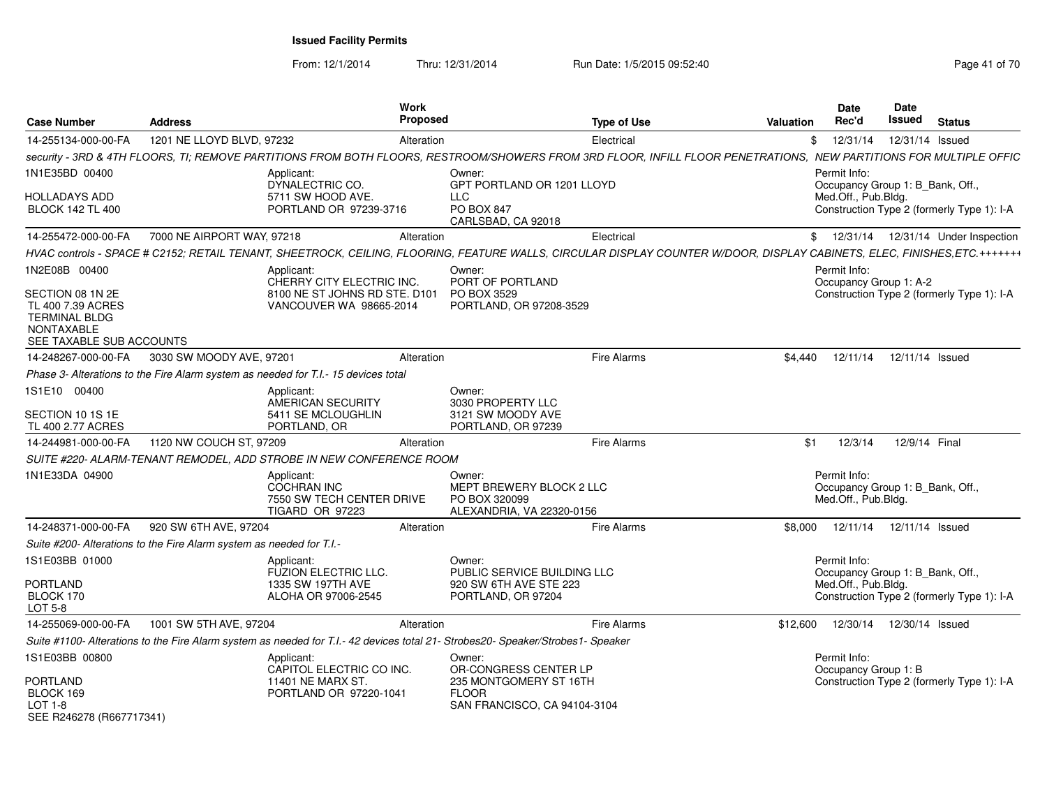# Issued Facility Permits

From: 12/1/2014 Thru: 12/31/2014 Run Date: 1/5/2015 09:52:40

| Case Number | Address | Work Proposed | Type of Use | Valuation | Date Rec'd | Date Issued | Status |
|---|---|---|---|---|---|---|---|
| 14-255134-000-00-FA | 1201 NE LLOYD BLVD, 97232 | Alteration | Electrical | $ | 12/31/14 | 12/31/14 | Issued |

*security - 3RD & 4TH FLOORS, TI; REMOVE PARTITIONS FROM BOTH FLOORS, RESTROOM/SHOWERS FROM 3RD FLOOR, INFILL FLOOR PENETRATIONS, NEW PARTITIONS FOR MULTIPLE OFFIC*

1N1E35BD 00400
HOLLADAYS ADD
BLOCK 142 TL 400

Applicant: DYNALECTRIC CO. 5711 SW HOOD AVE. PORTLAND OR 97239-3716

Owner: GPT PORTLAND OR 1201 LLOYD LLC PO BOX 847 CARLSBAD, CA 92018

Permit Info: Occupancy Group 1: B_Bank, Off., Med.Off., Pub.Bldg. Construction Type 2 (formerly Type 1): I-A

| Case Number | Address | Work Proposed | Type of Use | Valuation | Date Rec'd | Date Issued | Status |
|---|---|---|---|---|---|---|---|
| 14-255472-000-00-FA | 7000 NE AIRPORT WAY, 97218 | Alteration | Electrical | $ | 12/31/14 | 12/31/14 | Under Inspection |

*HVAC controls - SPACE # C2152; RETAIL TENANT, SHEETROCK, CEILING, FLOORING, FEATURE WALLS, CIRCULAR DISPLAY COUNTER W/DOOR, DISPLAY CABINETS, ELEC, FINISHES,ETC.+++++++*

1N2E08B 00400
SECTION 08 1N 2E
TL 400 7.39 ACRES
TERMINAL BLDG
NONTAXABLE
SEE TAXABLE SUB ACCOUNTS

Applicant: CHERRY CITY ELECTRIC INC. 8100 NE ST JOHNS RD STE. D101 VANCOUVER WA 98665-2014

Owner: PORT OF PORTLAND PO BOX 3529 PORTLAND, OR 97208-3529

Permit Info: Occupancy Group 1: A-2 Construction Type 2 (formerly Type 1): I-A

| Case Number | Address | Work Proposed | Type of Use | Valuation | Date Rec'd | Date Issued | Status |
|---|---|---|---|---|---|---|---|
| 14-248267-000-00-FA | 3030 SW MOODY AVE, 97201 | Alteration | Fire Alarms | $4,440 | 12/11/14 | 12/11/14 | Issued |

*Phase 3- Alterations to the Fire Alarm system as needed for T.I.- 15 devices total*

1S1E10 00400
SECTION 10 1S 1E
TL 400 2.77 ACRES

Applicant: AMERICAN SECURITY 5411 SE MCLOUGHLIN PORTLAND, OR

Owner: 3030 PROPERTY LLC 3121 SW MOODY AVE PORTLAND, OR 97239

| Case Number | Address | Work Proposed | Type of Use | Valuation | Date Rec'd | Date Issued | Status |
|---|---|---|---|---|---|---|---|
| 14-244981-000-00-FA | 1120 NW COUCH ST, 97209 | Alteration | Fire Alarms | $1 | 12/3/14 | 12/9/14 | Final |

*SUITE #220- ALARM-TENANT REMODEL, ADD STROBE IN NEW CONFERENCE ROOM*

1N1E33DA 04900

Applicant: COCHRAN INC 7550 SW TECH CENTER DRIVE TIGARD OR 97223

Owner: MEPT BREWERY BLOCK 2 LLC PO BOX 320099 ALEXANDRIA, VA 22320-0156

Permit Info: Occupancy Group 1: B_Bank, Off., Med.Off., Pub.Bldg.

| Case Number | Address | Work Proposed | Type of Use | Valuation | Date Rec'd | Date Issued | Status |
|---|---|---|---|---|---|---|---|
| 14-248371-000-00-FA | 920 SW 6TH AVE, 97204 | Alteration | Fire Alarms | $8,000 | 12/11/14 | 12/11/14 | Issued |

*Suite #200- Alterations to the Fire Alarm system as needed for T.I.-*

1S1E03BB 01000
PORTLAND
BLOCK 170
LOT 5-8

Applicant: FUZION ELECTRIC LLC. 1335 SW 197TH AVE ALOHA OR 97006-2545

Owner: PUBLIC SERVICE BUILDING LLC 920 SW 6TH AVE STE 223 PORTLAND, OR 97204

Permit Info: Occupancy Group 1: B_Bank, Off., Med.Off., Pub.Bldg. Construction Type 2 (formerly Type 1): I-A

| Case Number | Address | Work Proposed | Type of Use | Valuation | Date Rec'd | Date Issued | Status |
|---|---|---|---|---|---|---|---|
| 14-255069-000-00-FA | 1001 SW 5TH AVE, 97204 | Alteration | Fire Alarms | $12,600 | 12/30/14 | 12/30/14 | Issued |

*Suite #1100- Alterations to the Fire Alarm system as needed for T.I.- 42 devices total 21- Strobes20- Speaker/Strobes1- Speaker*

1S1E03BB 00800
PORTLAND
BLOCK 169
LOT 1-8
SEE R246278 (R667717341)

Applicant: CAPITOL ELECTRIC CO INC. 11401 NE MARX ST. PORTLAND OR 97220-1041

Owner: OR-CONGRESS CENTER LP 235 MONTGOMERY ST 16TH FLOOR SAN FRANCISCO, CA 94104-3104

Permit Info: Occupancy Group 1: B Construction Type 2 (formerly Type 1): I-A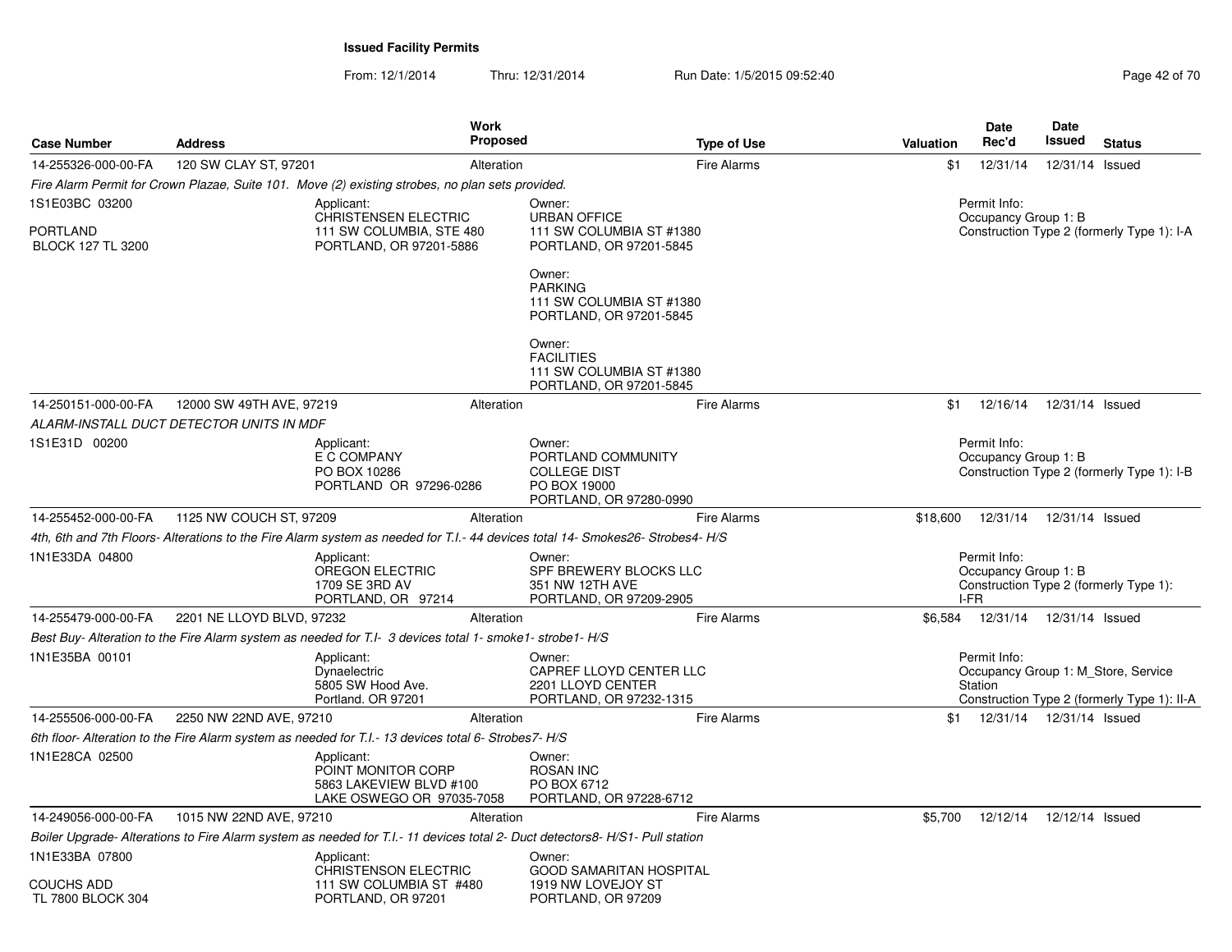**Issued Facility Permits**

From: 12/1/2014 Thru: 12/31/2014 Run Date: 1/5/2015 09:52:40

| Case Number | Address | Work Proposed | Type of Use | Valuation | Date Rec'd | Date Issued | Status |
|---|---|---|---|---|---|---|---|
| 14-255326-000-00-FA | 120 SW CLAY ST, 97201 | Alteration | Fire Alarms | $1 | 12/31/14 | 12/31/14 | Issued |

*Fire Alarm Permit for Crown Plazae, Suite 101. Move (2) existing strobes, no plan sets provided.*

1S1E03BC 03200

PORTLAND
BLOCK 127 TL 3200

Applicant:
CHRISTENSEN ELECTRIC
111 SW COLUMBIA, STE 480
PORTLAND, OR 97201-5886

Owner:
URBAN OFFICE
111 SW COLUMBIA ST #1380
PORTLAND, OR 97201-5845

Owner:
PARKING
111 SW COLUMBIA ST #1380
PORTLAND, OR 97201-5845

Owner:
FACILITIES
111 SW COLUMBIA ST #1380
PORTLAND, OR 97201-5845

Permit Info:
Occupancy Group 1: B
Construction Type 2 (formerly Type 1): I-A

| Case Number | Address | Work Proposed | Type of Use | Valuation | Date Rec'd | Date Issued | Status |
|---|---|---|---|---|---|---|---|
| 14-250151-000-00-FA | 12000 SW 49TH AVE, 97219 | Alteration | Fire Alarms | $1 | 12/16/14 | 12/31/14 | Issued |

*ALARM-INSTALL DUCT DETECTOR UNITS IN MDF*

1S1E31D 00200

Applicant:
E C COMPANY
PO BOX 10286
PORTLAND OR 97296-0286

Owner:
PORTLAND COMMUNITY
COLLEGE DIST
PO BOX 19000
PORTLAND, OR 97280-0990

Permit Info:
Occupancy Group 1: B
Construction Type 2 (formerly Type 1): I-B

| Case Number | Address | Work Proposed | Type of Use | Valuation | Date Rec'd | Date Issued | Status |
|---|---|---|---|---|---|---|---|
| 14-255452-000-00-FA | 1125 NW COUCH ST, 97209 | Alteration | Fire Alarms | $18,600 | 12/31/14 | 12/31/14 | Issued |

*4th, 6th and 7th Floors- Alterations to the Fire Alarm system as needed for T.I.- 44 devices total 14- Smokes26- Strobes4- H/S*

1N1E33DA 04800

Applicant:
OREGON ELECTRIC
1709 SE 3RD AV
PORTLAND, OR 97214

Owner:
SPF BREWERY BLOCKS LLC
351 NW 12TH AVE
PORTLAND, OR 97209-2905

Permit Info:
Occupancy Group 1: B
Construction Type 2 (formerly Type 1): I-FR

| Case Number | Address | Work Proposed | Type of Use | Valuation | Date Rec'd | Date Issued | Status |
|---|---|---|---|---|---|---|---|
| 14-255479-000-00-FA | 2201 NE LLOYD BLVD, 97232 | Alteration | Fire Alarms | $6,584 | 12/31/14 | 12/31/14 | Issued |

*Best Buy- Alteration to the Fire Alarm system as needed for T.I- 3 devices total 1- smoke1- strobe1- H/S*

1N1E35BA 00101

Applicant:
Dynaelectric
5805 SW Hood Ave.
Portland. OR 97201

Owner:
CAPREF LLOYD CENTER LLC
2201 LLOYD CENTER
PORTLAND, OR 97232-1315

Permit Info:
Occupancy Group 1: M_Store, Service Station
Construction Type 2 (formerly Type 1): II-A

| Case Number | Address | Work Proposed | Type of Use | Valuation | Date Rec'd | Date Issued | Status |
|---|---|---|---|---|---|---|---|
| 14-255506-000-00-FA | 2250 NW 22ND AVE, 97210 | Alteration | Fire Alarms | $1 | 12/31/14 | 12/31/14 | Issued |

*6th floor- Alteration to the Fire Alarm system as needed for T.I.- 13 devices total 6- Strobes7- H/S*

1N1E28CA 02500

Applicant:
POINT MONITOR CORP
5863 LAKEVIEW BLVD #100
LAKE OSWEGO OR 97035-7058

Owner:
ROSAN INC
PO BOX 6712
PORTLAND, OR 97228-6712

| Case Number | Address | Work Proposed | Type of Use | Valuation | Date Rec'd | Date Issued | Status |
|---|---|---|---|---|---|---|---|
| 14-249056-000-00-FA | 1015 NW 22ND AVE, 97210 | Alteration | Fire Alarms | $5,700 | 12/12/14 | 12/12/14 | Issued |

*Boiler Upgrade- Alterations to Fire Alarm system as needed for T.I.- 11 devices total 2- Duct detectors8- H/S1- Pull station*

1N1E33BA 07800

COUCHS ADD
TL 7800 BLOCK 304

Applicant:
CHRISTENSON ELECTRIC
111 SW COLUMBIA ST #480
PORTLAND, OR 97201

Owner:
GOOD SAMARITAN HOSPITAL
1919 NW LOVEJOY ST
PORTLAND, OR 97209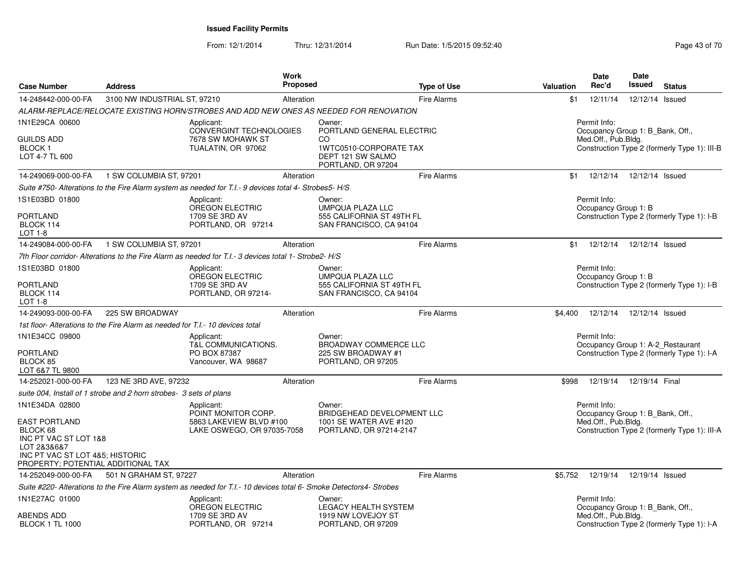**Issued Facility Permits**

From: 12/1/2014 Thru: 12/31/2014 Run Date: 1/5/2015 09:52:40

| Case Number | Address | Work Proposed | Type of Use | Valuation | Date Rec'd | Date Issued | Status |
|---|---|---|---|---|---|---|---|
| 14-248442-000-00-FA | 3100 NW INDUSTRIAL ST, 97210 | Alteration | Fire Alarms | $1 | 12/11/14 | 12/12/14 | Issued |

*ALARM-REPLACE/RELOCATE EXISTING HORN/STROBES AND ADD NEW ONES AS NEEDED FOR RENOVATION*

1N1E29CA 00600
GUILDS ADD
BLOCK 1
LOT 4-7 TL 600

Applicant: CONVERGINT TECHNOLOGIES, 7678 SW MOHAWK ST, TUALATIN, OR 97062

Owner: PORTLAND GENERAL ELECTRIC CO, 1WTC0510-CORPORATE TAX DEPT 121 SW SALMO, PORTLAND, OR 97204

Permit Info: Occupancy Group 1: B_Bank, Off., Med.Off., Pub.Bldg. Construction Type 2 (formerly Type 1): III-B

| Case Number | Address | Work Proposed | Type of Use | Valuation | Date Rec'd | Date Issued | Status |
|---|---|---|---|---|---|---|---|
| 14-249069-000-00-FA | 1 SW COLUMBIA ST, 97201 | Alteration | Fire Alarms | $1 | 12/12/14 | 12/12/14 | Issued |

*Suite #750- Alterations to the Fire Alarm system as needed for T.I.- 9 devices total 4- Strobes5- H/S*

1S1E03BD 01800
PORTLAND
BLOCK 114
LOT 1-8

Applicant: OREGON ELECTRIC, 1709 SE 3RD AV, PORTLAND, OR 97214

Owner: UMPQUA PLAZA LLC, 555 CALIFORNIA ST 49TH FL, SAN FRANCISCO, CA 94104

Permit Info: Occupancy Group 1: B. Construction Type 2 (formerly Type 1): I-B

| Case Number | Address | Work Proposed | Type of Use | Valuation | Date Rec'd | Date Issued | Status |
|---|---|---|---|---|---|---|---|
| 14-249084-000-00-FA | 1 SW COLUMBIA ST, 97201 | Alteration | Fire Alarms | $1 | 12/12/14 | 12/12/14 | Issued |

*7th Floor corridor- Alterations to the Fire Alarm as needed for T.I.- 3 devices total 1- Strobe2- H/S*

1S1E03BD 01800
PORTLAND
BLOCK 114
LOT 1-8

Applicant: OREGON ELECTRIC, 1709 SE 3RD AV, PORTLAND, OR 97214-

Owner: UMPQUA PLAZA LLC, 555 CALIFORNIA ST 49TH FL, SAN FRANCISCO, CA 94104

Permit Info: Occupancy Group 1: B. Construction Type 2 (formerly Type 1): I-B

| Case Number | Address | Work Proposed | Type of Use | Valuation | Date Rec'd | Date Issued | Status |
|---|---|---|---|---|---|---|---|
| 14-249093-000-00-FA | 225 SW BROADWAY | Alteration | Fire Alarms | $4,400 | 12/12/14 | 12/12/14 | Issued |

*1st floor- Alterations to the Fire Alarm as needed for T.I.- 10 devices total*

1N1E34CC 09800
PORTLAND
BLOCK 85
LOT 6&7 TL 9800

Applicant: T&L COMMUNICATIONS., PO BOX 87387, Vancouver, WA 98687

Owner: BROADWAY COMMERCE LLC, 225 SW BROADWAY #1, PORTLAND, OR 97205

Permit Info: Occupancy Group 1: A-2_Restaurant. Construction Type 2 (formerly Type 1): I-A

| Case Number | Address | Work Proposed | Type of Use | Valuation | Date Rec'd | Date Issued | Status |
|---|---|---|---|---|---|---|---|
| 14-252021-000-00-FA | 123 NE 3RD AVE, 97232 | Alteration | Fire Alarms | $998 | 12/19/14 | 12/19/14 | Final |

*suite 004, Install of 1 strobe and 2 horn strobes- 3 sets of plans*

1N1E34DA 02800
EAST PORTLAND
BLOCK 68
INC PT VAC ST LOT 1&8
LOT 2&3&6&7
INC PT VAC ST LOT 4&5; HISTORIC PROPERTY; POTENTIAL ADDITIONAL TAX

Applicant: POINT MONITOR CORP., 5863 LAKEVIEW BLVD #100, LAKE OSWEGO, OR 97035-7058

Owner: BRIDGEHEAD DEVELOPMENT LLC, 1001 SE WATER AVE #120, PORTLAND, OR 97214-2147

Permit Info: Occupancy Group 1: B_Bank, Off., Med.Off., Pub.Bldg. Construction Type 2 (formerly Type 1): III-A

| Case Number | Address | Work Proposed | Type of Use | Valuation | Date Rec'd | Date Issued | Status |
|---|---|---|---|---|---|---|---|
| 14-252049-000-00-FA | 501 N GRAHAM ST, 97227 | Alteration | Fire Alarms | $5,752 | 12/19/14 | 12/19/14 | Issued |

*Suite #220- Alterations to the Fire Alarm system as needed for T.I.- 10 devices total 6- Smoke Detectors4- Strobes*

1N1E27AC 01000
ABENDS ADD
BLOCK 1 TL 1000

Applicant: OREGON ELECTRIC, 1709 SE 3RD AV, PORTLAND, OR 97214

Owner: LEGACY HEALTH SYSTEM, 1919 NW LOVEJOY ST, PORTLAND, OR 97209

Permit Info: Occupancy Group 1: B_Bank, Off., Med.Off., Pub.Bldg. Construction Type 2 (formerly Type 1): I-A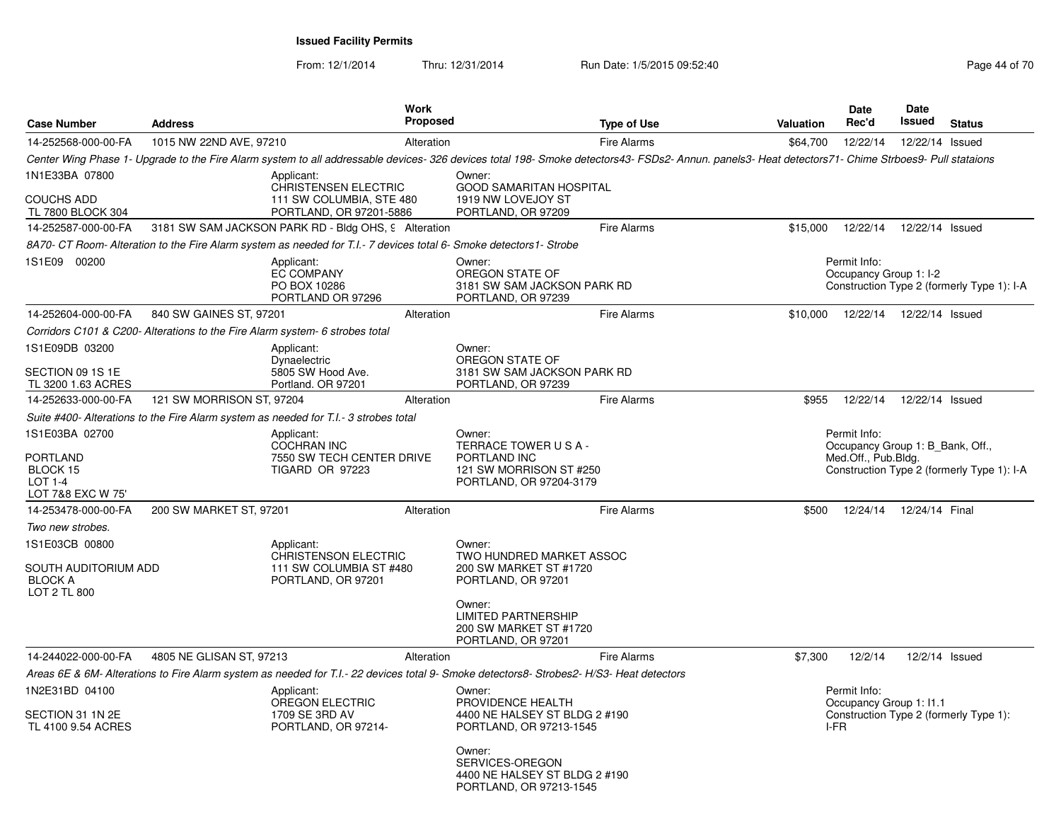**Issued Facility Permits**

From: 12/1/2014 Thru: 12/31/2014 Run Date: 1/5/2015 09:52:40

| Case Number | Address | Work Proposed | Type of Use | Valuation | Date Rec'd | Date Issued | Status |
|---|---|---|---|---|---|---|---|
| 14-252568-000-00-FA | 1015 NW 22ND AVE, 97210 | Alteration | Fire Alarms | $64,700 | 12/22/14 | 12/22/14 | Issued |

*Center Wing Phase 1- Upgrade to the Fire Alarm system to all addressable devices- 326 devices total 198- Smoke detectors43- FSDs2- Annun. panels3- Heat detectors71- Chime Strboes9- Pull stataions*

1N1E33BA 07800

COUCHS ADD
TL 7800 BLOCK 304

Applicant:
CHRISTENSEN ELECTRIC
111 SW COLUMBIA, STE 480
PORTLAND, OR 97201-5886

Owner:
GOOD SAMARITAN HOSPITAL
1919 NW LOVEJOY ST
PORTLAND, OR 97209

| Case Number | Address | Work Proposed | Type of Use | Valuation | Date Rec'd | Date Issued | Status |
|---|---|---|---|---|---|---|---|
| 14-252587-000-00-FA | 3181 SW SAM JACKSON PARK RD - Bldg OHS, 9 | Alteration | Fire Alarms | $15,000 | 12/22/14 | 12/22/14 | Issued |

*8A70- CT Room- Alteration to the Fire Alarm system as needed for T.I.- 7 devices total 6- Smoke detectors1- Strobe*

1S1E09 00200

Applicant:
EC COMPANY
PO BOX 10286
PORTLAND OR 97296

Owner:
OREGON STATE OF
3181 SW SAM JACKSON PARK RD
PORTLAND, OR 97239

Permit Info:
Occupancy Group 1: I-2
Construction Type 2 (formerly Type 1): I-A

| Case Number | Address | Work Proposed | Type of Use | Valuation | Date Rec'd | Date Issued | Status |
|---|---|---|---|---|---|---|---|
| 14-252604-000-00-FA | 840 SW GAINES ST, 97201 | Alteration | Fire Alarms | $10,000 | 12/22/14 | 12/22/14 | Issued |

*Corridors C101 & C200- Alterations to the Fire Alarm system- 6 strobes total*

1S1E09DB 03200

SECTION 09 1S 1E
TL 3200 1.63 ACRES

Applicant:
Dynaelectric
5805 SW Hood Ave.
Portland. OR 97201

Owner:
OREGON STATE OF
3181 SW SAM JACKSON PARK RD
PORTLAND, OR 97239

| Case Number | Address | Work Proposed | Type of Use | Valuation | Date Rec'd | Date Issued | Status |
|---|---|---|---|---|---|---|---|
| 14-252633-000-00-FA | 121 SW MORRISON ST, 97204 | Alteration | Fire Alarms | $955 | 12/22/14 | 12/22/14 | Issued |

*Suite #400- Alterations to the Fire Alarm system as needed for T.I.- 3 strobes total*

1S1E03BA 02700

PORTLAND
BLOCK 15
LOT 1-4
LOT 7&8 EXC W 75'

Applicant:
COCHRAN INC
7550 SW TECH CENTER DRIVE
TIGARD OR 97223

Owner:
TERRACE TOWER U S A -
PORTLAND INC
121 SW MORRISON ST #250
PORTLAND, OR 97204-3179

Permit Info:
Occupancy Group 1: B_Bank, Off., Med.Off., Pub.Bldg.
Construction Type 2 (formerly Type 1): I-A

| Case Number | Address | Work Proposed | Type of Use | Valuation | Date Rec'd | Date Issued | Status |
|---|---|---|---|---|---|---|---|
| 14-253478-000-00-FA | 200 SW MARKET ST, 97201 | Alteration | Fire Alarms | $500 | 12/24/14 | 12/24/14 | Final |

*Two new strobes.*

1S1E03CB 00800

SOUTH AUDITORIUM ADD
BLOCK A
LOT 2 TL 800

Applicant:
CHRISTENSON ELECTRIC
111 SW COLUMBIA ST #480
PORTLAND, OR 97201

Owner:
TWO HUNDRED MARKET ASSOC
200 SW MARKET ST #1720
PORTLAND, OR 97201

Owner:
LIMITED PARTNERSHIP
200 SW MARKET ST #1720
PORTLAND, OR 97201

| Case Number | Address | Work Proposed | Type of Use | Valuation | Date Rec'd | Date Issued | Status |
|---|---|---|---|---|---|---|---|
| 14-244022-000-00-FA | 4805 NE GLISAN ST, 97213 | Alteration | Fire Alarms | $7,300 | 12/2/14 | 12/2/14 | Issued |

*Areas 6E & 6M- Alterations to Fire Alarm system as needed for T.I.- 22 devices total 9- Smoke detectors8- Strobes2- H/S3- Heat detectors*

1N2E31BD 04100

SECTION 31 1N 2E
TL 4100 9.54 ACRES

Applicant:
OREGON ELECTRIC
1709 SE 3RD AV
PORTLAND, OR 97214-

Owner:
PROVIDENCE HEALTH
4400 NE HALSEY ST BLDG 2 #190
PORTLAND, OR 97213-1545

Owner:
SERVICES-OREGON
4400 NE HALSEY ST BLDG 2 #190
PORTLAND, OR 97213-1545

Permit Info:
Occupancy Group 1: I1.1
Construction Type 2 (formerly Type 1): I-FR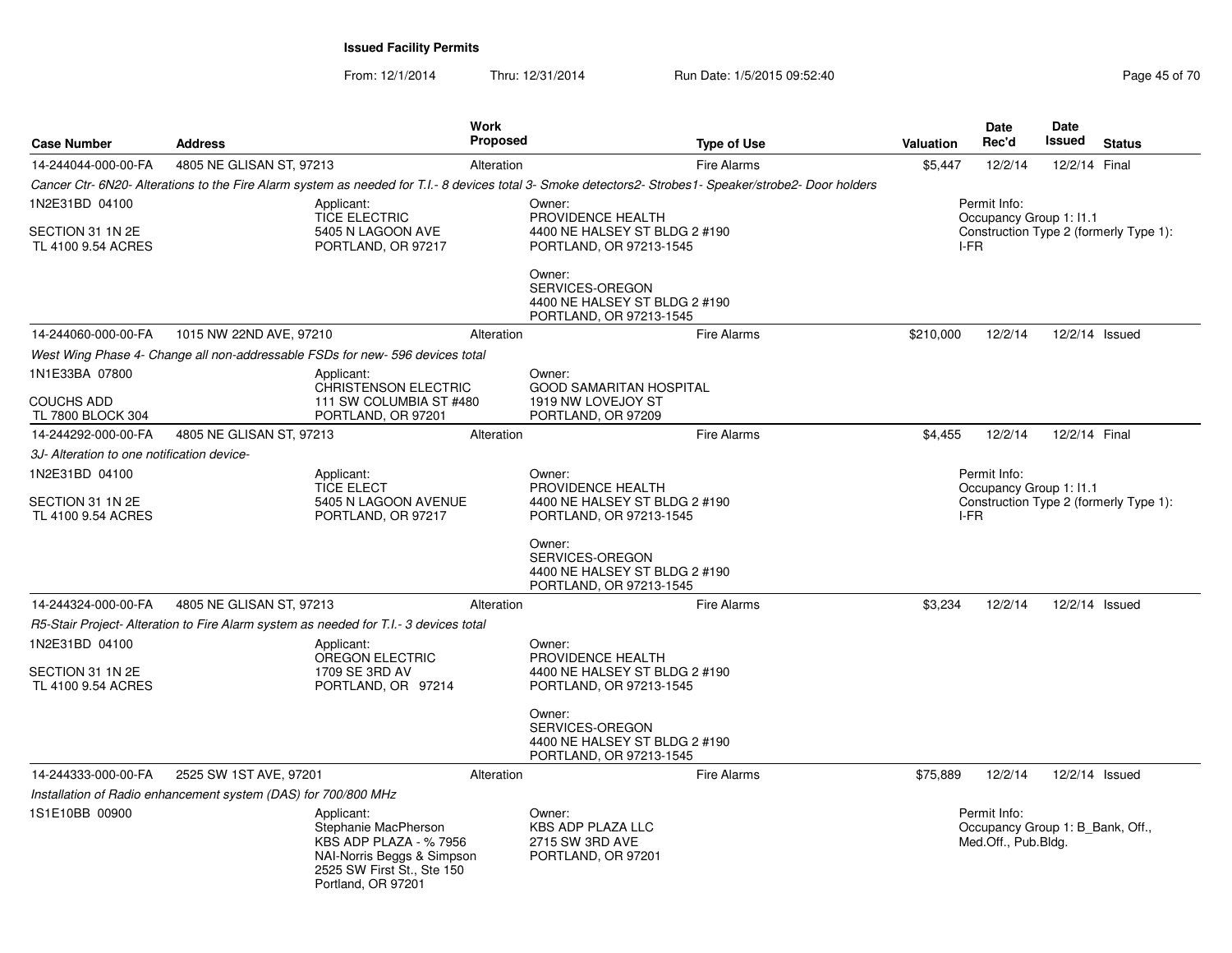**Issued Facility Permits**

From: 12/1/2014 Thru: 12/31/2014 Run Date: 1/5/2015 09:52:40

| Case Number | Address | Work Proposed | Type of Use | Valuation | Date Rec'd | Date Issued | Status |
|---|---|---|---|---|---|---|---|
| 14-244044-000-00-FA | 4805 NE GLISAN ST, 97213 | Alteration | Fire Alarms | $5,447 | 12/2/14 | 12/2/14 | Final |

*Cancer Ctr- 6N20- Alterations to the Fire Alarm system as needed for T.I.- 8 devices total 3- Smoke detectors2- Strobes1- Speaker/strobe2- Door holders*

1N2E31BD 04100
SECTION 31 1N2E
TL 4100 9.54 ACRES

Applicant:
TICE ELECTRIC
5405 N LAGOON AVE
PORTLAND, OR 97217

Owner:
PROVIDENCE HEALTH
4400 NE HALSEY ST BLDG 2 #190
PORTLAND, OR 97213-1545

Owner:
SERVICES-OREGON
4400 NE HALSEY ST BLDG 2 #190
PORTLAND, OR 97213-1545

Permit Info:
Occupancy Group 1: I1.1
Construction Type 2 (formerly Type 1): I-FR

| Case Number | Address | Work Proposed | Type of Use | Valuation | Date Rec'd | Date Issued | Status |
|---|---|---|---|---|---|---|---|
| 14-244060-000-00-FA | 1015 NW 22ND AVE, 97210 | Alteration | Fire Alarms | $210,000 | 12/2/14 | 12/2/14 | Issued |

*West Wing Phase 4- Change all non-addressable FSDs for new- 596 devices total*

1N1E33BA 07800
COUCHS ADD
TL 7800 BLOCK 304

Applicant:
CHRISTENSON ELECTRIC
111 SW COLUMBIA ST #480
PORTLAND, OR 97201

Owner:
GOOD SAMARITAN HOSPITAL
1919 NW LOVEJOY ST
PORTLAND, OR 97209

| Case Number | Address | Work Proposed | Type of Use | Valuation | Date Rec'd | Date Issued | Status |
|---|---|---|---|---|---|---|---|
| 14-244292-000-00-FA | 4805 NE GLISAN ST, 97213 | Alteration | Fire Alarms | $4,455 | 12/2/14 | 12/2/14 | Final |

*3J- Alteration to one notification device-*

1N2E31BD 04100
SECTION 31 1N 2E
TL 4100 9.54 ACRES

Applicant:
TICE ELECT
5405 N LAGOON AVENUE
PORTLAND, OR 97217

Owner:
PROVIDENCE HEALTH
4400 NE HALSEY ST BLDG 2 #190
PORTLAND, OR 97213-1545

Owner:
SERVICES-OREGON
4400 NE HALSEY ST BLDG 2 #190
PORTLAND, OR 97213-1545

Permit Info:
Occupancy Group 1: I1.1
Construction Type 2 (formerly Type 1): I-FR

| Case Number | Address | Work Proposed | Type of Use | Valuation | Date Rec'd | Date Issued | Status |
|---|---|---|---|---|---|---|---|
| 14-244324-000-00-FA | 4805 NE GLISAN ST, 97213 | Alteration | Fire Alarms | $3,234 | 12/2/14 | 12/2/14 | Issued |

*R5-Stair Project- Alteration to Fire Alarm system as needed for T.I.- 3 devices total*

1N2E31BD 04100
SECTION 31 1N 2E
TL 4100 9.54 ACRES

Applicant:
OREGON ELECTRIC
1709 SE 3RD AV
PORTLAND, OR 97214

Owner:
PROVIDENCE HEALTH
4400 NE HALSEY ST BLDG 2 #190
PORTLAND, OR 97213-1545

Owner:
SERVICES-OREGON
4400 NE HALSEY ST BLDG 2 #190
PORTLAND, OR 97213-1545

| Case Number | Address | Work Proposed | Type of Use | Valuation | Date Rec'd | Date Issued | Status |
|---|---|---|---|---|---|---|---|
| 14-244333-000-00-FA | 2525 SW 1ST AVE, 97201 | Alteration | Fire Alarms | $75,889 | 12/2/14 | 12/2/14 | Issued |

*Installation of Radio enhancement system (DAS) for 700/800 MHz*

1S1E10BB 00900

Applicant:
Stephanie MacPherson
KBS ADP PLAZA - % 7956
NAI-Norris Beggs & Simpson
2525 SW First St., Ste 150
Portland, OR 97201

Owner:
KBS ADP PLAZA LLC
2715 SW 3RD AVE
PORTLAND, OR 97201

Permit Info:
Occupancy Group 1: B_Bank, Off., Med.Off., Pub.Bldg.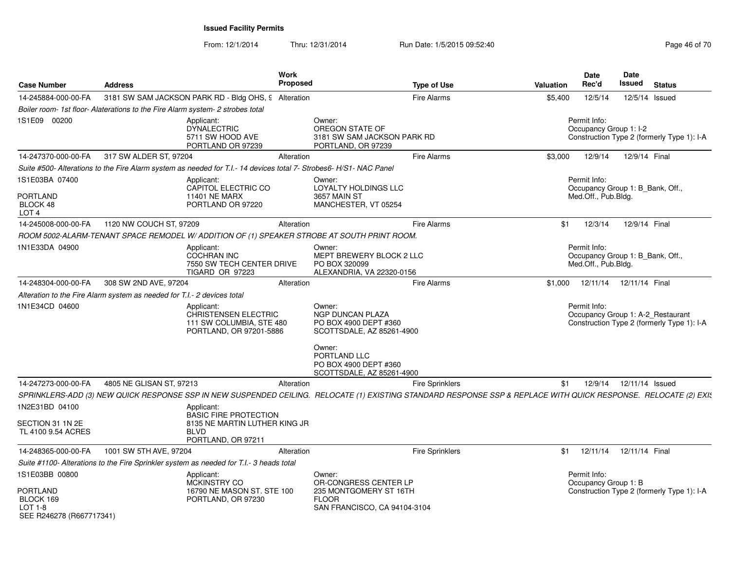## Issued Facility Permits

From: 12/1/2014 Thru: 12/31/2014 Run Date: 1/5/2015 09:52:40

| Case Number | Address | Work Proposed | Type of Use | Valuation | Date Rec'd | Date Issued | Status |
|---|---|---|---|---|---|---|---|
| 14-245884-000-00-FA | 3181 SW SAM JACKSON PARK RD - Bldg OHS, 9 | Alteration | Fire Alarms | $5,400 | 12/5/14 | 12/5/14 | Issued |

*Boiler room- 1st floor- Alaterations to the Fire Alarm system- 2 strobes total*

1S1E09 00200

Applicant: DYNALECTRIC, 5711 SW HOOD AVE, PORTLAND OR 97239

Owner: OREGON STATE OF, 3181 SW SAM JACKSON PARK RD, PORTLAND, OR 97239

Permit Info: Occupancy Group 1: I-2; Construction Type 2 (formerly Type 1): I-A

| Case Number | Address | Work Proposed | Type of Use | Valuation | Date Rec'd | Date Issued | Status |
|---|---|---|---|---|---|---|---|
| 14-247370-000-00-FA | 317 SW ALDER ST, 97204 | Alteration | Fire Alarms | $3,000 | 12/9/14 | 12/9/14 | Final |

*Suite #500- Alterations to the Fire Alarm system as needed for T.I.- 14 devices total 7- Strobes6- H/S1- NAC Panel*

1S1E03BA 07400
PORTLAND
BLOCK 48
LOT 4

Applicant: CAPITOL ELECTRIC CO, 11401 NE MARX, PORTLAND OR 97220

Owner: LOYALTY HOLDINGS LLC, 3657 MAIN ST, MANCHESTER, VT 05254

Permit Info: Occupancy Group 1: B_Bank, Off., Med.Off., Pub.Bldg.

| Case Number | Address | Work Proposed | Type of Use | Valuation | Date Rec'd | Date Issued | Status |
|---|---|---|---|---|---|---|---|
| 14-245008-000-00-FA | 1120 NW COUCH ST, 97209 | Alteration | Fire Alarms | $1 | 12/3/14 | 12/9/14 | Final |

*ROOM 5002-ALARM-TENANT SPACE REMODEL W/ ADDITION OF (1) SPEAKER STROBE AT SOUTH PRINT ROOM.*

1N1E33DA 04900

Applicant: COCHRAN INC, 7550 SW TECH CENTER DRIVE, TIGARD OR 97223

Owner: MEPT BREWERY BLOCK 2 LLC, PO BOX 320099, ALEXANDRIA, VA 22320-0156

Permit Info: Occupancy Group 1: B_Bank, Off., Med.Off., Pub.Bldg.

| Case Number | Address | Work Proposed | Type of Use | Valuation | Date Rec'd | Date Issued | Status |
|---|---|---|---|---|---|---|---|
| 14-248304-000-00-FA | 308 SW 2ND AVE, 97204 | Alteration | Fire Alarms | $1,000 | 12/11/14 | 12/11/14 | Final |

*Alteration to the Fire Alarm system as needed for T.I.- 2 devices total*

1N1E34CD 04600

Applicant: CHRISTENSEN ELECTRIC, 111 SW COLUMBIA, STE 480, PORTLAND, OR 97201-5886

Owner: NGP DUNCAN PLAZA, PO BOX 4900 DEPT #360, SCOTTSDALE, AZ 85261-4900

Owner: PORTLAND LLC, PO BOX 4900 DEPT #360, SCOTTSDALE, AZ 85261-4900

Permit Info: Occupancy Group 1: A-2_Restaurant; Construction Type 2 (formerly Type 1): I-A

| Case Number | Address | Work Proposed | Type of Use | Valuation | Date Rec'd | Date Issued | Status |
|---|---|---|---|---|---|---|---|
| 14-247273-000-00-FA | 4805 NE GLISAN ST, 97213 | Alteration | Fire Sprinklers | $1 | 12/9/14 | 12/11/14 | Issued |

*SPRINKLERS-ADD (3) NEW QUICK RESPONSE SSP IN NEW SUSPENDED CEILING. RELOCATE (1) EXISTING STANDARD RESPONSE SSP & REPLACE WITH QUICK RESPONSE. RELOCATE (2) EXIS*

1N2E31BD 04100
SECTION 31 1N 2E
TL 4100 9.54 ACRES

Applicant: BASIC FIRE PROTECTION, 8135 NE MARTIN LUTHER KING JR BLVD, PORTLAND, OR 97211

| Case Number | Address | Work Proposed | Type of Use | Valuation | Date Rec'd | Date Issued | Status |
|---|---|---|---|---|---|---|---|
| 14-248365-000-00-FA | 1001 SW 5TH AVE, 97204 | Alteration | Fire Sprinklers | $1 | 12/11/14 | 12/11/14 | Final |

*Suite #1100- Alterations to the Fire Sprinkler system as needed for T.I.- 3 heads total*

1S1E03BB 00800
PORTLAND
BLOCK 169
LOT 1-8
SEE R246278 (R667717341)

Applicant: MCKINSTRY CO, 16790 NE MASON ST. STE 100, PORTLAND, OR 97230

Owner: OR-CONGRESS CENTER LP, 235 MONTGOMERY ST 16TH FLOOR, SAN FRANCISCO, CA 94104-3104

Permit Info: Occupancy Group 1: B; Construction Type 2 (formerly Type 1): I-A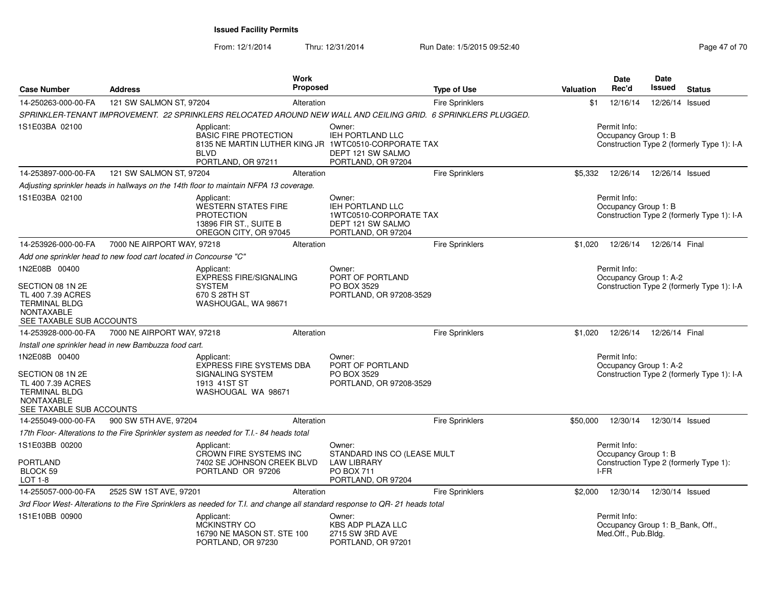**Issued Facility Permits**

From: 12/1/2014 Thru: 12/31/2014 Run Date: 1/5/2015 09:52:40

| Case Number | Address | Work Proposed | Type of Use | Valuation | Date Rec'd | Date Issued | Status |
|---|---|---|---|---|---|---|---|
| 14-250263-000-00-FA | 121 SW SALMON ST, 97204 | Alteration | Fire Sprinklers | $1 | 12/16/14 | 12/26/14 | Issued |

SPRINKLER-TENANT IMPROVEMENT. 22 SPRINKLERS RELOCATED AROUND NEW WALL AND CEILING GRID. 6 SPRINKLERS PLUGGED.

1S1E03BA 02100

Applicant: BASIC FIRE PROTECTION, 8135 NE MARTIN LUTHER KING JR BLVD, PORTLAND, OR 97211

Owner: IEH PORTLAND LLC, 1WTC0510-CORPORATE TAX, DEPT 121 SW SALMO, PORTLAND, OR 97204

Permit Info: Occupancy Group 1: B; Construction Type 2 (formerly Type 1): I-A

| Case Number | Address | Work Proposed | Type of Use | Valuation | Date Rec'd | Date Issued | Status |
|---|---|---|---|---|---|---|---|
| 14-253897-000-00-FA | 121 SW SALMON ST, 97204 | Alteration | Fire Sprinklers | $5,332 | 12/26/14 | 12/26/14 | Issued |

Adjusting sprinkler heads in hallways on the 14th floor to maintain NFPA 13 coverage.

1S1E03BA 02100

Applicant: WESTERN STATES FIRE PROTECTION, 13896 FIR ST., SUITE B, OREGON CITY, OR 97045

Owner: IEH PORTLAND LLC, 1WTC0510-CORPORATE TAX, DEPT 121 SW SALMO, PORTLAND, OR 97204

Permit Info: Occupancy Group 1: B; Construction Type 2 (formerly Type 1): I-A

| Case Number | Address | Work Proposed | Type of Use | Valuation | Date Rec'd | Date Issued | Status |
|---|---|---|---|---|---|---|---|
| 14-253926-000-00-FA | 7000 NE AIRPORT WAY, 97218 | Alteration | Fire Sprinklers | $1,020 | 12/26/14 | 12/26/14 | Final |

Add one sprinkler head to new food cart located in Concourse "C"

1N2E08B 00400
SECTION 08 1N 2E
TL 400 7.39 ACRES
TERMINAL BLDG
NONTAXABLE
SEE TAXABLE SUB ACCOUNTS

Applicant: EXPRESS FIRE/SIGNALING SYSTEM, 670 S 28TH ST, WASHOUGAL, WA 98671

Owner: PORT OF PORTLAND, PO BOX 3529, PORTLAND, OR 97208-3529

Permit Info: Occupancy Group 1: A-2; Construction Type 2 (formerly Type 1): I-A

| Case Number | Address | Work Proposed | Type of Use | Valuation | Date Rec'd | Date Issued | Status |
|---|---|---|---|---|---|---|---|
| 14-253928-000-00-FA | 7000 NE AIRPORT WAY, 97218 | Alteration | Fire Sprinklers | $1,020 | 12/26/14 | 12/26/14 | Final |

Install one sprinkler head in new Bambuzza food cart.

1N2E08B 00400
SECTION 08 1N 2E
TL 400 7.39 ACRES
TERMINAL BLDG
NONTAXABLE
SEE TAXABLE SUB ACCOUNTS

Applicant: EXPRESS FIRE SYSTEMS DBA SIGNALING SYSTEM, 1913 41ST ST, WASHOUGAL WA 98671

Owner: PORT OF PORTLAND, PO BOX 3529, PORTLAND, OR 97208-3529

Permit Info: Occupancy Group 1: A-2; Construction Type 2 (formerly Type 1): I-A

| Case Number | Address | Work Proposed | Type of Use | Valuation | Date Rec'd | Date Issued | Status |
|---|---|---|---|---|---|---|---|
| 14-255049-000-00-FA | 900 SW 5TH AVE, 97204 | Alteration | Fire Sprinklers | $50,000 | 12/30/14 | 12/30/14 | Issued |

17th Floor- Alterations to the Fire Sprinkler system as needed for T.I.- 84 heads total

1S1E03BB 00200
PORTLAND
BLOCK 59
LOT 1-8

Applicant: CROWN FIRE SYSTEMS INC, 7402 SE JOHNSON CREEK BLVD, PORTLAND OR 97206

Owner: STANDARD INS CO (LEASE MULT, LAW LIBRARY, PO BOX 711, PORTLAND, OR 97204

Permit Info: Occupancy Group 1: B; Construction Type 2 (formerly Type 1): I-FR

| Case Number | Address | Work Proposed | Type of Use | Valuation | Date Rec'd | Date Issued | Status |
|---|---|---|---|---|---|---|---|
| 14-255057-000-00-FA | 2525 SW 1ST AVE, 97201 | Alteration | Fire Sprinklers | $2,000 | 12/30/14 | 12/30/14 | Issued |

3rd Floor West- Alterations to the Fire Sprinklers as needed for T.I. and change all standard response to QR- 21 heads total

1S1E10BB 00900

Applicant: MCKINSTRY CO, 16790 NE MASON ST. STE 100, PORTLAND, OR 97230

Owner: KBS ADP PLAZA LLC, 2715 SW 3RD AVE, PORTLAND, OR 97201

Permit Info: Occupancy Group 1: B_Bank, Off., Med.Off., Pub.Bldg.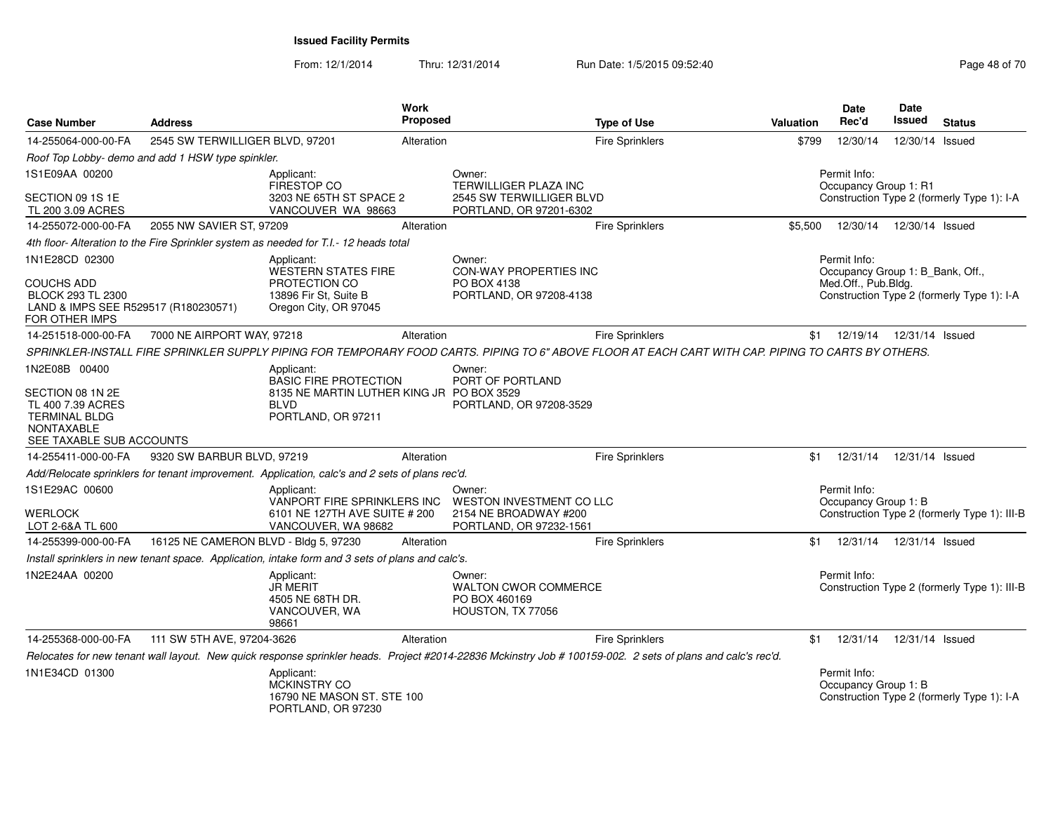# Issued Facility Permits

From: 12/1/2014 Thru: 12/31/2014 Run Date: 1/5/2015 09:52:40

| Case Number | Address | Work Proposed | Type of Use | Valuation | Date Rec'd | Date Issued | Status |
|---|---|---|---|---|---|---|---|
| 14-255064-000-00-FA | 2545 SW TERWILLIGER BLVD, 97201 | Alteration | Fire Sprinklers | $799 | 12/30/14 | 12/30/14 | Issued |

*Roof Top Lobby- demo and add 1 HSW type spinkler.*

1S1E09AA 00200
SECTION 09 1S 1E
TL 200 3.09 ACRES

Applicant: FIRESTOP CO, 3203 NE 65TH ST SPACE 2, VANCOUVER WA 98663

Owner: TERWILLIGER PLAZA INC, 2545 SW TERWILLIGER BLVD, PORTLAND, OR 97201-6302

Permit Info: Occupancy Group 1: R1; Construction Type 2 (formerly Type 1): I-A

| Case Number | Address | Work Proposed | Type of Use | Valuation | Date Rec'd | Date Issued | Status |
|---|---|---|---|---|---|---|---|
| 14-255072-000-00-FA | 2055 NW SAVIER ST, 97209 | Alteration | Fire Sprinklers | $5,500 | 12/30/14 | 12/30/14 | Issued |

*4th floor- Alteration to the Fire Sprinkler system as needed for T.I.- 12 heads total*

1N1E28CD 02300
COUCHS ADD
BLOCK 293 TL 2300
LAND & IMPS SEE R529517 (R180230571) FOR OTHER IMPS

Applicant: WESTERN STATES FIRE PROTECTION CO, 13896 Fir St, Suite B, Oregon City, OR 97045

Owner: CON-WAY PROPERTIES INC, PO BOX 4138, PORTLAND, OR 97208-4138

Permit Info: Occupancy Group 1: B_Bank, Off., Med.Off., Pub.Bldg.; Construction Type 2 (formerly Type 1): I-A

| Case Number | Address | Work Proposed | Type of Use | Valuation | Date Rec'd | Date Issued | Status |
|---|---|---|---|---|---|---|---|
| 14-251518-000-00-FA | 7000 NE AIRPORT WAY, 97218 | Alteration | Fire Sprinklers | $1 | 12/19/14 | 12/31/14 | Issued |

*SPRINKLER-INSTALL FIRE SPRINKLER SUPPLY PIPING FOR TEMPORARY FOOD CARTS. PIPING TO 6" ABOVE FLOOR AT EACH CART WITH CAP. PIPING TO CARTS BY OTHERS.*

1N2E08B 00400
SECTION 08 1N 2E
TL 400 7.39 ACRES
TERMINAL BLDG
NONTAXABLE
SEE TAXABLE SUB ACCOUNTS

Applicant: BASIC FIRE PROTECTION, 8135 NE MARTIN LUTHER KING JR BLVD, PORTLAND, OR 97211

Owner: PORT OF PORTLAND, PO BOX 3529, PORTLAND, OR 97208-3529

| Case Number | Address | Work Proposed | Type of Use | Valuation | Date Rec'd | Date Issued | Status |
|---|---|---|---|---|---|---|---|
| 14-255411-000-00-FA | 9320 SW BARBUR BLVD, 97219 | Alteration | Fire Sprinklers | $1 | 12/31/14 | 12/31/14 | Issued |

*Add/Relocate sprinklers for tenant improvement. Application, calc's and 2 sets of plans rec'd.*

1S1E29AC 00600
WERLOCK
LOT 2-6&A TL 600

Applicant: VANPORT FIRE SPRINKLERS INC, 6101 NE 127TH AVE SUITE # 200, VANCOUVER, WA 98682

Owner: WESTON INVESTMENT CO LLC, 2154 NE BROADWAY #200, PORTLAND, OR 97232-1561

Permit Info: Occupancy Group 1: B; Construction Type 2 (formerly Type 1): III-B

| Case Number | Address | Work Proposed | Type of Use | Valuation | Date Rec'd | Date Issued | Status |
|---|---|---|---|---|---|---|---|
| 14-255399-000-00-FA | 16125 NE CAMERON BLVD - Bldg 5, 97230 | Alteration | Fire Sprinklers | $1 | 12/31/14 | 12/31/14 | Issued |

*Install sprinklers in new tenant space. Application, intake form and 3 sets of plans and calc's.*

1N2E24AA 00200

Applicant: JR MERIT, 4505 NE 68TH DR., VANCOUVER, WA 98661

Owner: WALTON CWOR COMMERCE, PO BOX 460169, HOUSTON, TX 77056

Permit Info: Construction Type 2 (formerly Type 1): III-B

| Case Number | Address | Work Proposed | Type of Use | Valuation | Date Rec'd | Date Issued | Status |
|---|---|---|---|---|---|---|---|
| 14-255368-000-00-FA | 111 SW 5TH AVE, 97204-3626 | Alteration | Fire Sprinklers | $1 | 12/31/14 | 12/31/14 | Issued |

*Relocates for new tenant wall layout. New quick response sprinkler heads. Project #2014-22836 Mckinstry Job # 100159-002. 2 sets of plans and calc's rec'd.*

1N1E34CD 01300

Applicant: MCKINSTRY CO, 16790 NE MASON ST. STE 100, PORTLAND, OR 97230

Permit Info: Occupancy Group 1: B; Construction Type 2 (formerly Type 1): I-A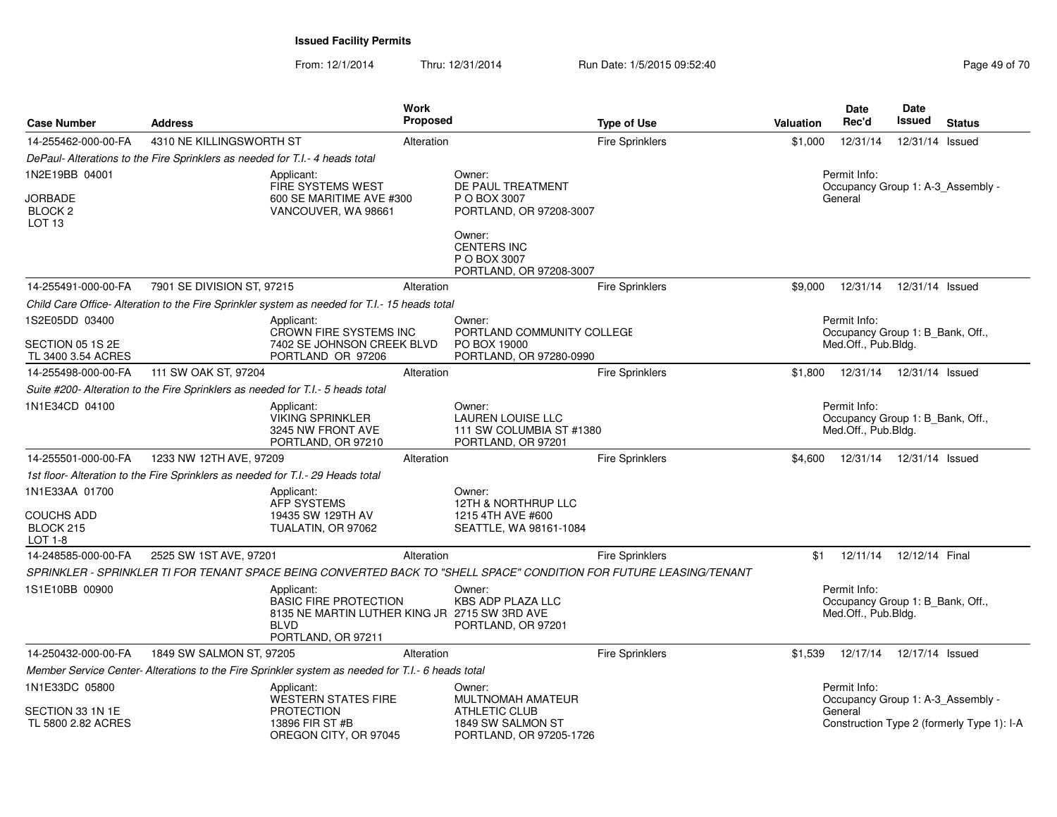**Issued Facility Permits**

From: 12/1/2014 Thru: 12/31/2014 Run Date: 1/5/2015 09:52:40

| Case Number | Address | Work Proposed | Type of Use | Valuation | Date Rec'd | Date Issued | Status |
|---|---|---|---|---|---|---|---|
| 14-255462-000-00-FA | 4310 NE KILLINGSWORTH ST | Alteration | Fire Sprinklers | $1,000 | 12/31/14 | 12/31/14 | Issued |

*DePaul- Alterations to the Fire Sprinklers as needed for T.I.- 4 heads total*

1N2E19BB 04001
JORBADE
BLOCK 2
LOT 13

Applicant:
FIRE SYSTEMS WEST
600 SE MARITIME AVE #300
VANCOUVER, WA 98661

Owner:
DE PAUL TREATMENT
P O BOX 3007
PORTLAND, OR 97208-3007

Owner:
CENTERS INC
P O BOX 3007
PORTLAND, OR 97208-3007

Permit Info:
Occupancy Group 1: A-3_Assembly - General

| Case Number | Address | Work Proposed | Type of Use | Valuation | Date Rec'd | Date Issued | Status |
|---|---|---|---|---|---|---|---|
| 14-255491-000-00-FA | 7901 SE DIVISION ST, 97215 | Alteration | Fire Sprinklers | $9,000 | 12/31/14 | 12/31/14 | Issued |

*Child Care Office- Alteration to the Fire Sprinkler system as needed for T.I.- 15 heads total*

1S2E05DD 03400
SECTION 05 1S 2E
TL 3400 3.54 ACRES

Applicant:
CROWN FIRE SYSTEMS INC
7402 SE JOHNSON CREEK BLVD
PORTLAND OR 97206

Owner:
PORTLAND COMMUNITY COLLEGE
PO BOX 19000
PORTLAND, OR 97280-0990

Permit Info:
Occupancy Group 1: B_Bank, Off., Med.Off., Pub.Bldg.

| Case Number | Address | Work Proposed | Type of Use | Valuation | Date Rec'd | Date Issued | Status |
|---|---|---|---|---|---|---|---|
| 14-255498-000-00-FA | 111 SW OAK ST, 97204 | Alteration | Fire Sprinklers | $1,800 | 12/31/14 | 12/31/14 | Issued |

*Suite #200- Alteration to the Fire Sprinklers as needed for T.I.- 5 heads total*

1N1E34CD 04100

Applicant:
VIKING SPRINKLER
3245 NW FRONT AVE
PORTLAND, OR 97210

Owner:
LAUREN LOUISE LLC
111 SW COLUMBIA ST #1380
PORTLAND, OR 97201

Permit Info:
Occupancy Group 1: B_Bank, Off., Med.Off., Pub.Bldg.

| Case Number | Address | Work Proposed | Type of Use | Valuation | Date Rec'd | Date Issued | Status |
|---|---|---|---|---|---|---|---|
| 14-255501-000-00-FA | 1233 NW 12TH AVE, 97209 | Alteration | Fire Sprinklers | $4,600 | 12/31/14 | 12/31/14 | Issued |

*1st floor- Alteration to the Fire Sprinklers as needed for T.I.- 29 Heads total*

1N1E33AA 01700
COUCHS ADD
BLOCK 215
LOT 1-8

Applicant:
AFP SYSTEMS
19435 SW 129TH AV
TUALATIN, OR 97062

Owner:
12TH & NORTHRUP LLC
1215 4TH AVE #600
SEATTLE, WA 98161-1084

| Case Number | Address | Work Proposed | Type of Use | Valuation | Date Rec'd | Date Issued | Status |
|---|---|---|---|---|---|---|---|
| 14-248585-000-00-FA | 2525 SW 1ST AVE, 97201 | Alteration | Fire Sprinklers | $1 | 12/11/14 | 12/12/14 | Final |

*SPRINKLER - SPRINKLER TI FOR TENANT SPACE BEING CONVERTED BACK TO "SHELL SPACE" CONDITION FOR FUTURE LEASING/TENANT*

1S1E10BB 00900

Applicant:
BASIC FIRE PROTECTION
8135 NE MARTIN LUTHER KING JR BLVD
PORTLAND, OR 97211

Owner:
KBS ADP PLAZA LLC
2715 SW 3RD AVE
PORTLAND, OR 97201

Permit Info:
Occupancy Group 1: B_Bank, Off., Med.Off., Pub.Bldg.

| Case Number | Address | Work Proposed | Type of Use | Valuation | Date Rec'd | Date Issued | Status |
|---|---|---|---|---|---|---|---|
| 14-250432-000-00-FA | 1849 SW SALMON ST, 97205 | Alteration | Fire Sprinklers | $1,539 | 12/17/14 | 12/17/14 | Issued |

*Member Service Center- Alterations to the Fire Sprinkler system as needed for T.I.- 6 heads total*

1N1E33DC 05800
SECTION 33 1N 1E
TL 5800 2.82 ACRES

Applicant:
WESTERN STATES FIRE PROTECTION
13896 FIR ST #B
OREGON CITY, OR 97045

Owner:
MULTNOMAH AMATEUR ATHLETIC CLUB
1849 SW SALMON ST
PORTLAND, OR 97205-1726

Permit Info:
Occupancy Group 1: A-3_Assembly - General
Construction Type 2 (formerly Type 1): I-A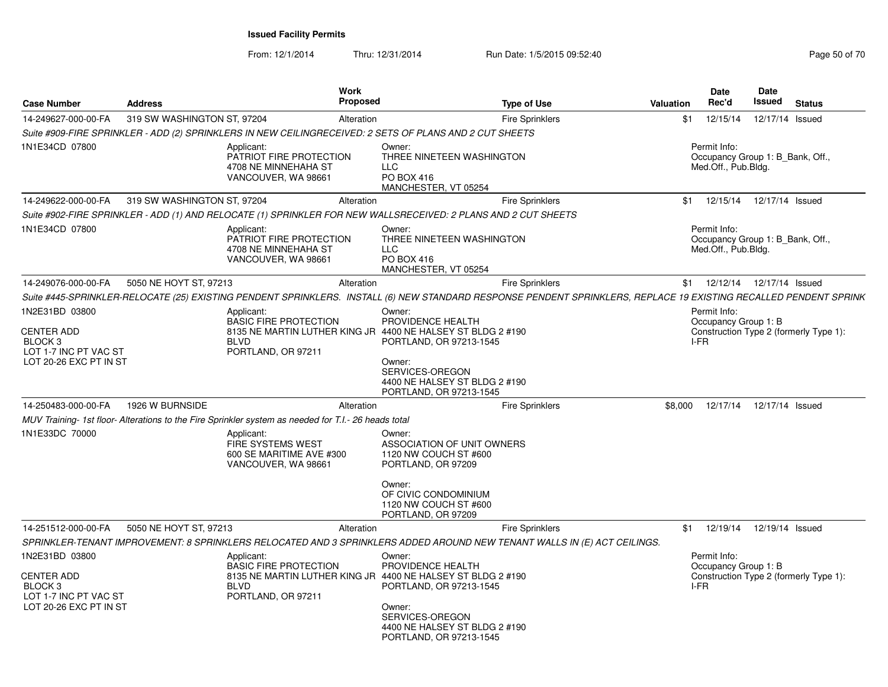## Issued Facility Permits

From: 12/1/2014 Thru: 12/31/2014 Run Date: 1/5/2015 09:52:40

| Case Number | Address | Work Proposed | Type of Use | Valuation | Date Rec'd | Date Issued | Status |
|---|---|---|---|---|---|---|---|
| 14-249627-000-00-FA | 319 SW WASHINGTON ST, 97204 | Alteration | Fire Sprinklers | $1 | 12/15/14 | 12/17/14 | Issued |

*Suite #909-FIRE SPRINKLER - ADD (2) SPRINKLERS IN NEW CEILINGRECEIVED: 2 SETS OF PLANS AND 2 CUT SHEETS*

1N1E34CD 07800

Applicant: PATRIOT FIRE PROTECTION, 4708 NE MINNEHAHA ST, VANCOUVER, WA 98661

Owner: THREE NINETEEN WASHINGTON LLC, PO BOX 416, MANCHESTER, VT 05254

Permit Info: Occupancy Group 1: B_Bank, Off., Med.Off., Pub.Bldg.

---

| Case Number | Address | Work Proposed | Type of Use | Valuation | Date Rec'd | Date Issued | Status |
|---|---|---|---|---|---|---|---|
| 14-249622-000-00-FA | 319 SW WASHINGTON ST, 97204 | Alteration | Fire Sprinklers | $1 | 12/15/14 | 12/17/14 | Issued |

*Suite #902-FIRE SPRINKLER - ADD (1) AND RELOCATE (1) SPRINKLER FOR NEW WALLSRECEIVED: 2 PLANS AND 2 CUT SHEETS*

1N1E34CD 07800

Applicant: PATRIOT FIRE PROTECTION, 4708 NE MINNEHAHA ST, VANCOUVER, WA 98661

Owner: THREE NINETEEN WASHINGTON LLC, PO BOX 416, MANCHESTER, VT 05254

Permit Info: Occupancy Group 1: B_Bank, Off., Med.Off., Pub.Bldg.

---

| Case Number | Address | Work Proposed | Type of Use | Valuation | Date Rec'd | Date Issued | Status |
|---|---|---|---|---|---|---|---|
| 14-249076-000-00-FA | 5050 NE HOYT ST, 97213 | Alteration | Fire Sprinklers | $1 | 12/12/14 | 12/17/14 | Issued |

*Suite #445-SPRINKLER-RELOCATE (25) EXISTING PENDENT SPRINKLERS. INSTALL (6) NEW STANDARD RESPONSE PENDENT SPRINKLERS, REPLACE 19 EXISTING RECALLED PENDENT SPRINK*

1N2E31BD 03800
CENTER ADD
BLOCK 3
LOT 1-7 INC PT VAC ST
LOT 20-26 EXC PT IN ST

Applicant: BASIC FIRE PROTECTION, 8135 NE MARTIN LUTHER KING JR BLVD, PORTLAND, OR 97211

Owner: PROVIDENCE HEALTH, 4400 NE HALSEY ST BLDG 2 #190, PORTLAND, OR 97213-1545

Owner: SERVICES-OREGON, 4400 NE HALSEY ST BLDG 2 #190, PORTLAND, OR 97213-1545

Permit Info: Occupancy Group 1: B; Construction Type 2 (formerly Type 1): I-FR

---

| Case Number | Address | Work Proposed | Type of Use | Valuation | Date Rec'd | Date Issued | Status |
|---|---|---|---|---|---|---|---|
| 14-250483-000-00-FA | 1926 W BURNSIDE | Alteration | Fire Sprinklers | $8,000 | 12/17/14 | 12/17/14 | Issued |

*MUV Training- 1st floor- Alterations to the Fire Sprinkler system as needed for T.I.- 26 heads total*

1N1E33DC 70000

Applicant: FIRE SYSTEMS WEST, 600 SE MARITIME AVE #300, VANCOUVER, WA 98661

Owner: ASSOCIATION OF UNIT OWNERS, 1120 NW COUCH ST #600, PORTLAND, OR 97209

Owner: OF CIVIC CONDOMINIUM, 1120 NW COUCH ST #600, PORTLAND, OR 97209

---

| Case Number | Address | Work Proposed | Type of Use | Valuation | Date Rec'd | Date Issued | Status |
|---|---|---|---|---|---|---|---|
| 14-251512-000-00-FA | 5050 NE HOYT ST, 97213 | Alteration | Fire Sprinklers | $1 | 12/19/14 | 12/19/14 | Issued |

*SPRINKLER-TENANT IMPROVEMENT: 8 SPRINKLERS RELOCATED AND 3 SPRINKLERS ADDED AROUND NEW TENANT WALLS IN (E) ACT CEILINGS.*

1N2E31BD 03800
CENTER ADD
BLOCK 3
LOT 1-7 INC PT VAC ST
LOT 20-26 EXC PT IN ST

Applicant: BASIC FIRE PROTECTION, 8135 NE MARTIN LUTHER KING JR BLVD, PORTLAND, OR 97211

Owner: PROVIDENCE HEALTH, 4400 NE HALSEY ST BLDG 2 #190, PORTLAND, OR 97213-1545

Owner: SERVICES-OREGON, 4400 NE HALSEY ST BLDG 2 #190, PORTLAND, OR 97213-1545

Permit Info: Occupancy Group 1: B; Construction Type 2 (formerly Type 1): I-FR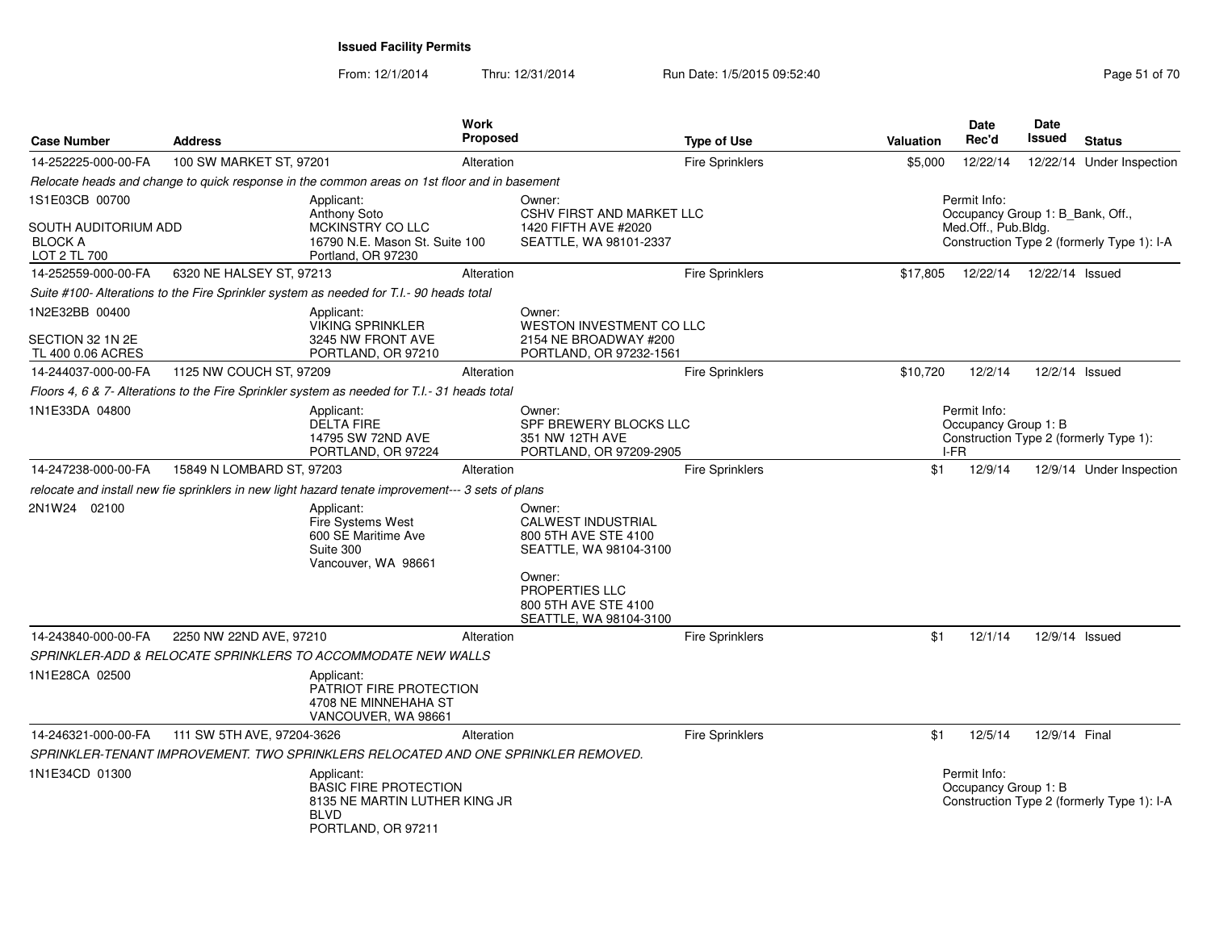# Issued Facility Permits

From: 12/1/2014 Thru: 12/31/2014 Run Date: 1/5/2015 09:52:40

| Case Number | Address | Work Proposed | Type of Use | Valuation | Date Rec'd | Date Issued | Status |
|---|---|---|---|---|---|---|---|
| 14-252225-000-00-FA | 100 SW MARKET ST, 97201 | Alteration | Fire Sprinklers | $5,000 | 12/22/14 | 12/22/14 | Under Inspection |

*Relocate heads and change to quick response in the common areas on 1st floor and in basement*

1S1E03CB 00700

SOUTH AUDITORIUM ADD
BLOCK A
LOT 2 TL 700

Applicant:
Anthony Soto
MCKINSTRY CO LLC
16790 N.E. Mason St. Suite 100
Portland, OR 97230

Owner:
CSHV FIRST AND MARKET LLC
1420 FIFTH AVE #2020
SEATTLE, WA 98101-2337

Permit Info:
Occupancy Group 1: B_Bank, Off., Med.Off., Pub.Bldg.
Construction Type 2 (formerly Type 1): I-A

| Case Number | Address | Work Proposed | Type of Use | Valuation | Date Rec'd | Date Issued | Status |
|---|---|---|---|---|---|---|---|
| 14-252559-000-00-FA | 6320 NE HALSEY ST, 97213 | Alteration | Fire Sprinklers | $17,805 | 12/22/14 | 12/22/14 | Issued |

*Suite #100- Alterations to the Fire Sprinkler system as needed for T.I.- 90 heads total*

1N2E32BB 00400

SECTION 32 1N 2E
TL 400 0.06 ACRES

Applicant:
VIKING SPRINKLER
3245 NW FRONT AVE
PORTLAND, OR 97210

Owner:
WESTON INVESTMENT CO LLC
2154 NE BROADWAY #200
PORTLAND, OR 97232-1561

| Case Number | Address | Work Proposed | Type of Use | Valuation | Date Rec'd | Date Issued | Status |
|---|---|---|---|---|---|---|---|
| 14-244037-000-00-FA | 1125 NW COUCH ST, 97209 | Alteration | Fire Sprinklers | $10,720 | 12/2/14 | 12/2/14 | Issued |

*Floors 4, 6 & 7- Alterations to the Fire Sprinkler system as needed for T.I.- 31 heads total*

1N1E33DA 04800

Applicant:
DELTA FIRE
14795 SW 72ND AVE
PORTLAND, OR 97224

Owner:
SPF BREWERY BLOCKS LLC
351 NW 12TH AVE
PORTLAND, OR 97209-2905

Permit Info:
Occupancy Group 1: B
Construction Type 2 (formerly Type 1): I-FR

| Case Number | Address | Work Proposed | Type of Use | Valuation | Date Rec'd | Date Issued | Status |
|---|---|---|---|---|---|---|---|
| 14-247238-000-00-FA | 15849 N LOMBARD ST, 97203 | Alteration | Fire Sprinklers | $1 | 12/9/14 | 12/9/14 | Under Inspection |

*relocate and install new fie sprinklers in new light hazard tenate improvement--- 3 sets of plans*

2N1W24 02100

Applicant:
Fire Systems West
600 SE Maritime Ave
Suite 300
Vancouver, WA 98661

Owner:
CALWEST INDUSTRIAL
800 5TH AVE STE 4100
SEATTLE, WA 98104-3100

Owner:
PROPERTIES LLC
800 5TH AVE STE 4100
SEATTLE, WA 98104-3100

| Case Number | Address | Work Proposed | Type of Use | Valuation | Date Rec'd | Date Issued | Status |
|---|---|---|---|---|---|---|---|
| 14-243840-000-00-FA | 2250 NW 22ND AVE, 97210 | Alteration | Fire Sprinklers | $1 | 12/1/14 | 12/9/14 | Issued |

*SPRINKLER-ADD & RELOCATE SPRINKLERS TO ACCOMMODATE NEW WALLS*

1N1E28CA 02500

Applicant:
PATRIOT FIRE PROTECTION
4708 NE MINNEHAHA ST
VANCOUVER, WA 98661

| Case Number | Address | Work Proposed | Type of Use | Valuation | Date Rec'd | Date Issued | Status |
|---|---|---|---|---|---|---|---|
| 14-246321-000-00-FA | 111 SW 5TH AVE, 97204-3626 | Alteration | Fire Sprinklers | $1 | 12/5/14 | 12/9/14 | Final |

*SPRINKLER-TENANT IMPROVEMENT. TWO SPRINKLERS RELOCATED AND ONE SPRINKLER REMOVED.*

1N1E34CD 01300

Applicant:
BASIC FIRE PROTECTION
8135 NE MARTIN LUTHER KING JR BLVD
PORTLAND, OR 97211

Permit Info:
Occupancy Group 1: B
Construction Type 2 (formerly Type 1): I-A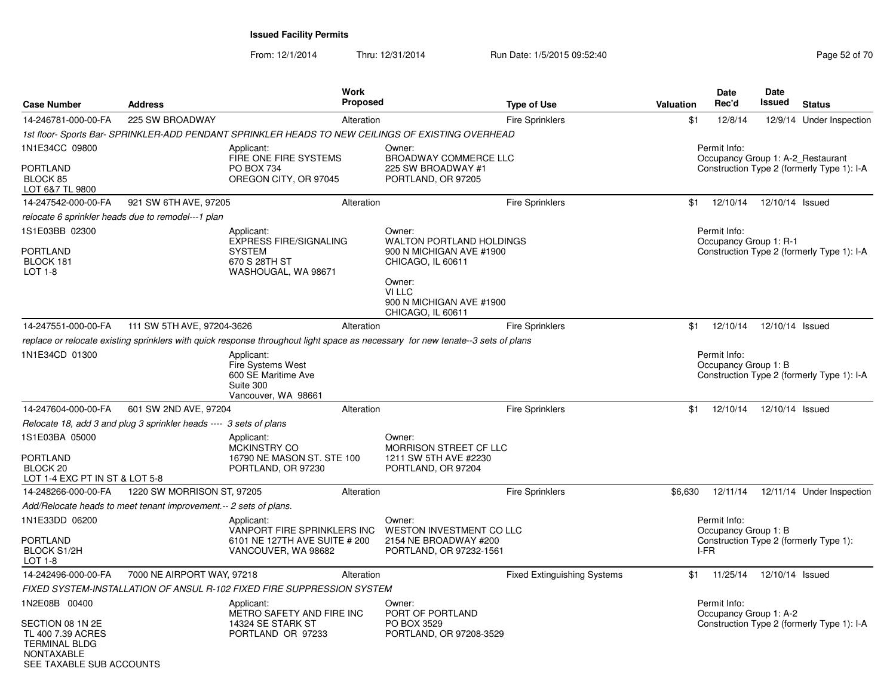**Issued Facility Permits**

From: 12/1/2014 Thru: 12/31/2014 Run Date: 1/5/2015 09:52:40

| Case Number | Address | Work Proposed | Type of Use | Valuation | Date Rec'd | Date Issued | Status |
|---|---|---|---|---|---|---|---|
| 14-246781-000-00-FA | 225 SW BROADWAY | Alteration | Fire Sprinklers | $1 | 12/8/14 | 12/9/14 | Under Inspection |

*1st floor- Sports Bar- SPRINKLER-ADD PENDANT SPRINKLER HEADS TO NEW CEILINGS OF EXISTING OVERHEAD*

1N1E34CC 09800
PORTLAND
BLOCK 85
LOT 6&7 TL 9800

Applicant:
FIRE ONE FIRE SYSTEMS
PO BOX 734
OREGON CITY, OR 97045

Owner:
BROADWAY COMMERCE LLC
225 SW BROADWAY #1
PORTLAND, OR 97205

Permit Info:
Occupancy Group 1: A-2_Restaurant
Construction Type 2 (formerly Type 1): I-A

---

| Case Number | Address | Work Proposed | Type of Use | Valuation | Date Rec'd | Date Issued | Status |
|---|---|---|---|---|---|---|---|
| 14-247542-000-00-FA | 921 SW 6TH AVE, 97205 | Alteration | Fire Sprinklers | $1 | 12/10/14 | 12/10/14 | Issued |

*relocate 6 sprinkler heads due to remodel---1 plan*

1S1E03BB 02300
PORTLAND
BLOCK 181
LOT 1-8

Applicant:
EXPRESS FIRE/SIGNALING SYSTEM
670 S 28TH ST
WASHOUGAL, WA 98671

Owner:
WALTON PORTLAND HOLDINGS
900 N MICHIGAN AVE #1900
CHICAGO, IL 60611

Owner:
VI LLC
900 N MICHIGAN AVE #1900
CHICAGO, IL 60611

Permit Info:
Occupancy Group 1: R-1
Construction Type 2 (formerly Type 1): I-A

---

| Case Number | Address | Work Proposed | Type of Use | Valuation | Date Rec'd | Date Issued | Status |
|---|---|---|---|---|---|---|---|
| 14-247551-000-00-FA | 111 SW 5TH AVE, 97204-3626 | Alteration | Fire Sprinklers | $1 | 12/10/14 | 12/10/14 | Issued |

*replace or relocate existing sprinklers with quick response throughout light space as necessary for new tenate--3 sets of plans*

1N1E34CD 01300

Applicant:
Fire Systems West
600 SE Maritime Ave
Suite 300
Vancouver, WA 98661

Permit Info:
Occupancy Group 1: B
Construction Type 2 (formerly Type 1): I-A

---

| Case Number | Address | Work Proposed | Type of Use | Valuation | Date Rec'd | Date Issued | Status |
|---|---|---|---|---|---|---|---|
| 14-247604-000-00-FA | 601 SW 2ND AVE, 97204 | Alteration | Fire Sprinklers | $1 | 12/10/14 | 12/10/14 | Issued |

*Relocate 18, add 3 and plug 3 sprinkler heads ---- 3 sets of plans*

1S1E03BA 05000
PORTLAND
BLOCK 20
LOT 1-4 EXC PT IN ST & LOT 5-8

Applicant:
MCKINSTRY CO
16790 NE MASON ST. STE 100
PORTLAND, OR 97230

Owner:
MORRISON STREET CF LLC
1211 SW 5TH AVE #2230
PORTLAND, OR 97204

---

| Case Number | Address | Work Proposed | Type of Use | Valuation | Date Rec'd | Date Issued | Status |
|---|---|---|---|---|---|---|---|
| 14-248266-000-00-FA | 1220 SW MORRISON ST, 97205 | Alteration | Fire Sprinklers | $6,630 | 12/11/14 | 12/11/14 | Under Inspection |

*Add/Relocate heads to meet tenant improvement.-- 2 sets of plans.*

1N1E33DD 06200
PORTLAND
BLOCK S1/2H
LOT 1-8

Applicant:
VANPORT FIRE SPRINKLERS INC
6101 NE 127TH AVE SUITE # 200
VANCOUVER, WA 98682

Owner:
WESTON INVESTMENT CO LLC
2154 NE BROADWAY #200
PORTLAND, OR 97232-1561

Permit Info:
Occupancy Group 1: B
Construction Type 2 (formerly Type 1): I-FR

---

| Case Number | Address | Work Proposed | Type of Use | Valuation | Date Rec'd | Date Issued | Status |
|---|---|---|---|---|---|---|---|
| 14-242496-000-00-FA | 7000 NE AIRPORT WAY, 97218 | Alteration | Fixed Extinguishing Systems | $1 | 11/25/14 | 12/10/14 | Issued |

*FIXED SYSTEM-INSTALLATION OF ANSUL R-102 FIXED FIRE SUPPRESSION SYSTEM*

1N2E08B 00400
SECTION 08 1N 2E
TL 400 7.39 ACRES
TERMINAL BLDG
NONTAXABLE
SEE TAXABLE SUB ACCOUNTS

Applicant:
METRO SAFETY AND FIRE INC
14324 SE STARK ST
PORTLAND OR 97233

Owner:
PORT OF PORTLAND
PO BOX 3529
PORTLAND, OR 97208-3529

Permit Info:
Occupancy Group 1: A-2
Construction Type 2 (formerly Type 1): I-A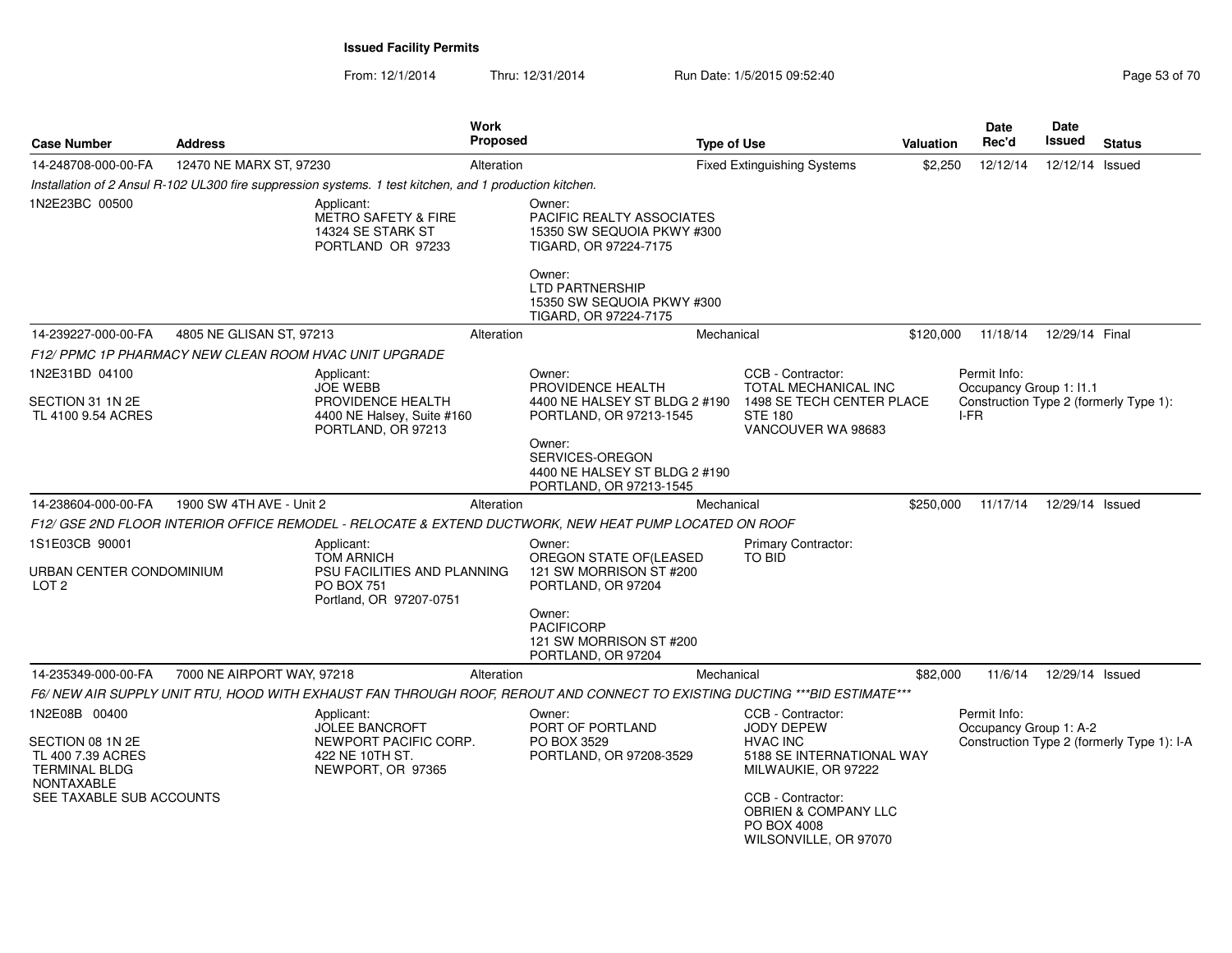**Issued Facility Permits**

From: 12/1/2014 Thru: 12/31/2014 Run Date: 1/5/2015 09:52:40

| Case Number | Address | Work Proposed | Type of Use | Valuation | Date Rec'd | Date Issued | Status |
|---|---|---|---|---|---|---|---|
| 14-248708-000-00-FA | 12470 NE MARX ST, 97230 | Alteration | Fixed Extinguishing Systems | $2,250 | 12/12/14 | 12/12/14 | Issued |

*Installation of 2 Ansul R-102 UL300 fire suppression systems. 1 test kitchen, and 1 production kitchen.*

1N2E23BC 00500

Applicant:
METRO SAFETY & FIRE
14324 SE STARK ST
PORTLAND OR 97233

Owner:
PACIFIC REALTY ASSOCIATES
15350 SW SEQUOIA PKWY #300
TIGARD, OR 97224-7175

Owner:
LTD PARTNERSHIP
15350 SW SEQUOIA PKWY #300
TIGARD, OR 97224-7175

| Case Number | Address | Work Proposed | Type of Use | Valuation | Date Rec'd | Date Issued | Status |
|---|---|---|---|---|---|---|---|
| 14-239227-000-00-FA | 4805 NE GLISAN ST, 97213 | Alteration | Mechanical | $120,000 | 11/18/14 | 12/29/14 | Final |

*F12/ PPMC 1P PHARMACY NEW CLEAN ROOM HVAC UNIT UPGRADE*

1N2E31BD 04100

SECTION 31 1N 2E
TL 4100 9.54 ACRES

Applicant:
JOE WEBB
PROVIDENCE HEALTH
4400 NE Halsey, Suite #160
PORTLAND, OR 97213

Owner:
PROVIDENCE HEALTH
4400 NE HALSEY ST BLDG 2 #190
PORTLAND, OR 97213-1545

Owner:
SERVICES-OREGON
4400 NE HALSEY ST BLDG 2 #190
PORTLAND, OR 97213-1545

CCB - Contractor:
TOTAL MECHANICAL INC
1498 SE TECH CENTER PLACE
STE 180
VANCOUVER WA 98683

Permit Info:
Occupancy Group 1: I1.1
Construction Type 2 (formerly Type 1): I-FR

| Case Number | Address | Work Proposed | Type of Use | Valuation | Date Rec'd | Date Issued | Status |
|---|---|---|---|---|---|---|---|
| 14-238604-000-00-FA | 1900 SW 4TH AVE - Unit 2 | Alteration | Mechanical | $250,000 | 11/17/14 | 12/29/14 | Issued |

*F12/ GSE 2ND FLOOR INTERIOR OFFICE REMODEL - RELOCATE & EXTEND DUCTWORK, NEW HEAT PUMP LOCATED ON ROOF*

1S1E03CB 90001

URBAN CENTER CONDOMINIUM
LOT 2

Applicant:
TOM ARNICH
PSU FACILITIES AND PLANNING
PO BOX 751
Portland, OR 97207-0751

Owner:
OREGON STATE OF(LEASED
121 SW MORRISON ST #200
PORTLAND, OR 97204

Owner:
PACIFICORP
121 SW MORRISON ST #200
PORTLAND, OR 97204

Primary Contractor:
TO BID

| Case Number | Address | Work Proposed | Type of Use | Valuation | Date Rec'd | Date Issued | Status |
|---|---|---|---|---|---|---|---|
| 14-235349-000-00-FA | 7000 NE AIRPORT WAY, 97218 | Alteration | Mechanical | $82,000 | 11/6/14 | 12/29/14 | Issued |

*F6/ NEW AIR SUPPLY UNIT RTU, HOOD WITH EXHAUST FAN THROUGH ROOF, REROUT AND CONNECT TO EXISTING DUCTING \*\*\*BID ESTIMATE\*\*\**

1N2E08B 00400

SECTION 08 1N 2E
TL 400 7.39 ACRES
TERMINAL BLDG
NONTAXABLE
SEE TAXABLE SUB ACCOUNTS

Applicant:
JOLEE BANCROFT
NEWPORT PACIFIC CORP.
422 NE 10TH ST.
NEWPORT, OR 97365

Owner:
PORT OF PORTLAND
PO BOX 3529
PORTLAND, OR 97208-3529

CCB - Contractor:
JODY DEPEW
HVAC INC
5188 SE INTERNATIONAL WAY
MILWAUKIE, OR 97222

CCB - Contractor:
OBRIEN & COMPANY LLC
PO BOX 4008
WILSONVILLE, OR 97070

Permit Info:
Occupancy Group 1: A-2
Construction Type 2 (formerly Type 1): I-A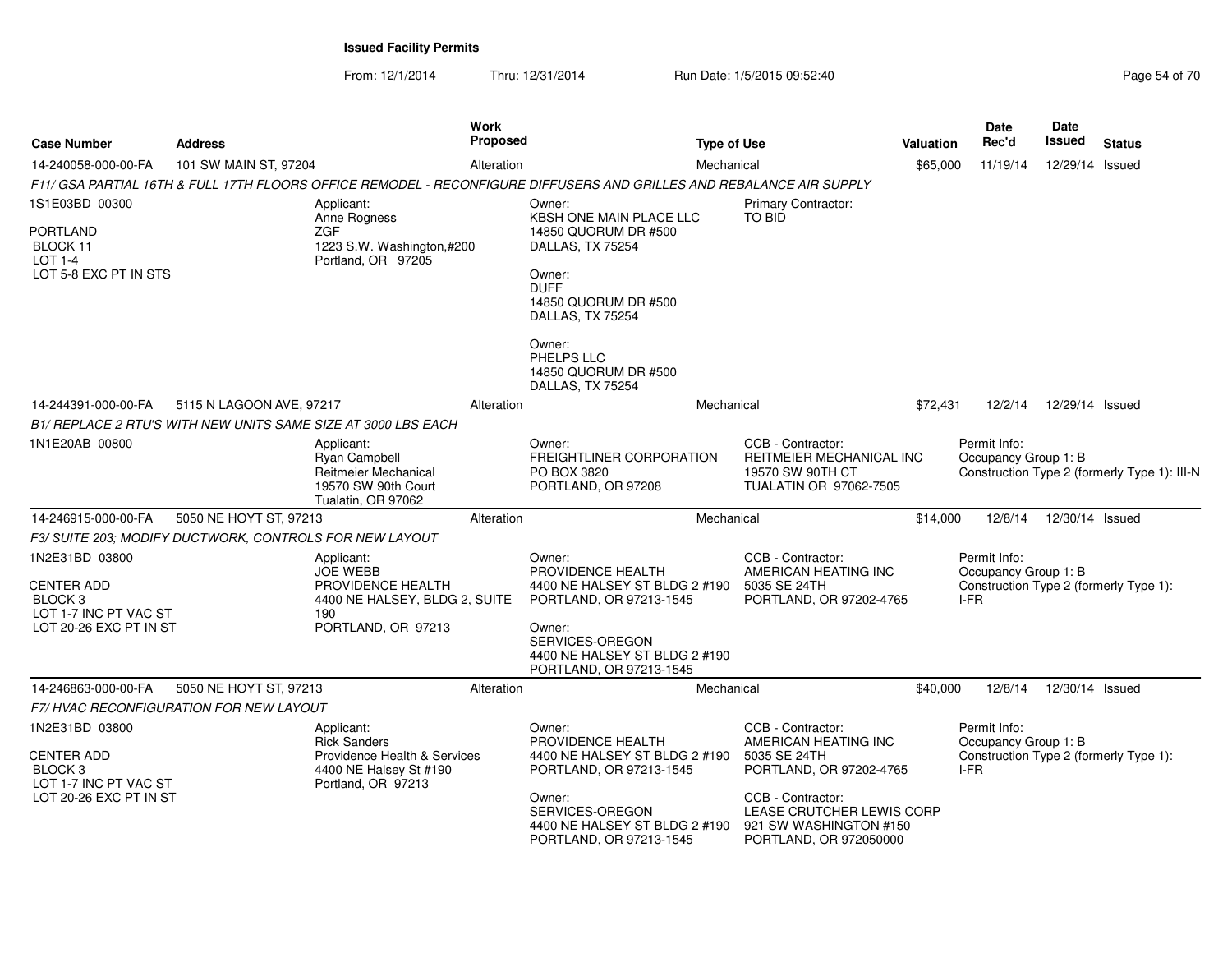**Issued Facility Permits**

From: 12/1/2014 Thru: 12/31/2014 Run Date: 1/5/2015 09:52:40

| Case Number | Address | Work Proposed | Type of Use | Valuation | Date Rec'd | Date Issued | Status |
|---|---|---|---|---|---|---|---|
| 14-240058-000-00-FA | 101 SW MAIN ST, 97204 | Alteration | Mechanical | $65,000 | 11/19/14 | 12/29/14 | Issued |

*F11/ GSA PARTIAL 16TH & FULL 17TH FLOORS OFFICE REMODEL - RECONFIGURE DIFFUSERS AND GRILLES AND REBALANCE AIR SUPPLY*

1S1E03BD 00300
PORTLAND
BLOCK 11
LOT 1-4
LOT 5-8 EXC PT IN STS

Applicant:
Anne Rogness
ZGF
1223 S.W. Washington,#200
Portland, OR 97205

Owner:
KBSH ONE MAIN PLACE LLC
14850 QUORUM DR #500
DALLAS, TX 75254

Owner:
DUFF
14850 QUORUM DR #500
DALLAS, TX 75254

Owner:
PHELPS LLC
14850 QUORUM DR #500
DALLAS, TX 75254

Primary Contractor:
TO BID

| Case Number | Address | Work Proposed | Type of Use | Valuation | Date Rec'd | Date Issued | Status |
|---|---|---|---|---|---|---|---|
| 14-244391-000-00-FA | 5115 N LAGOON AVE, 97217 | Alteration | Mechanical | $72,431 | 12/2/14 | 12/29/14 | Issued |

*B1/ REPLACE 2 RTU'S WITH NEW UNITS SAME SIZE AT 3000 LBS EACH*

1N1E20AB 00800

Applicant:
Ryan Campbell
Reitmeier Mechanical
19570 SW 90th Court
Tualatin, OR 97062

Owner:
FREIGHTLINER CORPORATION
PO BOX 3820
PORTLAND, OR 97208

CCB - Contractor:
REITMEIER MECHANICAL INC
19570 SW 90TH CT
TUALATIN OR 97062-7505

Permit Info:
Occupancy Group 1: B
Construction Type 2 (formerly Type 1): III-N

| Case Number | Address | Work Proposed | Type of Use | Valuation | Date Rec'd | Date Issued | Status |
|---|---|---|---|---|---|---|---|
| 14-246915-000-00-FA | 5050 NE HOYT ST, 97213 | Alteration | Mechanical | $14,000 | 12/8/14 | 12/30/14 | Issued |

*F3/ SUITE 203; MODIFY DUCTWORK, CONTROLS FOR NEW LAYOUT*

1N2E31BD 03800
CENTER ADD
BLOCK 3
LOT 1-7 INC PT VAC ST
LOT 20-26 EXC PT IN ST

Applicant:
JOE WEBB
PROVIDENCE HEALTH
4400 NE HALSEY, BLDG 2, SUITE 190
PORTLAND, OR 97213

Owner:
PROVIDENCE HEALTH
4400 NE HALSEY ST BLDG 2 #190
PORTLAND, OR 97213-1545

Owner:
SERVICES-OREGON
4400 NE HALSEY ST BLDG 2 #190
PORTLAND, OR 97213-1545

CCB - Contractor:
AMERICAN HEATING INC
5035 SE 24TH
PORTLAND, OR 97202-4765

Permit Info:
Occupancy Group 1: B
Construction Type 2 (formerly Type 1): I-FR

| Case Number | Address | Work Proposed | Type of Use | Valuation | Date Rec'd | Date Issued | Status |
|---|---|---|---|---|---|---|---|
| 14-246863-000-00-FA | 5050 NE HOYT ST, 97213 | Alteration | Mechanical | $40,000 | 12/8/14 | 12/30/14 | Issued |

*F7/ HVAC RECONFIGURATION FOR NEW LAYOUT*

1N2E31BD 03800
CENTER ADD
BLOCK 3
LOT 1-7 INC PT VAC ST
LOT 20-26 EXC PT IN ST

Applicant:
Rick Sanders
Providence Health & Services
4400 NE Halsey St #190
Portland, OR 97213

Owner:
PROVIDENCE HEALTH
4400 NE HALSEY ST BLDG 2 #190
PORTLAND, OR 97213-1545

Owner:
SERVICES-OREGON
4400 NE HALSEY ST BLDG 2 #190
PORTLAND, OR 97213-1545

CCB - Contractor:
AMERICAN HEATING INC
5035 SE 24TH
PORTLAND, OR 97202-4765

CCB - Contractor:
LEASE CRUTCHER LEWIS CORP
921 SW WASHINGTON #150
PORTLAND, OR 972050000

Permit Info:
Occupancy Group 1: B
Construction Type 2 (formerly Type 1): I-FR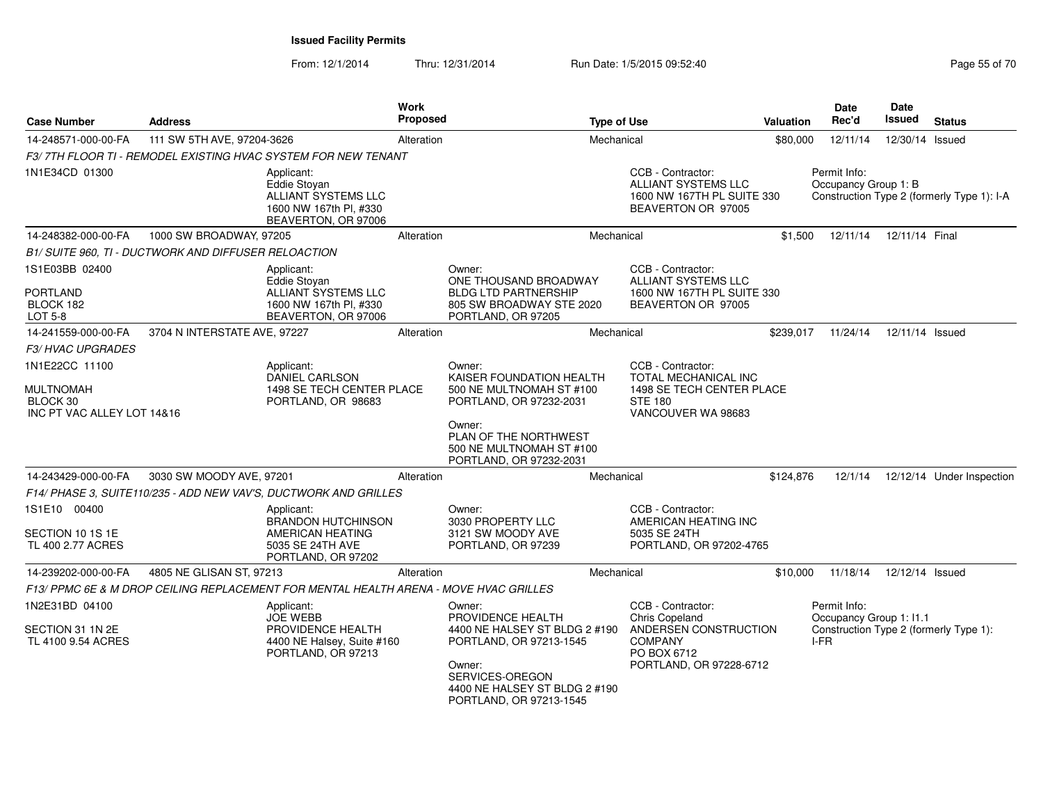**Issued Facility Permits**

From: 12/1/2014 Thru: 12/31/2014 Run Date: 1/5/2015 09:52:40

| Case Number | Address | Work Proposed | Type of Use | Valuation | Date Rec'd | Date Issued | Status |
|---|---|---|---|---|---|---|---|
| 14-248571-000-00-FA | 111 SW 5TH AVE, 97204-3626 | Alteration | Mechanical | $80,000 | 12/11/14 | 12/30/14 | Issued |

*F3/ 7TH FLOOR TI - REMODEL EXISTING HVAC SYSTEM FOR NEW TENANT*

1N1E34CD 01300

Applicant: Eddie Stoyan, ALLIANT SYSTEMS LLC, 1600 NW 167th Pl, #330, BEAVERTON, OR 97006

CCB - Contractor: ALLIANT SYSTEMS LLC, 1600 NW 167TH PL SUITE 330, BEAVERTON OR 97005

Permit Info: Occupancy Group 1: B; Construction Type 2 (formerly Type 1): I-A

| Case Number | Address | Work Proposed | Type of Use | Valuation | Date Rec'd | Date Issued | Status |
|---|---|---|---|---|---|---|---|
| 14-248382-000-00-FA | 1000 SW BROADWAY, 97205 | Alteration | Mechanical | $1,500 | 12/11/14 | 12/11/14 | Final |

*B1/ SUITE 960, TI - DUCTWORK AND DIFFUSER RELOACTION*

1S1E03BB 02400  
PORTLAND  
BLOCK 182  
LOT 5-8

Applicant: Eddie Stoyan, ALLIANT SYSTEMS LLC, 1600 NW 167th Pl, #330, BEAVERTON, OR 97006

Owner: ONE THOUSAND BROADWAY BLDG LTD PARTNERSHIP, 805 SW BROADWAY STE 2020, PORTLAND, OR 97205

CCB - Contractor: ALLIANT SYSTEMS LLC, 1600 NW 167TH PL SUITE 330, BEAVERTON OR 97005

| Case Number | Address | Work Proposed | Type of Use | Valuation | Date Rec'd | Date Issued | Status |
|---|---|---|---|---|---|---|---|
| 14-241559-000-00-FA | 3704 N INTERSTATE AVE, 97227 | Alteration | Mechanical | $239,017 | 11/24/14 | 12/11/14 | Issued |

*F3/ HVAC UPGRADES*

1N1E22CC 11100  
MULTNOMAH  
BLOCK 30  
INC PT VAC ALLEY LOT 14&16

Applicant: DANIEL CARLSON, 1498 SE TECH CENTER PLACE, PORTLAND, OR 98683

Owner: KAISER FOUNDATION HEALTH, 500 NE MULTNOMAH ST #100, PORTLAND, OR 97232-2031

Owner: PLAN OF THE NORTHWEST, 500 NE MULTNOMAH ST #100, PORTLAND, OR 97232-2031

CCB - Contractor: TOTAL MECHANICAL INC, 1498 SE TECH CENTER PLACE, STE 180, VANCOUVER WA 98683

| Case Number | Address | Work Proposed | Type of Use | Valuation | Date Rec'd | Date Issued | Status |
|---|---|---|---|---|---|---|---|
| 14-243429-000-00-FA | 3030 SW MOODY AVE, 97201 | Alteration | Mechanical | $124,876 | 12/1/14 | 12/12/14 | Under Inspection |

*F14/ PHASE 3, SUITE110/235 - ADD NEW VAV'S, DUCTWORK AND GRILLES*

1S1E10 00400  
SECTION 10 1S 1E  
TL 400 2.77 ACRES

Applicant: BRANDON HUTCHINSON, AMERICAN HEATING, 5035 SE 24TH AVE, PORTLAND, OR 97202

Owner: 3030 PROPERTY LLC, 3121 SW MOODY AVE, PORTLAND, OR 97239

CCB - Contractor: AMERICAN HEATING INC, 5035 SE 24TH, PORTLAND, OR 97202-4765

| Case Number | Address | Work Proposed | Type of Use | Valuation | Date Rec'd | Date Issued | Status |
|---|---|---|---|---|---|---|---|
| 14-239202-000-00-FA | 4805 NE GLISAN ST, 97213 | Alteration | Mechanical | $10,000 | 11/18/14 | 12/12/14 | Issued |

*F13/ PPMC 6E & M DROP CEILING REPLACEMENT FOR MENTAL HEALTH ARENA - MOVE HVAC GRILLES*

1N2E31BD 04100  
SECTION 31 1N 2E  
TL 4100 9.54 ACRES

Applicant: JOE WEBB, PROVIDENCE HEALTH, 4400 NE Halsey, Suite #160, PORTLAND, OR 97213

Owner: PROVIDENCE HEALTH, 4400 NE HALSEY ST BLDG 2 #190, PORTLAND, OR 97213-1545

Owner: SERVICES-OREGON, 4400 NE HALSEY ST BLDG 2 #190, PORTLAND, OR 97213-1545

CCB - Contractor: Chris Copeland, ANDERSEN CONSTRUCTION COMPANY, PO BOX 6712, PORTLAND, OR 97228-6712

Permit Info: Occupancy Group 1: I1.1; Construction Type 2 (formerly Type 1): I-FR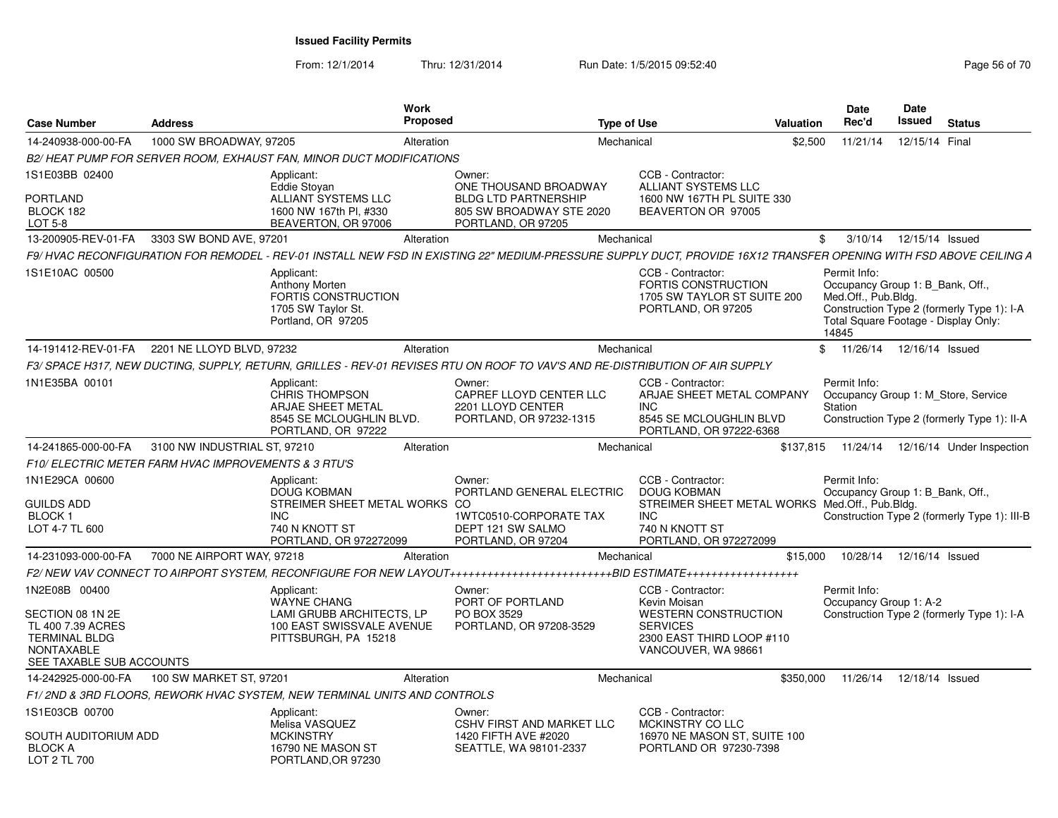# Issued Facility Permits

From: 12/1/2014 Thru: 12/31/2014 Run Date: 1/5/2015 09:52:40

| Case Number | Address | Work Proposed | Type of Use | Valuation | Date Rec'd | Date Issued | Status |
|---|---|---|---|---|---|---|---|
| 14-240938-000-00-FA | 1000 SW BROADWAY, 97205 | Alteration | Mechanical | $2,500 | 11/21/14 | 12/15/14 | Final |

B2/ HEAT PUMP FOR SERVER ROOM, EXHAUST FAN, MINOR DUCT MODIFICATIONS

1S1E03BB 02400
PORTLAND
BLOCK 182
LOT 5-8

Applicant: Eddie Stoyan, ALLIANT SYSTEMS LLC, 1600 NW 167th Pl, #330, BEAVERTON, OR 97006

Owner: ONE THOUSAND BROADWAY BLDG LTD PARTNERSHIP, 805 SW BROADWAY STE 2020, PORTLAND, OR 97205

CCB - Contractor: ALLIANT SYSTEMS LLC, 1600 NW 167TH PL SUITE 330, BEAVERTON OR 97005

| Case Number | Address | Work Proposed | Type of Use | Valuation | Date Rec'd | Date Issued | Status |
|---|---|---|---|---|---|---|---|
| 13-200905-REV-01-FA | 3303 SW BOND AVE, 97201 | Alteration | Mechanical | $ | 3/10/14 | 12/15/14 | Issued |

F9/ HVAC RECONFIGURATION FOR REMODEL - REV-01 INSTALL NEW FSD IN EXISTING 22" MEDIUM-PRESSURE SUPPLY DUCT, PROVIDE 16X12 TRANSFER OPENING WITH FSD ABOVE CEILING A

1S1E10AC 00500

Applicant: Anthony Morten, FORTIS CONSTRUCTION, 1705 SW Taylor St., Portland, OR 97205

CCB - Contractor: FORTIS CONSTRUCTION, 1705 SW TAYLOR ST SUITE 200, PORTLAND, OR 97205

Permit Info: Occupancy Group 1: B_Bank, Off., Med.Off., Pub.Bldg. Construction Type 2 (formerly Type 1): I-A. Total Square Footage - Display Only: 14845

| Case Number | Address | Work Proposed | Type of Use | Valuation | Date Rec'd | Date Issued | Status |
|---|---|---|---|---|---|---|---|
| 14-191412-REV-01-FA | 2201 NE LLOYD BLVD, 97232 | Alteration | Mechanical | $ | 11/26/14 | 12/16/14 | Issued |

F3/ SPACE H317, NEW DUCTING, SUPPLY, RETURN, GRILLES - REV-01 REVISES RTU ON ROOF TO VAV'S AND RE-DISTRIBUTION OF AIR SUPPLY

1N1E35BA 00101

Applicant: CHRIS THOMPSON, ARJAE SHEET METAL, 8545 SE MCLOUGHLIN BLVD., PORTLAND, OR 97222

Owner: CAPREF LLOYD CENTER LLC, 2201 LLOYD CENTER, PORTLAND, OR 97232-1315

CCB - Contractor: ARJAE SHEET METAL COMPANY INC, 8545 SE MCLOUGHLIN BLVD, PORTLAND, OR 97222-6368

Permit Info: Occupancy Group 1: M_Store, Service Station. Construction Type 2 (formerly Type 1): II-A

| Case Number | Address | Work Proposed | Type of Use | Valuation | Date Rec'd | Date Issued | Status |
|---|---|---|---|---|---|---|---|
| 14-241865-000-00-FA | 3100 NW INDUSTRIAL ST, 97210 | Alteration | Mechanical | $137,815 | 11/24/14 | 12/16/14 | Under Inspection |

F10/ ELECTRIC METER FARM HVAC IMPROVEMENTS & 3 RTU'S

1N1E29CA 00600
GUILDS ADD
BLOCK 1
LOT 4-7 TL 600

Applicant: DOUG KOBMAN, STREIMER SHEET METAL WORKS INC, 740 N KNOTT ST, PORTLAND, OR 972272099

Owner: PORTLAND GENERAL ELECTRIC CO, 1WTC0510-CORPORATE TAX DEPT 121 SW SALMO, PORTLAND, OR 97204

CCB - Contractor: DOUG KOBMAN, STREIMER SHEET METAL WORKS INC, 740 N KNOTT ST, PORTLAND, OR 972272099

Permit Info: Occupancy Group 1: B_Bank, Off., Med.Off., Pub.Bldg. Construction Type 2 (formerly Type 1): III-B

| Case Number | Address | Work Proposed | Type of Use | Valuation | Date Rec'd | Date Issued | Status |
|---|---|---|---|---|---|---|---|
| 14-231093-000-00-FA | 7000 NE AIRPORT WAY, 97218 | Alteration | Mechanical | $15,000 | 10/28/14 | 12/16/14 | Issued |

F2/ NEW VAV CONNECT TO AIRPORT SYSTEM, RECONFIGURE FOR NEW LAYOUT++++++++++++++++++++++++++BID ESTIMATE++++++++++++++++++

1N2E08B 00400
SECTION 08 1N 2E
TL 400 7.39 ACRES
TERMINAL BLDG
NONTAXABLE
SEE TAXABLE SUB ACCOUNTS

Applicant: WAYNE CHANG, LAMI GRUBB ARCHITECTS, LP, 100 EAST SWISSVALE AVENUE, PITTSBURGH, PA 15218

Owner: PORT OF PORTLAND, PO BOX 3529, PORTLAND, OR 97208-3529

CCB - Contractor: Kevin Moisan, WESTERN CONSTRUCTION SERVICES, 2300 EAST THIRD LOOP #110, VANCOUVER, WA 98661

Permit Info: Occupancy Group 1: A-2. Construction Type 2 (formerly Type 1): I-A

| Case Number | Address | Work Proposed | Type of Use | Valuation | Date Rec'd | Date Issued | Status |
|---|---|---|---|---|---|---|---|
| 14-242925-000-00-FA | 100 SW MARKET ST, 97201 | Alteration | Mechanical | $350,000 | 11/26/14 | 12/18/14 | Issued |

F1/ 2ND & 3RD FLOORS, REWORK HVAC SYSTEM, NEW TERMINAL UNITS AND CONTROLS

1S1E03CB 00700
SOUTH AUDITORIUM ADD
BLOCK A
LOT 2 TL 700

Applicant: Melisa VASQUEZ, MCKINSTRY, 16790 NE MASON ST, PORTLAND,OR 97230

Owner: CSHV FIRST AND MARKET LLC, 1420 FIFTH AVE #2020, SEATTLE, WA 98101-2337

CCB - Contractor: MCKINSTRY CO LLC, 16970 NE MASON ST, SUITE 100, PORTLAND OR 97230-7398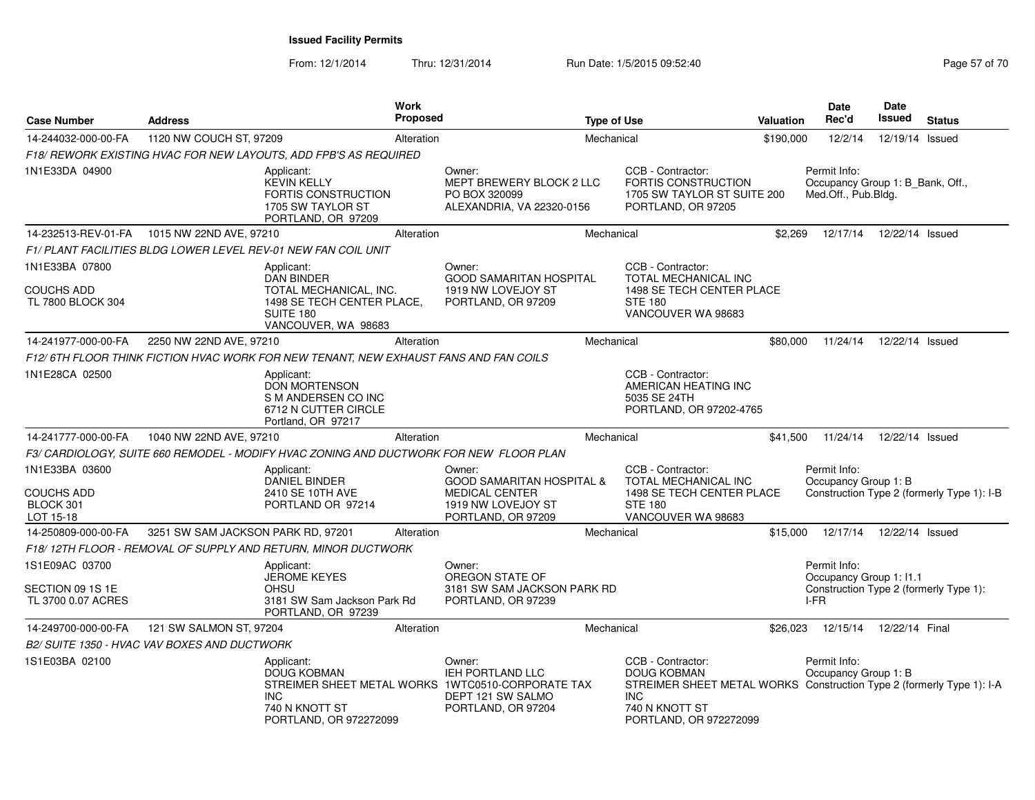# Issued Facility Permits

From: 12/1/2014 Thru: 12/31/2014 Run Date: 1/5/2015 09:52:40

| Case Number | Address | Work Proposed | Type of Use | Valuation | Date Rec'd | Date Issued | Status |
|---|---|---|---|---|---|---|---|
| 14-244032-000-00-FA | 1120 NW COUCH ST, 97209 | Alteration | Mechanical | $190,000 | 12/2/14 | 12/19/14 | Issued |

*F18/ REWORK EXISTING HVAC FOR NEW LAYOUTS, ADD FPB'S AS REQUIRED*

1N1E33DA 04900

Applicant: KEVIN KELLY, FORTIS CONSTRUCTION, 1705 SW TAYLOR ST, PORTLAND, OR 97209

Owner: MEPT BREWERY BLOCK 2 LLC, PO BOX 320099, ALEXANDRIA, VA 22320-0156

CCB - Contractor: FORTIS CONSTRUCTION, 1705 SW TAYLOR ST SUITE 200, PORTLAND, OR 97205

Permit Info: Occupancy Group 1: B_Bank, Off., Med.Off., Pub.Bldg.

| Case Number | Address | Work Proposed | Type of Use | Valuation | Date Rec'd | Date Issued | Status |
|---|---|---|---|---|---|---|---|
| 14-232513-REV-01-FA | 1015 NW 22ND AVE, 97210 | Alteration | Mechanical | $2,269 | 12/17/14 | 12/22/14 | Issued |

*F1/ PLANT FACILITIES BLDG LOWER LEVEL REV-01 NEW FAN COIL UNIT*

1N1E33BA 07800
COUCHS ADD
TL 7800 BLOCK 304

Applicant: DAN BINDER, TOTAL MECHANICAL, INC., 1498 SE TECH CENTER PLACE, SUITE 180, VANCOUVER, WA 98683

Owner: GOOD SAMARITAN HOSPITAL, 1919 NW LOVEJOY ST, PORTLAND, OR 97209

CCB - Contractor: TOTAL MECHANICAL INC, 1498 SE TECH CENTER PLACE, STE 180, VANCOUVER WA 98683

| Case Number | Address | Work Proposed | Type of Use | Valuation | Date Rec'd | Date Issued | Status |
|---|---|---|---|---|---|---|---|
| 14-241977-000-00-FA | 2250 NW 22ND AVE, 97210 | Alteration | Mechanical | $80,000 | 11/24/14 | 12/22/14 | Issued |

*F12/ 6TH FLOOR THINK FICTION HVAC WORK FOR NEW TENANT, NEW EXHAUST FANS AND FAN COILS*

1N1E28CA 02500

Applicant: DON MORTENSON, S M ANDERSEN CO INC, 6712 N CUTTER CIRCLE, Portland, OR 97217

CCB - Contractor: AMERICAN HEATING INC, 5035 SE 24TH, PORTLAND, OR 97202-4765

| Case Number | Address | Work Proposed | Type of Use | Valuation | Date Rec'd | Date Issued | Status |
|---|---|---|---|---|---|---|---|
| 14-241777-000-00-FA | 1040 NW 22ND AVE, 97210 | Alteration | Mechanical | $41,500 | 11/24/14 | 12/22/14 | Issued |

*F3/ CARDIOLOGY, SUITE 660 REMODEL - MODIFY HVAC ZONING AND DUCTWORK FOR NEW FLOOR PLAN*

1N1E33BA 03600
COUCHS ADD
BLOCK 301
LOT 15-18

Applicant: DANIEL BINDER, 2410 SE 10TH AVE, PORTLAND OR 97214

Owner: GOOD SAMARITAN HOSPITAL & MEDICAL CENTER, 1919 NW LOVEJOY ST, PORTLAND, OR 97209

CCB - Contractor: TOTAL MECHANICAL INC, 1498 SE TECH CENTER PLACE, STE 180, VANCOUVER WA 98683

Permit Info: Occupancy Group 1: B, Construction Type 2 (formerly Type 1): I-B

| Case Number | Address | Work Proposed | Type of Use | Valuation | Date Rec'd | Date Issued | Status |
|---|---|---|---|---|---|---|---|
| 14-250809-000-00-FA | 3251 SW SAM JACKSON PARK RD, 97201 | Alteration | Mechanical | $15,000 | 12/17/14 | 12/22/14 | Issued |

*F18/ 12TH FLOOR - REMOVAL OF SUPPLY AND RETURN, MINOR DUCTWORK*

1S1E09AC 03700
SECTION 09 1S 1E
TL 3700 0.07 ACRES

Applicant: JEROME KEYES, OHSU, 3181 SW Sam Jackson Park Rd, PORTLAND, OR 97239

Owner: OREGON STATE OF, 3181 SW SAM JACKSON PARK RD, PORTLAND, OR 97239

Permit Info: Occupancy Group 1: I1.1, Construction Type 2 (formerly Type 1): I-FR

| Case Number | Address | Work Proposed | Type of Use | Valuation | Date Rec'd | Date Issued | Status |
|---|---|---|---|---|---|---|---|
| 14-249700-000-00-FA | 121 SW SALMON ST, 97204 | Alteration | Mechanical | $26,023 | 12/15/14 | 12/22/14 | Final |

*B2/ SUITE 1350 - HVAC VAV BOXES AND DUCTWORK*

1S1E03BA 02100

Applicant: DOUG KOBMAN, STREIMER SHEET METAL WORKS INC, 740 N KNOTT ST, PORTLAND, OR 972272099

Owner: IEH PORTLAND LLC, 1WTC0510-CORPORATE TAX DEPT 121 SW SALMO, PORTLAND, OR 97204

CCB - Contractor: DOUG KOBMAN, STREIMER SHEET METAL WORKS INC, 740 N KNOTT ST, PORTLAND, OR 972272099

Permit Info: Occupancy Group 1: B, Construction Type 2 (formerly Type 1): I-A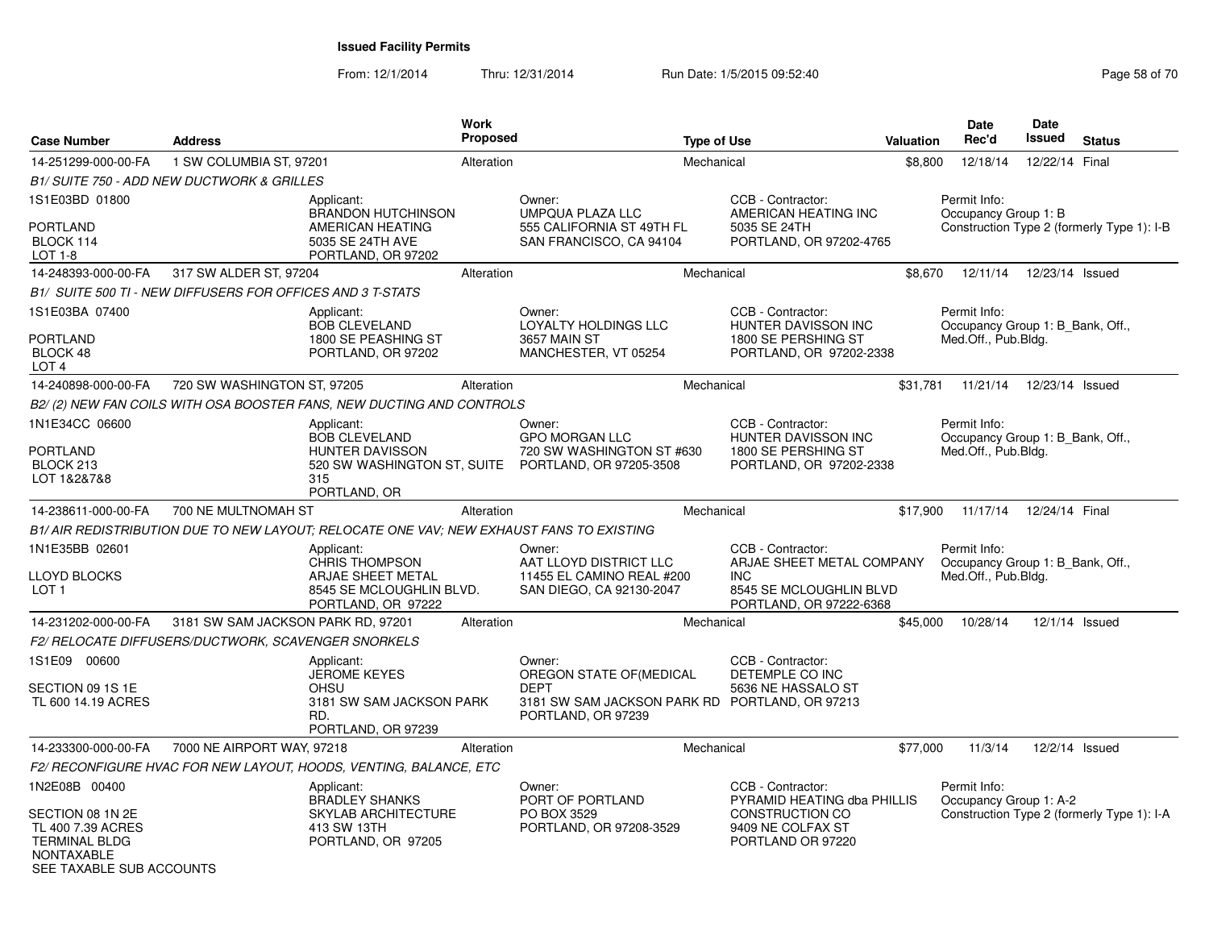**Issued Facility Permits**

From: 12/1/2014 Thru: 12/31/2014 Run Date: 1/5/2015 09:52:40

| Case Number | Address | Work Proposed | Type of Use | Valuation | Date Rec'd | Date Issued | Status |
|---|---|---|---|---|---|---|---|
| 14-251299-000-00-FA | 1 SW COLUMBIA ST, 97201 | Alteration | Mechanical | $8,800 | 12/18/14 | 12/22/14 | Final |

*B1/ SUITE 750 - ADD NEW DUCTWORK & GRILLES*

1S1E03BD 01800
PORTLAND
BLOCK 114
LOT 1-8

Applicant: BRANDON HUTCHINSON, AMERICAN HEATING, 5035 SE 24TH AVE, PORTLAND, OR 97202

Owner: UMPQUA PLAZA LLC, 555 CALIFORNIA ST 49TH FL, SAN FRANCISCO, CA 94104

CCB - Contractor: AMERICAN HEATING INC, 5035 SE 24TH, PORTLAND, OR 97202-4765

Permit Info: Occupancy Group 1: B; Construction Type 2 (formerly Type 1): I-B

| Case Number | Address | Work Proposed | Type of Use | Valuation | Date Rec'd | Date Issued | Status |
|---|---|---|---|---|---|---|---|
| 14-248393-000-00-FA | 317 SW ALDER ST, 97204 | Alteration | Mechanical | $8,670 | 12/11/14 | 12/23/14 | Issued |

*B1/ SUITE 500 TI - NEW DIFFUSERS FOR OFFICES AND 3 T-STATS*

1S1E03BA 07400
PORTLAND
BLOCK 48
LOT 4

Applicant: BOB CLEVELAND, 1800 SE PEASHING ST, PORTLAND, OR 97202

Owner: LOYALTY HOLDINGS LLC, 3657 MAIN ST, MANCHESTER, VT 05254

CCB - Contractor: HUNTER DAVISSON INC, 1800 SE PERSHING ST, PORTLAND, OR 97202-2338

Permit Info: Occupancy Group 1: B_Bank, Off., Med.Off., Pub.Bldg.

| Case Number | Address | Work Proposed | Type of Use | Valuation | Date Rec'd | Date Issued | Status |
|---|---|---|---|---|---|---|---|
| 14-240898-000-00-FA | 720 SW WASHINGTON ST, 97205 | Alteration | Mechanical | $31,781 | 11/21/14 | 12/23/14 | Issued |

*B2/ (2) NEW FAN COILS WITH OSA BOOSTER FANS, NEW DUCTING AND CONTROLS*

1N1E34CC 06600
PORTLAND
BLOCK 213
LOT 1&2&7&8

Applicant: BOB CLEVELAND, HUNTER DAVISSON, 520 SW WASHINGTON ST, SUITE 315, PORTLAND, OR

Owner: GPO MORGAN LLC, 720 SW WASHINGTON ST #630, PORTLAND, OR 97205-3508

CCB - Contractor: HUNTER DAVISSON INC, 1800 SE PERSHING ST, PORTLAND, OR 97202-2338

Permit Info: Occupancy Group 1: B_Bank, Off., Med.Off., Pub.Bldg.

| Case Number | Address | Work Proposed | Type of Use | Valuation | Date Rec'd | Date Issued | Status |
|---|---|---|---|---|---|---|---|
| 14-238611-000-00-FA | 700 NE MULTNOMAH ST | Alteration | Mechanical | $17,900 | 11/17/14 | 12/24/14 | Final |

*B1/ AIR REDISTRIBUTION DUE TO NEW LAYOUT; RELOCATE ONE VAV; NEW EXHAUST FANS TO EXISTING*

1N1E35BB 02601
LLOYD BLOCKS
LOT 1

Applicant: CHRIS THOMPSON, ARJAE SHEET METAL, 8545 SE MCLOUGHLIN BLVD., PORTLAND, OR 97222

Owner: AAT LLOYD DISTRICT LLC, 11455 EL CAMINO REAL #200, SAN DIEGO, CA 92130-2047

CCB - Contractor: ARJAE SHEET METAL COMPANY INC, 8545 SE MCLOUGHLIN BLVD, PORTLAND, OR 97222-6368

Permit Info: Occupancy Group 1: B_Bank, Off., Med.Off., Pub.Bldg.

| Case Number | Address | Work Proposed | Type of Use | Valuation | Date Rec'd | Date Issued | Status |
|---|---|---|---|---|---|---|---|
| 14-231202-000-00-FA | 3181 SW SAM JACKSON PARK RD, 97201 | Alteration | Mechanical | $45,000 | 10/28/14 | 12/1/14 | Issued |

*F2/ RELOCATE DIFFUSERS/DUCTWORK, SCAVENGER SNORKELS*

1S1E09 00600
SECTION 09 1S 1E
TL 600 14.19 ACRES

Applicant: JEROME KEYES, OHSU, 3181 SW SAM JACKSON PARK RD., PORTLAND, OR 97239

Owner: OREGON STATE OF(MEDICAL DEPT, 3181 SW SAM JACKSON PARK RD, PORTLAND, OR 97239

CCB - Contractor: DETEMPLE CO INC, 5636 NE HASSALO ST, PORTLAND, OR 97213

| Case Number | Address | Work Proposed | Type of Use | Valuation | Date Rec'd | Date Issued | Status |
|---|---|---|---|---|---|---|---|
| 14-233300-000-00-FA | 7000 NE AIRPORT WAY, 97218 | Alteration | Mechanical | $77,000 | 11/3/14 | 12/2/14 | Issued |

*F2/ RECONFIGURE HVAC FOR NEW LAYOUT, HOODS, VENTING, BALANCE, ETC*

1N2E08B 00400
SECTION 08 1N 2E
TL 400 7.39 ACRES
TERMINAL BLDG
NONTAXABLE
SEE TAXABLE SUB ACCOUNTS

Applicant: BRADLEY SHANKS, SKYLAB ARCHITECTURE, 413 SW 13TH, PORTLAND, OR 97205

Owner: PORT OF PORTLAND, PO BOX 3529, PORTLAND, OR 97208-3529

CCB - Contractor: PYRAMID HEATING dba PHILLIS CONSTRUCTION CO, 9409 NE COLFAX ST, PORTLAND OR 97220

Permit Info: Occupancy Group 1: A-2; Construction Type 2 (formerly Type 1): I-A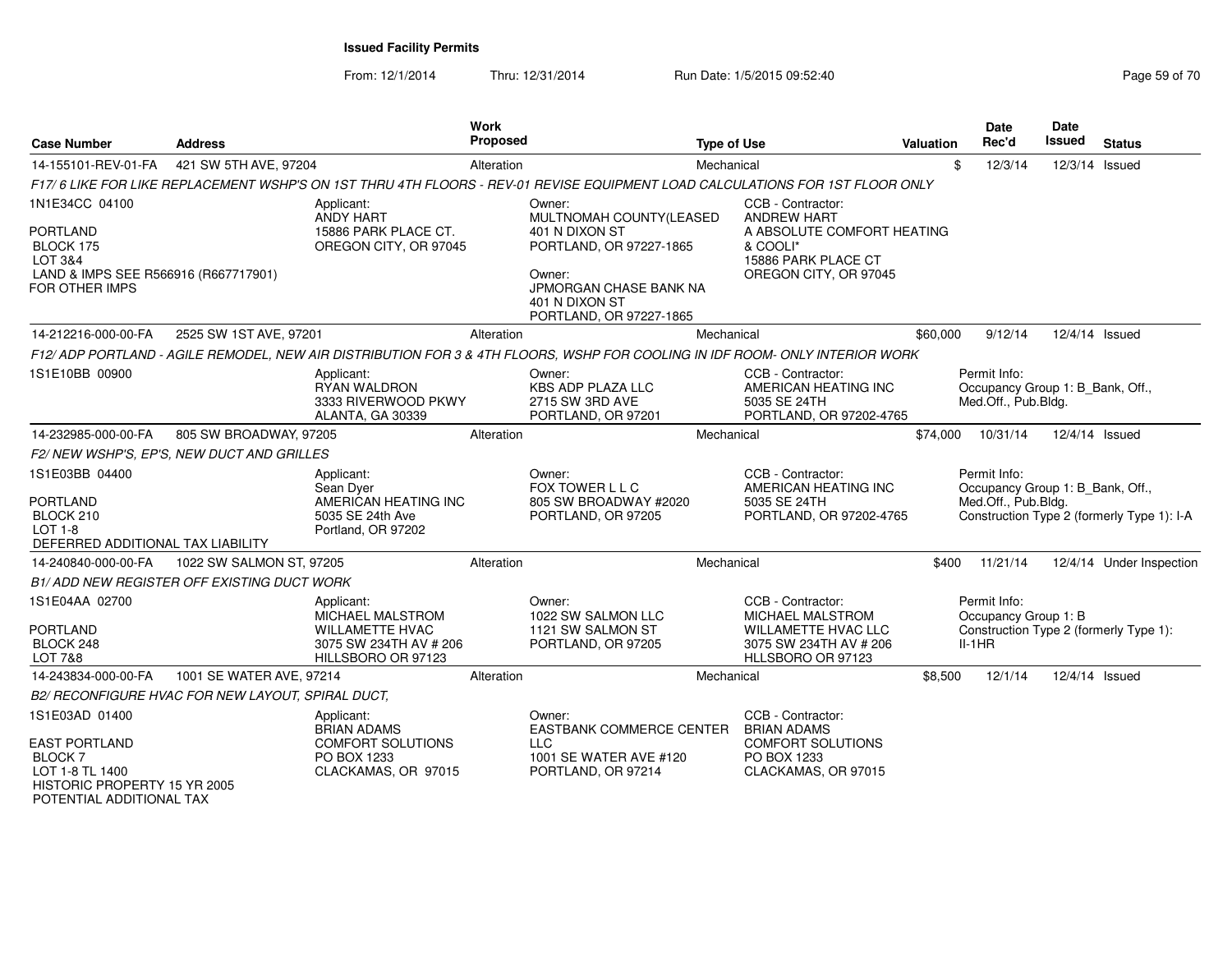# Issued Facility Permits

From: 12/1/2014 Thru: 12/31/2014 Run Date: 1/5/2015 09:52:40

| Case Number | Address | Work Proposed | Type of Use | Valuation | Date Rec'd | Date Issued | Status |
|---|---|---|---|---|---|---|---|
| 14-155101-REV-01-FA | 421 SW 5TH AVE, 97204 | Alteration | Mechanical | $ | 12/3/14 | 12/3/14 | Issued |

*F17/ 6 LIKE FOR LIKE REPLACEMENT WSHP'S ON 1ST THRU 4TH FLOORS - REV-01 REVISE EQUIPMENT LOAD CALCULATIONS FOR 1ST FLOOR ONLY*

1N1E34CC 04100
PORTLAND
BLOCK 175
LOT 3&4
LAND & IMPS SEE R566916 (R667717901) FOR OTHER IMPS

Applicant: ANDY HART, 15886 PARK PLACE CT., OREGON CITY, OR 97045

Owner: MULTNOMAH COUNTY(LEASED, 401 N DIXON ST, PORTLAND, OR 97227-1865

Owner: JPMORGAN CHASE BANK NA, 401 N DIXON ST, PORTLAND, OR 97227-1865

CCB - Contractor: ANDREW HART, A ABSOLUTE COMFORT HEATING & COOLI*, 15886 PARK PLACE CT, OREGON CITY, OR 97045

| Case Number | Address | Work Proposed | Type of Use | Valuation | Date Rec'd | Date Issued | Status |
|---|---|---|---|---|---|---|---|
| 14-212216-000-00-FA | 2525 SW 1ST AVE, 97201 | Alteration | Mechanical | $60,000 | 9/12/14 | 12/4/14 | Issued |

*F12/ ADP PORTLAND - AGILE REMODEL, NEW AIR DISTRIBUTION FOR 3 & 4TH FLOORS, WSHP FOR COOLING IN IDF ROOM- ONLY INTERIOR WORK*

1S1E10BB 00900

Applicant: RYAN WALDRON, 3333 RIVERWOOD PKWY, ALANTA, GA 30339

Owner: KBS ADP PLAZA LLC, 2715 SW 3RD AVE, PORTLAND, OR 97201

CCB - Contractor: AMERICAN HEATING INC, 5035 SE 24TH, PORTLAND, OR 97202-4765

Permit Info: Occupancy Group 1: B_Bank, Off., Med.Off., Pub.Bldg.

| Case Number | Address | Work Proposed | Type of Use | Valuation | Date Rec'd | Date Issued | Status |
|---|---|---|---|---|---|---|---|
| 14-232985-000-00-FA | 805 SW BROADWAY, 97205 | Alteration | Mechanical | $74,000 | 10/31/14 | 12/4/14 | Issued |

*F2/ NEW WSHP'S, EP'S, NEW DUCT AND GRILLES*

1S1E03BB 04400
PORTLAND
BLOCK 210
LOT 1-8
DEFERRED ADDITIONAL TAX LIABILITY

Applicant: Sean Dyer, AMERICAN HEATING INC, 5035 SE 24th Ave, Portland, OR 97202

Owner: FOX TOWER L L C, 805 SW BROADWAY #2020, PORTLAND, OR 97205

CCB - Contractor: AMERICAN HEATING INC, 5035 SE 24TH, PORTLAND, OR 97202-4765

Permit Info: Occupancy Group 1: B_Bank, Off., Med.Off., Pub.Bldg. Construction Type 2 (formerly Type 1): I-A

| Case Number | Address | Work Proposed | Type of Use | Valuation | Date Rec'd | Date Issued | Status |
|---|---|---|---|---|---|---|---|
| 14-240840-000-00-FA | 1022 SW SALMON ST, 97205 | Alteration | Mechanical | $400 | 11/21/14 | 12/4/14 | Under Inspection |

*B1/ ADD NEW REGISTER OFF EXISTING DUCT WORK*

1S1E04AA 02700
PORTLAND
BLOCK 248
LOT 7&8

Applicant: MICHAEL MALSTROM, WILLAMETTE HVAC, 3075 SW 234TH AV # 206, HILLSBORO OR 97123

Owner: 1022 SW SALMON LLC, 1121 SW SALMON ST, PORTLAND, OR 97205

CCB - Contractor: MICHAEL MALSTROM, WILLAMETTE HVAC LLC, 3075 SW 234TH AV # 206, HLLSBORO OR 97123

Permit Info: Occupancy Group 1: B, Construction Type 2 (formerly Type 1): II-1HR

| Case Number | Address | Work Proposed | Type of Use | Valuation | Date Rec'd | Date Issued | Status |
|---|---|---|---|---|---|---|---|
| 14-243834-000-00-FA | 1001 SE WATER AVE, 97214 | Alteration | Mechanical | $8,500 | 12/1/14 | 12/4/14 | Issued |

*B2/ RECONFIGURE HVAC FOR NEW LAYOUT, SPIRAL DUCT,*

1S1E03AD 01400
EAST PORTLAND
BLOCK 7
LOT 1-8 TL 1400
HISTORIC PROPERTY 15 YR 2005
POTENTIAL ADDITIONAL TAX

Applicant: BRIAN ADAMS, COMFORT SOLUTIONS, PO BOX 1233, CLACKAMAS, OR 97015

Owner: EASTBANK COMMERCE CENTER LLC, 1001 SE WATER AVE #120, PORTLAND, OR 97214

CCB - Contractor: BRIAN ADAMS, COMFORT SOLUTIONS, PO BOX 1233, CLACKAMAS, OR 97015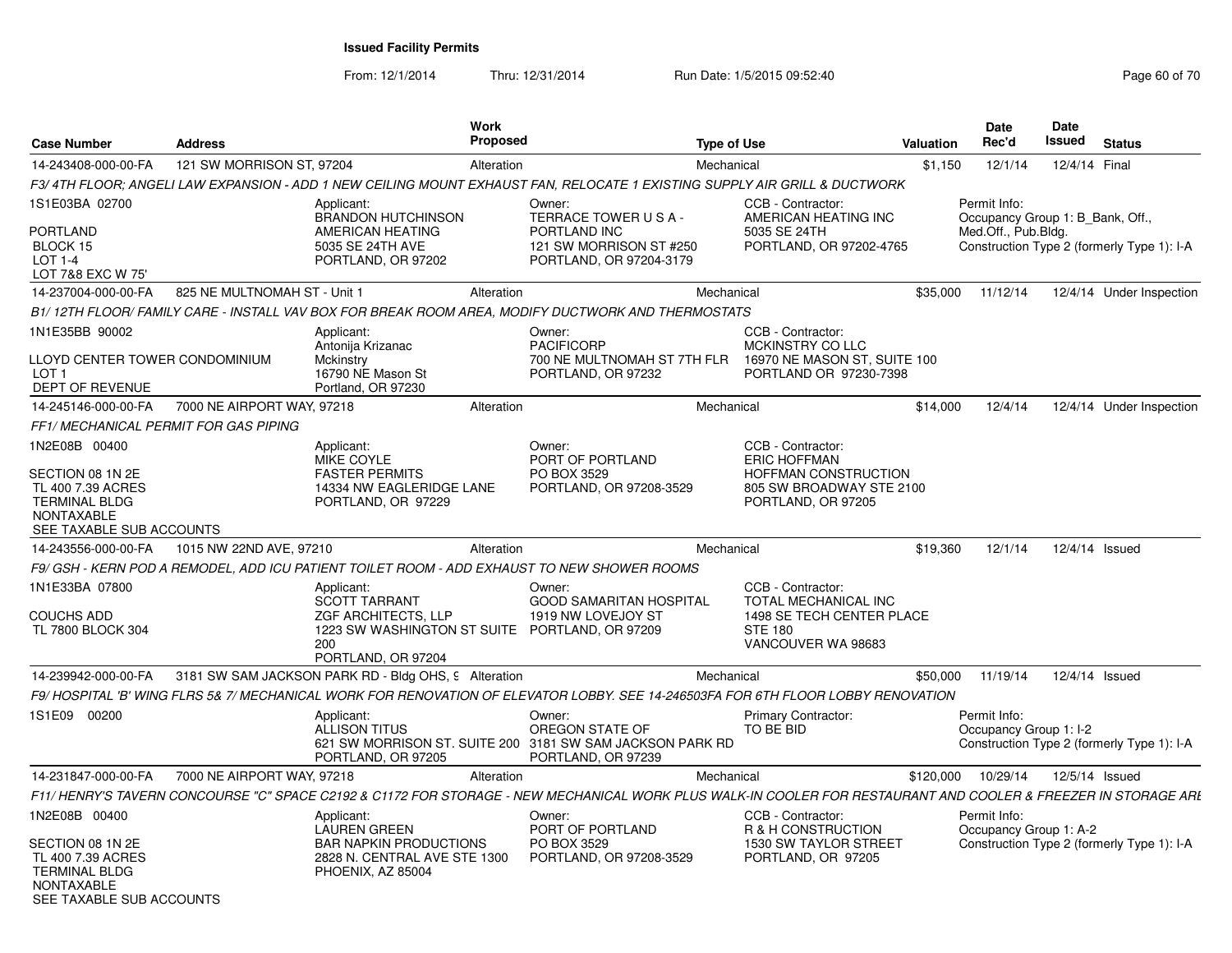# Issued Facility Permits

From: 12/1/2014 Thru: 12/31/2014 Run Date: 1/5/2015 09:52:40

| Case Number | Address | Work Proposed | Type of Use | Valuation | Date Rec'd | Date Issued | Status |
|---|---|---|---|---|---|---|---|
| 14-243408-000-00-FA | 121 SW MORRISON ST, 97204 | Alteration | Mechanical | $1,150 | 12/1/14 | 12/4/14 | Final |

F3/ 4TH FLOOR; ANGELI LAW EXPANSION - ADD 1 NEW CEILING MOUNT EXHAUST FAN, RELOCATE 1 EXISTING SUPPLY AIR GRILL & DUCTWORK

1S1E03BA 02700

PORTLAND
BLOCK 15
LOT 1-4
LOT 7&8 EXC W 75'

Applicant:
BRANDON HUTCHINSON
AMERICAN HEATING
5035 SE 24TH AVE
PORTLAND, OR 97202

Owner:
TERRACE TOWER U S A -
PORTLAND INC
121 SW MORRISON ST #250
PORTLAND, OR 97204-3179

CCB - Contractor:
AMERICAN HEATING INC
5035 SE 24TH
PORTLAND, OR 97202-4765

Permit Info:
Occupancy Group 1: B_Bank, Off., Med.Off., Pub.Bldg.
Construction Type 2 (formerly Type 1): I-A

| Case Number | Address | Work Proposed | Type of Use | Valuation | Date Rec'd | Date Issued | Status |
|---|---|---|---|---|---|---|---|
| 14-237004-000-00-FA | 825 NE MULTNOMAH ST - Unit 1 | Alteration | Mechanical | $35,000 | 11/12/14 | 12/4/14 | Under Inspection |

B1/ 12TH FLOOR/ FAMILY CARE - INSTALL VAV BOX FOR BREAK ROOM AREA, MODIFY DUCTWORK AND THERMOSTATS

1N1E35BB 90002

LLOYD CENTER TOWER CONDOMINIUM
LOT 1
DEPT OF REVENUE

Applicant:
Antonija Krizanac
Mckinstry
16790 NE Mason St
Portland, OR 97230

Owner:
PACIFICORP
700 NE MULTNOMAH ST 7TH FLR
PORTLAND, OR 97232

CCB - Contractor:
MCKINSTRY CO LLC
16970 NE MASON ST, SUITE 100
PORTLAND OR 97230-7398

| Case Number | Address | Work Proposed | Type of Use | Valuation | Date Rec'd | Date Issued | Status |
|---|---|---|---|---|---|---|---|
| 14-245146-000-00-FA | 7000 NE AIRPORT WAY, 97218 | Alteration | Mechanical | $14,000 | 12/4/14 | 12/4/14 | Under Inspection |

FF1/ MECHANICAL PERMIT FOR GAS PIPING

1N2E08B 00400

SECTION 08 1N 2E
TL 400 7.39 ACRES
TERMINAL BLDG
NONTAXABLE
SEE TAXABLE SUB ACCOUNTS

Applicant:
MIKE COYLE
FASTER PERMITS
14334 NW EAGLERIDGE LANE
PORTLAND, OR 97229

Owner:
PORT OF PORTLAND
PO BOX 3529
PORTLAND, OR 97208-3529

CCB - Contractor:
ERIC HOFFMAN
HOFFMAN CONSTRUCTION
805 SW BROADWAY STE 2100
PORTLAND, OR 97205

| Case Number | Address | Work Proposed | Type of Use | Valuation | Date Rec'd | Date Issued | Status |
|---|---|---|---|---|---|---|---|
| 14-243556-000-00-FA | 1015 NW 22ND AVE, 97210 | Alteration | Mechanical | $19,360 | 12/1/14 | 12/4/14 | Issued |

F9/ GSH - KERN POD A REMODEL, ADD ICU PATIENT TOILET ROOM - ADD EXHAUST TO NEW SHOWER ROOMS

1N1E33BA 07800

COUCHS ADD
TL 7800 BLOCK 304

Applicant:
SCOTT TARRANT
ZGF ARCHITECTS, LLP
1223 SW WASHINGTON ST SUITE 200
PORTLAND, OR 97204

Owner:
GOOD SAMARITAN HOSPITAL
1919 NW LOVEJOY ST
PORTLAND, OR 97209

CCB - Contractor:
TOTAL MECHANICAL INC
1498 SE TECH CENTER PLACE
STE 180
VANCOUVER WA 98683

| Case Number | Address | Work Proposed | Type of Use | Valuation | Date Rec'd | Date Issued | Status |
|---|---|---|---|---|---|---|---|
| 14-239942-000-00-FA | 3181 SW SAM JACKSON PARK RD - Bldg OHS, 9 | Alteration | Mechanical | $50,000 | 11/19/14 | 12/4/14 | Issued |

F9/ HOSPITAL 'B' WING FLRS 5& 7/ MECHANICAL WORK FOR RENOVATION OF ELEVATOR LOBBY. SEE 14-246503FA FOR 6TH FLOOR LOBBY RENOVATION

1S1E09 00200

Applicant:
ALLISON TITUS
621 SW MORRISON ST. SUITE 200
PORTLAND, OR 97205

Owner:
OREGON STATE OF
3181 SW SAM JACKSON PARK RD
PORTLAND, OR 97239

Primary Contractor:
TO BE BID

Permit Info:
Occupancy Group 1: I-2
Construction Type 2 (formerly Type 1): I-A

| Case Number | Address | Work Proposed | Type of Use | Valuation | Date Rec'd | Date Issued | Status |
|---|---|---|---|---|---|---|---|
| 14-231847-000-00-FA | 7000 NE AIRPORT WAY, 97218 | Alteration | Mechanical | $120,000 | 10/29/14 | 12/5/14 | Issued |

F11/ HENRY'S TAVERN CONCOURSE "C" SPACE C2192 & C1172 FOR STORAGE - NEW MECHANICAL WORK PLUS WALK-IN COOLER FOR RESTAURANT AND COOLER & FREEZER IN STORAGE ARE

1N2E08B 00400

SECTION 08 1N 2E
TL 400 7.39 ACRES
TERMINAL BLDG
NONTAXABLE
SEE TAXABLE SUB ACCOUNTS

Applicant:
LAUREN GREEN
BAR NAPKIN PRODUCTIONS
2828 N. CENTRAL AVE STE 1300
PHOENIX, AZ 85004

Owner:
PORT OF PORTLAND
PO BOX 3529
PORTLAND, OR 97208-3529

CCB - Contractor:
R & H CONSTRUCTION
1530 SW TAYLOR STREET
PORTLAND, OR 97205

Permit Info:
Occupancy Group 1: A-2
Construction Type 2 (formerly Type 1): I-A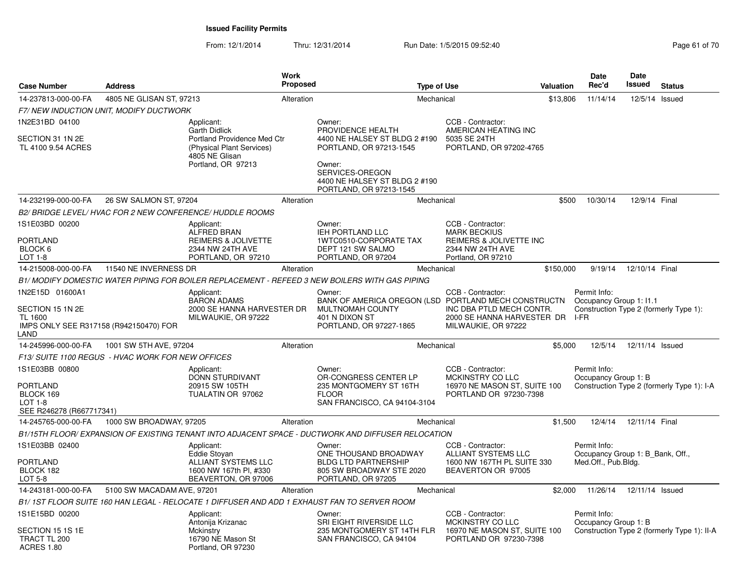# Issued Facility Permits

From: 12/1/2014 Thru: 12/31/2014 Run Date: 1/5/2015 09:52:40

| Case Number | Address | Work Proposed | Type of Use | Valuation | Date Rec'd | Date Issued | Status |
|---|---|---|---|---|---|---|---|
| 14-237813-000-00-FA | 4805 NE GLISAN ST, 97213 | Alteration | Mechanical | $13,806 | 11/14/14 | 12/5/14 | Issued |

*F7/ NEW INDUCTION UNIT, MODIFY DUCTWORK*

1N2E31BD 04100

SECTION 31 1N 2E
TL 4100 9.54 ACRES

Applicant:
Garth Didlick
Portland Providence Med Ctr
(Physical Plant Services)
4805 NE Glisan
Portland, OR 97213

Owner:
PROVIDENCE HEALTH
4400 NE HALSEY ST BLDG 2 #190
PORTLAND, OR 97213-1545

Owner:
SERVICES-OREGON
4400 NE HALSEY ST BLDG 2 #190
PORTLAND, OR 97213-1545

CCB - Contractor:
AMERICAN HEATING INC
5035 SE 24TH
PORTLAND, OR 97202-4765

---

| Case Number | Address | Work Proposed | Type of Use | Valuation | Date Rec'd | Date Issued | Status |
|---|---|---|---|---|---|---|---|
| 14-232199-000-00-FA | 26 SW SALMON ST, 97204 | Alteration | Mechanical | $500 | 10/30/14 | 12/9/14 | Final |

*B2/ BRIDGE LEVEL/ HVAC FOR 2 NEW CONFERENCE/ HUDDLE ROOMS*

1S1E03BD 00200

PORTLAND
BLOCK 6
LOT 1-8

Applicant:
ALFRED BRAN
REIMERS & JOLIVETTE
2344 NW 24TH AVE
PORTLAND, OR 97210

Owner:
IEH PORTLAND LLC
1WTC0510-CORPORATE TAX
DEPT 121 SW SALMO
PORTLAND, OR 97204

CCB - Contractor:
MARK BECKIUS
REIMERS & JOLIVETTE INC
2344 NW 24TH AVE
Portland, OR 97210

---

| Case Number | Address | Work Proposed | Type of Use | Valuation | Date Rec'd | Date Issued | Status |
|---|---|---|---|---|---|---|---|
| 14-215008-000-00-FA | 11540 NE INVERNESS DR | Alteration | Mechanical | $150,000 | 9/19/14 | 12/10/14 | Final |

*B1/ MODIFY DOMESTIC WATER PIPING FOR BOILER REPLACEMENT - REFEED 3 NEW BOILERS WITH GAS PIPING*

1N2E15D 01600A1

SECTION 15 1N 2E
TL 1600
IMPS ONLY SEE R317158 (R942150470) FOR LAND

Applicant:
BARON ADAMS
2000 SE HANNA HARVESTER DR
MILWAUKIE, OR 97222

Owner:
BANK OF AMERICA OREGON (LSD
MULTNOMAH COUNTY
401 N DIXON ST
PORTLAND, OR 97227-1865

CCB - Contractor:
PORTLAND MECH CONSTRUCTN
INC DBA PTLD MECH CONTR.
2000 SE HANNA HARVESTER DR
MILWAUKIE, OR 97222

Permit Info:
Occupancy Group 1: I1.1
Construction Type 2 (formerly Type 1): I-FR

---

| Case Number | Address | Work Proposed | Type of Use | Valuation | Date Rec'd | Date Issued | Status |
|---|---|---|---|---|---|---|---|
| 14-245996-000-00-FA | 1001 SW 5TH AVE, 97204 | Alteration | Mechanical | $5,000 | 12/5/14 | 12/11/14 | Issued |

*F13/ SUITE 1100 REGUS - HVAC WORK FOR NEW OFFICES*

1S1E03BB 00800

PORTLAND
BLOCK 169
LOT 1-8
SEE R246278 (R667717341)

Applicant:
DONN STURDIVANT
20915 SW 105TH
TUALATIN OR 97062

Owner:
OR-CONGRESS CENTER LP
235 MONTGOMERY ST 16TH FLOOR
SAN FRANCISCO, CA 94104-3104

CCB - Contractor:
MCKINSTRY CO LLC
16970 NE MASON ST, SUITE 100
PORTLAND OR 97230-7398

Permit Info:
Occupancy Group 1: B
Construction Type 2 (formerly Type 1): I-A

---

| Case Number | Address | Work Proposed | Type of Use | Valuation | Date Rec'd | Date Issued | Status |
|---|---|---|---|---|---|---|---|
| 14-245765-000-00-FA | 1000 SW BROADWAY, 97205 | Alteration | Mechanical | $1,500 | 12/4/14 | 12/11/14 | Final |

*B1/15TH FLOOR/ EXPANSION OF EXISTING TENANT INTO ADJACENT SPACE - DUCTWORK AND DIFFUSER RELOCATION*

1S1E03BB 02400

PORTLAND
BLOCK 182
LOT 5-8

Applicant:
Eddie Stoyan
ALLIANT SYSTEMS LLC
1600 NW 167th Pl, #330
BEAVERTON, OR 97006

Owner:
ONE THOUSAND BROADWAY
BLDG LTD PARTNERSHIP
805 SW BROADWAY STE 2020
PORTLAND, OR 97205

CCB - Contractor:
ALLIANT SYSTEMS LLC
1600 NW 167TH PL SUITE 330
BEAVERTON OR 97005

Permit Info:
Occupancy Group 1: B_Bank, Off., Med.Off., Pub.Bldg.

---

| Case Number | Address | Work Proposed | Type of Use | Valuation | Date Rec'd | Date Issued | Status |
|---|---|---|---|---|---|---|---|
| 14-243181-000-00-FA | 5100 SW MACADAM AVE, 97201 | Alteration | Mechanical | $2,000 | 11/26/14 | 12/11/14 | Issued |

*B1/ 1ST FLOOR SUITE 160 HAN LEGAL - RELOCATE 1 DIFFUSER AND ADD 1 EXHAUST FAN TO SERVER ROOM*

1S1E15BD 00200

SECTION 15 1S 1E
TRACT TL 200
ACRES 1.80

Applicant:
Antonija Krizanac
Mckinstry
16790 NE Mason St
Portland, OR 97230

Owner:
SRI EIGHT RIVERSIDE LLC
235 MONTGOMERY ST 14TH FLR
SAN FRANCISCO, CA 94104

CCB - Contractor:
MCKINSTRY CO LLC
16970 NE MASON ST, SUITE 100
PORTLAND OR 97230-7398

Permit Info:
Occupancy Group 1: B
Construction Type 2 (formerly Type 1): II-A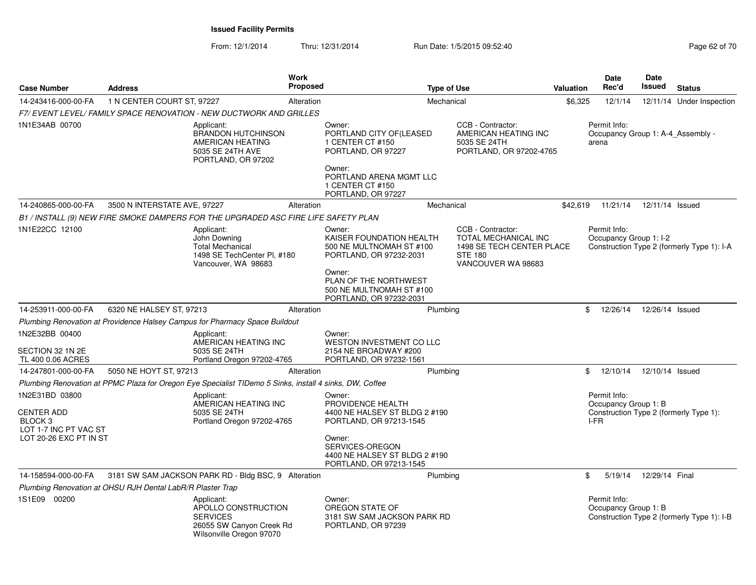**Issued Facility Permits**

From: 12/1/2014 Thru: 12/31/2014 Run Date: 1/5/2015 09:52:40

| Case Number | Address | Work Proposed | Type of Use | Valuation | Date Rec'd | Date Issued | Status |
|---|---|---|---|---|---|---|---|
| 14-243416-000-00-FA | 1 N CENTER COURT ST, 97227 | Alteration | Mechanical | $6,325 | 12/1/14 | 12/11/14 | Under Inspection |

*F7/ EVENT LEVEL/ FAMILY SPACE RENOVATION - NEW DUCTWORK AND GRILLES*

1N1E34AB 00700

Applicant:
BRANDON HUTCHINSON
AMERICAN HEATING
5035 SE 24TH AVE
PORTLAND, OR 97202

Owner:
PORTLAND CITY OF(LEASED
1 CENTER CT #150
PORTLAND, OR 97227

Owner:
PORTLAND ARENA MGMT LLC
1 CENTER CT #150
PORTLAND, OR 97227

CCB - Contractor:
AMERICAN HEATING INC
5035 SE 24TH
PORTLAND, OR 97202-4765

Permit Info:
Occupancy Group 1: A-4_Assembly - arena

| Case Number | Address | Work Proposed | Type of Use | Valuation | Date Rec'd | Date Issued | Status |
|---|---|---|---|---|---|---|---|
| 14-240865-000-00-FA | 3500 N INTERSTATE AVE, 97227 | Alteration | Mechanical | $42,619 | 11/21/14 | 12/11/14 | Issued |

*B1 / INSTALL (9) NEW FIRE SMOKE DAMPERS FOR THE UPGRADED ASC FIRE LIFE SAFETY PLAN*

1N1E22CC 12100

Applicant:
John Downing
Total Mechanical
1498 SE TechCenter Pl, #180
Vancouver, WA 98683

Owner:
KAISER FOUNDATION HEALTH
500 NE MULTNOMAH ST #100
PORTLAND, OR 97232-2031

Owner:
PLAN OF THE NORTHWEST
500 NE MULTNOMAH ST #100
PORTLAND, OR 97232-2031

CCB - Contractor:
TOTAL MECHANICAL INC
1498 SE TECH CENTER PLACE
STE 180
VANCOUVER WA 98683

Permit Info:
Occupancy Group 1: I-2
Construction Type 2 (formerly Type 1): I-A

| Case Number | Address | Work Proposed | Type of Use | Valuation | Date Rec'd | Date Issued | Status |
|---|---|---|---|---|---|---|---|
| 14-253911-000-00-FA | 6320 NE HALSEY ST, 97213 | Alteration | Plumbing | $ | 12/26/14 | 12/26/14 | Issued |

*Plumbing Renovation at Providence Halsey Campus for Pharmacy Space Buildout*

1N2E32BB 00400

SECTION 32 1N 2E
TL 400 0.06 ACRES

Applicant:
AMERICAN HEATING INC
5035 SE 24TH
Portland Oregon 97202-4765

Owner:
WESTON INVESTMENT CO LLC
2154 NE BROADWAY #200
PORTLAND, OR 97232-1561

| Case Number | Address | Work Proposed | Type of Use | Valuation | Date Rec'd | Date Issued | Status |
|---|---|---|---|---|---|---|---|
| 14-247801-000-00-FA | 5050 NE HOYT ST, 97213 | Alteration | Plumbing | $ | 12/10/14 | 12/10/14 | Issued |

*Plumbing Renovation at PPMC Plaza for Oregon Eye Specialist TIDemo 5 Sinks, install 4 sinks, DW, Coffee*

1N2E31BD 03800

CENTER ADD
BLOCK 3
LOT 1-7 INC PT VAC ST
LOT 20-26 EXC PT IN ST

Applicant:
AMERICAN HEATING INC
5035 SE 24TH
Portland Oregon 97202-4765

Owner:
PROVIDENCE HEALTH
4400 NE HALSEY ST BLDG 2 #190
PORTLAND, OR 97213-1545

Owner:
SERVICES-OREGON
4400 NE HALSEY ST BLDG 2 #190
PORTLAND, OR 97213-1545

Permit Info:
Occupancy Group 1: B
Construction Type 2 (formerly Type 1): I-FR

| Case Number | Address | Work Proposed | Type of Use | Valuation | Date Rec'd | Date Issued | Status |
|---|---|---|---|---|---|---|---|
| 14-158594-000-00-FA | 3181 SW SAM JACKSON PARK RD - Bldg BSC, 9 | Alteration | Plumbing | $ | 5/19/14 | 12/29/14 | Final |

*Plumbing Renovation at OHSU RJH Dental LabR/R Plaster Trap*

1S1E09 00200

Applicant:
APOLLO CONSTRUCTION SERVICES
26055 SW Canyon Creek Rd
Wilsonville Oregon 97070

Owner:
OREGON STATE OF
3181 SW SAM JACKSON PARK RD
PORTLAND, OR 97239

Permit Info:
Occupancy Group 1: B
Construction Type 2 (formerly Type 1): I-B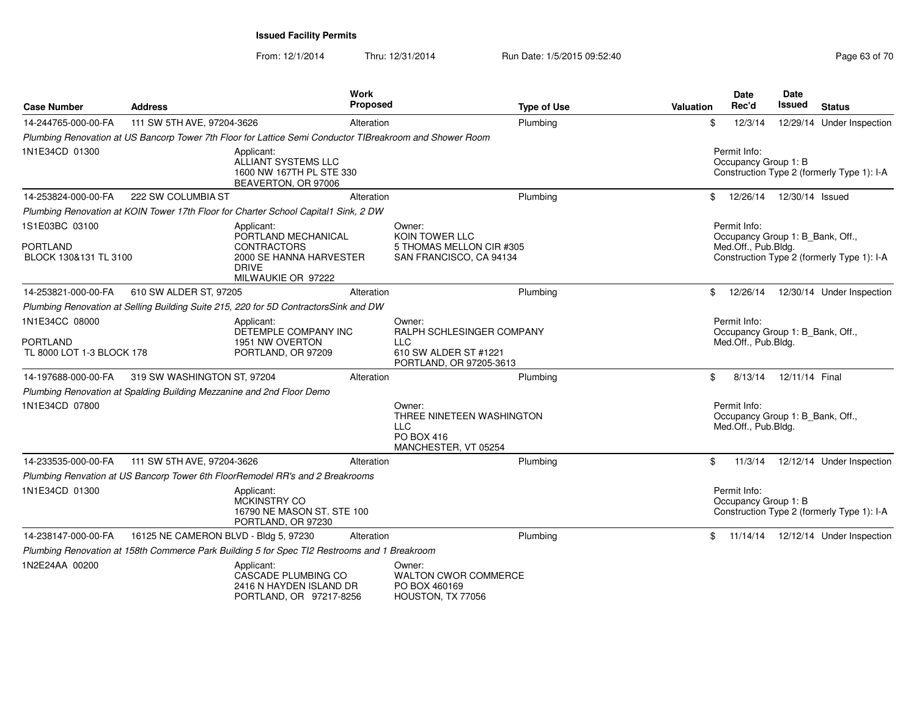**Issued Facility Permits**

From: 12/1/2014 Thru: 12/31/2014 Run Date: 1/5/2015 09:52:40

| Case Number | Address | Work Proposed | Type of Use | Valuation | Date Rec'd | Date Issued | Status |
|---|---|---|---|---|---|---|---|
| 14-244765-000-00-FA | 111 SW 5TH AVE, 97204-3626 | Alteration | Plumbing | $ | 12/3/14 | 12/29/14 | Under Inspection |
| *Plumbing Renovation at US Bancorp Tower 7th Floor for Lattice Semi Conductor TIBreakroom and Shower Room* | | | | | | | |
| 1N1E34CD 01300 | Applicant: ALLIANT SYSTEMS LLC 1600 NW 167TH PL STE 330 BEAVERTON, OR 97006 | | | | Permit Info: Occupancy Group 1: B Construction Type 2 (formerly Type 1): I-A | | |
| 14-253824-000-00-FA | 222 SW COLUMBIA ST | Alteration | Plumbing | $ | 12/26/14 | 12/30/14 | Issued |
| *Plumbing Renovation at KOIN Tower 17th Floor for Charter School Capital1 Sink, 2 DW* | | | | | | | |
| 1S1E03BC 03100 PORTLAND BLOCK 130&131 TL 3100 | Applicant: PORTLAND MECHANICAL CONTRACTORS 2000 SE HANNA HARVESTER DRIVE MILWAUKIE OR 97222 | Owner: KOIN TOWER LLC 5 THOMAS MELLON CIR #305 SAN FRANCISCO, CA 94134 | | | Permit Info: Occupancy Group 1: B_Bank, Off., Med.Off., Pub.Bldg. Construction Type 2 (formerly Type 1): I-A | | |
| 14-253821-000-00-FA | 610 SW ALDER ST, 97205 | Alteration | Plumbing | $ | 12/26/14 | 12/30/14 | Under Inspection |
| *Plumbing Renovation at Selling Building Suite 215, 220 for 5D ContractorsSink and DW* | | | | | | | |
| 1N1E34CC 08000 PORTLAND TL 8000 LOT 1-3 BLOCK 178 | Applicant: DETEMPLE COMPANY INC 1951 NW OVERTON PORTLAND, OR 97209 | Owner: RALPH SCHLESINGER COMPANY LLC 610 SW ALDER ST #1221 PORTLAND, OR 97205-3613 | | | Permit Info: Occupancy Group 1: B_Bank, Off., Med.Off., Pub.Bldg. | | |
| 14-197688-000-00-FA | 319 SW WASHINGTON ST, 97204 | Alteration | Plumbing | $ | 8/13/14 | 12/11/14 | Final |
| *Plumbing Renovation at Spalding Building Mezzanine and 2nd Floor Demo* | | | | | | | |
| 1N1E34CD 07800 | | Owner: THREE NINETEEN WASHINGTON LLC PO BOX 416 MANCHESTER, VT 05254 | | | Permit Info: Occupancy Group 1: B_Bank, Off., Med.Off., Pub.Bldg. | | |
| 14-233535-000-00-FA | 111 SW 5TH AVE, 97204-3626 | Alteration | Plumbing | $ | 11/3/14 | 12/12/14 | Under Inspection |
| *Plumbing Renvation at US Bancorp Tower 6th FloorRemodel RR's and 2 Breakrooms* | | | | | | | |
| 1N1E34CD 01300 | Applicant: MCKINSTRY CO 16790 NE MASON ST. STE 100 PORTLAND, OR 97230 | | | | Permit Info: Occupancy Group 1: B Construction Type 2 (formerly Type 1): I-A | | |
| 14-238147-000-00-FA | 16125 NE CAMERON BLVD - Bldg 5, 97230 | Alteration | Plumbing | $ | 11/14/14 | 12/12/14 | Under Inspection |
| *Plumbing Renovation at 158th Commerce Park Building 5 for Spec TI2 Restrooms and 1 Breakroom* | | | | | | | |
| 1N2E24AA 00200 | Applicant: CASCADE PLUMBING CO 2416 N HAYDEN ISLAND DR PORTLAND, OR 97217-8256 | Owner: WALTON CWOR COMMERCE PO BOX 460169 HOUSTON, TX 77056 | | | | | |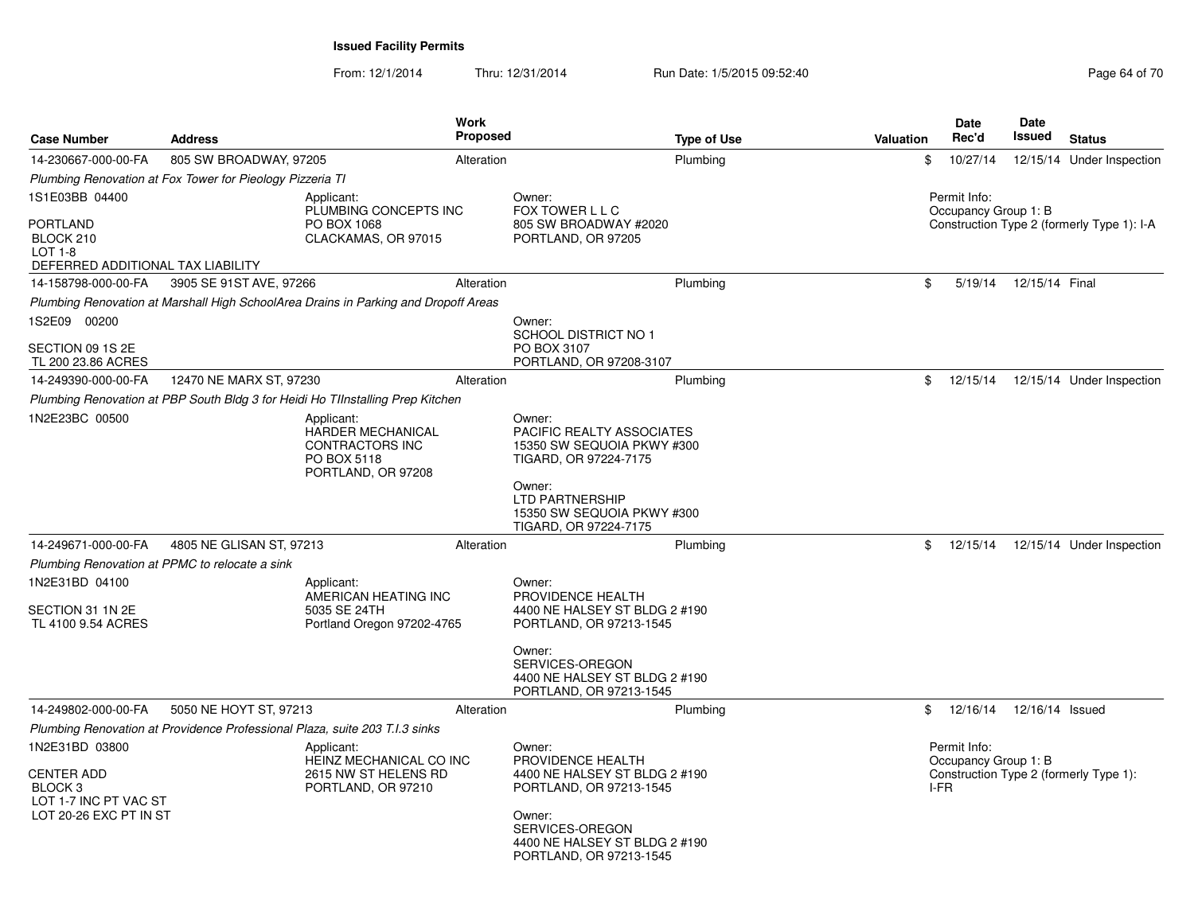**Issued Facility Permits**

From: 12/1/2014 Thru: 12/31/2014 Run Date: 1/5/2015 09:52:40

| Case Number | Address | Work Proposed | Type of Use | Valuation | Date Rec'd | Date Issued | Status |
|---|---|---|---|---|---|---|---|
| 14-230667-000-00-FA | 805 SW BROADWAY, 97205 | Alteration | Plumbing | $ | 10/27/14 | 12/15/14 | Under Inspection |

*Plumbing Renovation at Fox Tower for Pieology Pizzeria TI*

1S1E03BB 04400

PORTLAND
BLOCK 210
LOT 1-8
DEFERRED ADDITIONAL TAX LIABILITY

Applicant:
PLUMBING CONCEPTS INC
PO BOX 1068
CLACKAMAS, OR 97015

Owner:
FOX TOWER L L C
805 SW BROADWAY #2020
PORTLAND, OR 97205

Permit Info:
Occupancy Group 1: B
Construction Type 2 (formerly Type 1): I-A

---

| Case Number | Address | Work Proposed | Type of Use | Valuation | Date Rec'd | Date Issued | Status |
|---|---|---|---|---|---|---|---|
| 14-158798-000-00-FA | 3905 SE 91ST AVE, 97266 | Alteration | Plumbing | $ | 5/19/14 | 12/15/14 | Final |

*Plumbing Renovation at Marshall High SchoolArea Drains in Parking and Dropoff Areas*

1S2E09 00200

SECTION 09 1S 2E
TL 200 23.86 ACRES

Owner:
SCHOOL DISTRICT NO 1
PO BOX 3107
PORTLAND, OR 97208-3107

---

| Case Number | Address | Work Proposed | Type of Use | Valuation | Date Rec'd | Date Issued | Status |
|---|---|---|---|---|---|---|---|
| 14-249390-000-00-FA | 12470 NE MARX ST, 97230 | Alteration | Plumbing | $ | 12/15/14 | 12/15/14 | Under Inspection |

*Plumbing Renovation at PBP South Bldg 3 for Heidi Ho TIInstalling Prep Kitchen*

1N2E23BC 00500

Applicant:
HARDER MECHANICAL CONTRACTORS INC
PO BOX 5118
PORTLAND, OR 97208

Owner:
PACIFIC REALTY ASSOCIATES
15350 SW SEQUOIA PKWY #300
TIGARD, OR 97224-7175

Owner:
LTD PARTNERSHIP
15350 SW SEQUOIA PKWY #300
TIGARD, OR 97224-7175

---

| Case Number | Address | Work Proposed | Type of Use | Valuation | Date Rec'd | Date Issued | Status |
|---|---|---|---|---|---|---|---|
| 14-249671-000-00-FA | 4805 NE GLISAN ST, 97213 | Alteration | Plumbing | $ | 12/15/14 | 12/15/14 | Under Inspection |

*Plumbing Renovation at PPMC to relocate a sink*

1N2E31BD 04100

SECTION 31 1N 2E
TL 4100 9.54 ACRES

Applicant:
AMERICAN HEATING INC
5035 SE 24TH
Portland Oregon 97202-4765

Owner:
PROVIDENCE HEALTH
4400 NE HALSEY ST BLDG 2 #190
PORTLAND, OR 97213-1545

Owner:
SERVICES-OREGON
4400 NE HALSEY ST BLDG 2 #190
PORTLAND, OR 97213-1545

---

| Case Number | Address | Work Proposed | Type of Use | Valuation | Date Rec'd | Date Issued | Status |
|---|---|---|---|---|---|---|---|
| 14-249802-000-00-FA | 5050 NE HOYT ST, 97213 | Alteration | Plumbing | $ | 12/16/14 | 12/16/14 | Issued |

*Plumbing Renovation at Providence Professional Plaza, suite 203 T.I.3 sinks*

1N2E31BD 03800

CENTER ADD
BLOCK 3
LOT 1-7 INC PT VAC ST
LOT 20-26 EXC PT IN ST

Applicant:
HEINZ MECHANICAL CO INC
2615 NW ST HELENS RD
PORTLAND, OR 97210

Owner:
PROVIDENCE HEALTH
4400 NE HALSEY ST BLDG 2 #190
PORTLAND, OR 97213-1545

Owner:
SERVICES-OREGON
4400 NE HALSEY ST BLDG 2 #190
PORTLAND, OR 97213-1545

Permit Info:
Occupancy Group 1: B
Construction Type 2 (formerly Type 1): I-FR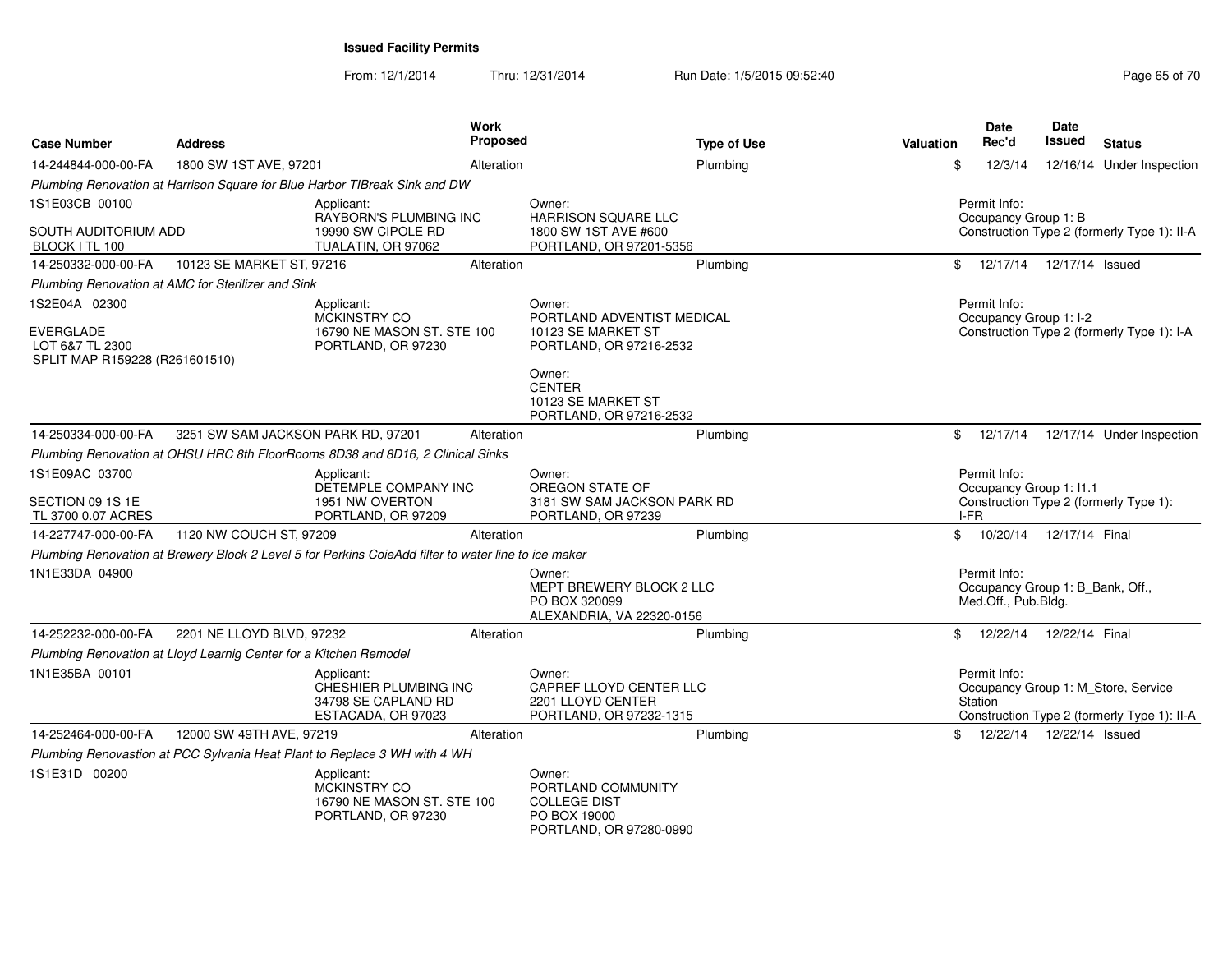## Issued Facility Permits

From: 12/1/2014 Thru: 12/31/2014 Run Date: 1/5/2015 09:52:40

| Case Number | Address | Work Proposed | Type of Use | Valuation | Date Rec'd | Date Issued | Status |
|---|---|---|---|---|---|---|---|
| 14-244844-000-00-FA | 1800 SW 1ST AVE, 97201 | Alteration | Plumbing | $ | 12/3/14 | 12/16/14 | Under Inspection |

*Plumbing Renovation at Harrison Square for Blue Harbor TIBreak Sink and DW*

1S1E03CB 00100

SOUTH AUDITORIUM ADD
BLOCK I TL 100

Applicant:
RAYBORN'S PLUMBING INC
19990 SW CIPOLE RD
TUALATIN, OR 97062

Owner:
HARRISON SQUARE LLC
1800 SW 1ST AVE #600
PORTLAND, OR 97201-5356

Permit Info:
Occupancy Group 1: B
Construction Type 2 (formerly Type 1): II-A

| Case Number | Address | Work Proposed | Type of Use | Valuation | Date Rec'd | Date Issued | Status |
|---|---|---|---|---|---|---|---|
| 14-250332-000-00-FA | 10123 SE MARKET ST, 97216 | Alteration | Plumbing | $ | 12/17/14 | 12/17/14 | Issued |

*Plumbing Renovation at AMC for Sterilizer and Sink*

1S2E04A 02300

EVERGLADE
LOT 6&7 TL 2300
SPLIT MAP R159228 (R261601510)

Applicant:
MCKINSTRY CO
16790 NE MASON ST. STE 100
PORTLAND, OR 97230

Owner:
PORTLAND ADVENTIST MEDICAL
10123 SE MARKET ST
PORTLAND, OR 97216-2532

Owner:
CENTER
10123 SE MARKET ST
PORTLAND, OR 97216-2532

Permit Info:
Occupancy Group 1: I-2
Construction Type 2 (formerly Type 1): I-A

| Case Number | Address | Work Proposed | Type of Use | Valuation | Date Rec'd | Date Issued | Status |
|---|---|---|---|---|---|---|---|
| 14-250334-000-00-FA | 3251 SW SAM JACKSON PARK RD, 97201 | Alteration | Plumbing | $ | 12/17/14 | 12/17/14 | Under Inspection |

*Plumbing Renovation at OHSU HRC 8th FloorRooms 8D38 and 8D16, 2 Clinical Sinks*

1S1E09AC 03700

SECTION 09 1S 1E
TL 3700 0.07 ACRES

Applicant:
DETEMPLE COMPANY INC
1951 NW OVERTON
PORTLAND, OR 97209

Owner:
OREGON STATE OF
3181 SW SAM JACKSON PARK RD
PORTLAND, OR 97239

Permit Info:
Occupancy Group 1: I1.1
Construction Type 2 (formerly Type 1): I-FR

| Case Number | Address | Work Proposed | Type of Use | Valuation | Date Rec'd | Date Issued | Status |
|---|---|---|---|---|---|---|---|
| 14-227747-000-00-FA | 1120 NW COUCH ST, 97209 | Alteration | Plumbing | $ | 10/20/14 | 12/17/14 | Final |

*Plumbing Renovation at Brewery Block 2 Level 5 for Perkins CoieAdd filter to water line to ice maker*

1N1E33DA 04900

Owner:
MEPT BREWERY BLOCK 2 LLC
PO BOX 320099
ALEXANDRIA, VA 22320-0156

Permit Info:
Occupancy Group 1: B_Bank, Off., Med.Off., Pub.Bldg.

| Case Number | Address | Work Proposed | Type of Use | Valuation | Date Rec'd | Date Issued | Status |
|---|---|---|---|---|---|---|---|
| 14-252232-000-00-FA | 2201 NE LLOYD BLVD, 97232 | Alteration | Plumbing | $ | 12/22/14 | 12/22/14 | Final |

*Plumbing Renovation at Lloyd Learnig Center for a Kitchen Remodel*

1N1E35BA 00101

Applicant:
CHESHIER PLUMBING INC
34798 SE CAPLAND RD
ESTACADA, OR 97023

Owner:
CAPREF LLOYD CENTER LLC
2201 LLOYD CENTER
PORTLAND, OR 97232-1315

Permit Info:
Occupancy Group 1: M_Store, Service Station
Construction Type 2 (formerly Type 1): II-A

| Case Number | Address | Work Proposed | Type of Use | Valuation | Date Rec'd | Date Issued | Status |
|---|---|---|---|---|---|---|---|
| 14-252464-000-00-FA | 12000 SW 49TH AVE, 97219 | Alteration | Plumbing | $ | 12/22/14 | 12/22/14 | Issued |

*Plumbing Renovastion at PCC Sylvania Heat Plant to Replace 3 WH with 4 WH*

1S1E31D 00200

Applicant:
MCKINSTRY CO
16790 NE MASON ST. STE 100
PORTLAND, OR 97230

Owner:
PORTLAND COMMUNITY
COLLEGE DIST
PO BOX 19000
PORTLAND, OR 97280-0990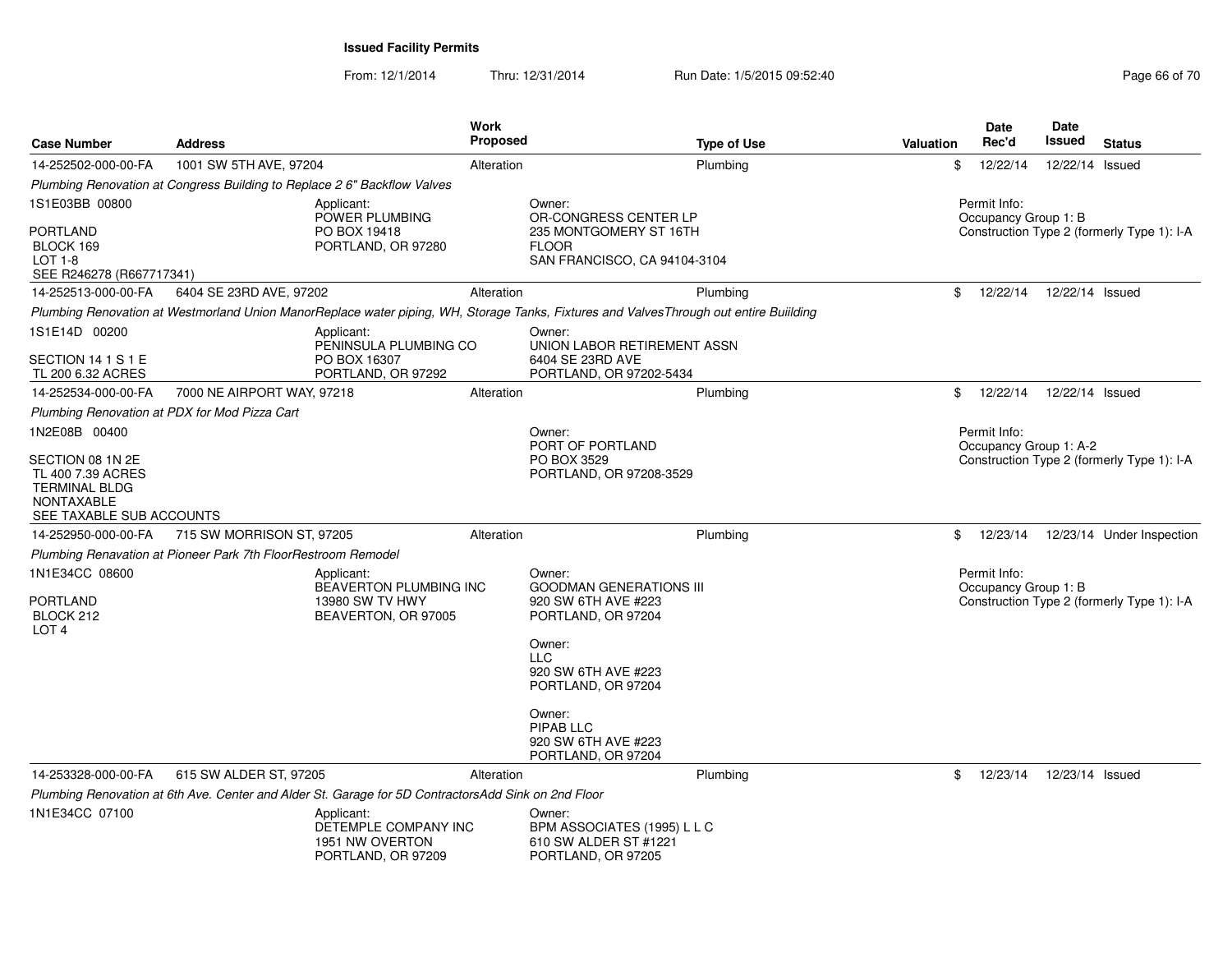**Issued Facility Permits**

From: 12/1/2014 Thru: 12/31/2014 Run Date: 1/5/2015 09:52:40

| Case Number | Address | Work Proposed | Type of Use | Valuation | Date Rec'd | Date Issued | Status |
|---|---|---|---|---|---|---|---|
| 14-252502-000-00-FA | 1001 SW 5TH AVE, 97204 | Alteration | Plumbing | $ | 12/22/14 | 12/22/14 | Issued |

*Plumbing Renovation at Congress Building to Replace 2 6" Backflow Valves*

1S1E03BB 00800

PORTLAND
BLOCK 169
LOT 1-8
SEE R246278 (R667717341)

Applicant:
POWER PLUMBING
PO BOX 19418
PORTLAND, OR 97280

Owner:
OR-CONGRESS CENTER LP
235 MONTGOMERY ST 16TH FLOOR
SAN FRANCISCO, CA 94104-3104

Permit Info:
Occupancy Group 1: B
Construction Type 2 (formerly Type 1): I-A

| Case Number | Address | Work Proposed | Type of Use | Valuation | Date Rec'd | Date Issued | Status |
|---|---|---|---|---|---|---|---|
| 14-252513-000-00-FA | 6404 SE 23RD AVE, 97202 | Alteration | Plumbing | $ | 12/22/14 | 12/22/14 | Issued |

*Plumbing Renovation at Westmorland Union ManorReplace water piping, WH, Storage Tanks, Fixtures and ValvesThrough out entire Buiilding*

1S1E14D 00200

SECTION 14 1 S 1 E
TL 200 6.32 ACRES

Applicant:
PENINSULA PLUMBING CO
PO BOX 16307
PORTLAND, OR 97292

Owner:
UNION LABOR RETIREMENT ASSN
6404 SE 23RD AVE
PORTLAND, OR 97202-5434

| Case Number | Address | Work Proposed | Type of Use | Valuation | Date Rec'd | Date Issued | Status |
|---|---|---|---|---|---|---|---|
| 14-252534-000-00-FA | 7000 NE AIRPORT WAY, 97218 | Alteration | Plumbing | $ | 12/22/14 | 12/22/14 | Issued |

*Plumbing Renovation at PDX for Mod Pizza Cart*

1N2E08B 00400

SECTION 08 1N 2E
TL 400 7.39 ACRES
TERMINAL BLDG
NONTAXABLE
SEE TAXABLE SUB ACCOUNTS

Owner:
PORT OF PORTLAND
PO BOX 3529
PORTLAND, OR 97208-3529

Permit Info:
Occupancy Group 1: A-2
Construction Type 2 (formerly Type 1): I-A

| Case Number | Address | Work Proposed | Type of Use | Valuation | Date Rec'd | Date Issued | Status |
|---|---|---|---|---|---|---|---|
| 14-252950-000-00-FA | 715 SW MORRISON ST, 97205 | Alteration | Plumbing | $ | 12/23/14 | 12/23/14 | Under Inspection |

*Plumbing Renavation at Pioneer Park 7th FloorRestroom Remodel*

1N1E34CC 08600

PORTLAND
BLOCK 212
LOT 4

Applicant:
BEAVERTON PLUMBING INC
13980 SW TV HWY
BEAVERTON, OR 97005

Owner:
GOODMAN GENERATIONS III
920 SW 6TH AVE #223
PORTLAND, OR 97204

Owner:
LLC
920 SW 6TH AVE #223
PORTLAND, OR 97204

Owner:
PIPAB LLC
920 SW 6TH AVE #223
PORTLAND, OR 97204

Permit Info:
Occupancy Group 1: B
Construction Type 2 (formerly Type 1): I-A

| Case Number | Address | Work Proposed | Type of Use | Valuation | Date Rec'd | Date Issued | Status |
|---|---|---|---|---|---|---|---|
| 14-253328-000-00-FA | 615 SW ALDER ST, 97205 | Alteration | Plumbing | $ | 12/23/14 | 12/23/14 | Issued |

*Plumbing Renovation at 6th Ave. Center and Alder St. Garage for 5D ContractorsAdd Sink on 2nd Floor*

1N1E34CC 07100

Applicant:
DETEMPLE COMPANY INC
1951 NW OVERTON
PORTLAND, OR 97209

Owner:
BPM ASSOCIATES (1995) L L C
610 SW ALDER ST #1221
PORTLAND, OR 97205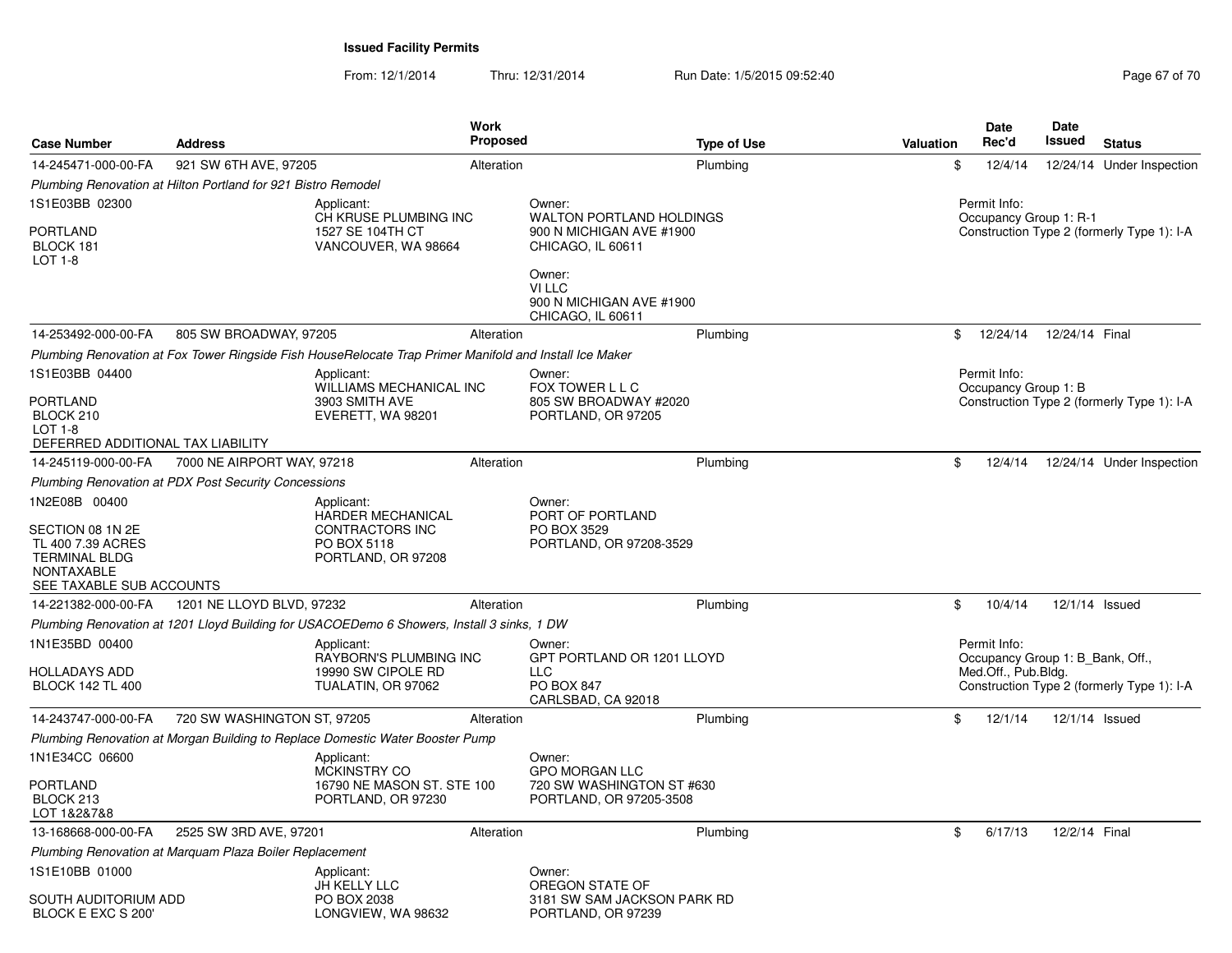**Issued Facility Permits**

From: 12/1/2014 Thru: 12/31/2014 Run Date: 1/5/2015 09:52:40

| Case Number | Address | Work Proposed | Type of Use | Valuation | Date Rec'd | Date Issued | Status |
|---|---|---|---|---|---|---|---|
| 14-245471-000-00-FA | 921 SW 6TH AVE, 97205 | Alteration | Plumbing | $ | 12/4/14 | 12/24/14 | Under Inspection |

*Plumbing Renovation at Hilton Portland for 921 Bistro Remodel*

1S1E03BB 02300
PORTLAND
BLOCK 181
LOT 1-8

Applicant:
CH KRUSE PLUMBING INC
1527 SE 104TH CT
VANCOUVER, WA 98664

Owner:
WALTON PORTLAND HOLDINGS
900 N MICHIGAN AVE #1900
CHICAGO, IL 60611

Owner:
VI LLC
900 N MICHIGAN AVE #1900
CHICAGO, IL 60611

Permit Info:
Occupancy Group 1: R-1
Construction Type 2 (formerly Type 1): I-A

| Case Number | Address | Work Proposed | Type of Use | Valuation | Date Rec'd | Date Issued | Status |
|---|---|---|---|---|---|---|---|
| 14-253492-000-00-FA | 805 SW BROADWAY, 97205 | Alteration | Plumbing | $ | 12/24/14 | 12/24/14 | Final |

*Plumbing Renovation at Fox Tower Ringside Fish HouseRelocate Trap Primer Manifold and Install Ice Maker*

1S1E03BB 04400
PORTLAND
BLOCK 210
LOT 1-8
DEFERRED ADDITIONAL TAX LIABILITY

Applicant:
WILLIAMS MECHANICAL INC
3903 SMITH AVE
EVERETT, WA 98201

Owner:
FOX TOWER L L C
805 SW BROADWAY #2020
PORTLAND, OR 97205

Permit Info:
Occupancy Group 1: B
Construction Type 2 (formerly Type 1): I-A

| Case Number | Address | Work Proposed | Type of Use | Valuation | Date Rec'd | Date Issued | Status |
|---|---|---|---|---|---|---|---|
| 14-245119-000-00-FA | 7000 NE AIRPORT WAY, 97218 | Alteration | Plumbing | $ | 12/4/14 | 12/24/14 | Under Inspection |

*Plumbing Renovation at PDX Post Security Concessions*

1N2E08B 00400
SECTION 08 1N 2E
TL 400 7.39 ACRES
TERMINAL BLDG
NONTAXABLE
SEE TAXABLE SUB ACCOUNTS

Applicant:
HARDER MECHANICAL CONTRACTORS INC
PO BOX 5118
PORTLAND, OR 97208

Owner:
PORT OF PORTLAND
PO BOX 3529
PORTLAND, OR 97208-3529

| Case Number | Address | Work Proposed | Type of Use | Valuation | Date Rec'd | Date Issued | Status |
|---|---|---|---|---|---|---|---|
| 14-221382-000-00-FA | 1201 NE LLOYD BLVD, 97232 | Alteration | Plumbing | $ | 10/4/14 | 12/1/14 | Issued |

*Plumbing Renovation at 1201 Lloyd Building for USACOEDemo 6 Showers, Install 3 sinks, 1 DW*

1N1E35BD 00400
HOLLADAYS ADD
BLOCK 142 TL 400

Applicant:
RAYBORN'S PLUMBING INC
19990 SW CIPOLE RD
TUALATIN, OR 97062

Owner:
GPT PORTLAND OR 1201 LLOYD LLC
PO BOX 847
CARLSBAD, CA 92018

Permit Info:
Occupancy Group 1: B_Bank, Off., Med.Off., Pub.Bldg.
Construction Type 2 (formerly Type 1): I-A

| Case Number | Address | Work Proposed | Type of Use | Valuation | Date Rec'd | Date Issued | Status |
|---|---|---|---|---|---|---|---|
| 14-243747-000-00-FA | 720 SW WASHINGTON ST, 97205 | Alteration | Plumbing | $ | 12/1/14 | 12/1/14 | Issued |

*Plumbing Renovation at Morgan Building to Replace Domestic Water Booster Pump*

1N1E34CC 06600
PORTLAND
BLOCK 213
LOT 1&2&7&8

Applicant:
MCKINSTRY CO
16790 NE MASON ST. STE 100
PORTLAND, OR 97230

Owner:
GPO MORGAN LLC
720 SW WASHINGTON ST #630
PORTLAND, OR 97205-3508

| Case Number | Address | Work Proposed | Type of Use | Valuation | Date Rec'd | Date Issued | Status |
|---|---|---|---|---|---|---|---|
| 13-168668-000-00-FA | 2525 SW 3RD AVE, 97201 | Alteration | Plumbing | $ | 6/17/13 | 12/2/14 | Final |

*Plumbing Renovation at Marquam Plaza Boiler Replacement*

1S1E10BB 01000
SOUTH AUDITORIUM ADD
BLOCK E EXC S 200'

Applicant:
JH KELLY LLC
PO BOX 2038
LONGVIEW, WA 98632

Owner:
OREGON STATE OF
3181 SW SAM JACKSON PARK RD
PORTLAND, OR 97239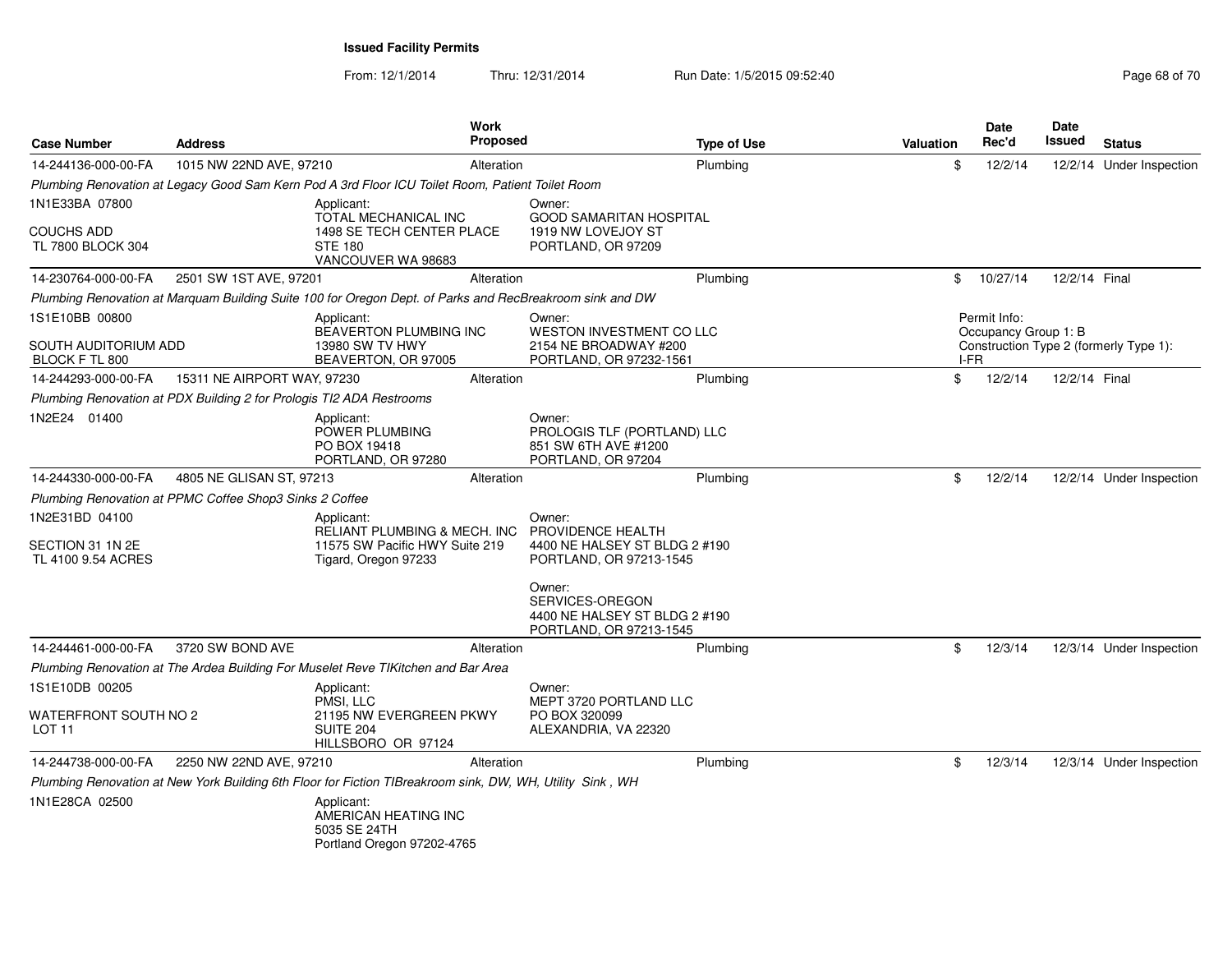**Issued Facility Permits**

From: 12/1/2014 Thru: 12/31/2014 Run Date: 1/5/2015 09:52:40

| Case Number | Address | Work Proposed | Type of Use | Valuation | Date Rec'd | Date Issued | Status |
|---|---|---|---|---|---|---|---|
| 14-244136-000-00-FA | 1015 NW 22ND AVE, 97210 | Alteration | Plumbing | $ | 12/2/14 | 12/2/14 | Under Inspection |
| *Plumbing Renovation at Legacy Good Sam Kern Pod A 3rd Floor ICU Toilet Room, Patient Toilet Room* | | | | | | | |
| 1N1E33BA 07800<br>COUCHS ADD<br>TL 7800 BLOCK 304 | | Applicant:<br>TOTAL MECHANICAL INC<br>1498 SE TECH CENTER PLACE<br>STE 180<br>VANCOUVER WA 98683 | Owner:<br>GOOD SAMARITAN HOSPITAL<br>1919 NW LOVEJOY ST<br>PORTLAND, OR 97209 | | | | |
| 14-230764-000-00-FA | 2501 SW 1ST AVE, 97201 | Alteration | Plumbing | $ | 10/27/14 | 12/2/14 | Final |
| *Plumbing Renovation at Marquam Building Suite 100 for Oregon Dept. of Parks and RecBreakroom sink and DW* | | | | | | | |
| 1S1E10BB 00800<br>SOUTH AUDITORIUM ADD<br>BLOCK F TL 800 | | Applicant:<br>BEAVERTON PLUMBING INC<br>13980 SW TV HWY<br>BEAVERTON, OR 97005 | Owner:<br>WESTON INVESTMENT CO LLC<br>2154 NE BROADWAY #200<br>PORTLAND, OR 97232-1561 | | Permit Info:<br>Occupancy Group 1: B<br>Construction Type 2 (formerly Type 1): I-FR | | |
| 14-244293-000-00-FA | 15311 NE AIRPORT WAY, 97230 | Alteration | Plumbing | $ | 12/2/14 | 12/2/14 | Final |
| *Plumbing Renovation at PDX Building 2 for Prologis TI2 ADA Restrooms* | | | | | | | |
| 1N2E24 01400 | | Applicant:<br>POWER PLUMBING<br>PO BOX 19418<br>PORTLAND, OR 97280 | Owner:<br>PROLOGIS TLF (PORTLAND) LLC<br>851 SW 6TH AVE #1200<br>PORTLAND, OR 97204 | | | | |
| 14-244330-000-00-FA | 4805 NE GLISAN ST, 97213 | Alteration | Plumbing | $ | 12/2/14 | 12/2/14 | Under Inspection |
| *Plumbing Renovation at PPMC Coffee Shop3 Sinks 2 Coffee* | | | | | | | |
| 1N2E31BD 04100<br>SECTION 31 1N 2E<br>TL 4100 9.54 ACRES | | Applicant:<br>RELIANT PLUMBING & MECH. INC<br>11575 SW Pacific HWY Suite 219<br>Tigard, Oregon 97233 | Owner:<br>PROVIDENCE HEALTH<br>4400 NE HALSEY ST BLDG 2 #190<br>PORTLAND, OR 97213-1545<br><br>Owner:<br>SERVICES-OREGON<br>4400 NE HALSEY ST BLDG 2 #190<br>PORTLAND, OR 97213-1545 | | | | |
| 14-244461-000-00-FA | 3720 SW BOND AVE | Alteration | Plumbing | $ | 12/3/14 | 12/3/14 | Under Inspection |
| *Plumbing Renovation at The Ardea Building For Muselet Reve TIKitchen and Bar Area* | | | | | | | |
| 1S1E10DB 00205<br>WATERFRONT SOUTH NO 2<br>LOT 11 | | Applicant:<br>PMSI, LLC<br>21195 NW EVERGREEN PKWY<br>SUITE 204<br>HILLSBORO OR 97124 | Owner:<br>MEPT 3720 PORTLAND LLC<br>PO BOX 320099<br>ALEXANDRIA, VA 22320 | | | | |
| 14-244738-000-00-FA | 2250 NW 22ND AVE, 97210 | Alteration | Plumbing | $ | 12/3/14 | 12/3/14 | Under Inspection |
| *Plumbing Renovation at New York Building 6th Floor for Fiction TIBreakroom sink, DW, WH, Utility Sink , WH* | | | | | | | |
| 1N1E28CA 02500 | | Applicant:<br>AMERICAN HEATING INC<br>5035 SE 24TH<br>Portland Oregon 97202-4765 | | | | | |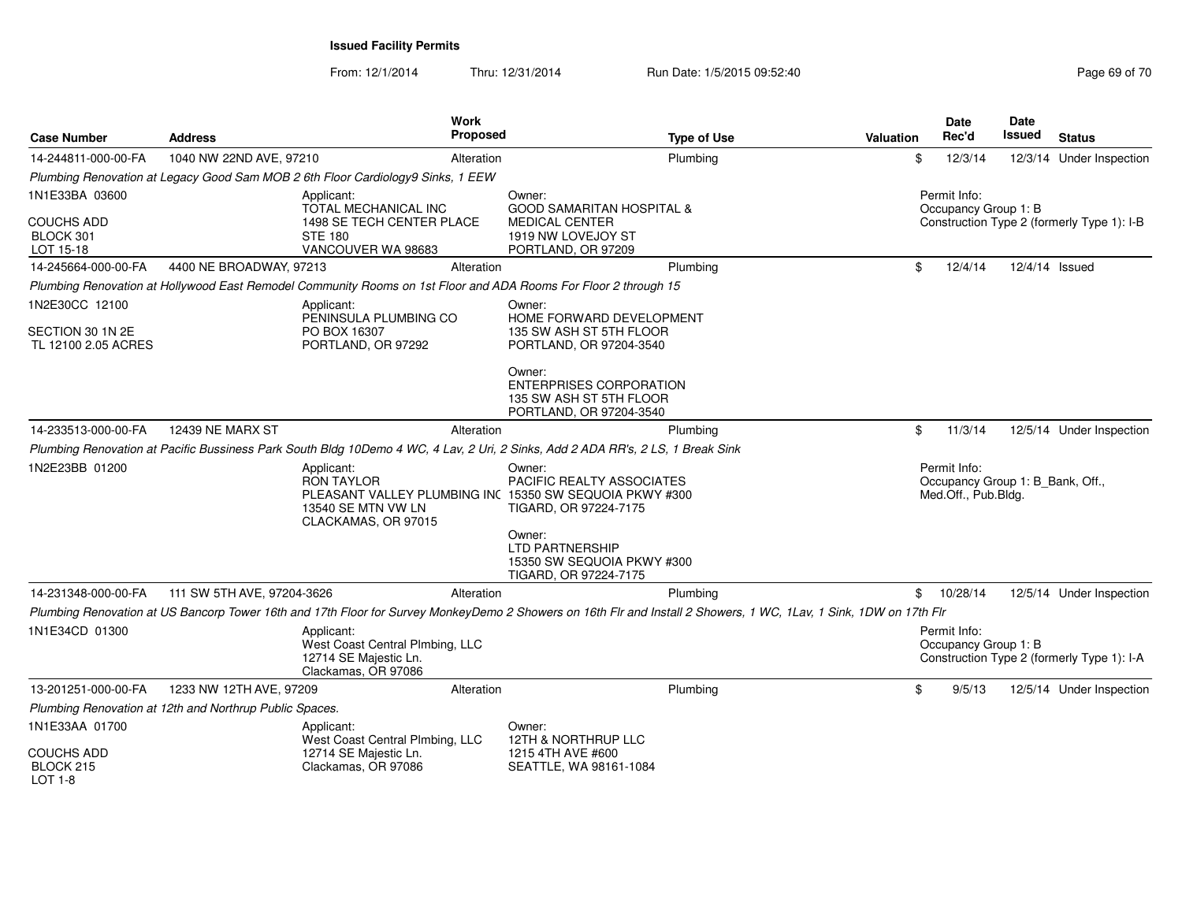**Issued Facility Permits**

From: 12/1/2014 Thru: 12/31/2014 Run Date: 1/5/2015 09:52:40

| Case Number | Address | Work Proposed | Type of Use | Valuation | Date Rec'd | Date Issued | Status |
|---|---|---|---|---|---|---|---|
| 14-244811-000-00-FA | 1040 NW 22ND AVE, 97210 | Alteration | Plumbing | $ | 12/3/14 | 12/3/14 | Under Inspection |

*Plumbing Renovation at Legacy Good Sam MOB 2 6th Floor Cardiology9 Sinks, 1 EEW*

1N1E33BA 03600
COUCHS ADD
BLOCK 301
LOT 15-18

Applicant:
TOTAL MECHANICAL INC
1498 SE TECH CENTER PLACE
STE 180
VANCOUVER WA 98683

Owner:
GOOD SAMARITAN HOSPITAL &
MEDICAL CENTER
1919 NW LOVEJOY ST
PORTLAND, OR 97209

Permit Info:
Occupancy Group 1: B
Construction Type 2 (formerly Type 1): I-B

| Case Number | Address | Work Proposed | Type of Use | Valuation | Date Rec'd | Date Issued | Status |
|---|---|---|---|---|---|---|---|
| 14-245664-000-00-FA | 4400 NE BROADWAY, 97213 | Alteration | Plumbing | $ | 12/4/14 | 12/4/14 | Issued |

*Plumbing Renovation at Hollywood East Remodel Community Rooms on 1st Floor and ADA Rooms For Floor 2 through 15*

1N2E30CC 12100
SECTION 30 1N 2E
TL 12100 2.05 ACRES

Applicant:
PENINSULA PLUMBING CO
PO BOX 16307
PORTLAND, OR 97292

Owner:
HOME FORWARD DEVELOPMENT
135 SW ASH ST 5TH FLOOR
PORTLAND, OR 97204-3540

Owner:
ENTERPRISES CORPORATION
135 SW ASH ST 5TH FLOOR
PORTLAND, OR 97204-3540

| Case Number | Address | Work Proposed | Type of Use | Valuation | Date Rec'd | Date Issued | Status |
|---|---|---|---|---|---|---|---|
| 14-233513-000-00-FA | 12439 NE MARX ST | Alteration | Plumbing | $ | 11/3/14 | 12/5/14 | Under Inspection |

*Plumbing Renovation at Pacific Bussiness Park South Bldg 10Demo 4 WC, 4 Lav, 2 Uri, 2 Sinks, Add 2 ADA RR's, 2 LS, 1 Break Sink*

1N2E23BB 01200

Applicant:
RON TAYLOR
PLEASANT VALLEY PLUMBING INC
13540 SE MTN VW LN
CLACKAMAS, OR 97015

Owner:
PACIFIC REALTY ASSOCIATES
15350 SW SEQUOIA PKWY #300
TIGARD, OR 97224-7175

Owner:
LTD PARTNERSHIP
15350 SW SEQUOIA PKWY #300
TIGARD, OR 97224-7175

Permit Info:
Occupancy Group 1: B_Bank, Off., Med.Off., Pub.Bldg.

| Case Number | Address | Work Proposed | Type of Use | Valuation | Date Rec'd | Date Issued | Status |
|---|---|---|---|---|---|---|---|
| 14-231348-000-00-FA | 111 SW 5TH AVE, 97204-3626 | Alteration | Plumbing | $ | 10/28/14 | 12/5/14 | Under Inspection |

*Plumbing Renovation at US Bancorp Tower 16th and 17th Floor for Survey MonkeyDemo 2 Showers on 16th Flr and Install 2 Showers, 1 WC, 1Lav, 1 Sink, 1DW on 17th Flr*

1N1E34CD 01300

Applicant:
West Coast Central Plmbing, LLC
12714 SE Majestic Ln.
Clackamas, OR 97086

Permit Info:
Occupancy Group 1: B
Construction Type 2 (formerly Type 1): I-A

| Case Number | Address | Work Proposed | Type of Use | Valuation | Date Rec'd | Date Issued | Status |
|---|---|---|---|---|---|---|---|
| 13-201251-000-00-FA | 1233 NW 12TH AVE, 97209 | Alteration | Plumbing | $ | 9/5/13 | 12/5/14 | Under Inspection |

*Plumbing Renovation at 12th and Northrup Public Spaces.*

1N1E33AA 01700
COUCHS ADD
BLOCK 215
LOT 1-8

Applicant:
West Coast Central Plmbing, LLC
12714 SE Majestic Ln.
Clackamas, OR 97086

Owner:
12TH & NORTHRUP LLC
1215 4TH AVE #600
SEATTLE, WA 98161-1084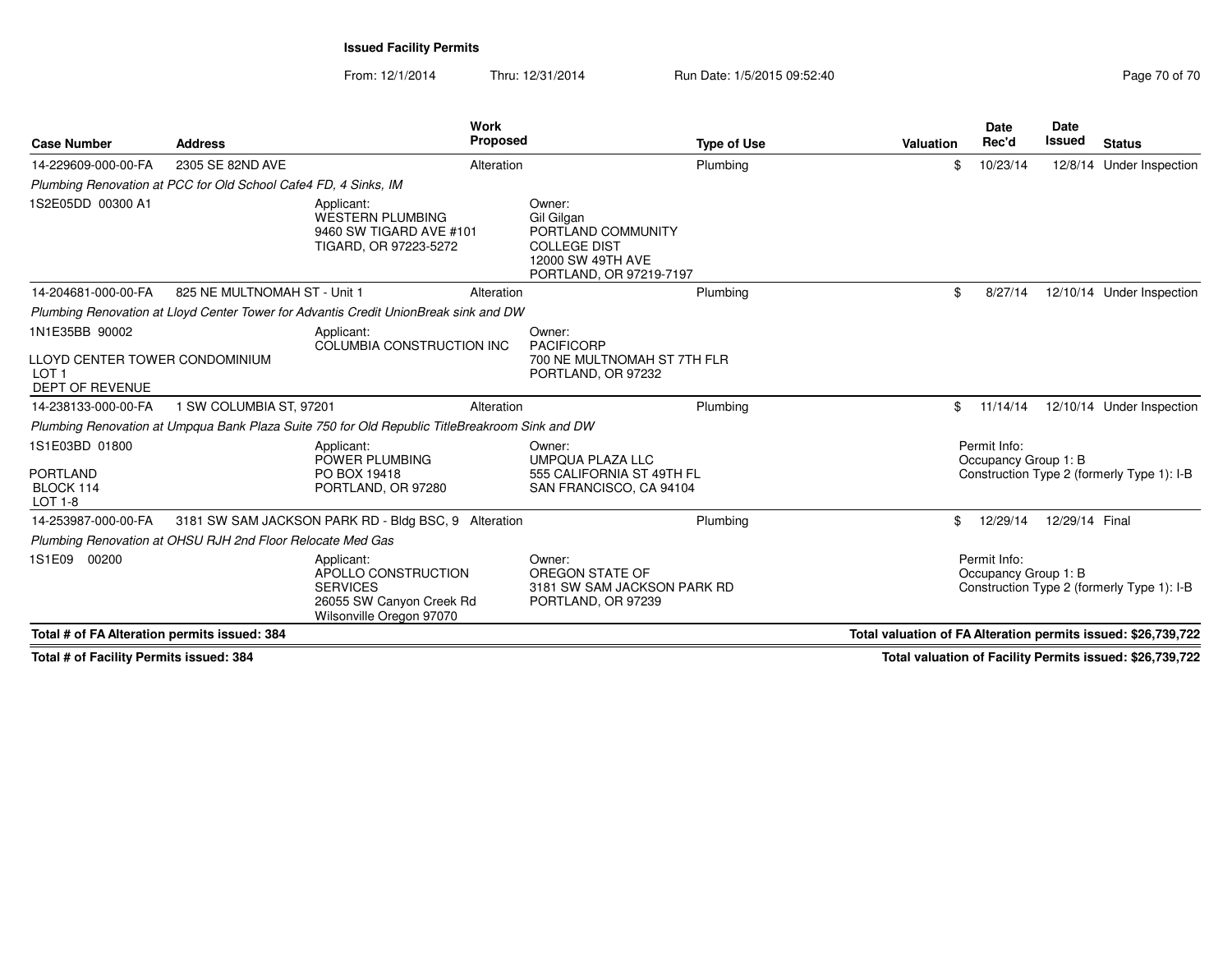**Issued Facility Permits**

From: 12/1/2014 Thru: 12/31/2014 Run Date: 1/5/2015 09:52:40

| Case Number | Address | Work Proposed | Type of Use | Valuation | Date Rec'd | Date Issued | Status |
|---|---|---|---|---|---|---|---|
| 14-229609-000-00-FA | 2305 SE 82ND AVE | Alteration | Plumbing | $ | 10/23/14 | 12/8/14 | Under Inspection |

*Plumbing Renovation at PCC for Old School Cafe4 FD, 4 Sinks, IM*

1S2E05DD 00300 A1

Applicant: WESTERN PLUMBING, 9460 SW TIGARD AVE #101, TIGARD, OR 97223-5272

Owner: Gil Gilgan, PORTLAND COMMUNITY COLLEGE DIST, 12000 SW 49TH AVE, PORTLAND, OR 97219-7197

| Case Number | Address | Work Proposed | Type of Use | Valuation | Date Rec'd | Date Issued | Status |
|---|---|---|---|---|---|---|---|
| 14-204681-000-00-FA | 825 NE MULTNOMAH ST - Unit 1 | Alteration | Plumbing | $ | 8/27/14 | 12/10/14 | Under Inspection |

*Plumbing Renovation at Lloyd Center Tower for Advantis Credit UnionBreak sink and DW*

1N1E35BB 90002

LLOYD CENTER TOWER CONDOMINIUM
LOT 1
DEPT OF REVENUE

Applicant: COLUMBIA CONSTRUCTION INC

Owner: PACIFICORP, 700 NE MULTNOMAH ST 7TH FLR, PORTLAND, OR 97232

| Case Number | Address | Work Proposed | Type of Use | Valuation | Date Rec'd | Date Issued | Status |
|---|---|---|---|---|---|---|---|
| 14-238133-000-00-FA | 1 SW COLUMBIA ST, 97201 | Alteration | Plumbing | $ | 11/14/14 | 12/10/14 | Under Inspection |

*Plumbing Renovation at Umpqua Bank Plaza Suite 750 for Old Republic TitleBreakroom Sink and DW*

1S1E03BD 01800

PORTLAND
BLOCK 114
LOT 1-8

Applicant: POWER PLUMBING, PO BOX 19418, PORTLAND, OR 97280

Owner: UMPQUA PLAZA LLC, 555 CALIFORNIA ST 49TH FL, SAN FRANCISCO, CA 94104

Permit Info:
Occupancy Group 1: B
Construction Type 2 (formerly Type 1): I-B

| Case Number | Address | Work Proposed | Type of Use | Valuation | Date Rec'd | Date Issued | Status |
|---|---|---|---|---|---|---|---|
| 14-253987-000-00-FA | 3181 SW SAM JACKSON PARK RD - Bldg BSC, 9 | Alteration | Plumbing | $ | 12/29/14 | 12/29/14 | Final |

*Plumbing Renovation at OHSU RJH 2nd Floor Relocate Med Gas*

1S1E09 00200

Applicant: APOLLO CONSTRUCTION SERVICES, 26055 SW Canyon Creek Rd, Wilsonville Oregon 97070

Owner: OREGON STATE OF, 3181 SW SAM JACKSON PARK RD, PORTLAND, OR 97239

Permit Info:
Occupancy Group 1: B
Construction Type 2 (formerly Type 1): I-B

**Total # of FA Alteration permits issued: 384**

**Total valuation of FA Alteration permits issued: $26,739,722**

**Total # of Facility Permits issued: 384**

**Total valuation of Facility Permits issued: $26,739,722**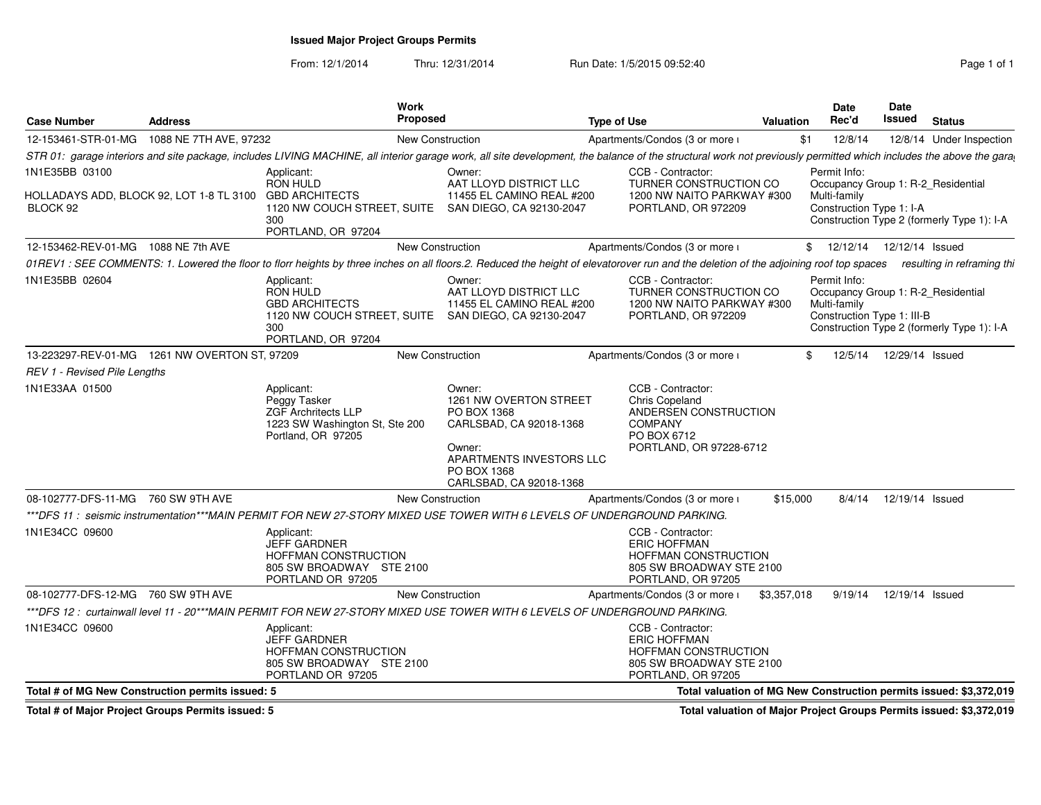# Issued Major Project Groups Permits

From: 12/1/2014 Thru: 12/31/2014 Run Date: 1/5/2015 09:52:40

| Case Number | Address | Work Proposed | Type of Use | Valuation | Date Rec'd | Date Issued | Status |
|---|---|---|---|---|---|---|---|
| 12-153461-STR-01-MG | 1088 NE 7TH AVE, 97232 | New Construction | Apartments/Condos (3 or more ι | $1 | 12/8/14 | 12/8/14 | Under Inspection |

*STR 01: garage interiors and site package, includes LIVING MACHINE, all interior garage work, all site development, the balance of the structural work not previously permitted which includes the above the gara*

1N1E35BB 03100

HOLLADAYS ADD, BLOCK 92, LOT 1-8 TL 3100 BLOCK 92

Applicant: RON HULD, GBD ARCHITECTS, 1120 NW COUCH STREET, SUITE 300, PORTLAND, OR 97204

Owner: AAT LLOYD DISTRICT LLC, 11455 EL CAMINO REAL #200, SAN DIEGO, CA 92130-2047

CCB - Contractor: TURNER CONSTRUCTION CO, 1200 NW NAITO PARKWAY #300, PORTLAND, OR 972209

Permit Info: Occupancy Group 1: R-2_Residential Multi-family; Construction Type 1: I-A; Construction Type 2 (formerly Type 1): I-A

| Case Number | Address | Work Proposed | Type of Use | Valuation | Date Rec'd | Date Issued | Status |
|---|---|---|---|---|---|---|---|
| 12-153462-REV-01-MG | 1088 NE 7th AVE | New Construction | Apartments/Condos (3 or more ι | $ | 12/12/14 | 12/12/14 | Issued |

*01REV1 : SEE COMMENTS: 1. Lowered the floor to florr heights by three inches on all floors.2. Reduced the height of elevatorover run and the deletion of the adjoining roof top spaces resulting in reframing thi*

1N1E35BB 02604

Applicant: RON HULD, GBD ARCHITECTS, 1120 NW COUCH STREET, SUITE 300, PORTLAND, OR 97204

Owner: AAT LLOYD DISTRICT LLC, 11455 EL CAMINO REAL #200, SAN DIEGO, CA 92130-2047

CCB - Contractor: TURNER CONSTRUCTION CO, 1200 NW NAITO PARKWAY #300, PORTLAND, OR 972209

Permit Info: Occupancy Group 1: R-2_Residential Multi-family; Construction Type 1: III-B; Construction Type 2 (formerly Type 1): I-A

| Case Number | Address | Work Proposed | Type of Use | Valuation | Date Rec'd | Date Issued | Status |
|---|---|---|---|---|---|---|---|
| 13-223297-REV-01-MG | 1261 NW OVERTON ST, 97209 | New Construction | Apartments/Condos (3 or more ι | $ | 12/5/14 | 12/29/14 | Issued |

*REV 1 - Revised Pile Lengths*

1N1E33AA 01500

Applicant: Peggy Tasker, ZGF Arcrhitects LLP, 1223 SW Washington St, Ste 200, Portland, OR 97205

Owner: 1261 NW OVERTON STREET, PO BOX 1368, CARLSBAD, CA 92018-1368

Owner: APARTMENTS INVESTORS LLC, PO BOX 1368, CARLSBAD, CA 92018-1368

CCB - Contractor: Chris Copeland, ANDERSEN CONSTRUCTION COMPANY, PO BOX 6712, PORTLAND, OR 97228-6712

| Case Number | Address | Work Proposed | Type of Use | Valuation | Date Rec'd | Date Issued | Status |
|---|---|---|---|---|---|---|---|
| 08-102777-DFS-11-MG | 760 SW 9TH AVE | New Construction | Apartments/Condos (3 or more ι | $15,000 | 8/4/14 | 12/19/14 | Issued |

****DFS 11 : seismic instrumentation***MAIN PERMIT FOR NEW 27-STORY MIXED USE TOWER WITH 6 LEVELS OF UNDERGROUND PARKING.*

1N1E34CC 09600

Applicant: JEFF GARDNER, HOFFMAN CONSTRUCTION, 805 SW BROADWAY STE 2100, PORTLAND OR 97205

CCB - Contractor: ERIC HOFFMAN, HOFFMAN CONSTRUCTION, 805 SW BROADWAY STE 2100, PORTLAND, OR 97205

| Case Number | Address | Work Proposed | Type of Use | Valuation | Date Rec'd | Date Issued | Status |
|---|---|---|---|---|---|---|---|
| 08-102777-DFS-12-MG | 760 SW 9TH AVE | New Construction | Apartments/Condos (3 or more ι | $3,357,018 | 9/19/14 | 12/19/14 | Issued |

****DFS 12 : curtainwall level 11 - 20***MAIN PERMIT FOR NEW 27-STORY MIXED USE TOWER WITH 6 LEVELS OF UNDERGROUND PARKING.*

1N1E34CC 09600

Applicant: JEFF GARDNER, HOFFMAN CONSTRUCTION, 805 SW BROADWAY STE 2100, PORTLAND OR 97205

CCB - Contractor: ERIC HOFFMAN, HOFFMAN CONSTRUCTION, 805 SW BROADWAY STE 2100, PORTLAND, OR 97205

**Total # of MG New Construction permits issued: 5** — **Total valuation of MG New Construction permits issued: $3,372,019**

**Total # of Major Project Groups Permits issued: 5** — **Total valuation of Major Project Groups Permits issued: $3,372,019**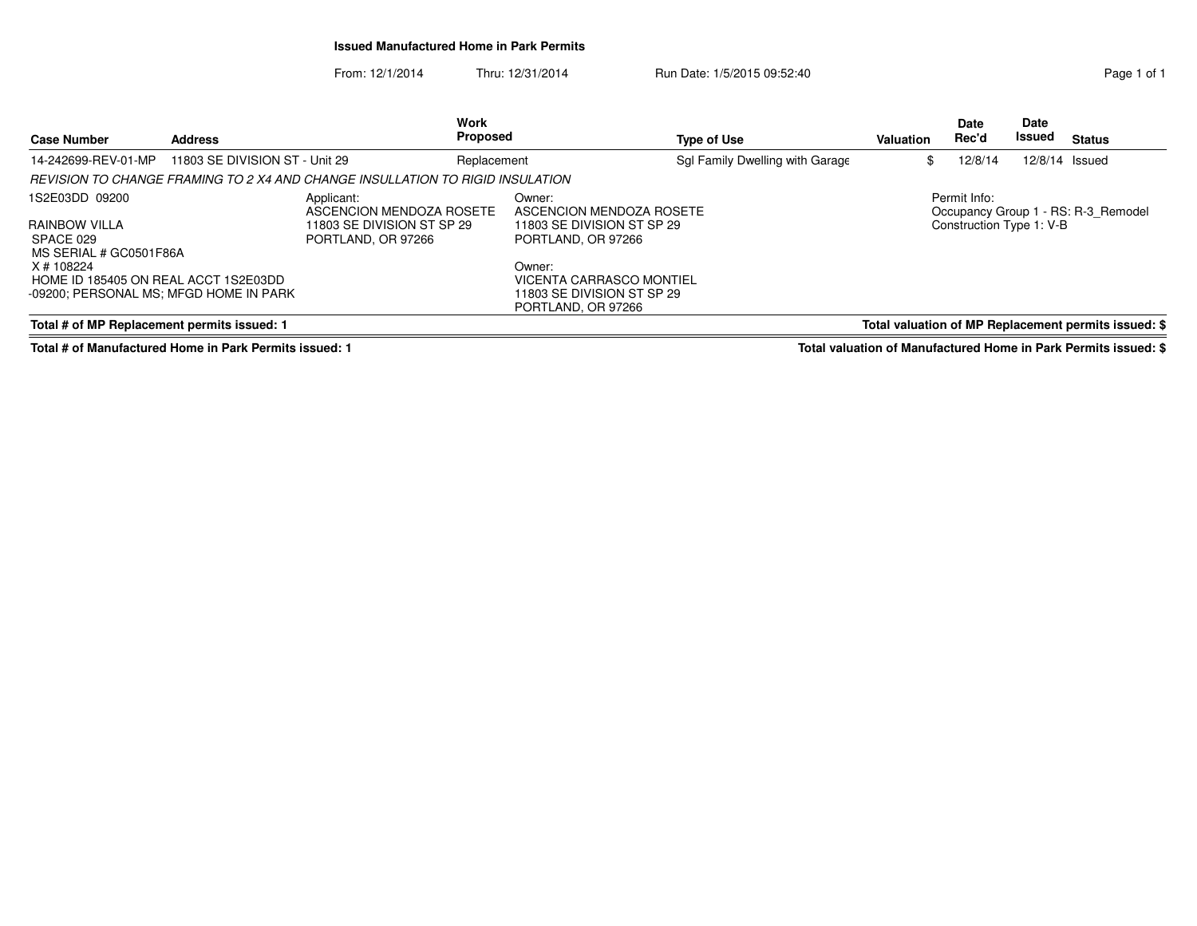# Issued Manufactured Home in Park Permits

From: 12/1/2014 Thru: 12/31/2014 Run Date: 1/5/2015 09:52:40

| Case Number | Address | Work Proposed | Type of Use | Valuation | Date Rec'd | Date Issued | Status |
|---|---|---|---|---|---|---|---|
| 14-242699-REV-01-MP | 11803 SE DIVISION ST - Unit 29 | Replacement | Sgl Family Dwelling with Garage | $ | 12/8/14 | 12/8/14 | Issued |

*REVISION TO CHANGE FRAMING TO 2 X4 AND CHANGE INSULLATION TO RIGID INSULATION*

1S2E03DD 09200

RAINBOW VILLA
SPACE 029
MS SERIAL # GC0501F86A
X # 108224
HOME ID 185405 ON REAL ACCT 1S2E03DD -09200; PERSONAL MS; MFGD HOME IN PARK

Applicant:
ASCENCION MENDOZA ROSETE
11803 SE DIVISION ST SP 29
PORTLAND, OR 97266

Owner:
ASCENCION MENDOZA ROSETE
11803 SE DIVISION ST SP 29
PORTLAND, OR 97266

Owner:
VICENTA CARRASCO MONTIEL
11803 SE DIVISION ST SP 29
PORTLAND, OR 97266

Permit Info:
Occupancy Group 1 - RS: R-3_Remodel
Construction Type 1: V-B

**Total # of MP Replacement permits issued: 1** **Total valuation of MP Replacement permits issued: $**

**Total # of Manufactured Home in Park Permits issued: 1** **Total valuation of Manufactured Home in Park Permits issued: $**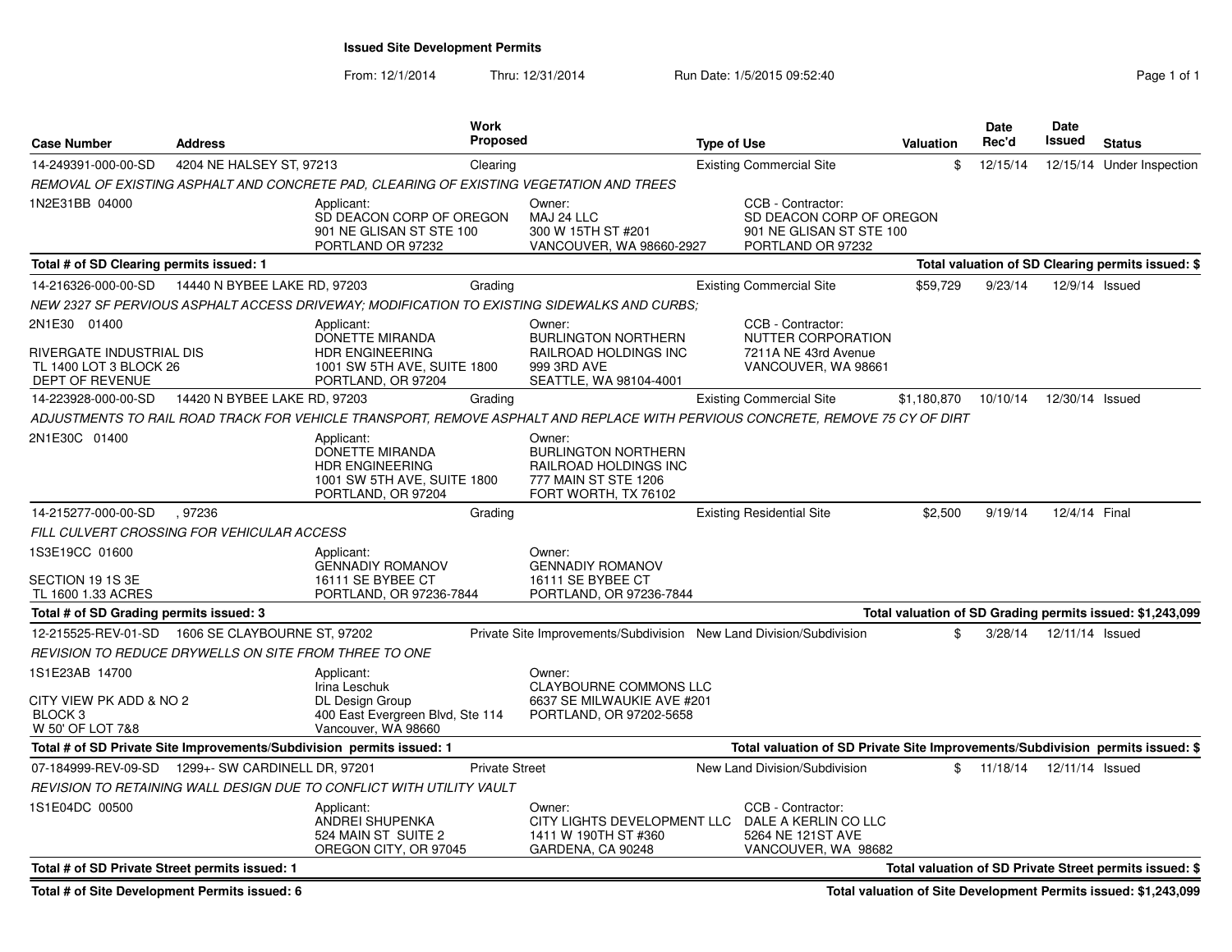# Issued Site Development Permits

From: 12/1/2014 Thru: 12/31/2014 Run Date: 1/5/2015 09:52:40

| Case Number | Address | Work Proposed | Type of Use | Valuation | Date Rec'd | Date Issued | Status |
|---|---|---|---|---|---|---|---|
| 14-249391-000-00-SD | 4204 NE HALSEY ST, 97213 | Clearing | Existing Commercial Site | $ | 12/15/14 | 12/15/14 | Under Inspection |

*REMOVAL OF EXISTING ASPHALT AND CONCRETE PAD, CLEARING OF EXISTING VEGETATION AND TREES*

1N2E31BB 04000

Applicant: SD DEACON CORP OF OREGON, 901 NE GLISAN ST STE 100, PORTLAND OR 97232

Owner: MAJ 24 LLC, 300 W 15TH ST #201, VANCOUVER, WA 98660-2927

CCB - Contractor: SD DEACON CORP OF OREGON, 901 NE GLISAN ST STE 100, PORTLAND OR 97232

**Total # of SD Clearing permits issued: 1** — **Total valuation of SD Clearing permits issued: $**

| Case Number | Address | Work Proposed | Type of Use | Valuation | Date Rec'd | Date Issued | Status |
|---|---|---|---|---|---|---|---|
| 14-216326-000-00-SD | 14440 N BYBEE LAKE RD, 97203 | Grading | Existing Commercial Site | $59,729 | 9/23/14 | 12/9/14 | Issued |

*NEW 2327 SF PERVIOUS ASPHALT ACCESS DRIVEWAY; MODIFICATION TO EXISTING SIDEWALKS AND CURBS;*

2N1E30 01400

RIVERGATE INDUSTRIAL DIS
TL 1400 LOT 3 BLOCK 26
DEPT OF REVENUE

Applicant: DONETTE MIRANDA, HDR ENGINEERING, 1001 SW 5TH AVE, SUITE 1800, PORTLAND, OR 97204

Owner: BURLINGTON NORTHERN RAILROAD HOLDINGS INC, 999 3RD AVE, SEATTLE, WA 98104-4001

CCB - Contractor: NUTTER CORPORATION, 7211A NE 43rd Avenue, VANCOUVER, WA 98661

| Case Number | Address | Work Proposed | Type of Use | Valuation | Date Rec'd | Date Issued | Status |
|---|---|---|---|---|---|---|---|
| 14-223928-000-00-SD | 14420 N BYBEE LAKE RD, 97203 | Grading | Existing Commercial Site | $1,180,870 | 10/10/14 | 12/30/14 | Issued |

*ADJUSTMENTS TO RAIL ROAD TRACK FOR VEHICLE TRANSPORT, REMOVE ASPHALT AND REPLACE WITH PERVIOUS CONCRETE, REMOVE 75 CY OF DIRT*

2N1E30C 01400

Applicant: DONETTE MIRANDA, HDR ENGINEERING, 1001 SW 5TH AVE, SUITE 1800, PORTLAND, OR 97204

Owner: BURLINGTON NORTHERN RAILROAD HOLDINGS INC, 777 MAIN ST STE 1206, FORT WORTH, TX 76102

| Case Number | Address | Work Proposed | Type of Use | Valuation | Date Rec'd | Date Issued | Status |
|---|---|---|---|---|---|---|---|
| 14-215277-000-00-SD | , 97236 | Grading | Existing Residential Site | $2,500 | 9/19/14 | 12/4/14 | Final |

*FILL CULVERT CROSSING FOR VEHICULAR ACCESS*

1S3E19CC 01600

SECTION 19 1S 3E
TL 1600 1.33 ACRES

Applicant: GENNADIY ROMANOV, 16111 SE BYBEE CT, PORTLAND, OR 97236-7844

Owner: GENNADIY ROMANOV, 16111 SE BYBEE CT, PORTLAND, OR 97236-7844

**Total # of SD Grading permits issued: 3** — **Total valuation of SD Grading permits issued: $1,243,099**

| Case Number | Address | Work Proposed | Type of Use | Valuation | Date Rec'd | Date Issued | Status |
|---|---|---|---|---|---|---|---|
| 12-215525-REV-01-SD | 1606 SE CLAYBOURNE ST, 97202 | Private Site Improvements/Subdivision | New Land Division/Subdivision | $ | 3/28/14 | 12/11/14 | Issued |

*REVISION TO REDUCE DRYWELLS ON SITE FROM THREE TO ONE*

1S1E23AB 14700

CITY VIEW PK ADD & NO 2
BLOCK 3
W 50' OF LOT 7&8

Applicant: Irina Leschuk, DL Design Group, 400 East Evergreen Blvd, Ste 114, Vancouver, WA 98660

Owner: CLAYBOURNE COMMONS LLC, 6637 SE MILWAUKIE AVE #201, PORTLAND, OR 97202-5658

**Total # of SD Private Site Improvements/Subdivision permits issued: 1** — **Total valuation of SD Private Site Improvements/Subdivision permits issued: $**

| Case Number | Address | Work Proposed | Type of Use | Valuation | Date Rec'd | Date Issued | Status |
|---|---|---|---|---|---|---|---|
| 07-184999-REV-09-SD | 1299+- SW CARDINELL DR, 97201 | Private Street | New Land Division/Subdivision | $ | 11/18/14 | 12/11/14 | Issued |

*REVISION TO RETAINING WALL DESIGN DUE TO CONFLICT WITH UTILITY VAULT*

1S1E04DC 00500

Applicant: ANDREI SHUPENKA, 524 MAIN ST SUITE 2, OREGON CITY, OR 97045

Owner: CITY LIGHTS DEVELOPMENT LLC, 1411 W 190TH ST #360, GARDENA, CA 90248

CCB - Contractor: DALE A KERLIN CO LLC, 5264 NE 121ST AVE, VANCOUVER, WA 98682

**Total # of SD Private Street permits issued: 1** — **Total valuation of SD Private Street permits issued: $**

**Total # of Site Development Permits issued: 6** — **Total valuation of Site Development Permits issued: $1,243,099**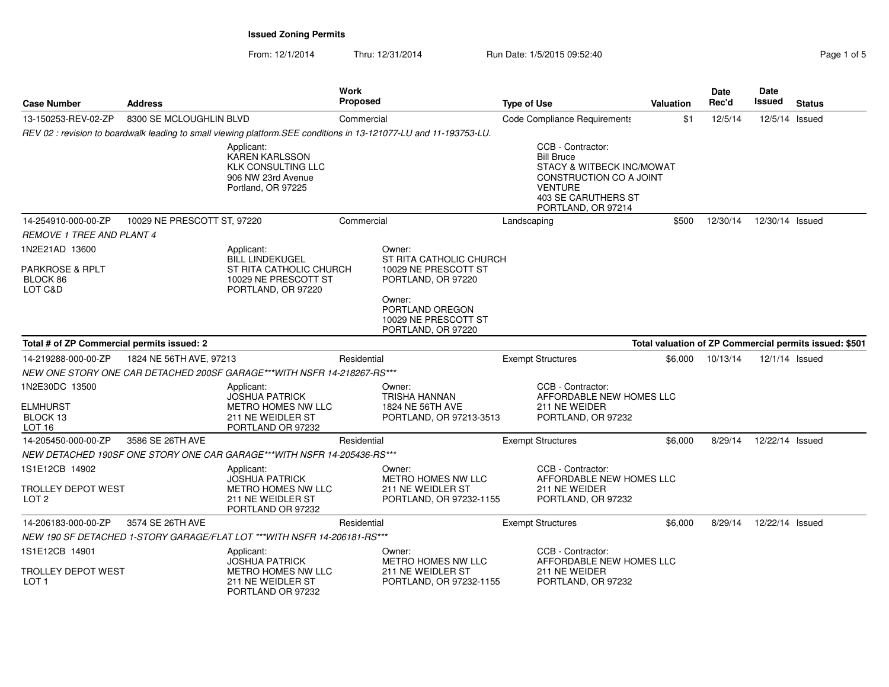# Issued Zoning Permits

From: 12/1/2014 Thru: 12/31/2014 Run Date: 1/5/2015 09:52:40

| Case Number | Address | Work Proposed | Type of Use | Valuation | Date Rec'd | Date Issued | Status |
|---|---|---|---|---|---|---|---|
| 13-150253-REV-02-ZP | 8300 SE MCLOUGHLIN BLVD | Commercial | Code Compliance Requirements | $1 | 12/5/14 | 12/5/14 | Issued |

*REV 02 : revision to boardwalk leading to small viewing platform.SEE conditions in 13-121077-LU and 11-193753-LU.*

Applicant:
KAREN KARLSSON
KLK CONSULTING LLC
906 NW 23rd Avenue
Portland, OR 97225

CCB - Contractor:
Bill Bruce
STACY & WITBECK INC/MOWAT CONSTRUCTION CO A JOINT VENTURE
403 SE CARUTHERS ST
PORTLAND, OR 97214

| Case Number | Address | Work Proposed | Type of Use | Valuation | Date Rec'd | Date Issued | Status |
|---|---|---|---|---|---|---|---|
| 14-254910-000-00-ZP | 10029 NE PRESCOTT ST, 97220 | Commercial | Landscaping | $500 | 12/30/14 | 12/30/14 | Issued |

*REMOVE 1 TREE AND PLANT 4*

1N2E21AD 13600

PARKROSE & RPLT
BLOCK 86
LOT C&D

Applicant:
BILL LINDEKUGEL
ST RITA CATHOLIC CHURCH
10029 NE PRESCOTT ST
PORTLAND, OR 97220

Owner:
ST RITA CATHOLIC CHURCH
10029 NE PRESCOTT ST
PORTLAND, OR 97220

Owner:
PORTLAND OREGON
10029 NE PRESCOTT ST
PORTLAND, OR 97220

**Total # of ZP Commercial permits issued: 2**

**Total valuation of ZP Commercial permits issued: $501**

| Case Number | Address | Work Proposed | Type of Use | Valuation | Date Rec'd | Date Issued | Status |
|---|---|---|---|---|---|---|---|
| 14-219288-000-00-ZP | 1824 NE 56TH AVE, 97213 | Residential | Exempt Structures | $6,000 | 10/13/14 | 12/1/14 | Issued |

*NEW ONE STORY ONE CAR DETACHED 200SF GARAGE***WITH NSFR 14-218267-RS****

1N2E30DC 13500

ELMHURST
BLOCK 13
LOT 16

Applicant:
JOSHUA PATRICK
METRO HOMES NW LLC
211 NE WEIDLER ST
PORTLAND OR 97232

Owner:
TRISHA HANNAN
1824 NE 56TH AVE
PORTLAND, OR 97213-3513

CCB - Contractor:
AFFORDABLE NEW HOMES LLC
211 NE WEIDER
PORTLAND, OR 97232

| Case Number | Address | Work Proposed | Type of Use | Valuation | Date Rec'd | Date Issued | Status |
|---|---|---|---|---|---|---|---|
| 14-205450-000-00-ZP | 3586 SE 26TH AVE | Residential | Exempt Structures | $6,000 | 8/29/14 | 12/22/14 | Issued |

*NEW DETACHED 190SF ONE STORY ONE CAR GARAGE***WITH NSFR 14-205436-RS****

1S1E12CB 14902

TROLLEY DEPOT WEST
LOT 2

Applicant:
JOSHUA PATRICK
METRO HOMES NW LLC
211 NE WEIDLER ST
PORTLAND OR 97232

Owner:
METRO HOMES NW LLC
211 NE WEIDLER ST
PORTLAND, OR 97232-1155

CCB - Contractor:
AFFORDABLE NEW HOMES LLC
211 NE WEIDER
PORTLAND, OR 97232

| Case Number | Address | Work Proposed | Type of Use | Valuation | Date Rec'd | Date Issued | Status |
|---|---|---|---|---|---|---|---|
| 14-206183-000-00-ZP | 3574 SE 26TH AVE | Residential | Exempt Structures | $6,000 | 8/29/14 | 12/22/14 | Issued |

*NEW 190 SF DETACHED 1-STORY GARAGE/FLAT LOT ***WITH NSFR 14-206181-RS****

1S1E12CB 14901

TROLLEY DEPOT WEST
LOT 1

Applicant:
JOSHUA PATRICK
METRO HOMES NW LLC
211 NE WEIDLER ST
PORTLAND OR 97232

Owner:
METRO HOMES NW LLC
211 NE WEIDLER ST
PORTLAND, OR 97232-1155

CCB - Contractor:
AFFORDABLE NEW HOMES LLC
211 NE WEIDER
PORTLAND, OR 97232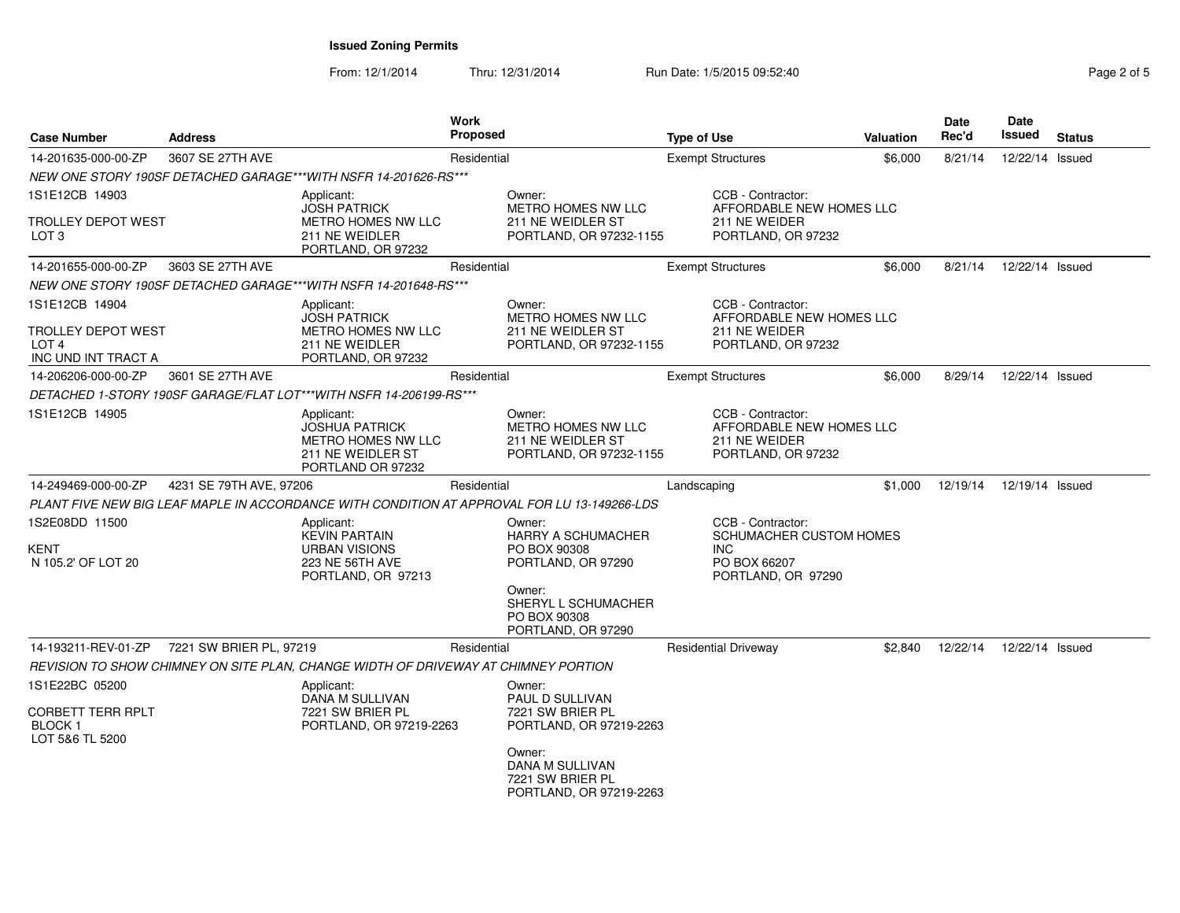# Issued Zoning Permits

From: 12/1/2014 Thru: 12/31/2014 Run Date: 1/5/2015 09:52:40

| Case Number | Address | Work Proposed | Type of Use | Valuation | Date Rec'd | Date Issued | Status |
|---|---|---|---|---|---|---|---|
| 14-201635-000-00-ZP | 3607 SE 27TH AVE | Residential | Exempt Structures | $6,000 | 8/21/14 | 12/22/14 | Issued |

*NEW ONE STORY 190SF DETACHED GARAGE***WITH NSFR 14-201626-RS****

1S1E12CB 14903
TROLLEY DEPOT WEST
LOT 3

Applicant: JOSH PATRICK, METRO HOMES NW LLC, 211 NE WEIDLER, PORTLAND, OR 97232

Owner: METRO HOMES NW LLC, 211 NE WEIDLER ST, PORTLAND, OR 97232-1155

CCB - Contractor: AFFORDABLE NEW HOMES LLC, 211 NE WEIDER, PORTLAND, OR 97232

---

| Case Number | Address | Work Proposed | Type of Use | Valuation | Date Rec'd | Date Issued | Status |
|---|---|---|---|---|---|---|---|
| 14-201655-000-00-ZP | 3603 SE 27TH AVE | Residential | Exempt Structures | $6,000 | 8/21/14 | 12/22/14 | Issued |

*NEW ONE STORY 190SF DETACHED GARAGE***WITH NSFR 14-201648-RS****

1S1E12CB 14904
TROLLEY DEPOT WEST
LOT 4
INC UND INT TRACT A

Applicant: JOSH PATRICK, METRO HOMES NW LLC, 211 NE WEIDLER, PORTLAND, OR 97232

Owner: METRO HOMES NW LLC, 211 NE WEIDLER ST, PORTLAND, OR 97232-1155

CCB - Contractor: AFFORDABLE NEW HOMES LLC, 211 NE WEIDER, PORTLAND, OR 97232

---

| Case Number | Address | Work Proposed | Type of Use | Valuation | Date Rec'd | Date Issued | Status |
|---|---|---|---|---|---|---|---|
| 14-206206-000-00-ZP | 3601 SE 27TH AVE | Residential | Exempt Structures | $6,000 | 8/29/14 | 12/22/14 | Issued |

*DETACHED 1-STORY 190SF GARAGE/FLAT LOT***WITH NSFR 14-206199-RS****

1S1E12CB 14905

Applicant: JOSHUA PATRICK, METRO HOMES NW LLC, 211 NE WEIDLER ST, PORTLAND OR 97232

Owner: METRO HOMES NW LLC, 211 NE WEIDLER ST, PORTLAND, OR 97232-1155

CCB - Contractor: AFFORDABLE NEW HOMES LLC, 211 NE WEIDER, PORTLAND, OR 97232

---

| Case Number | Address | Work Proposed | Type of Use | Valuation | Date Rec'd | Date Issued | Status |
|---|---|---|---|---|---|---|---|
| 14-249469-000-00-ZP | 4231 SE 79TH AVE, 97206 | Residential | Landscaping | $1,000 | 12/19/14 | 12/19/14 | Issued |

*PLANT FIVE NEW BIG LEAF MAPLE IN ACCORDANCE WITH CONDITION AT APPROVAL FOR LU 13-149266-LDS*

1S2E08DD 11500
KENT
N 105.2' OF LOT 20

Applicant: KEVIN PARTAIN, URBAN VISIONS, 223 NE 56TH AVE, PORTLAND, OR 97213

Owner: HARRY A SCHUMACHER, PO BOX 90308, PORTLAND, OR 97290

Owner: SHERYL L SCHUMACHER, PO BOX 90308, PORTLAND, OR 97290

CCB - Contractor: SCHUMACHER CUSTOM HOMES INC, PO BOX 66207, PORTLAND, OR 97290

---

| Case Number | Address | Work Proposed | Type of Use | Valuation | Date Rec'd | Date Issued | Status |
|---|---|---|---|---|---|---|---|
| 14-193211-REV-01-ZP | 7221 SW BRIER PL, 97219 | Residential | Residential Driveway | $2,840 | 12/22/14 | 12/22/14 | Issued |

*REVISION TO SHOW CHIMNEY ON SITE PLAN, CHANGE WIDTH OF DRIVEWAY AT CHIMNEY PORTION*

1S1E22BC 05200
CORBETT TERR RPLT
BLOCK 1
LOT 5&6 TL 5200

Applicant: DANA M SULLIVAN, 7221 SW BRIER PL, PORTLAND, OR 97219-2263

Owner: PAUL D SULLIVAN, 7221 SW BRIER PL, PORTLAND, OR 97219-2263

Owner: DANA M SULLIVAN, 7221 SW BRIER PL, PORTLAND, OR 97219-2263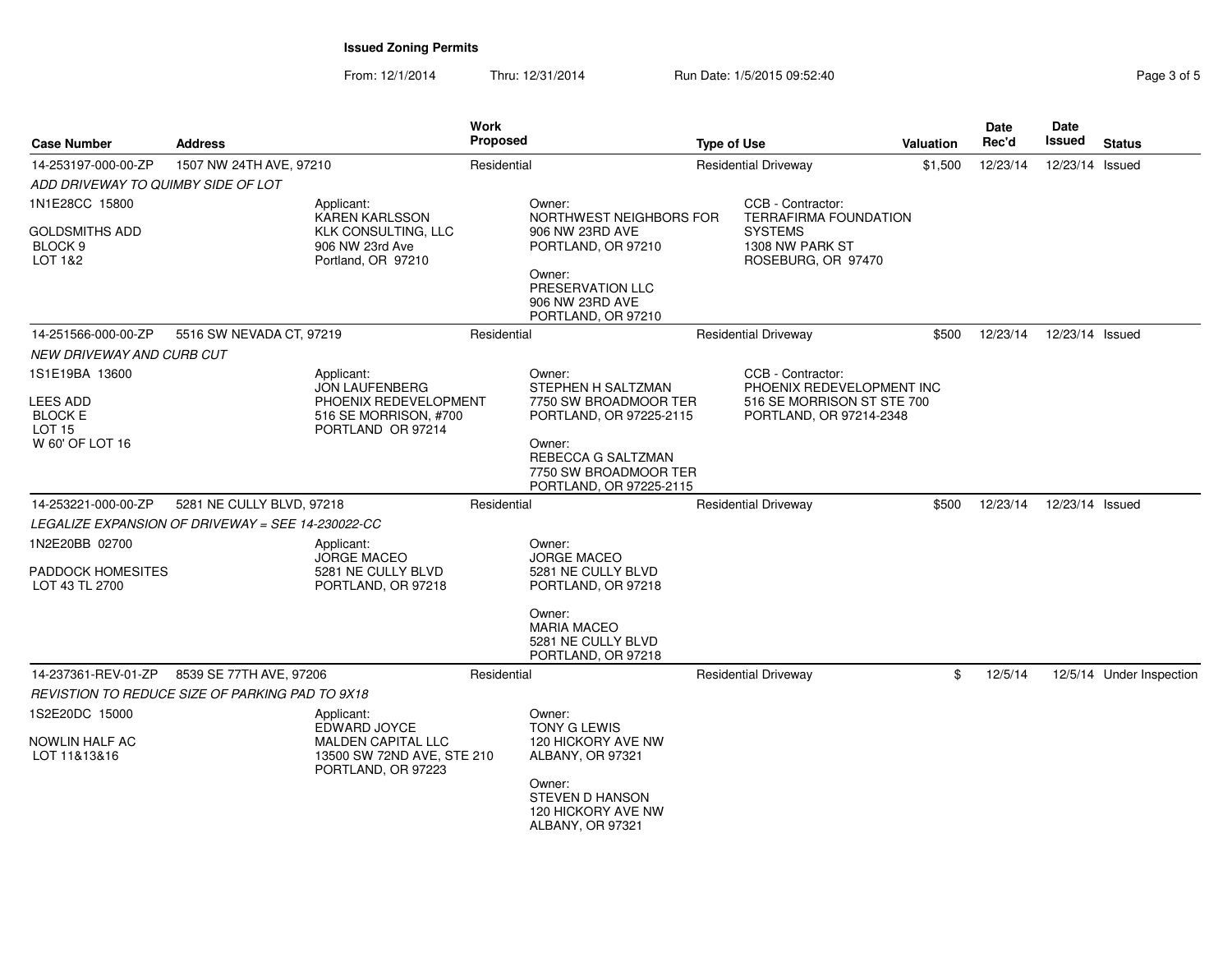**Issued Zoning Permits**

From: 12/1/2014 Thru: 12/31/2014 Run Date: 1/5/2015 09:52:40

| Case Number | Address | Work Proposed | Type of Use | Valuation | Date Rec'd | Date Issued | Status |
|---|---|---|---|---|---|---|---|
| 14-253197-000-00-ZP | 1507 NW 24TH AVE, 97210 | Residential | Residential Driveway | $1,500 | 12/23/14 | 12/23/14 | Issued |
| 14-251566-000-00-ZP | 5516 SW NEVADA CT, 97219 | Residential | Residential Driveway | $500 | 12/23/14 | 12/23/14 | Issued |
| 14-253221-000-00-ZP | 5281 NE CULLY BLVD, 97218 | Residential | Residential Driveway | $500 | 12/23/14 | 12/23/14 | Issued |
| 14-237361-REV-01-ZP | 8539 SE 77TH AVE, 97206 | Residential | Residential Driveway | $ | 12/5/14 | 12/5/14 | Under Inspection |

**14-253197-000-00-ZP** — *ADD DRIVEWAY TO QUIMBY SIDE OF LOT*

1N1E28CC 15800
GOLDSMITHS ADD
BLOCK 9
LOT 1&2

Applicant:
KAREN KARLSSON
KLK CONSULTING, LLC
906 NW 23rd Ave
Portland, OR 97210

Owner:
NORTHWEST NEIGHBORS FOR
906 NW 23RD AVE
PORTLAND, OR 97210

Owner:
PRESERVATION LLC
906 NW 23RD AVE
PORTLAND, OR 97210

CCB - Contractor:
TERRAFIRMA FOUNDATION SYSTEMS
1308 NW PARK ST
ROSEBURG, OR 97470

**14-251566-000-00-ZP** — *NEW DRIVEWAY AND CURB CUT*

1S1E19BA 13600
LEES ADD
BLOCK E
LOT 15
W 60' OF LOT 16

Applicant:
JON LAUFENBERG
PHOENIX REDEVELOPMENT
516 SE MORRISON, #700
PORTLAND OR 97214

Owner:
STEPHEN H SALTZMAN
7750 SW BROADMOOR TER
PORTLAND, OR 97225-2115

Owner:
REBECCA G SALTZMAN
7750 SW BROADMOOR TER
PORTLAND, OR 97225-2115

CCB - Contractor:
PHOENIX REDEVELOPMENT INC
516 SE MORRISON ST STE 700
PORTLAND, OR 97214-2348

**14-253221-000-00-ZP** — *LEGALIZE EXPANSION OF DRIVEWAY = SEE 14-230022-CC*

1N2E20BB 02700
PADDOCK HOMESITES
LOT 43 TL 2700

Applicant:
JORGE MACEO
5281 NE CULLY BLVD
PORTLAND, OR 97218

Owner:
JORGE MACEO
5281 NE CULLY BLVD
PORTLAND, OR 97218

Owner:
MARIA MACEO
5281 NE CULLY BLVD
PORTLAND, OR 97218

**14-237361-REV-01-ZP** — *REVISTION TO REDUCE SIZE OF PARKING PAD TO 9X18*

1S2E20DC 15000
NOWLIN HALF AC
LOT 11&13&16

Applicant:
EDWARD JOYCE
MALDEN CAPITAL LLC
13500 SW 72ND AVE, STE 210
PORTLAND, OR 97223

Owner:
TONY G LEWIS
120 HICKORY AVE NW
ALBANY, OR 97321

Owner:
STEVEN D HANSON
120 HICKORY AVE NW
ALBANY, OR 97321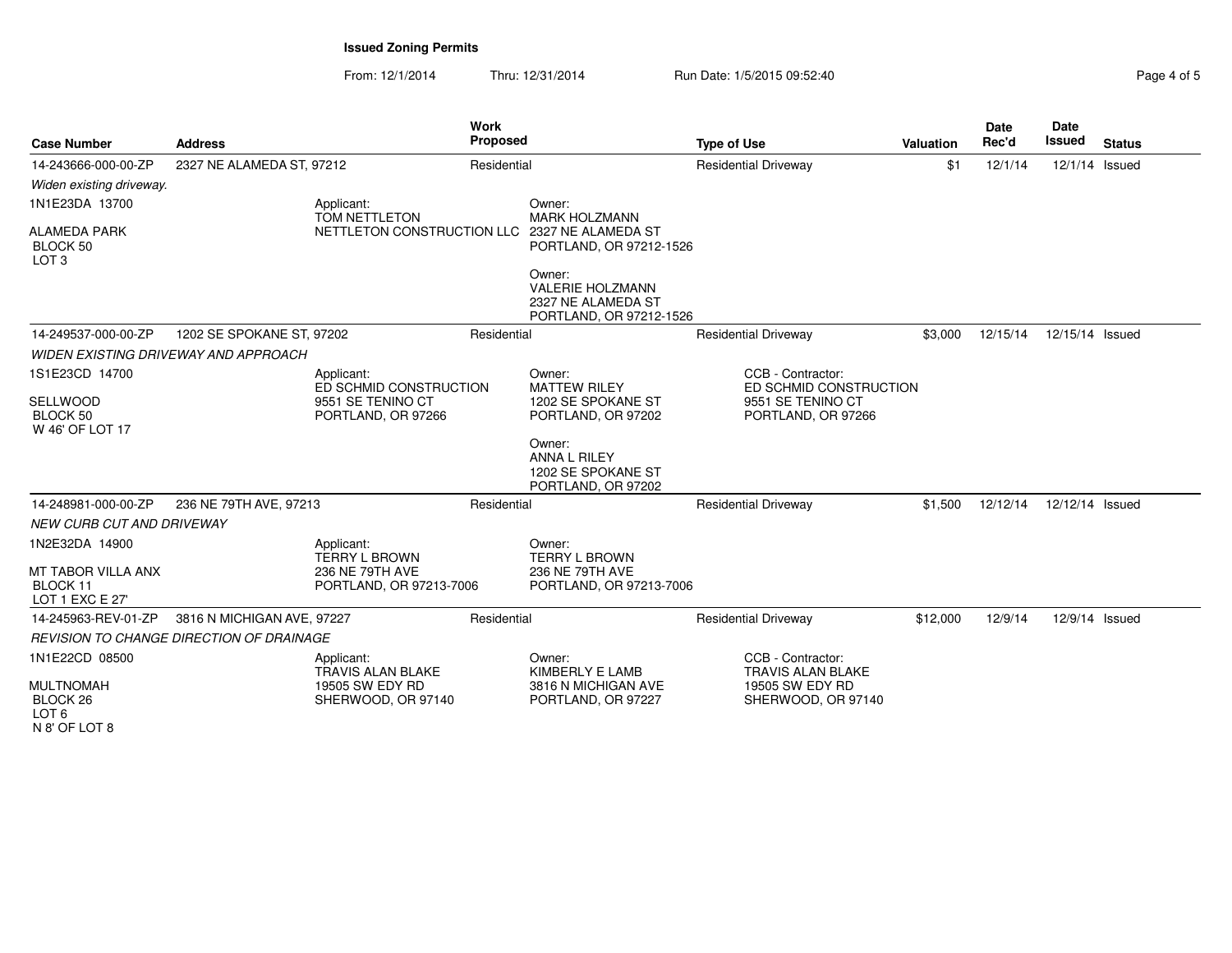## Issued Zoning Permits

From: 12/1/2014 Thru: 12/31/2014 Run Date: 1/5/2015 09:52:40

| Case Number | Address | Work Proposed | Type of Use | Valuation | Date Rec'd | Date Issued | Status |
|---|---|---|---|---|---|---|---|
| 14-243666-000-00-ZP | 2327 NE ALAMEDA ST, 97212 | Residential | Residential Driveway | $1 | 12/1/14 | 12/1/14 | Issued |

*Widen existing driveway.*

1N1E23DA 13700

ALAMEDA PARK
BLOCK 50
LOT 3

Applicant:
TOM NETTLETON
NETTLETON CONSTRUCTION LLC

Owner:
MARK HOLZMANN
2327 NE ALAMEDA ST
PORTLAND, OR 97212-1526

Owner:
VALERIE HOLZMANN
2327 NE ALAMEDA ST
PORTLAND, OR 97212-1526

| Case Number | Address | Work Proposed | Type of Use | Valuation | Date Rec'd | Date Issued | Status |
|---|---|---|---|---|---|---|---|
| 14-249537-000-00-ZP | 1202 SE SPOKANE ST, 97202 | Residential | Residential Driveway | $3,000 | 12/15/14 | 12/15/14 | Issued |

*WIDEN EXISTING DRIVEWAY AND APPROACH*

1S1E23CD 14700

SELLWOOD
BLOCK 50
W 46' OF LOT 17

Applicant:
ED SCHMID CONSTRUCTION
9551 SE TENINO CT
PORTLAND, OR 97266

Owner:
MATTEW RILEY
1202 SE SPOKANE ST
PORTLAND, OR 97202

Owner:
ANNA L RILEY
1202 SE SPOKANE ST
PORTLAND, OR 97202

CCB - Contractor:
ED SCHMID CONSTRUCTION
9551 SE TENINO CT
PORTLAND, OR 97266

| Case Number | Address | Work Proposed | Type of Use | Valuation | Date Rec'd | Date Issued | Status |
|---|---|---|---|---|---|---|---|
| 14-248981-000-00-ZP | 236 NE 79TH AVE, 97213 | Residential | Residential Driveway | $1,500 | 12/12/14 | 12/12/14 | Issued |

*NEW CURB CUT AND DRIVEWAY*

1N2E32DA 14900

MT TABOR VILLA ANX
BLOCK 11
LOT 1 EXC E 27'

Applicant:
TERRY L BROWN
236 NE 79TH AVE
PORTLAND, OR 97213-7006

Owner:
TERRY L BROWN
236 NE 79TH AVE
PORTLAND, OR 97213-7006

| Case Number | Address | Work Proposed | Type of Use | Valuation | Date Rec'd | Date Issued | Status |
|---|---|---|---|---|---|---|---|
| 14-245963-REV-01-ZP | 3816 N MICHIGAN AVE, 97227 | Residential | Residential Driveway | $12,000 | 12/9/14 | 12/9/14 | Issued |

*REVISION TO CHANGE DIRECTION OF DRAINAGE*

1N1E22CD 08500

MULTNOMAH
BLOCK 26
LOT 6
N 8' OF LOT 8

Applicant:
TRAVIS ALAN BLAKE
19505 SW EDY RD
SHERWOOD, OR 97140

Owner:
KIMBERLY E LAMB
3816 N MICHIGAN AVE
PORTLAND, OR 97227

CCB - Contractor:
TRAVIS ALAN BLAKE
19505 SW EDY RD
SHERWOOD, OR 97140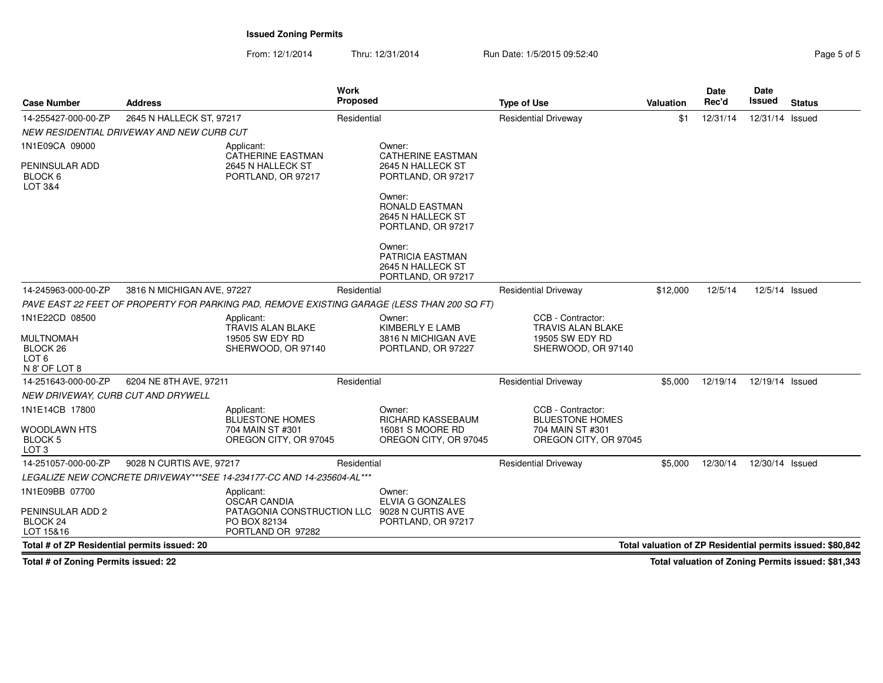**Issued Zoning Permits**

From: 12/1/2014 Thru: 12/31/2014 Run Date: 1/5/2015 09:52:40

| Case Number | Address | Work Proposed | Type of Use | Valuation | Date Rec'd | Date Issued | Status |
|---|---|---|---|---|---|---|---|
| 14-255427-000-00-ZP | 2645 N HALLECK ST, 97217 | Residential | Residential Driveway | $1 | 12/31/14 | 12/31/14 | Issued |

*NEW RESIDENTIAL DRIVEWAY AND NEW CURB CUT*

1N1E09CA 09000
PENINSULAR ADD
BLOCK 6
LOT 3&4

Applicant:
CATHERINE EASTMAN
2645 N HALLECK ST
PORTLAND, OR 97217

Owner:
CATHERINE EASTMAN
2645 N HALLECK ST
PORTLAND, OR 97217

Owner:
RONALD EASTMAN
2645 N HALLECK ST
PORTLAND, OR 97217

Owner:
PATRICIA EASTMAN
2645 N HALLECK ST
PORTLAND, OR 97217

| Case Number | Address | Work Proposed | Type of Use | Valuation | Date Rec'd | Date Issued | Status |
|---|---|---|---|---|---|---|---|
| 14-245963-000-00-ZP | 3816 N MICHIGAN AVE, 97227 | Residential | Residential Driveway | $12,000 | 12/5/14 | 12/5/14 | Issued |

*PAVE EAST 22 FEET OF PROPERTY FOR PARKING PAD, REMOVE EXISTING GARAGE (LESS THAN 200 SQ FT)*

1N1E22CD 08500
MULTNOMAH
BLOCK 26
LOT 6
N 8' OF LOT 8

Applicant:
TRAVIS ALAN BLAKE
19505 SW EDY RD
SHERWOOD, OR 97140

Owner:
KIMBERLY E LAMB
3816 N MICHIGAN AVE
PORTLAND, OR 97227

CCB - Contractor:
TRAVIS ALAN BLAKE
19505 SW EDY RD
SHERWOOD, OR 97140

| Case Number | Address | Work Proposed | Type of Use | Valuation | Date Rec'd | Date Issued | Status |
|---|---|---|---|---|---|---|---|
| 14-251643-000-00-ZP | 6204 NE 8TH AVE, 97211 | Residential | Residential Driveway | $5,000 | 12/19/14 | 12/19/14 | Issued |

*NEW DRIVEWAY, CURB CUT AND DRYWELL*

1N1E14CB 17800
WOODLAWN HTS
BLOCK 5
LOT 3

Applicant:
BLUESTONE HOMES
704 MAIN ST #301
OREGON CITY, OR 97045

Owner:
RICHARD KASSEBAUM
16081 S MOORE RD
OREGON CITY, OR 97045

CCB - Contractor:
BLUESTONE HOMES
704 MAIN ST #301
OREGON CITY, OR 97045

| Case Number | Address | Work Proposed | Type of Use | Valuation | Date Rec'd | Date Issued | Status |
|---|---|---|---|---|---|---|---|
| 14-251057-000-00-ZP | 9028 N CURTIS AVE, 97217 | Residential | Residential Driveway | $5,000 | 12/30/14 | 12/30/14 | Issued |

*LEGALIZE NEW CONCRETE DRIVEWAY***SEE 14-234177-CC AND 14-235604-AL****

1N1E09BB 07700
PENINSULAR ADD 2
BLOCK 24
LOT 15&16

Applicant:
OSCAR CANDIA
PATAGONIA CONSTRUCTION LLC
PO BOX 82134
PORTLAND OR 97282

Owner:
ELVIA G GONZALES
9028 N CURTIS AVE
PORTLAND, OR 97217

**Total # of ZP Residential permits issued: 20** — **Total valuation of ZP Residential permits issued: $80,842**

**Total # of Zoning Permits issued: 22** — **Total valuation of Zoning Permits issued: $81,343**